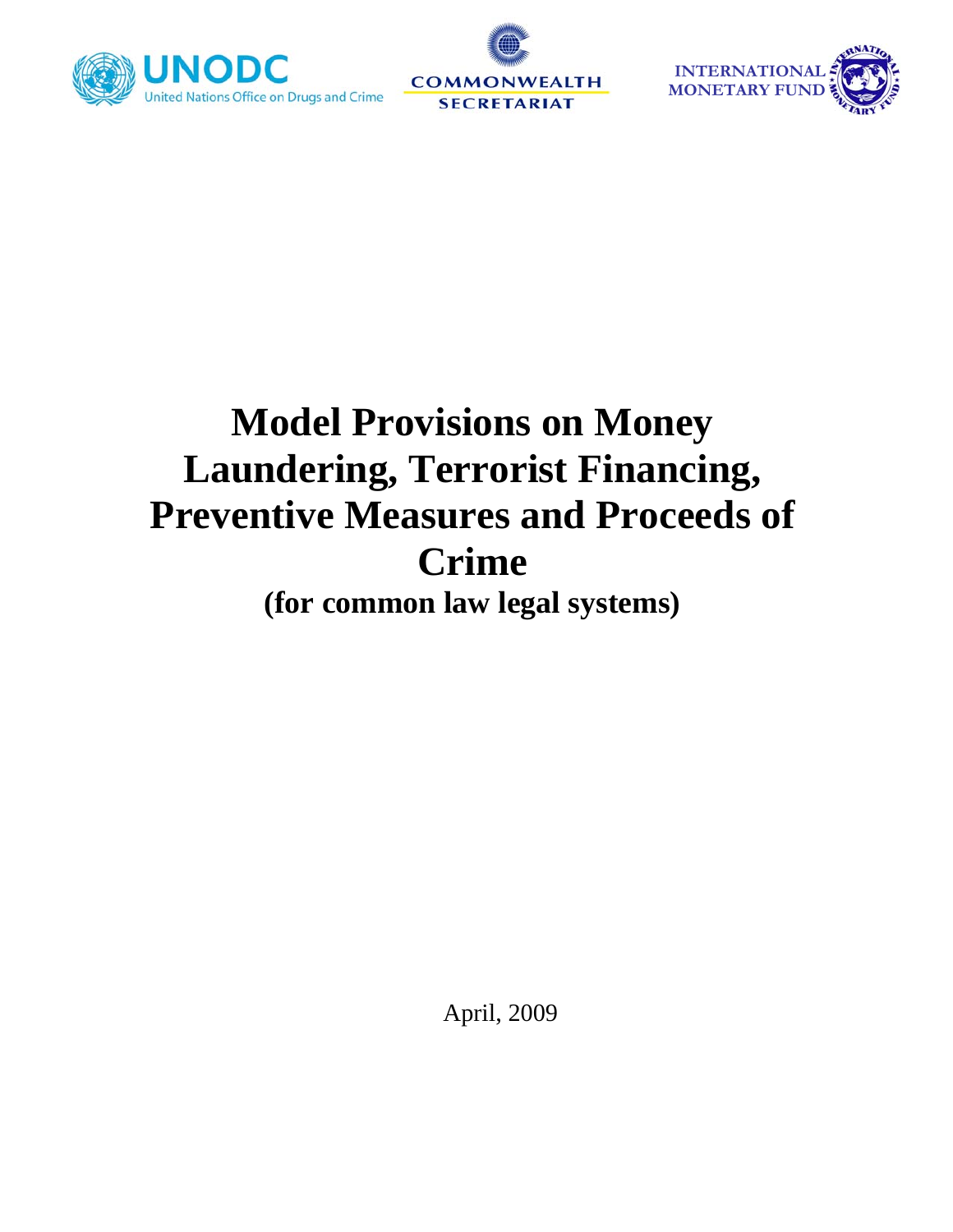UNODC
United Nations Office on Drugs and Crime

COMMONWEALTH
SECRETARIAT

INTERNATIONAL
MONETARY FUND

# Model Provisions on Money Laundering, Terrorist Financing, Preventive Measures and Proceeds of Crime

## (for common law legal systems)

April, 2009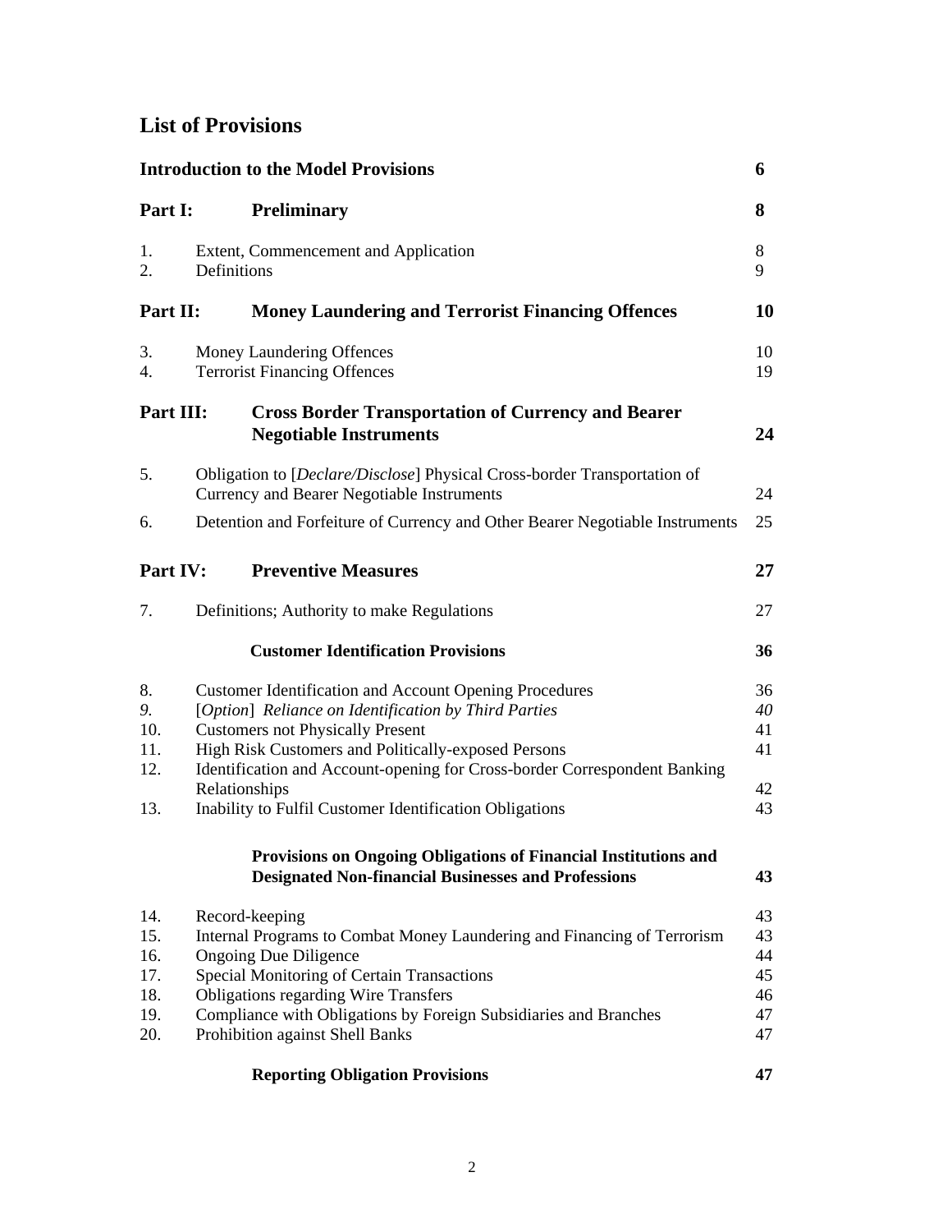## List of Provisions

| | | |
|---|---|---|
| **Introduction to the Model Provisions** | | **6** |
| **Part I:** | **Preliminary** | **8** |
| 1. | Extent, Commencement and Application | 8 |
| 2. | Definitions | 9 |
| **Part II:** | **Money Laundering and Terrorist Financing Offences** | **10** |
| 3. | Money Laundering Offences | 10 |
| 4. | Terrorist Financing Offences | 19 |
| **Part III:** | **Cross Border Transportation of Currency and Bearer Negotiable Instruments** | **24** |
| 5. | Obligation to [*Declare/Disclose*] Physical Cross-border Transportation of Currency and Bearer Negotiable Instruments | 24 |
| 6. | Detention and Forfeiture of Currency and Other Bearer Negotiable Instruments | 25 |
| **Part IV:** | **Preventive Measures** | **27** |
| 7. | Definitions; Authority to make Regulations | 27 |
| | **Customer Identification Provisions** | **36** |
| 8. | Customer Identification and Account Opening Procedures | 36 |
| *9.* | [*Option*] *Reliance on Identification by Third Parties* | *40* |
| 10. | Customers not Physically Present | 41 |
| 11. | High Risk Customers and Politically-exposed Persons | 41 |
| 12. | Identification and Account-opening for Cross-border Correspondent Banking Relationships | 42 |
| 13. | Inability to Fulfil Customer Identification Obligations | 43 |
| | **Provisions on Ongoing Obligations of Financial Institutions and Designated Non-financial Businesses and Professions** | **43** |
| 14. | Record-keeping | 43 |
| 15. | Internal Programs to Combat Money Laundering and Financing of Terrorism | 43 |
| 16. | Ongoing Due Diligence | 44 |
| 17. | Special Monitoring of Certain Transactions | 45 |
| 18. | Obligations regarding Wire Transfers | 46 |
| 19. | Compliance with Obligations by Foreign Subsidiaries and Branches | 47 |
| 20. | Prohibition against Shell Banks | 47 |
| | **Reporting Obligation Provisions** | **47** |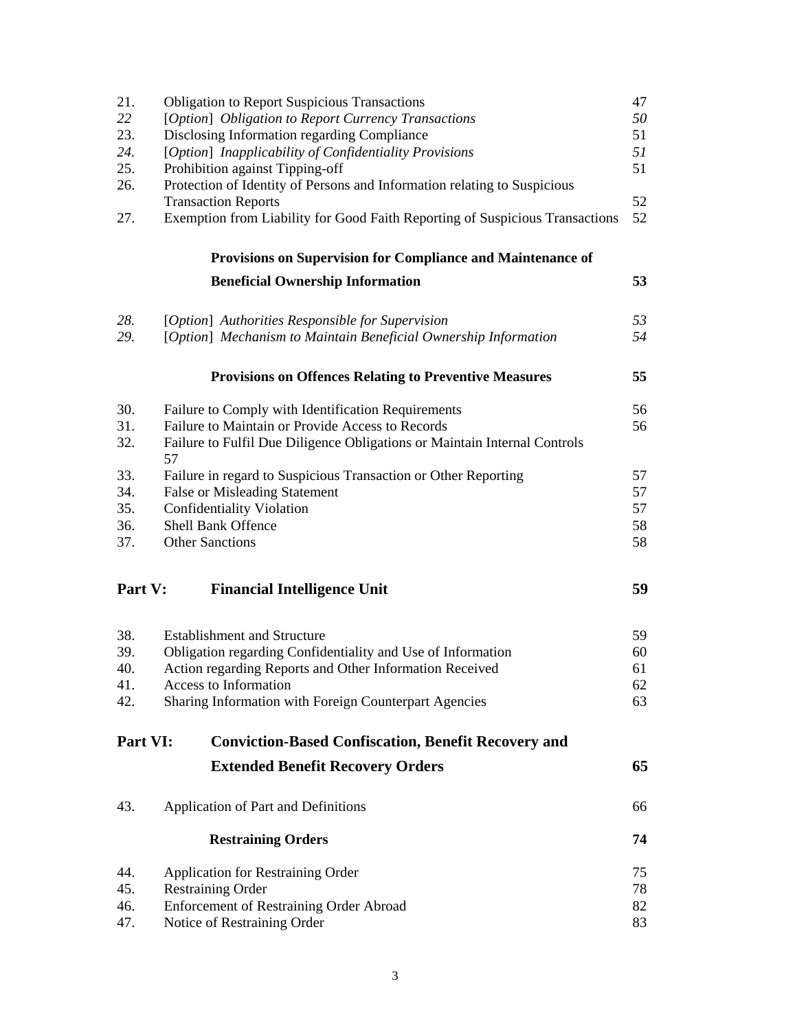| | | |
|---|---|---|
| 21. | Obligation to Report Suspicious Transactions | 47 |
| *22* | [*Option*] *Obligation to Report Currency Transactions* | *50* |
| 23. | Disclosing Information regarding Compliance | 51 |
| *24.* | [*Option*] *Inapplicability of Confidentiality Provisions* | *51* |
| 25. | Prohibition against Tipping-off | 51 |
| 26. | Protection of Identity of Persons and Information relating to Suspicious Transaction Reports | 52 |
| 27. | Exemption from Liability for Good Faith Reporting of Suspicious Transactions | 52 |
| | **Provisions on Supervision for Compliance and Maintenance of Beneficial Ownership Information** | **53** |
| *28.* | [*Option*] *Authorities Responsible for Supervision* | *53* |
| *29.* | [*Option*] *Mechanism to Maintain Beneficial Ownership Information* | *54* |
| | **Provisions on Offences Relating to Preventive Measures** | **55** |
| 30. | Failure to Comply with Identification Requirements | 56 |
| 31. | Failure to Maintain or Provide Access to Records | 56 |
| 32. | Failure to Fulfil Due Diligence Obligations or Maintain Internal Controls | 57 |
| 33. | Failure in regard to Suspicious Transaction or Other Reporting | 57 |
| 34. | False or Misleading Statement | 57 |
| 35. | Confidentiality Violation | 57 |
| 36. | Shell Bank Offence | 58 |
| 37. | Other Sanctions | 58 |
| **Part V:** | **Financial Intelligence Unit** | **59** |
| 38. | Establishment and Structure | 59 |
| 39. | Obligation regarding Confidentiality and Use of Information | 60 |
| 40. | Action regarding Reports and Other Information Received | 61 |
| 41. | Access to Information | 62 |
| 42. | Sharing Information with Foreign Counterpart Agencies | 63 |
| **Part VI:** | **Conviction-Based Confiscation, Benefit Recovery and Extended Benefit Recovery Orders** | **65** |
| 43. | Application of Part and Definitions | 66 |
| | **Restraining Orders** | **74** |
| 44. | Application for Restraining Order | 75 |
| 45. | Restraining Order | 78 |
| 46. | Enforcement of Restraining Order Abroad | 82 |
| 47. | Notice of Restraining Order | 83 |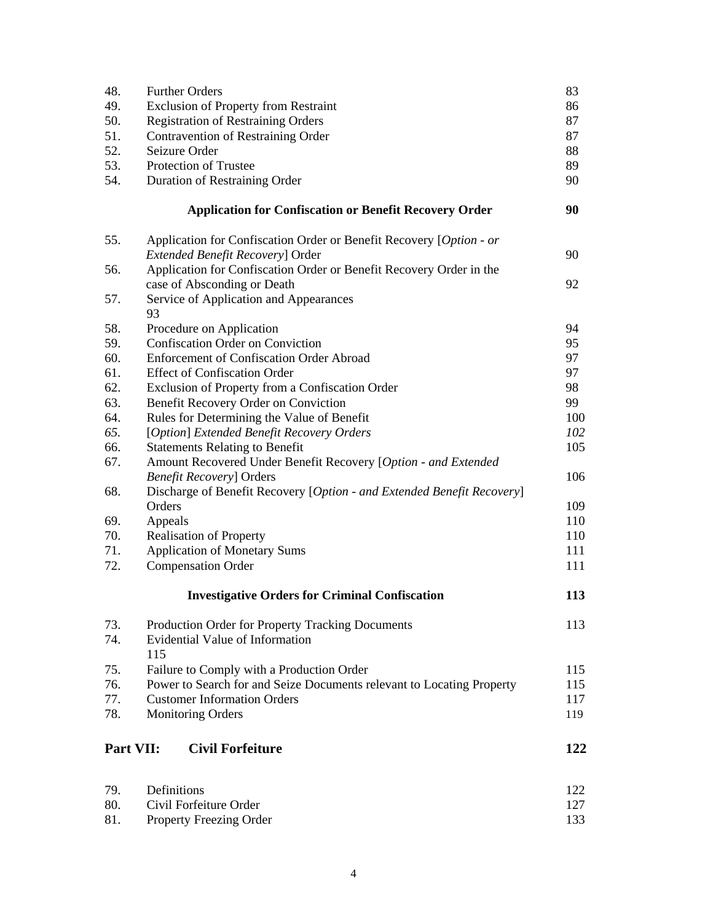| | | |
|---|---|---|
| 48. | Further Orders | 83 |
| 49. | Exclusion of Property from Restraint | 86 |
| 50. | Registration of Restraining Orders | 87 |
| 51. | Contravention of Restraining Order | 87 |
| 52. | Seizure Order | 88 |
| 53. | Protection of Trustee | 89 |
| 54. | Duration of Restraining Order | 90 |
| | **Application for Confiscation or Benefit Recovery Order** | **90** |
| 55. | Application for Confiscation Order or Benefit Recovery [*Option - or Extended Benefit Recovery*] Order | 90 |
| 56. | Application for Confiscation Order or Benefit Recovery Order in the case of Absconding or Death | 92 |
| 57. | Service of Application and Appearances | 93 |
| 58. | Procedure on Application | 94 |
| 59. | Confiscation Order on Conviction | 95 |
| 60. | Enforcement of Confiscation Order Abroad | 97 |
| 61. | Effect of Confiscation Order | 97 |
| 62. | Exclusion of Property from a Confiscation Order | 98 |
| 63. | Benefit Recovery Order on Conviction | 99 |
| 64. | Rules for Determining the Value of Benefit | 100 |
| *65.* | [*Option*] *Extended Benefit Recovery Orders* | *102* |
| 66. | Statements Relating to Benefit | 105 |
| 67. | Amount Recovered Under Benefit Recovery [*Option - and Extended Benefit Recovery*] Orders | 106 |
| 68. | Discharge of Benefit Recovery [*Option - and Extended Benefit Recovery*] Orders | 109 |
| 69. | Appeals | 110 |
| 70. | Realisation of Property | 110 |
| 71. | Application of Monetary Sums | 111 |
| 72. | Compensation Order | 111 |
| | **Investigative Orders for Criminal Confiscation** | **113** |
| 73. | Production Order for Property Tracking Documents | 113 |
| 74. | Evidential Value of Information | 115 |
| 75. | Failure to Comply with a Production Order | 115 |
| 76. | Power to Search for and Seize Documents relevant to Locating Property | 115 |
| 77. | Customer Information Orders | 117 |
| 78. | Monitoring Orders | 119 |
| **Part VII:** | **Civil Forfeiture** | **122** |
| 79. | Definitions | 122 |
| 80. | Civil Forfeiture Order | 127 |
| 81. | Property Freezing Order | 133 |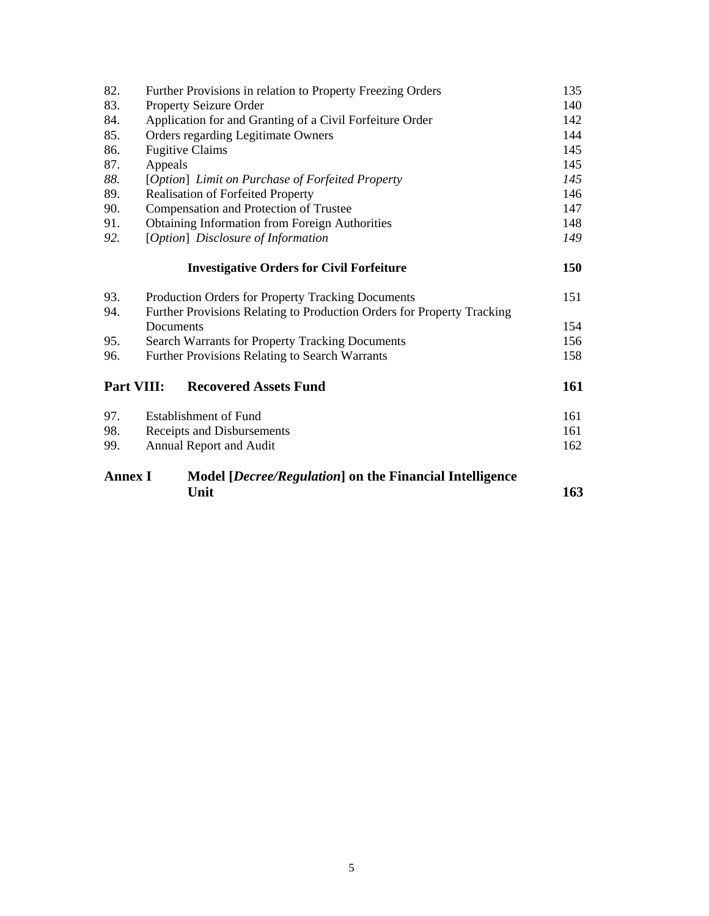| | | |
|---|---|---|
| 82. | Further Provisions in relation to Property Freezing Orders | 135 |
| 83. | Property Seizure Order | 140 |
| 84. | Application for and Granting of a Civil Forfeiture Order | 142 |
| 85. | Orders regarding Legitimate Owners | 144 |
| 86. | Fugitive Claims | 145 |
| 87. | Appeals | 145 |
| *88.* | [*Option*] *Limit on Purchase of Forfeited Property* | *145* |
| 89. | Realisation of Forfeited Property | 146 |
| 90. | Compensation and Protection of Trustee | 147 |
| 91. | Obtaining Information from Foreign Authorities | 148 |
| *92.* | [*Option*] *Disclosure of Information* | *149* |
| | **Investigative Orders for Civil Forfeiture** | **150** |
| 93. | Production Orders for Property Tracking Documents | 151 |
| 94. | Further Provisions Relating to Production Orders for Property Tracking Documents | 154 |
| 95. | Search Warrants for Property Tracking Documents | 156 |
| 96. | Further Provisions Relating to Search Warrants | 158 |
| **Part VIII:** | **Recovered Assets Fund** | **161** |
| 97. | Establishment of Fund | 161 |
| 98. | Receipts and Disbursements | 161 |
| 99. | Annual Report and Audit | 162 |
| **Annex I** | **Model [*Decree/Regulation*] on the Financial Intelligence Unit** | **163** |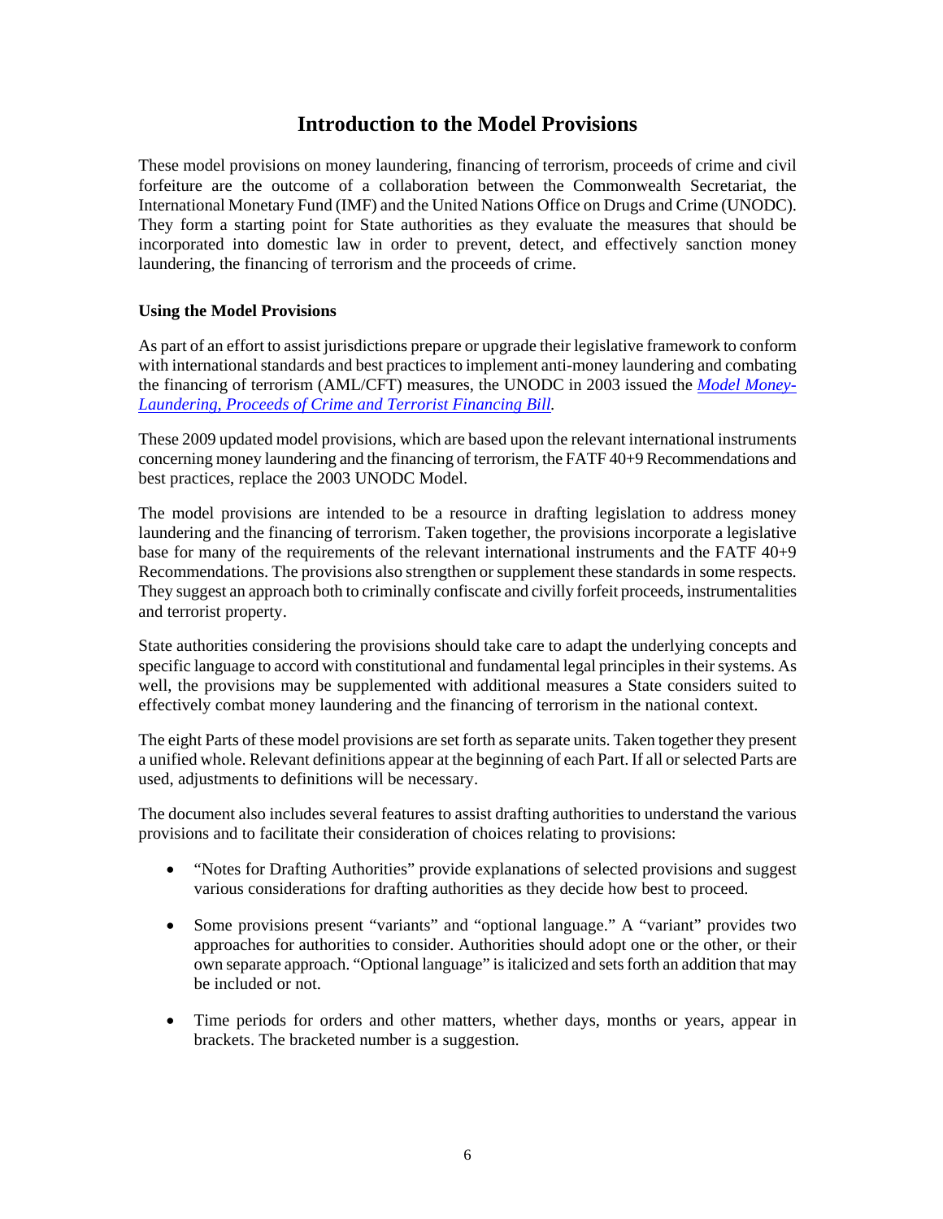# Introduction to the Model Provisions

These model provisions on money laundering, financing of terrorism, proceeds of crime and civil forfeiture are the outcome of a collaboration between the Commonwealth Secretariat, the International Monetary Fund (IMF) and the United Nations Office on Drugs and Crime (UNODC). They form a starting point for State authorities as they evaluate the measures that should be incorporated into domestic law in order to prevent, detect, and effectively sanction money laundering, the financing of terrorism and the proceeds of crime.

### Using the Model Provisions

As part of an effort to assist jurisdictions prepare or upgrade their legislative framework to conform with international standards and best practices to implement anti-money laundering and combating the financing of terrorism (AML/CFT) measures, the UNODC in 2003 issued the *Model Money-Laundering, Proceeds of Crime and Terrorist Financing Bill.*

These 2009 updated model provisions, which are based upon the relevant international instruments concerning money laundering and the financing of terrorism, the FATF 40+9 Recommendations and best practices, replace the 2003 UNODC Model.

The model provisions are intended to be a resource in drafting legislation to address money laundering and the financing of terrorism. Taken together, the provisions incorporate a legislative base for many of the requirements of the relevant international instruments and the FATF 40+9 Recommendations. The provisions also strengthen or supplement these standards in some respects. They suggest an approach both to criminally confiscate and civilly forfeit proceeds, instrumentalities and terrorist property.

State authorities considering the provisions should take care to adapt the underlying concepts and specific language to accord with constitutional and fundamental legal principles in their systems. As well, the provisions may be supplemented with additional measures a State considers suited to effectively combat money laundering and the financing of terrorism in the national context.

The eight Parts of these model provisions are set forth as separate units. Taken together they present a unified whole. Relevant definitions appear at the beginning of each Part. If all or selected Parts are used, adjustments to definitions will be necessary.

The document also includes several features to assist drafting authorities to understand the various provisions and to facilitate their consideration of choices relating to provisions:

- "Notes for Drafting Authorities" provide explanations of selected provisions and suggest various considerations for drafting authorities as they decide how best to proceed.
- Some provisions present "variants" and "optional language." A "variant" provides two approaches for authorities to consider. Authorities should adopt one or the other, or their own separate approach. "Optional language" is italicized and sets forth an addition that may be included or not.
- Time periods for orders and other matters, whether days, months or years, appear in brackets. The bracketed number is a suggestion.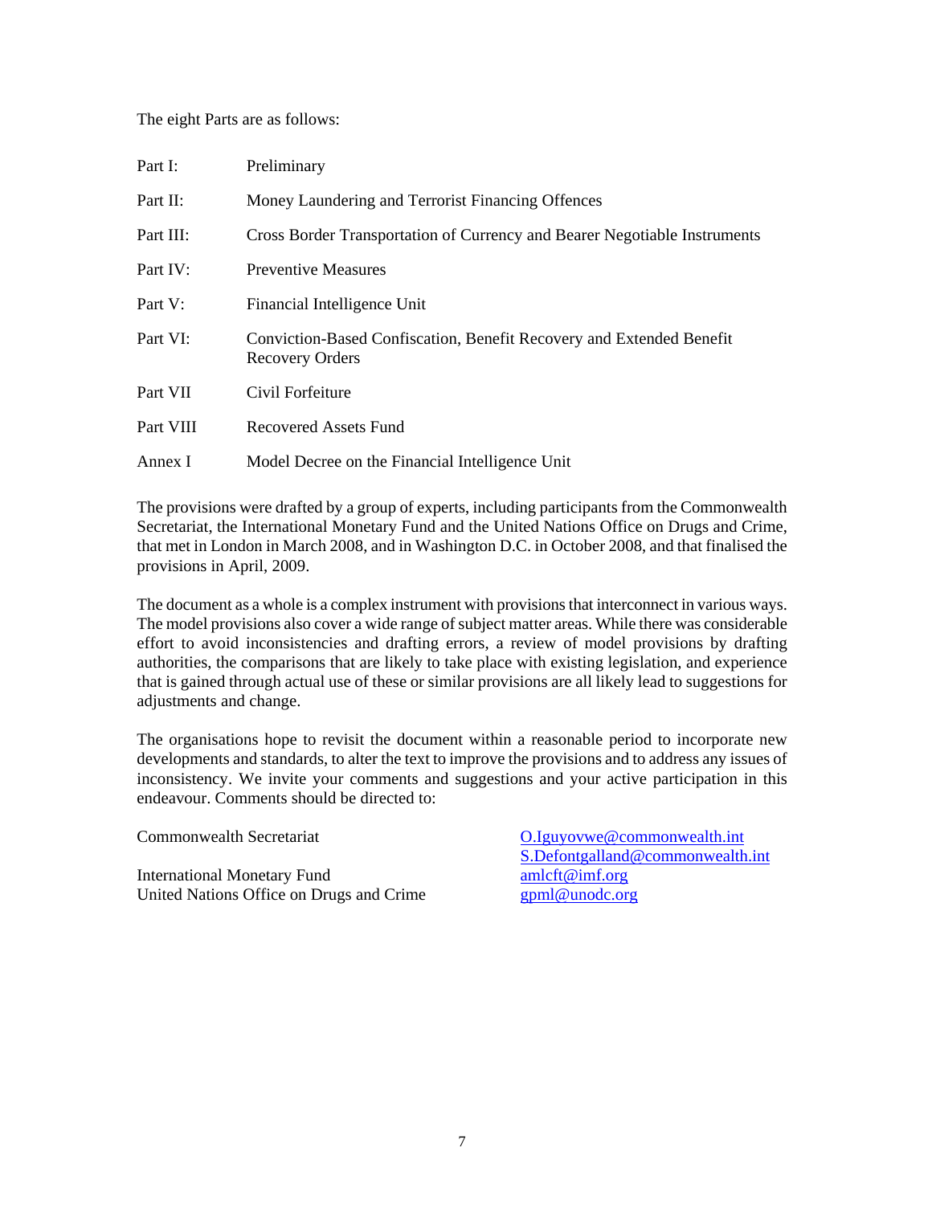The eight Parts are as follows:

| | |
|---|---|
| Part I: | Preliminary |
| Part II: | Money Laundering and Terrorist Financing Offences |
| Part III: | Cross Border Transportation of Currency and Bearer Negotiable Instruments |
| Part IV: | Preventive Measures |
| Part V: | Financial Intelligence Unit |
| Part VI: | Conviction-Based Confiscation, Benefit Recovery and Extended Benefit Recovery Orders |
| Part VII | Civil Forfeiture |
| Part VIII | Recovered Assets Fund |
| Annex I | Model Decree on the Financial Intelligence Unit |

The provisions were drafted by a group of experts, including participants from the Commonwealth Secretariat, the International Monetary Fund and the United Nations Office on Drugs and Crime, that met in London in March 2008, and in Washington D.C. in October 2008, and that finalised the provisions in April, 2009.

The document as a whole is a complex instrument with provisions that interconnect in various ways. The model provisions also cover a wide range of subject matter areas. While there was considerable effort to avoid inconsistencies and drafting errors, a review of model provisions by drafting authorities, the comparisons that are likely to take place with existing legislation, and experience that is gained through actual use of these or similar provisions are all likely lead to suggestions for adjustments and change.

The organisations hope to revisit the document within a reasonable period to incorporate new developments and standards, to alter the text to improve the provisions and to address any issues of inconsistency. We invite your comments and suggestions and your active participation in this endeavour. Comments should be directed to:

| | |
|---|---|
| Commonwealth Secretariat | O.Iguyovwe@commonwealth.int<br>S.Defontgalland@commonwealth.int |
| International Monetary Fund | amlcft@imf.org |
| United Nations Office on Drugs and Crime | gpml@unodc.org |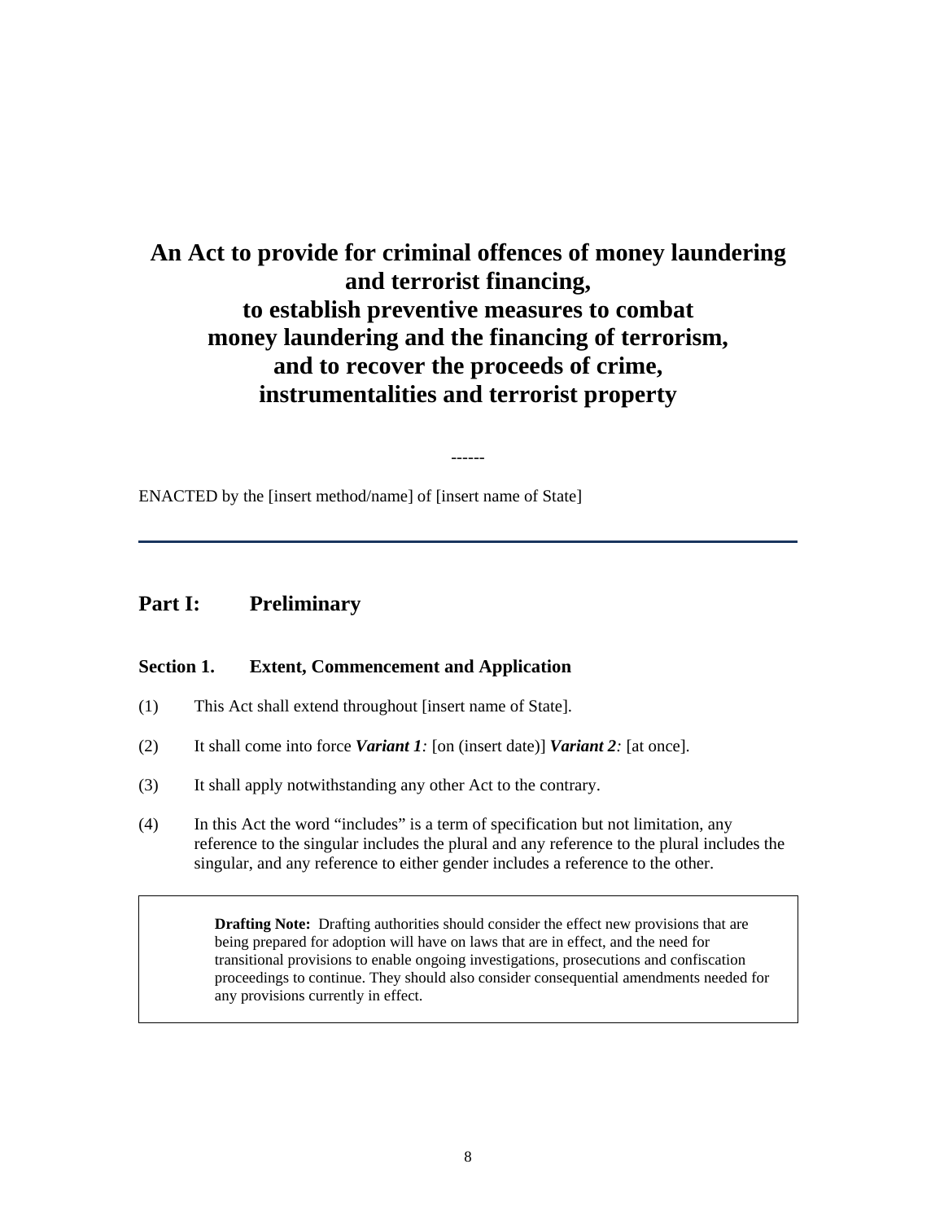# An Act to provide for criminal offences of money laundering and terrorist financing, to establish preventive measures to combat money laundering and the financing of terrorism, and to recover the proceeds of crime, instrumentalities and terrorist property

------

ENACTED by the [insert method/name] of [insert name of State]

---

## Part I: Preliminary

### Section 1. Extent, Commencement and Application

(1) This Act shall extend throughout [insert name of State].

(2) It shall come into force ***Variant 1****:* [on (insert date)] ***Variant 2****:* [at once].

(3) It shall apply notwithstanding any other Act to the contrary.

(4) In this Act the word "includes" is a term of specification but not limitation, any reference to the singular includes the plural and any reference to the plural includes the singular, and any reference to either gender includes a reference to the other.

> **Drafting Note:** Drafting authorities should consider the effect new provisions that are being prepared for adoption will have on laws that are in effect, and the need for transitional provisions to enable ongoing investigations, prosecutions and confiscation proceedings to continue. They should also consider consequential amendments needed for any provisions currently in effect.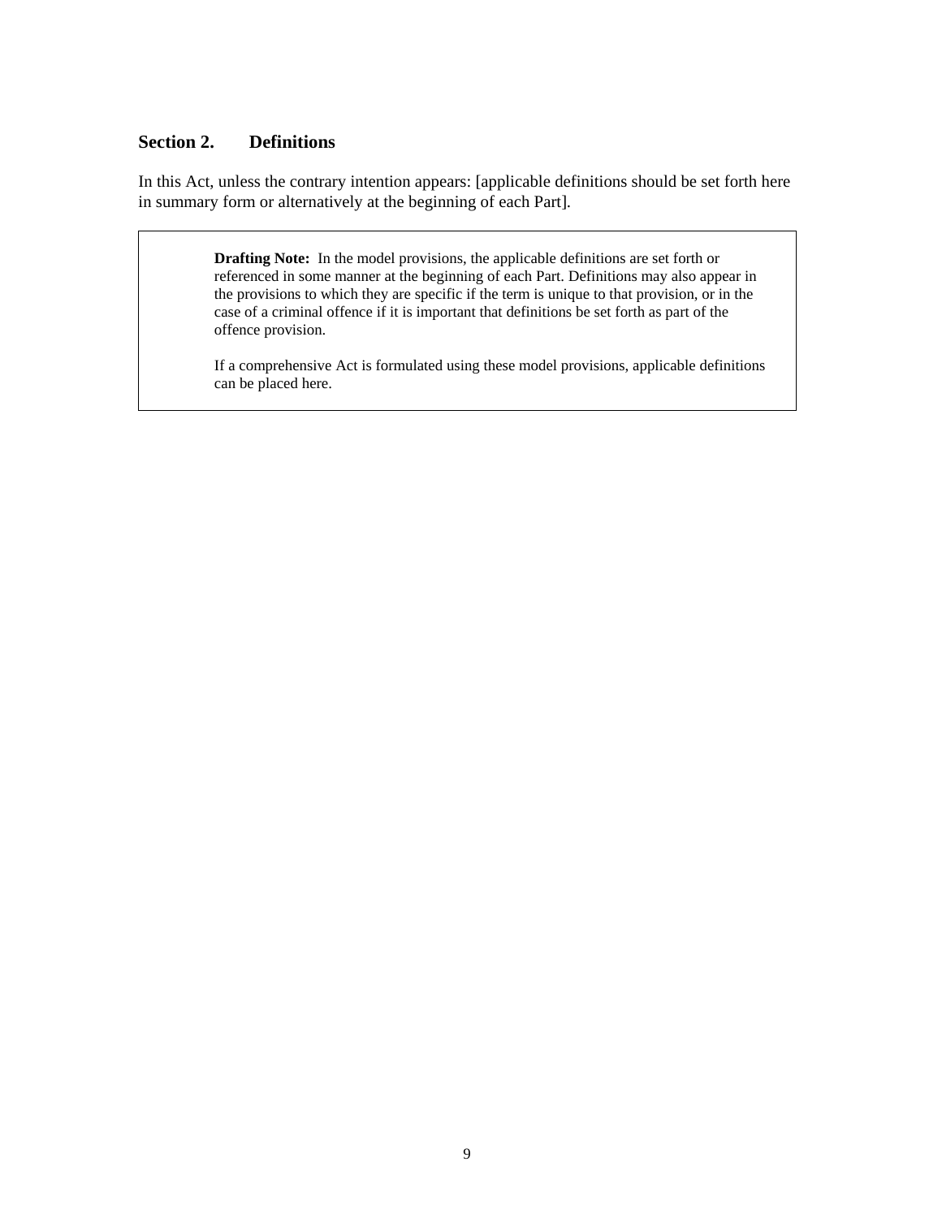## Section 2. Definitions

In this Act, unless the contrary intention appears: [applicable definitions should be set forth here in summary form or alternatively at the beginning of each Part].

> **Drafting Note:** In the model provisions, the applicable definitions are set forth or referenced in some manner at the beginning of each Part. Definitions may also appear in the provisions to which they are specific if the term is unique to that provision, or in the case of a criminal offence if it is important that definitions be set forth as part of the offence provision.
>
> If a comprehensive Act is formulated using these model provisions, applicable definitions can be placed here.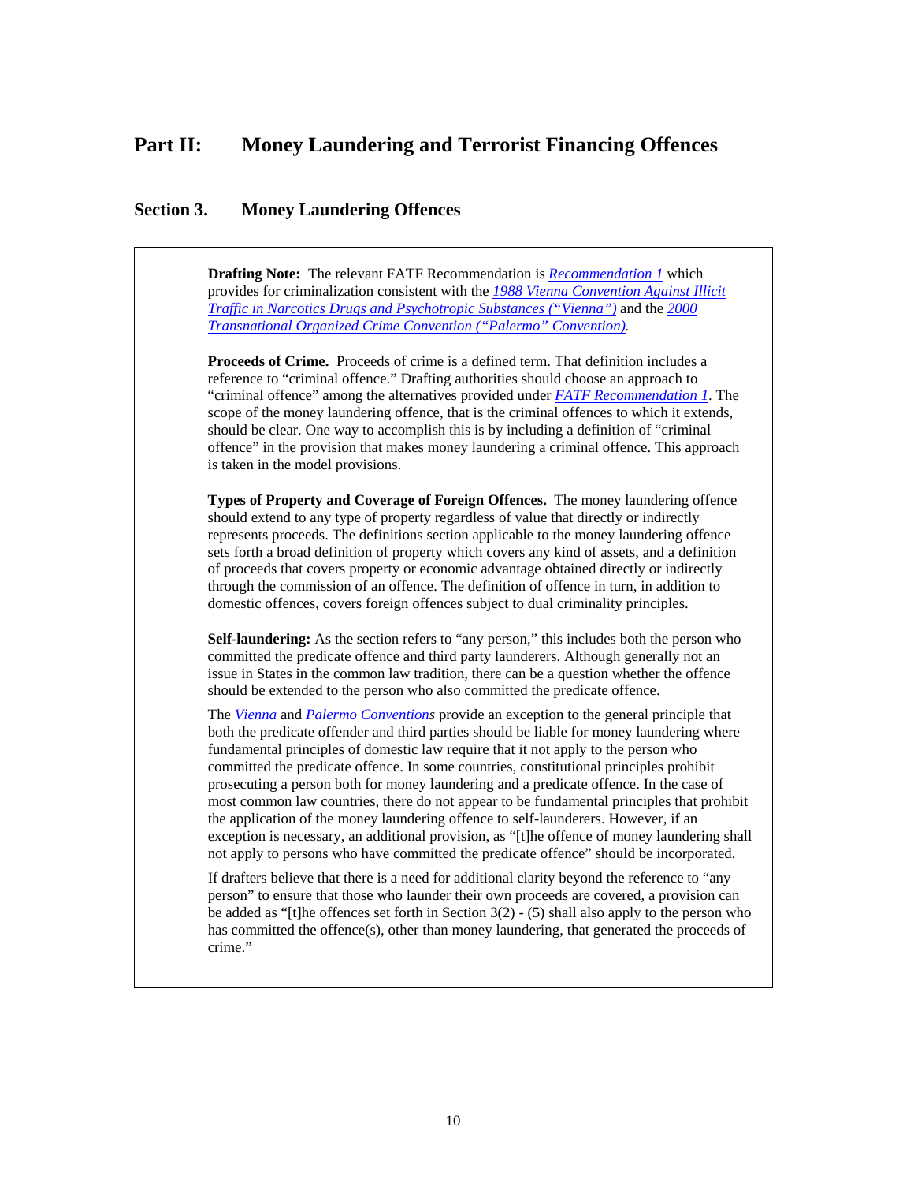# Part II: Money Laundering and Terrorist Financing Offences

## Section 3. Money Laundering Offences

**Drafting Note:** The relevant FATF Recommendation is *Recommendation 1* which provides for criminalization consistent with the *1988 Vienna Convention Against Illicit Traffic in Narcotics Drugs and Psychotropic Substances ("Vienna")* and the *2000 Transnational Organized Crime Convention ("Palermo" Convention).*

**Proceeds of Crime.** Proceeds of crime is a defined term. That definition includes a reference to "criminal offence." Drafting authorities should choose an approach to "criminal offence" among the alternatives provided under *FATF Recommendation 1*. The scope of the money laundering offence, that is the criminal offences to which it extends, should be clear. One way to accomplish this is by including a definition of "criminal offence" in the provision that makes money laundering a criminal offence. This approach is taken in the model provisions.

**Types of Property and Coverage of Foreign Offences.** The money laundering offence should extend to any type of property regardless of value that directly or indirectly represents proceeds. The definitions section applicable to the money laundering offence sets forth a broad definition of property which covers any kind of assets, and a definition of proceeds that covers property or economic advantage obtained directly or indirectly through the commission of an offence. The definition of offence in turn, in addition to domestic offences, covers foreign offences subject to dual criminality principles.

**Self-laundering:** As the section refers to "any person," this includes both the person who committed the predicate offence and third party launderers. Although generally not an issue in States in the common law tradition, there can be a question whether the offence should be extended to the person who also committed the predicate offence.

The *Vienna* and *Palermo Conventions* provide an exception to the general principle that both the predicate offender and third parties should be liable for money laundering where fundamental principles of domestic law require that it not apply to the person who committed the predicate offence. In some countries, constitutional principles prohibit prosecuting a person both for money laundering and a predicate offence. In the case of most common law countries, there do not appear to be fundamental principles that prohibit the application of the money laundering offence to self-launderers. However, if an exception is necessary, an additional provision, as "[t]he offence of money laundering shall not apply to persons who have committed the predicate offence" should be incorporated.

If drafters believe that there is a need for additional clarity beyond the reference to "any person" to ensure that those who launder their own proceeds are covered, a provision can be added as "[t]he offences set forth in Section 3(2) - (5) shall also apply to the person who has committed the offence(s), other than money laundering, that generated the proceeds of crime."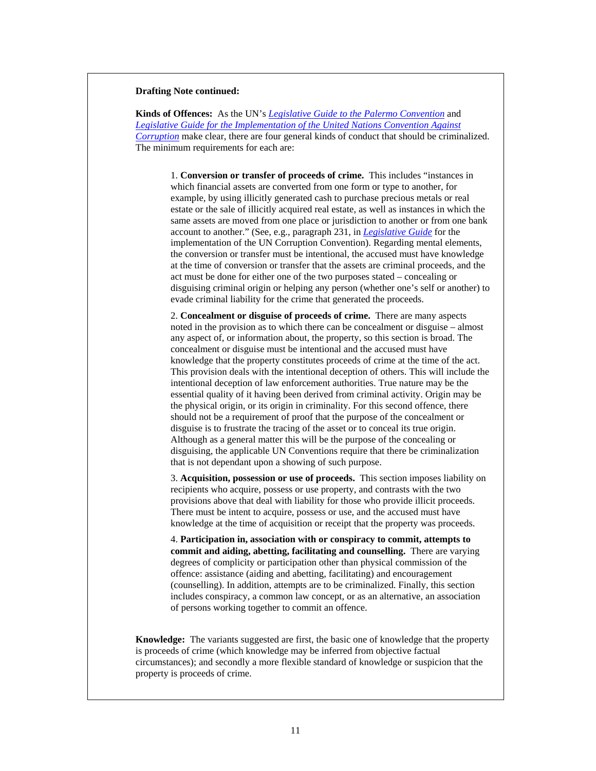**Drafting Note continued:**

**Kinds of Offences:** As the UN's *Legislative Guide to the Palermo Convention* and *Legislative Guide for the Implementation of the United Nations Convention Against Corruption* make clear, there are four general kinds of conduct that should be criminalized. The minimum requirements for each are:

> 1. **Conversion or transfer of proceeds of crime.** This includes "instances in which financial assets are converted from one form or type to another, for example, by using illicitly generated cash to purchase precious metals or real estate or the sale of illicitly acquired real estate, as well as instances in which the same assets are moved from one place or jurisdiction to another or from one bank account to another." (See, e.g., paragraph 231, in *Legislative Guide* for the implementation of the UN Corruption Convention). Regarding mental elements, the conversion or transfer must be intentional, the accused must have knowledge at the time of conversion or transfer that the assets are criminal proceeds, and the act must be done for either one of the two purposes stated – concealing or disguising criminal origin or helping any person (whether one's self or another) to evade criminal liability for the crime that generated the proceeds.
>
> 2. **Concealment or disguise of proceeds of crime.** There are many aspects noted in the provision as to which there can be concealment or disguise – almost any aspect of, or information about, the property, so this section is broad. The concealment or disguise must be intentional and the accused must have knowledge that the property constitutes proceeds of crime at the time of the act. This provision deals with the intentional deception of others. This will include the intentional deception of law enforcement authorities. True nature may be the essential quality of it having been derived from criminal activity. Origin may be the physical origin, or its origin in criminality. For this second offence, there should not be a requirement of proof that the purpose of the concealment or disguise is to frustrate the tracing of the asset or to conceal its true origin. Although as a general matter this will be the purpose of the concealing or disguising, the applicable UN Conventions require that there be criminalization that is not dependant upon a showing of such purpose.
>
> 3. **Acquisition, possession or use of proceeds.** This section imposes liability on recipients who acquire, possess or use property, and contrasts with the two provisions above that deal with liability for those who provide illicit proceeds. There must be intent to acquire, possess or use, and the accused must have knowledge at the time of acquisition or receipt that the property was proceeds.
>
> 4. **Participation in, association with or conspiracy to commit, attempts to commit and aiding, abetting, facilitating and counselling.** There are varying degrees of complicity or participation other than physical commission of the offence: assistance (aiding and abetting, facilitating) and encouragement (counselling). In addition, attempts are to be criminalized. Finally, this section includes conspiracy, a common law concept, or as an alternative, an association of persons working together to commit an offence.

**Knowledge:** The variants suggested are first, the basic one of knowledge that the property is proceeds of crime (which knowledge may be inferred from objective factual circumstances); and secondly a more flexible standard of knowledge or suspicion that the property is proceeds of crime.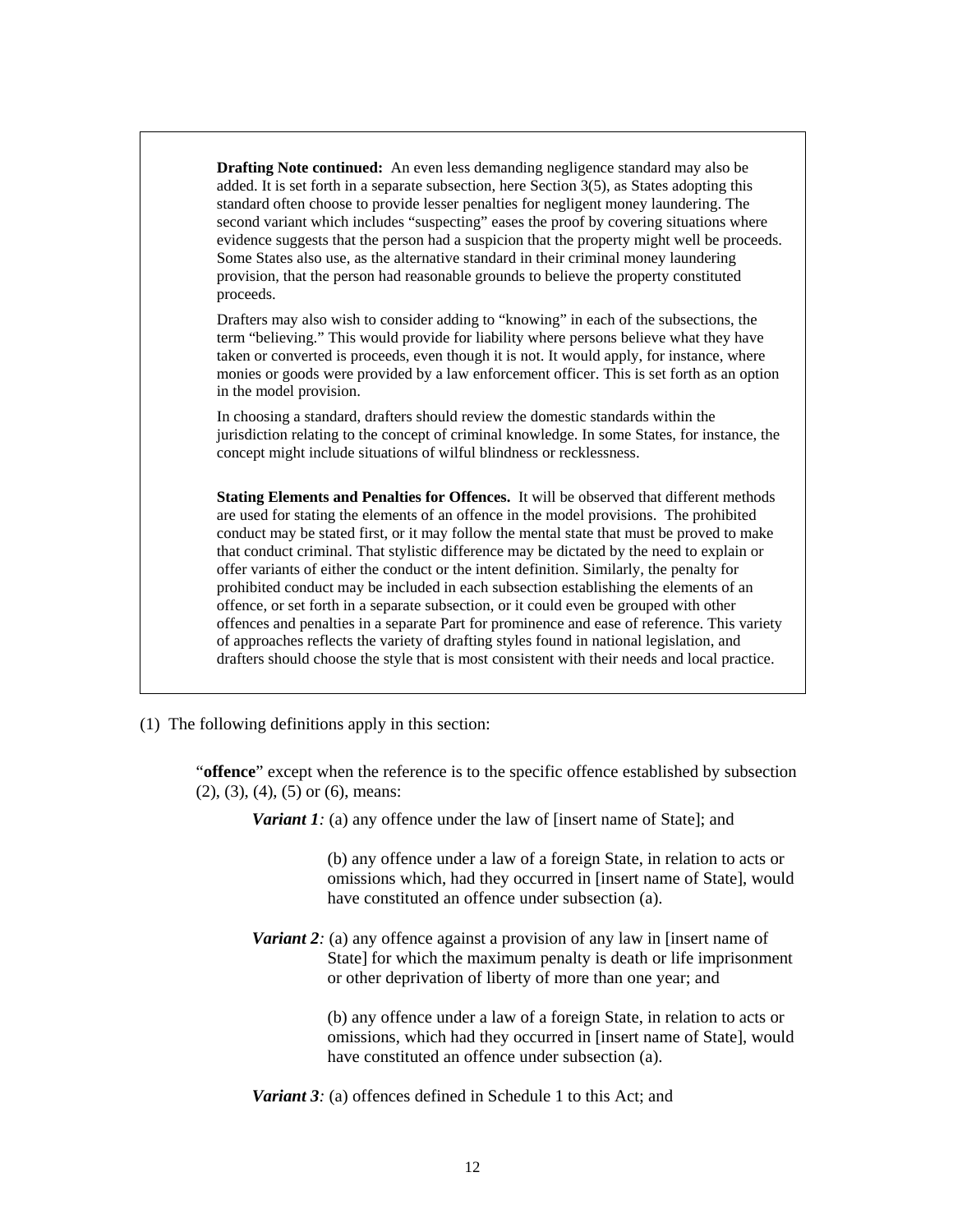**Drafting Note continued:** An even less demanding negligence standard may also be added. It is set forth in a separate subsection, here Section 3(5), as States adopting this standard often choose to provide lesser penalties for negligent money laundering. The second variant which includes "suspecting" eases the proof by covering situations where evidence suggests that the person had a suspicion that the property might well be proceeds. Some States also use, as the alternative standard in their criminal money laundering provision, that the person had reasonable grounds to believe the property constituted proceeds.

Drafters may also wish to consider adding to "knowing" in each of the subsections, the term "believing." This would provide for liability where persons believe what they have taken or converted is proceeds, even though it is not. It would apply, for instance, where monies or goods were provided by a law enforcement officer. This is set forth as an option in the model provision.

In choosing a standard, drafters should review the domestic standards within the jurisdiction relating to the concept of criminal knowledge. In some States, for instance, the concept might include situations of wilful blindness or recklessness.

**Stating Elements and Penalties for Offences.** It will be observed that different methods are used for stating the elements of an offence in the model provisions. The prohibited conduct may be stated first, or it may follow the mental state that must be proved to make that conduct criminal. That stylistic difference may be dictated by the need to explain or offer variants of either the conduct or the intent definition. Similarly, the penalty for prohibited conduct may be included in each subsection establishing the elements of an offence, or set forth in a separate subsection, or it could even be grouped with other offences and penalties in a separate Part for prominence and ease of reference. This variety of approaches reflects the variety of drafting styles found in national legislation, and drafters should choose the style that is most consistent with their needs and local practice.

(1) The following definitions apply in this section:

"**offence**" except when the reference is to the specific offence established by subsection (2), (3), (4), (5) or (6), means:

***Variant 1:*** (a) any offence under the law of [insert name of State]; and

(b) any offence under a law of a foreign State, in relation to acts or omissions which, had they occurred in [insert name of State], would have constituted an offence under subsection (a).

***Variant 2:*** (a) any offence against a provision of any law in [insert name of State] for which the maximum penalty is death or life imprisonment or other deprivation of liberty of more than one year; and

(b) any offence under a law of a foreign State, in relation to acts or omissions, which had they occurred in [insert name of State], would have constituted an offence under subsection (a).

***Variant 3:*** (a) offences defined in Schedule 1 to this Act; and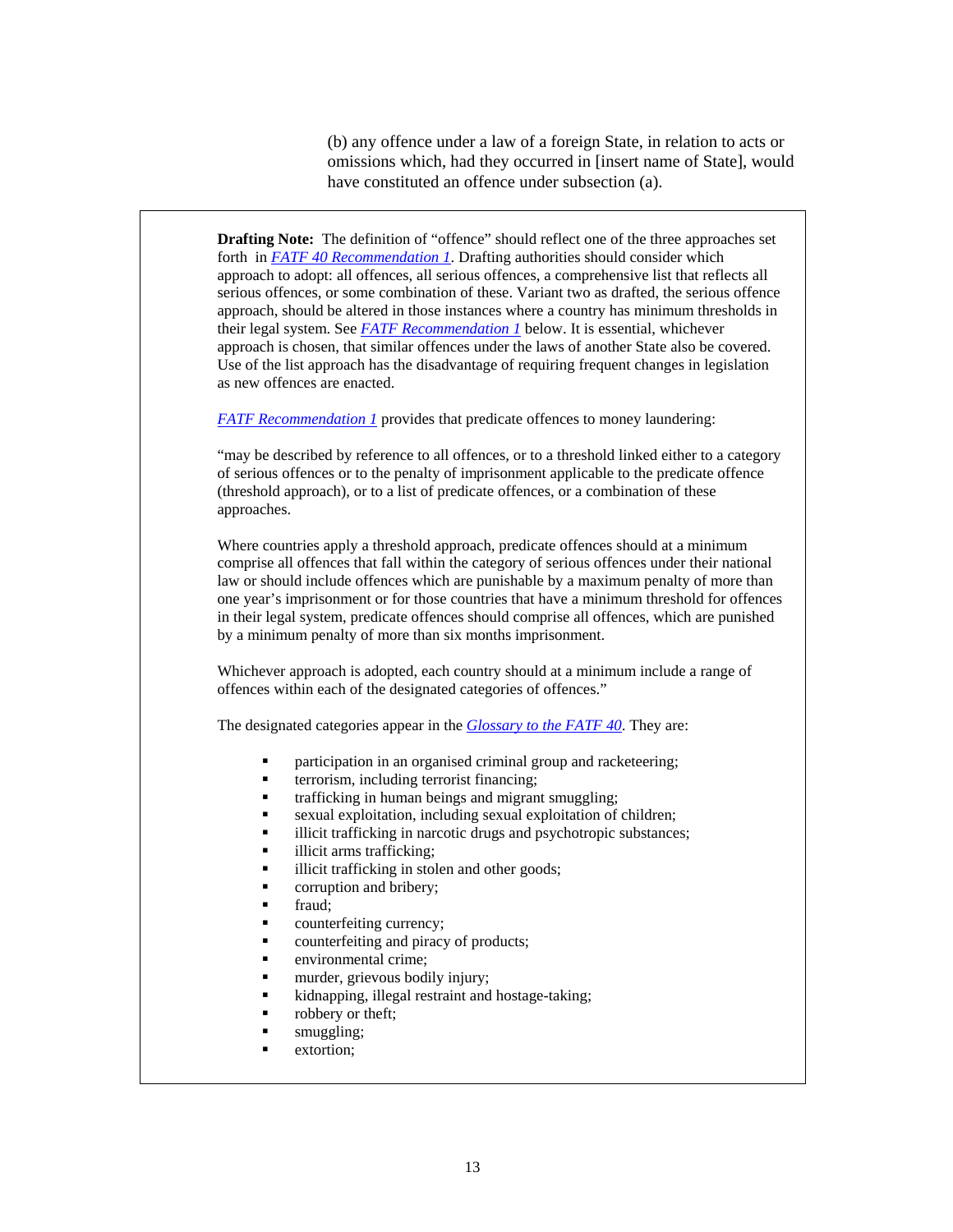(b) any offence under a law of a foreign State, in relation to acts or omissions which, had they occurred in [insert name of State], would have constituted an offence under subsection (a).

**Drafting Note:** The definition of "offence" should reflect one of the three approaches set forth in *FATF 40 Recommendation 1*. Drafting authorities should consider which approach to adopt: all offences, all serious offences, a comprehensive list that reflects all serious offences, or some combination of these. Variant two as drafted, the serious offence approach, should be altered in those instances where a country has minimum thresholds in their legal system. See *FATF Recommendation 1* below. It is essential, whichever approach is chosen, that similar offences under the laws of another State also be covered. Use of the list approach has the disadvantage of requiring frequent changes in legislation as new offences are enacted.

*FATF Recommendation 1* provides that predicate offences to money laundering:

"may be described by reference to all offences, or to a threshold linked either to a category of serious offences or to the penalty of imprisonment applicable to the predicate offence (threshold approach), or to a list of predicate offences, or a combination of these approaches.

Where countries apply a threshold approach, predicate offences should at a minimum comprise all offences that fall within the category of serious offences under their national law or should include offences which are punishable by a maximum penalty of more than one year's imprisonment or for those countries that have a minimum threshold for offences in their legal system, predicate offences should comprise all offences, which are punished by a minimum penalty of more than six months imprisonment.

Whichever approach is adopted, each country should at a minimum include a range of offences within each of the designated categories of offences."

The designated categories appear in the *Glossary to the FATF 40*. They are:

- participation in an organised criminal group and racketeering;
- terrorism, including terrorist financing;
- trafficking in human beings and migrant smuggling;
- sexual exploitation, including sexual exploitation of children;
- illicit trafficking in narcotic drugs and psychotropic substances;
- illicit arms trafficking;
- illicit trafficking in stolen and other goods;
- corruption and bribery;
- fraud;
- counterfeiting currency;
- counterfeiting and piracy of products;
- environmental crime;
- murder, grievous bodily injury;
- kidnapping, illegal restraint and hostage-taking;
- robbery or theft;
- smuggling;
- extortion;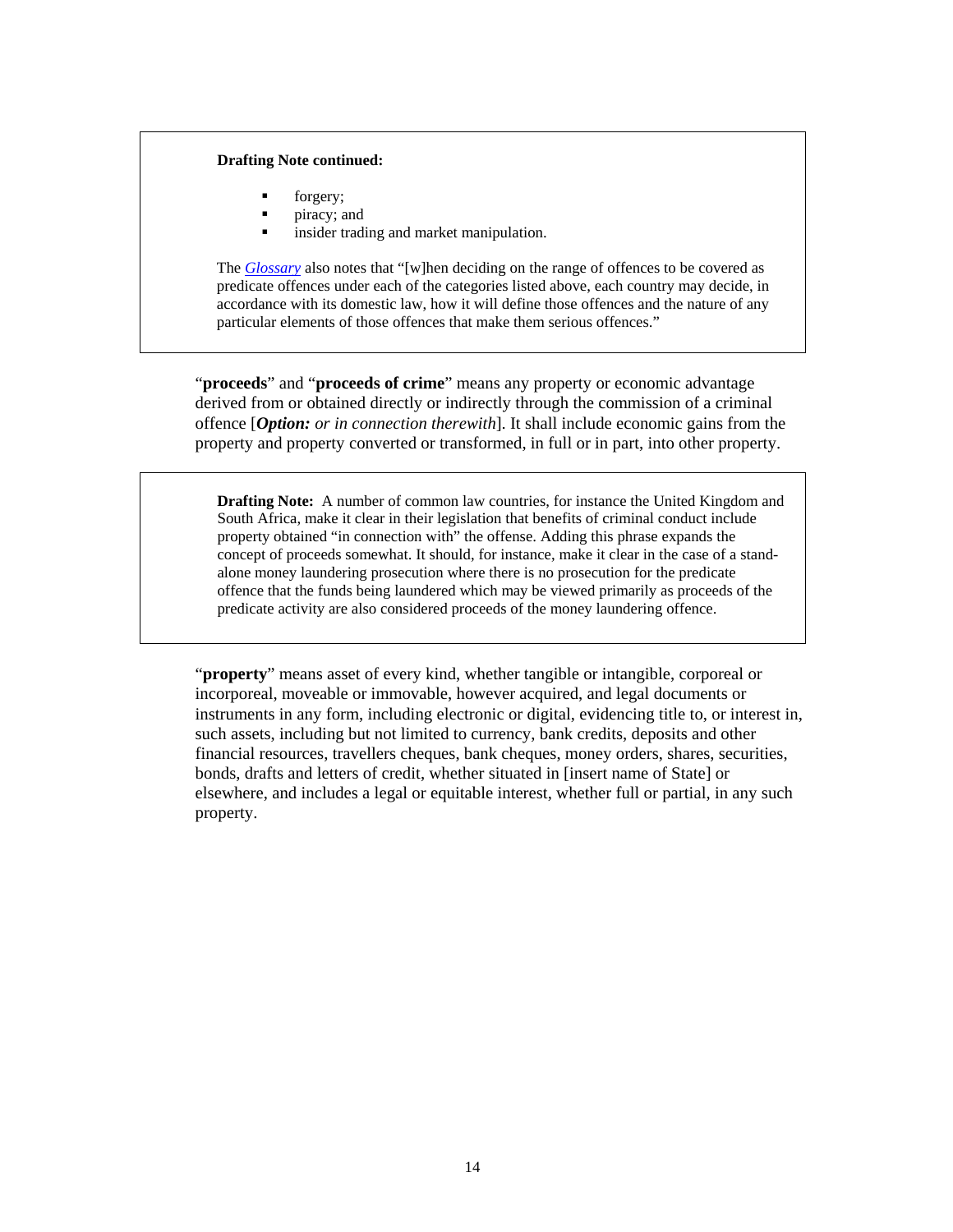> **Drafting Note continued:**
>
> - forgery;
> - piracy; and
> - insider trading and market manipulation.
>
> The *Glossary* also notes that "[w]hen deciding on the range of offences to be covered as predicate offences under each of the categories listed above, each country may decide, in accordance with its domestic law, how it will define those offences and the nature of any particular elements of those offences that make them serious offences."

"**proceeds**" and "**proceeds of crime**" means any property or economic advantage derived from or obtained directly or indirectly through the commission of a criminal offence [***Option:*** *or in connection therewith*]. It shall include economic gains from the property and property converted or transformed, in full or in part, into other property.

> **Drafting Note:** A number of common law countries, for instance the United Kingdom and South Africa, make it clear in their legislation that benefits of criminal conduct include property obtained "in connection with" the offense. Adding this phrase expands the concept of proceeds somewhat. It should, for instance, make it clear in the case of a stand-alone money laundering prosecution where there is no prosecution for the predicate offence that the funds being laundered which may be viewed primarily as proceeds of the predicate activity are also considered proceeds of the money laundering offence.

"**property**" means asset of every kind, whether tangible or intangible, corporeal or incorporeal, moveable or immovable, however acquired, and legal documents or instruments in any form, including electronic or digital, evidencing title to, or interest in, such assets, including but not limited to currency, bank credits, deposits and other financial resources, travellers cheques, bank cheques, money orders, shares, securities, bonds, drafts and letters of credit, whether situated in [insert name of State] or elsewhere, and includes a legal or equitable interest, whether full or partial, in any such property.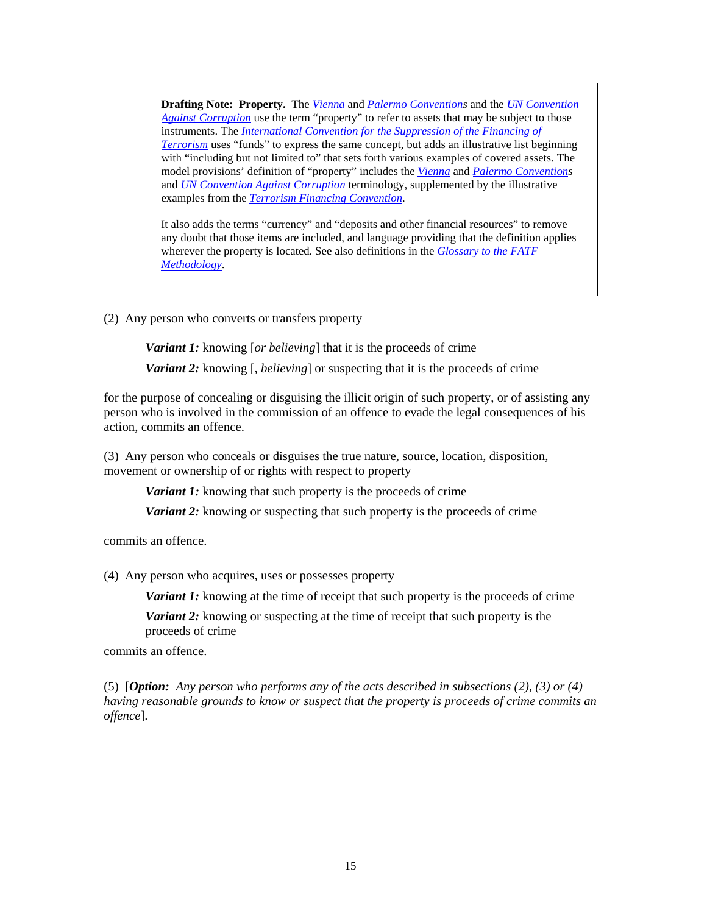> **Drafting Note: Property.** The *Vienna* and *Palermo Conventions* and the *UN Convention Against Corruption* use the term "property" to refer to assets that may be subject to those instruments. The *International Convention for the Suppression of the Financing of Terrorism* uses "funds" to express the same concept, but adds an illustrative list beginning with "including but not limited to" that sets forth various examples of covered assets. The model provisions' definition of "property" includes the *Vienna* and *Palermo Conventions* and *UN Convention Against Corruption* terminology, supplemented by the illustrative examples from the *Terrorism Financing Convention*.
>
> It also adds the terms "currency" and "deposits and other financial resources" to remove any doubt that those items are included, and language providing that the definition applies wherever the property is located. See also definitions in the *Glossary to the FATF Methodology*.

(2) Any person who converts or transfers property

> ***Variant 1:*** knowing [*or believing*] that it is the proceeds of crime
>
> ***Variant 2:*** knowing [, *believing*] or suspecting that it is the proceeds of crime

for the purpose of concealing or disguising the illicit origin of such property, or of assisting any person who is involved in the commission of an offence to evade the legal consequences of his action, commits an offence.

(3) Any person who conceals or disguises the true nature, source, location, disposition, movement or ownership of or rights with respect to property

> ***Variant 1:*** knowing that such property is the proceeds of crime
>
> ***Variant 2:*** knowing or suspecting that such property is the proceeds of crime

commits an offence.

(4) Any person who acquires, uses or possesses property

> ***Variant 1:*** knowing at the time of receipt that such property is the proceeds of crime
>
> ***Variant 2:*** knowing or suspecting at the time of receipt that such property is the proceeds of crime

commits an offence.

(5) [***Option:*** *Any person who performs any of the acts described in subsections (2), (3) or (4) having reasonable grounds to know or suspect that the property is proceeds of crime commits an offence*].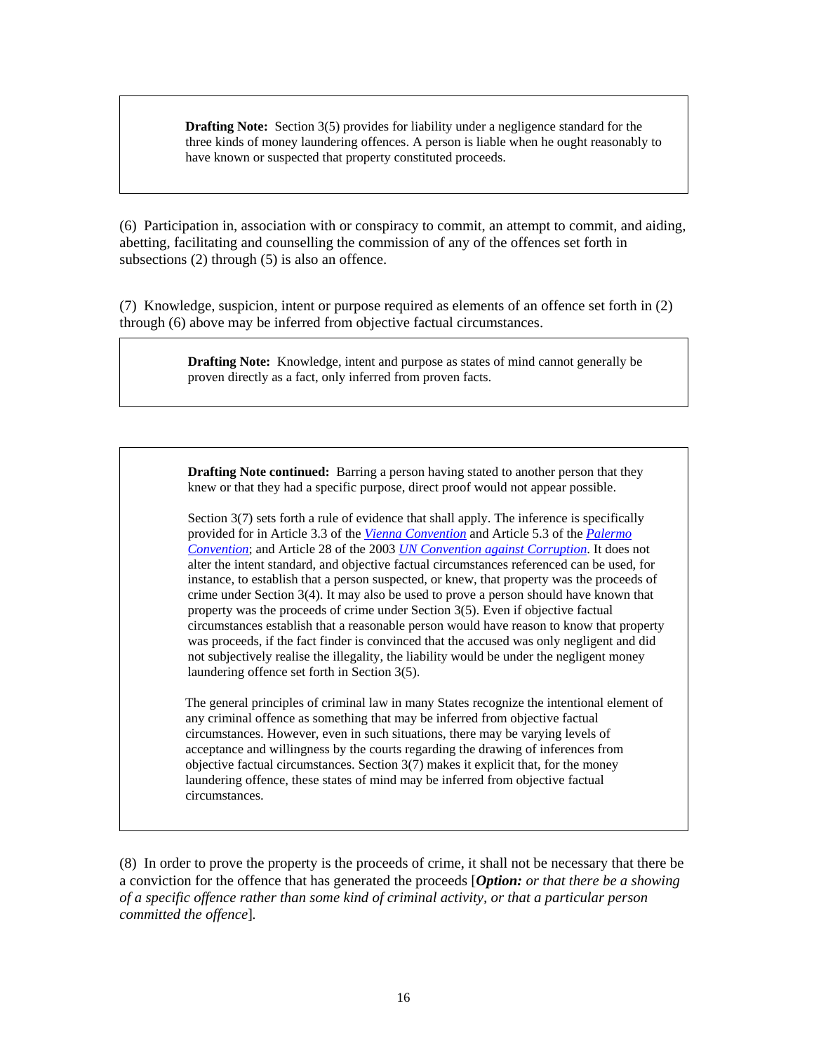> **Drafting Note:** Section 3(5) provides for liability under a negligence standard for the three kinds of money laundering offences. A person is liable when he ought reasonably to have known or suspected that property constituted proceeds.

(6) Participation in, association with or conspiracy to commit, an attempt to commit, and aiding, abetting, facilitating and counselling the commission of any of the offences set forth in subsections (2) through (5) is also an offence.

(7) Knowledge, suspicion, intent or purpose required as elements of an offence set forth in (2) through (6) above may be inferred from objective factual circumstances.

> **Drafting Note:** Knowledge, intent and purpose as states of mind cannot generally be proven directly as a fact, only inferred from proven facts.

> **Drafting Note continued:** Barring a person having stated to another person that they knew or that they had a specific purpose, direct proof would not appear possible.
>
> Section 3(7) sets forth a rule of evidence that shall apply. The inference is specifically provided for in Article 3.3 of the *Vienna Convention* and Article 5.3 of the *Palermo Convention*; and Article 28 of the 2003 *UN Convention against Corruption*. It does not alter the intent standard, and objective factual circumstances referenced can be used, for instance, to establish that a person suspected, or knew, that property was the proceeds of crime under Section 3(4). It may also be used to prove a person should have known that property was the proceeds of crime under Section 3(5). Even if objective factual circumstances establish that a reasonable person would have reason to know that property was proceeds, if the fact finder is convinced that the accused was only negligent and did not subjectively realise the illegality, the liability would be under the negligent money laundering offence set forth in Section 3(5).
>
> The general principles of criminal law in many States recognize the intentional element of any criminal offence as something that may be inferred from objective factual circumstances. However, even in such situations, there may be varying levels of acceptance and willingness by the courts regarding the drawing of inferences from objective factual circumstances. Section 3(7) makes it explicit that, for the money laundering offence, these states of mind may be inferred from objective factual circumstances.

(8) In order to prove the property is the proceeds of crime, it shall not be necessary that there be a conviction for the offence that has generated the proceeds [***Option:*** *or that there be a showing of a specific offence rather than some kind of criminal activity, or that a particular person committed the offence*].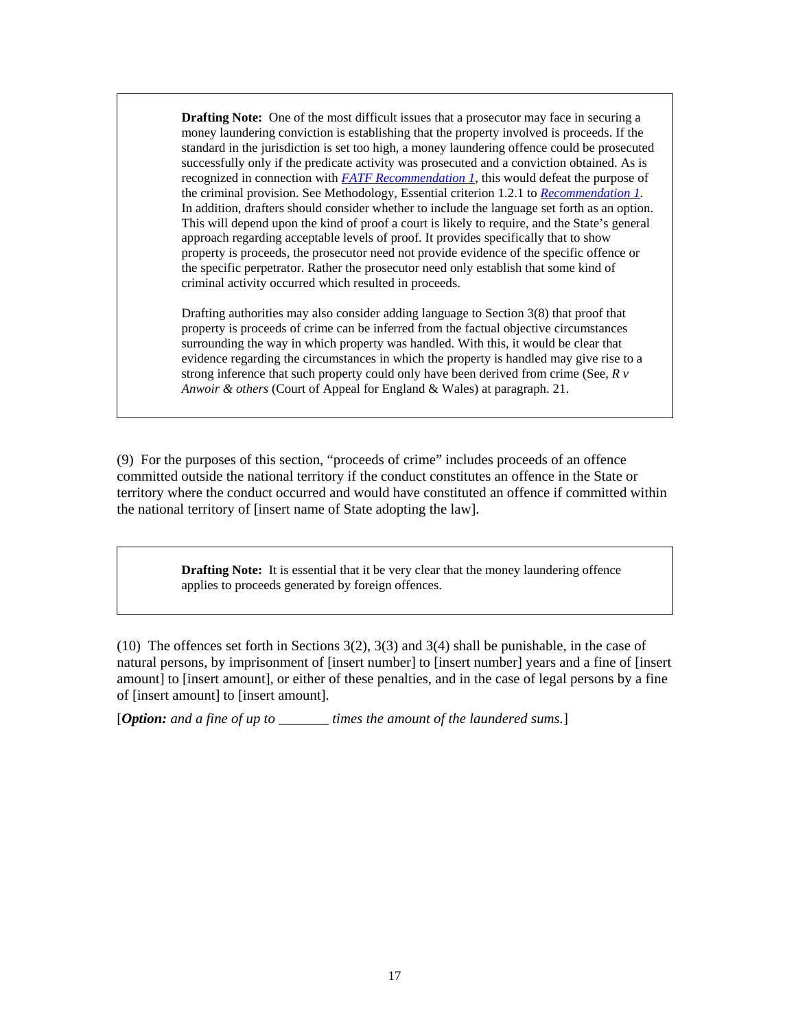> **Drafting Note:** One of the most difficult issues that a prosecutor may face in securing a money laundering conviction is establishing that the property involved is proceeds. If the standard in the jurisdiction is set too high, a money laundering offence could be prosecuted successfully only if the predicate activity was prosecuted and a conviction obtained. As is recognized in connection with *FATF Recommendation 1*, this would defeat the purpose of the criminal provision. See Methodology, Essential criterion 1.2.1 to *Recommendation 1*. In addition, drafters should consider whether to include the language set forth as an option. This will depend upon the kind of proof a court is likely to require, and the State's general approach regarding acceptable levels of proof. It provides specifically that to show property is proceeds, the prosecutor need not provide evidence of the specific offence or the specific perpetrator. Rather the prosecutor need only establish that some kind of criminal activity occurred which resulted in proceeds.
>
> Drafting authorities may also consider adding language to Section 3(8) that proof that property is proceeds of crime can be inferred from the factual objective circumstances surrounding the way in which property was handled. With this, it would be clear that evidence regarding the circumstances in which the property is handled may give rise to a strong inference that such property could only have been derived from crime (See, *R v Anwoir & others* (Court of Appeal for England & Wales) at paragraph. 21.

(9) For the purposes of this section, "proceeds of crime" includes proceeds of an offence committed outside the national territory if the conduct constitutes an offence in the State or territory where the conduct occurred and would have constituted an offence if committed within the national territory of [insert name of State adopting the law].

> **Drafting Note:** It is essential that it be very clear that the money laundering offence applies to proceeds generated by foreign offences.

(10) The offences set forth in Sections 3(2), 3(3) and 3(4) shall be punishable, in the case of natural persons, by imprisonment of [insert number] to [insert number] years and a fine of [insert amount] to [insert amount], or either of these penalties, and in the case of legal persons by a fine of [insert amount] to [insert amount].

[***Option:*** *and a fine of up to _______ times the amount of the laundered sums.*]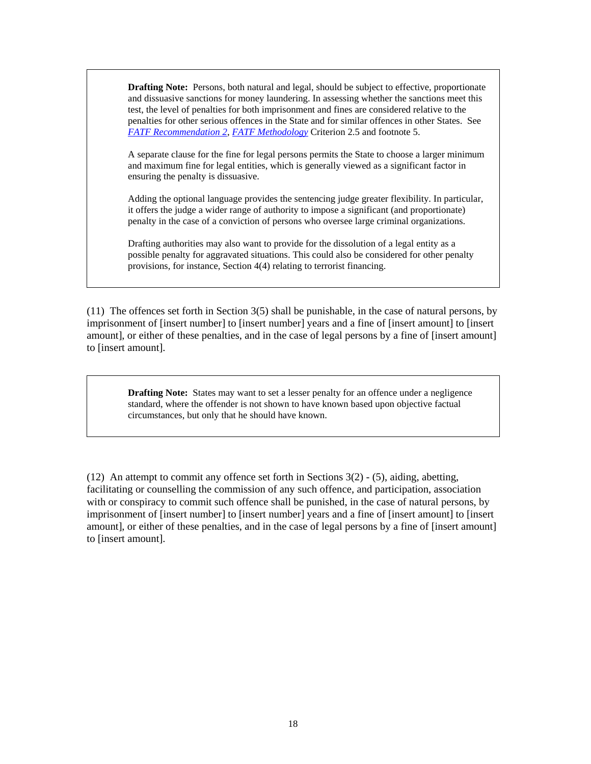> **Drafting Note:** Persons, both natural and legal, should be subject to effective, proportionate and dissuasive sanctions for money laundering. In assessing whether the sanctions meet this test, the level of penalties for both imprisonment and fines are considered relative to the penalties for other serious offences in the State and for similar offences in other States. See *FATF Recommendation 2*, *FATF Methodology* Criterion 2.5 and footnote 5.
>
> A separate clause for the fine for legal persons permits the State to choose a larger minimum and maximum fine for legal entities, which is generally viewed as a significant factor in ensuring the penalty is dissuasive.
>
> Adding the optional language provides the sentencing judge greater flexibility. In particular, it offers the judge a wider range of authority to impose a significant (and proportionate) penalty in the case of a conviction of persons who oversee large criminal organizations.
>
> Drafting authorities may also want to provide for the dissolution of a legal entity as a possible penalty for aggravated situations. This could also be considered for other penalty provisions, for instance, Section 4(4) relating to terrorist financing.

(11) The offences set forth in Section 3(5) shall be punishable, in the case of natural persons, by imprisonment of [insert number] to [insert number] years and a fine of [insert amount] to [insert amount], or either of these penalties, and in the case of legal persons by a fine of [insert amount] to [insert amount].

> **Drafting Note:** States may want to set a lesser penalty for an offence under a negligence standard, where the offender is not shown to have known based upon objective factual circumstances, but only that he should have known.

(12) An attempt to commit any offence set forth in Sections 3(2) - (5), aiding, abetting, facilitating or counselling the commission of any such offence, and participation, association with or conspiracy to commit such offence shall be punished, in the case of natural persons, by imprisonment of [insert number] to [insert number] years and a fine of [insert amount] to [insert amount], or either of these penalties, and in the case of legal persons by a fine of [insert amount] to [insert amount].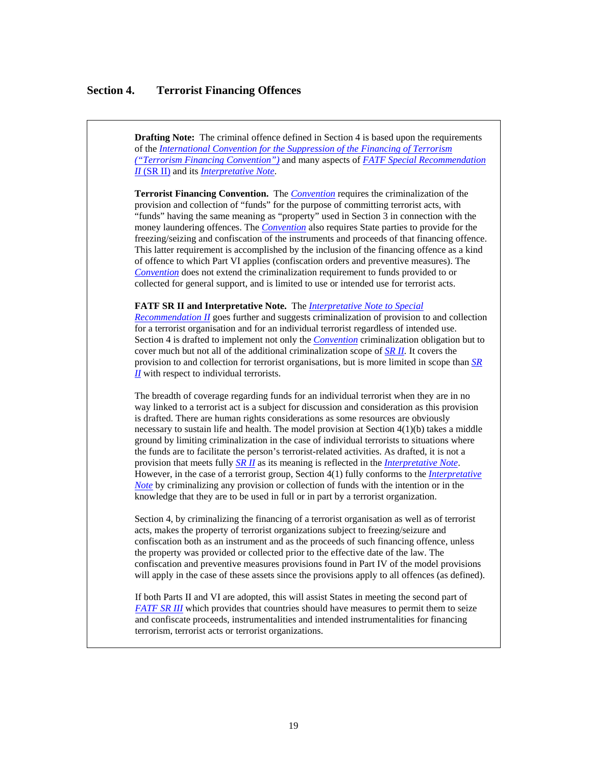## Section 4. Terrorist Financing Offences

**Drafting Note:** The criminal offence defined in Section 4 is based upon the requirements of the *International Convention for the Suppression of the Financing of Terrorism ("Terrorism Financing Convention")* and many aspects of *FATF Special Recommendation II* (SR II) and its *Interpretative Note*.

**Terrorist Financing Convention.** The *Convention* requires the criminalization of the provision and collection of "funds" for the purpose of committing terrorist acts, with "funds" having the same meaning as "property" used in Section 3 in connection with the money laundering offences. The *Convention* also requires State parties to provide for the freezing/seizing and confiscation of the instruments and proceeds of that financing offence. This latter requirement is accomplished by the inclusion of the financing offence as a kind of offence to which Part VI applies (confiscation orders and preventive measures). The *Convention* does not extend the criminalization requirement to funds provided to or collected for general support, and is limited to use or intended use for terrorist acts.

**FATF SR II and Interpretative Note.** The *Interpretative Note to Special Recommendation II* goes further and suggests criminalization of provision to and collection for a terrorist organisation and for an individual terrorist regardless of intended use. Section 4 is drafted to implement not only the *Convention* criminalization obligation but to cover much but not all of the additional criminalization scope of *SR II*. It covers the provision to and collection for terrorist organisations, but is more limited in scope than *SR II* with respect to individual terrorists.

The breadth of coverage regarding funds for an individual terrorist when they are in no way linked to a terrorist act is a subject for discussion and consideration as this provision is drafted. There are human rights considerations as some resources are obviously necessary to sustain life and health. The model provision at Section 4(1)(b) takes a middle ground by limiting criminalization in the case of individual terrorists to situations where the funds are to facilitate the person's terrorist-related activities. As drafted, it is not a provision that meets fully *SR II* as its meaning is reflected in the *Interpretative Note*. However, in the case of a terrorist group, Section 4(1) fully conforms to the *Interpretative Note* by criminalizing any provision or collection of funds with the intention or in the knowledge that they are to be used in full or in part by a terrorist organization.

Section 4, by criminalizing the financing of a terrorist organisation as well as of terrorist acts, makes the property of terrorist organizations subject to freezing/seizure and confiscation both as an instrument and as the proceeds of such financing offence, unless the property was provided or collected prior to the effective date of the law. The confiscation and preventive measures provisions found in Part IV of the model provisions will apply in the case of these assets since the provisions apply to all offences (as defined).

If both Parts II and VI are adopted, this will assist States in meeting the second part of *FATF SR III* which provides that countries should have measures to permit them to seize and confiscate proceeds, instrumentalities and intended instrumentalities for financing terrorism, terrorist acts or terrorist organizations.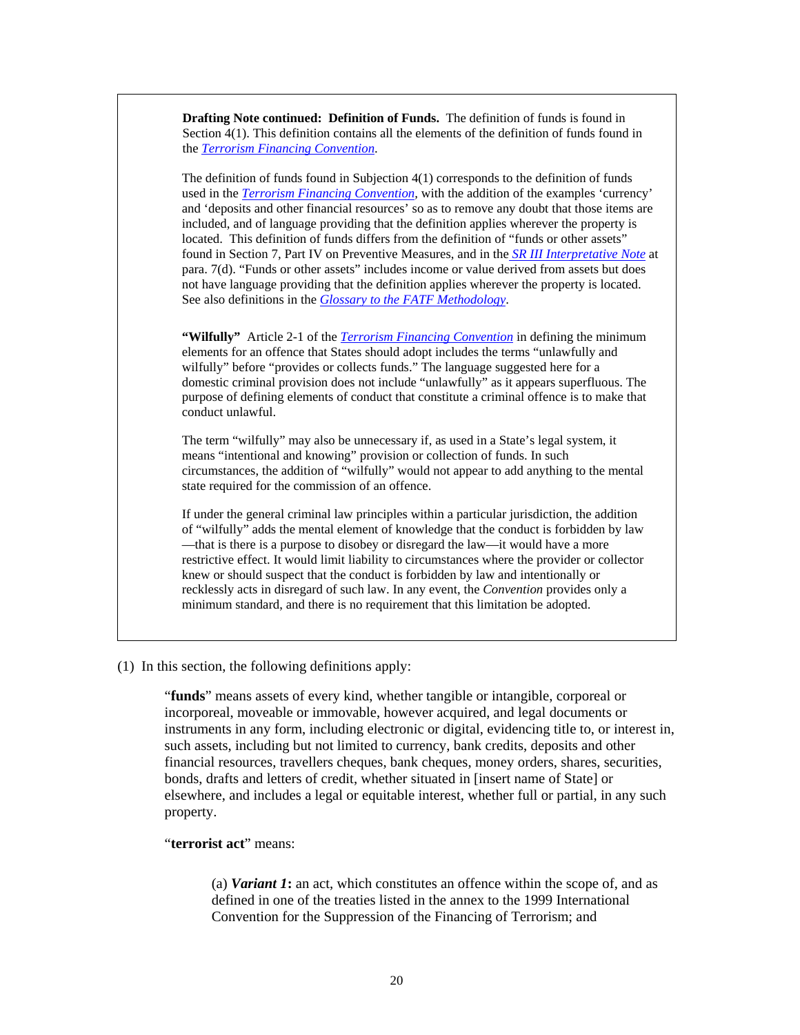**Drafting Note continued: Definition of Funds.** The definition of funds is found in Section 4(1). This definition contains all the elements of the definition of funds found in the *Terrorism Financing Convention*.

The definition of funds found in Subjection 4(1) corresponds to the definition of funds used in the *Terrorism Financing Convention*, with the addition of the examples 'currency' and 'deposits and other financial resources' so as to remove any doubt that those items are included, and of language providing that the definition applies wherever the property is located. This definition of funds differs from the definition of "funds or other assets" found in Section 7, Part IV on Preventive Measures, and in the *SR III Interpretative Note* at para. 7(d). "Funds or other assets" includes income or value derived from assets but does not have language providing that the definition applies wherever the property is located. See also definitions in the *Glossary to the FATF Methodology*.

**"Wilfully"** Article 2-1 of the *Terrorism Financing Convention* in defining the minimum elements for an offence that States should adopt includes the terms "unlawfully and wilfully" before "provides or collects funds." The language suggested here for a domestic criminal provision does not include "unlawfully" as it appears superfluous. The purpose of defining elements of conduct that constitute a criminal offence is to make that conduct unlawful.

The term "wilfully" may also be unnecessary if, as used in a State's legal system, it means "intentional and knowing" provision or collection of funds. In such circumstances, the addition of "wilfully" would not appear to add anything to the mental state required for the commission of an offence.

If under the general criminal law principles within a particular jurisdiction, the addition of "wilfully" adds the mental element of knowledge that the conduct is forbidden by law—that is there is a purpose to disobey or disregard the law—it would have a more restrictive effect. It would limit liability to circumstances where the provider or collector knew or should suspect that the conduct is forbidden by law and intentionally or recklessly acts in disregard of such law. In any event, the *Convention* provides only a minimum standard, and there is no requirement that this limitation be adopted.

(1) In this section, the following definitions apply:

"**funds**" means assets of every kind, whether tangible or intangible, corporeal or incorporeal, moveable or immovable, however acquired, and legal documents or instruments in any form, including electronic or digital, evidencing title to, or interest in, such assets, including but not limited to currency, bank credits, deposits and other financial resources, travellers cheques, bank cheques, money orders, shares, securities, bonds, drafts and letters of credit, whether situated in [insert name of State] or elsewhere, and includes a legal or equitable interest, whether full or partial, in any such property.

"**terrorist act**" means:

(a) ***Variant 1*:** an act, which constitutes an offence within the scope of, and as defined in one of the treaties listed in the annex to the 1999 International Convention for the Suppression of the Financing of Terrorism; and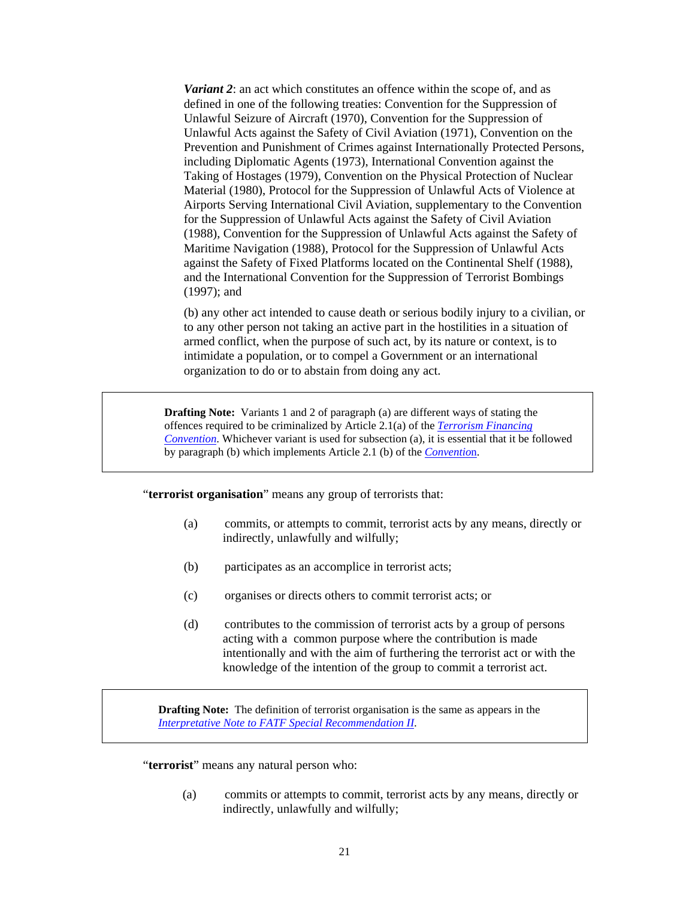***Variant 2***: an act which constitutes an offence within the scope of, and as defined in one of the following treaties: Convention for the Suppression of Unlawful Seizure of Aircraft (1970), Convention for the Suppression of Unlawful Acts against the Safety of Civil Aviation (1971), Convention on the Prevention and Punishment of Crimes against Internationally Protected Persons, including Diplomatic Agents (1973), International Convention against the Taking of Hostages (1979), Convention on the Physical Protection of Nuclear Material (1980), Protocol for the Suppression of Unlawful Acts of Violence at Airports Serving International Civil Aviation, supplementary to the Convention for the Suppression of Unlawful Acts against the Safety of Civil Aviation (1988), Convention for the Suppression of Unlawful Acts against the Safety of Maritime Navigation (1988), Protocol for the Suppression of Unlawful Acts against the Safety of Fixed Platforms located on the Continental Shelf (1988), and the International Convention for the Suppression of Terrorist Bombings (1997); and

(b) any other act intended to cause death or serious bodily injury to a civilian, or to any other person not taking an active part in the hostilities in a situation of armed conflict, when the purpose of such act, by its nature or context, is to intimidate a population, or to compel a Government or an international organization to do or to abstain from doing any act.

> **Drafting Note:** Variants 1 and 2 of paragraph (a) are different ways of stating the offences required to be criminalized by Article 2.1(a) of the *Terrorism Financing Convention*. Whichever variant is used for subsection (a), it is essential that it be followed by paragraph (b) which implements Article 2.1 (b) of the *Convention*.

"**terrorist organisation**" means any group of terrorists that:

(a) commits, or attempts to commit, terrorist acts by any means, directly or indirectly, unlawfully and wilfully;

(b) participates as an accomplice in terrorist acts;

(c) organises or directs others to commit terrorist acts; or

(d) contributes to the commission of terrorist acts by a group of persons acting with a common purpose where the contribution is made intentionally and with the aim of furthering the terrorist act or with the knowledge of the intention of the group to commit a terrorist act.

> **Drafting Note:** The definition of terrorist organisation is the same as appears in the *Interpretative Note to FATF Special Recommendation II*.

"**terrorist**" means any natural person who:

(a) commits or attempts to commit, terrorist acts by any means, directly or indirectly, unlawfully and wilfully;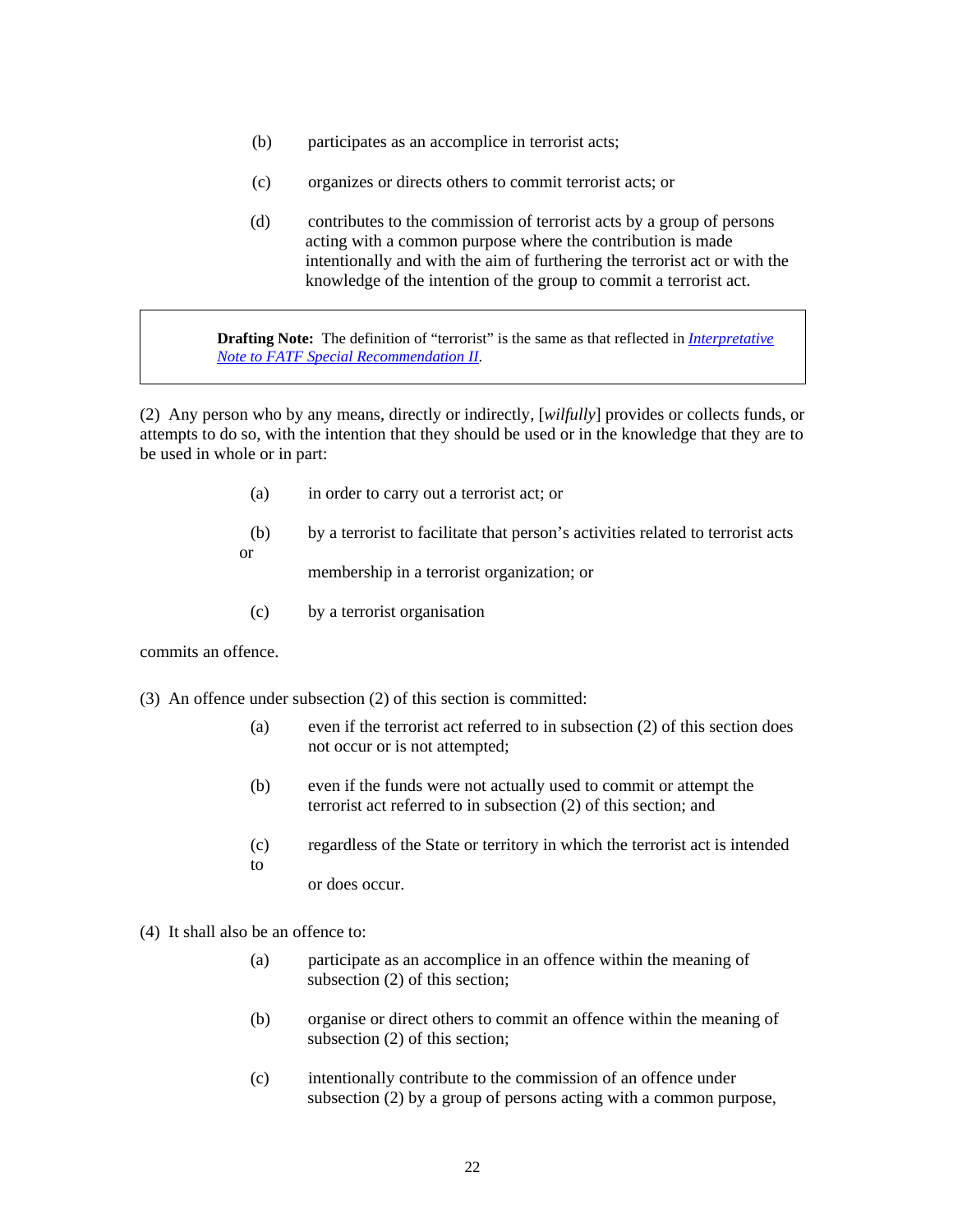(b) participates as an accomplice in terrorist acts;

(c) organizes or directs others to commit terrorist acts; or

(d) contributes to the commission of terrorist acts by a group of persons acting with a common purpose where the contribution is made intentionally and with the aim of furthering the terrorist act or with the knowledge of the intention of the group to commit a terrorist act.

> **Drafting Note:** The definition of "terrorist" is the same as that reflected in *Interpretative Note to FATF Special Recommendation II*.

(2) Any person who by any means, directly or indirectly, [*wilfully*] provides or collects funds, or attempts to do so, with the intention that they should be used or in the knowledge that they are to be used in whole or in part:

(a) in order to carry out a terrorist act; or

(b) by a terrorist to facilitate that person's activities related to terrorist acts or membership in a terrorist organization; or

(c) by a terrorist organisation

commits an offence.

(3) An offence under subsection (2) of this section is committed:

(a) even if the terrorist act referred to in subsection (2) of this section does not occur or is not attempted;

(b) even if the funds were not actually used to commit or attempt the terrorist act referred to in subsection (2) of this section; and

(c) regardless of the State or territory in which the terrorist act is intended to or does occur.

(4) It shall also be an offence to:

(a) participate as an accomplice in an offence within the meaning of subsection (2) of this section;

(b) organise or direct others to commit an offence within the meaning of subsection (2) of this section;

(c) intentionally contribute to the commission of an offence under subsection (2) by a group of persons acting with a common purpose,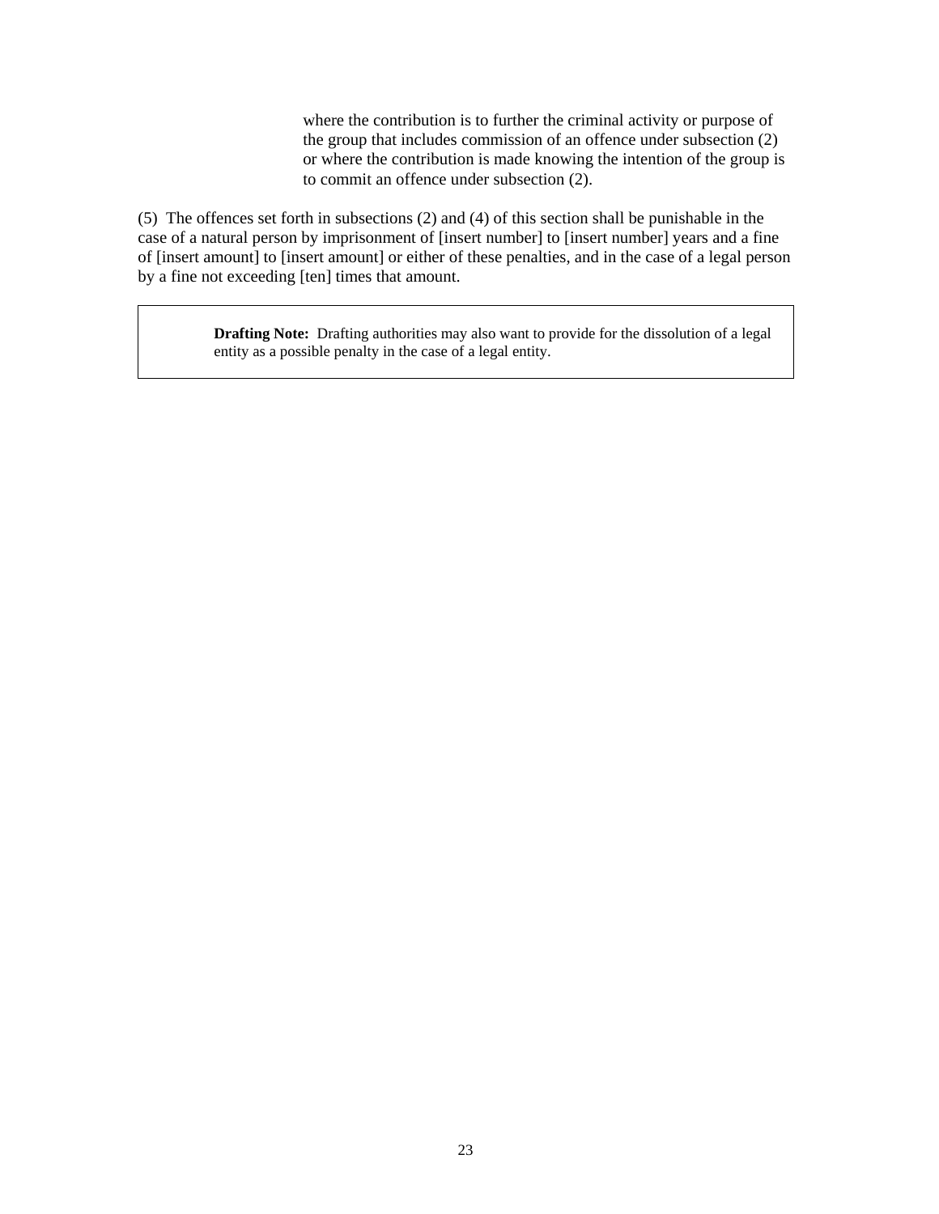where the contribution is to further the criminal activity or purpose of the group that includes commission of an offence under subsection (2) or where the contribution is made knowing the intention of the group is to commit an offence under subsection (2).

(5) The offences set forth in subsections (2) and (4) of this section shall be punishable in the case of a natural person by imprisonment of [insert number] to [insert number] years and a fine of [insert amount] to [insert amount] or either of these penalties, and in the case of a legal person by a fine not exceeding [ten] times that amount.

> **Drafting Note:** Drafting authorities may also want to provide for the dissolution of a legal entity as a possible penalty in the case of a legal entity.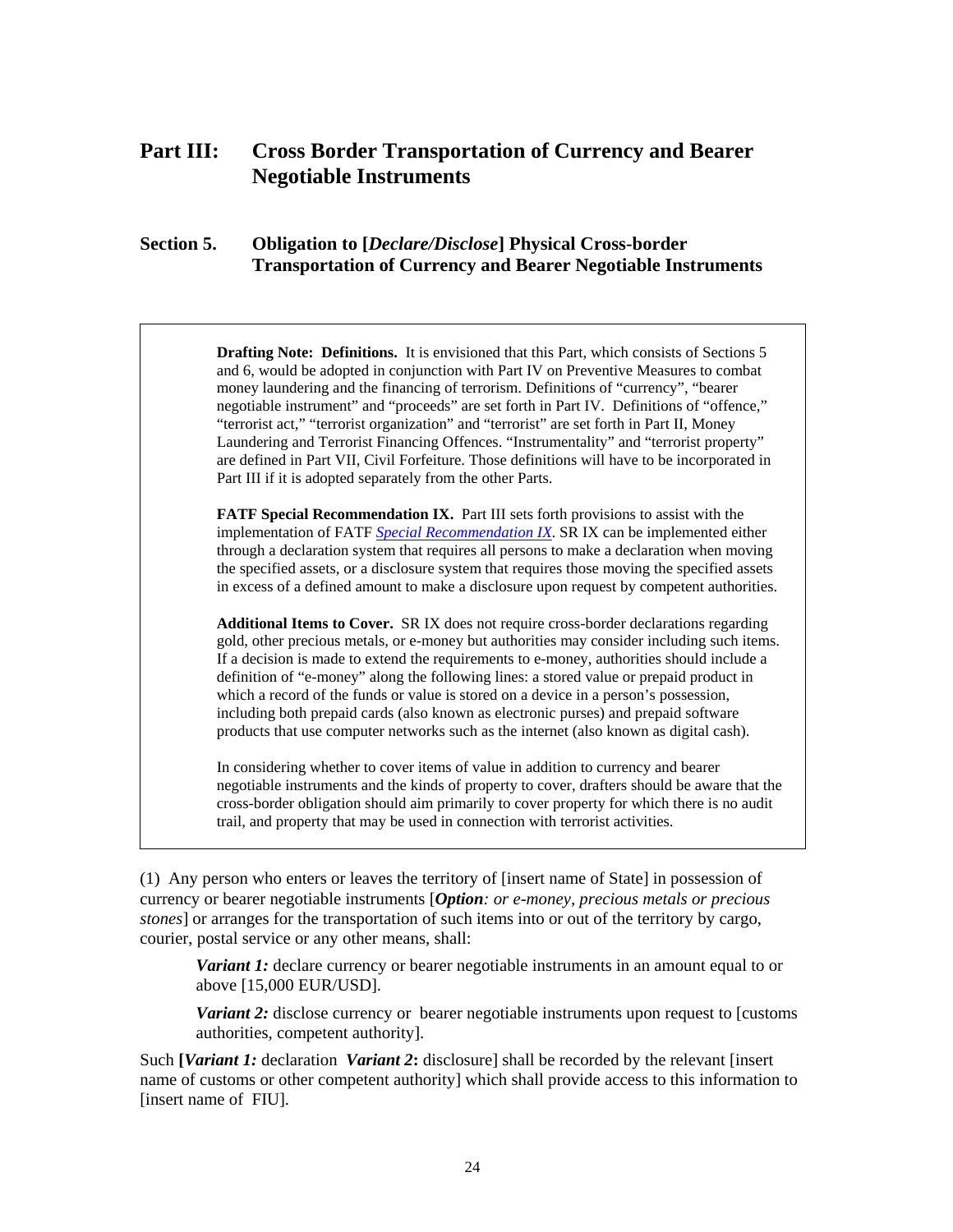## Part III: Cross Border Transportation of Currency and Bearer Negotiable Instruments

### Section 5. Obligation to [*Declare/Disclose*] Physical Cross-border Transportation of Currency and Bearer Negotiable Instruments

> **Drafting Note: Definitions.** It is envisioned that this Part, which consists of Sections 5 and 6, would be adopted in conjunction with Part IV on Preventive Measures to combat money laundering and the financing of terrorism. Definitions of "currency", "bearer negotiable instrument" and "proceeds" are set forth in Part IV. Definitions of "offence," "terrorist act," "terrorist organization" and "terrorist" are set forth in Part II, Money Laundering and Terrorist Financing Offences. "Instrumentality" and "terrorist property" are defined in Part VII, Civil Forfeiture. Those definitions will have to be incorporated in Part III if it is adopted separately from the other Parts.
>
> **FATF Special Recommendation IX.** Part III sets forth provisions to assist with the implementation of FATF *Special Recommendation IX*. SR IX can be implemented either through a declaration system that requires all persons to make a declaration when moving the specified assets, or a disclosure system that requires those moving the specified assets in excess of a defined amount to make a disclosure upon request by competent authorities.
>
> **Additional Items to Cover.** SR IX does not require cross-border declarations regarding gold, other precious metals, or e-money but authorities may consider including such items. If a decision is made to extend the requirements to e-money, authorities should include a definition of "e-money" along the following lines: a stored value or prepaid product in which a record of the funds or value is stored on a device in a person's possession, including both prepaid cards (also known as electronic purses) and prepaid software products that use computer networks such as the internet (also known as digital cash).
>
> In considering whether to cover items of value in addition to currency and bearer negotiable instruments and the kinds of property to cover, drafters should be aware that the cross-border obligation should aim primarily to cover property for which there is no audit trail, and property that may be used in connection with terrorist activities.

(1) Any person who enters or leaves the territory of [insert name of State] in possession of currency or bearer negotiable instruments [***Option****: or e-money, precious metals or precious stones*] or arranges for the transportation of such items into or out of the territory by cargo, courier, postal service or any other means, shall:

> ***Variant 1:*** declare currency or bearer negotiable instruments in an amount equal to or above [15,000 EUR/USD].
>
> ***Variant 2:*** disclose currency or bearer negotiable instruments upon request to [customs authorities, competent authority].

Such **[*****Variant 1:*** declaration ***Variant 2*****:** disclosure] shall be recorded by the relevant [insert name of customs or other competent authority] which shall provide access to this information to [insert name of FIU].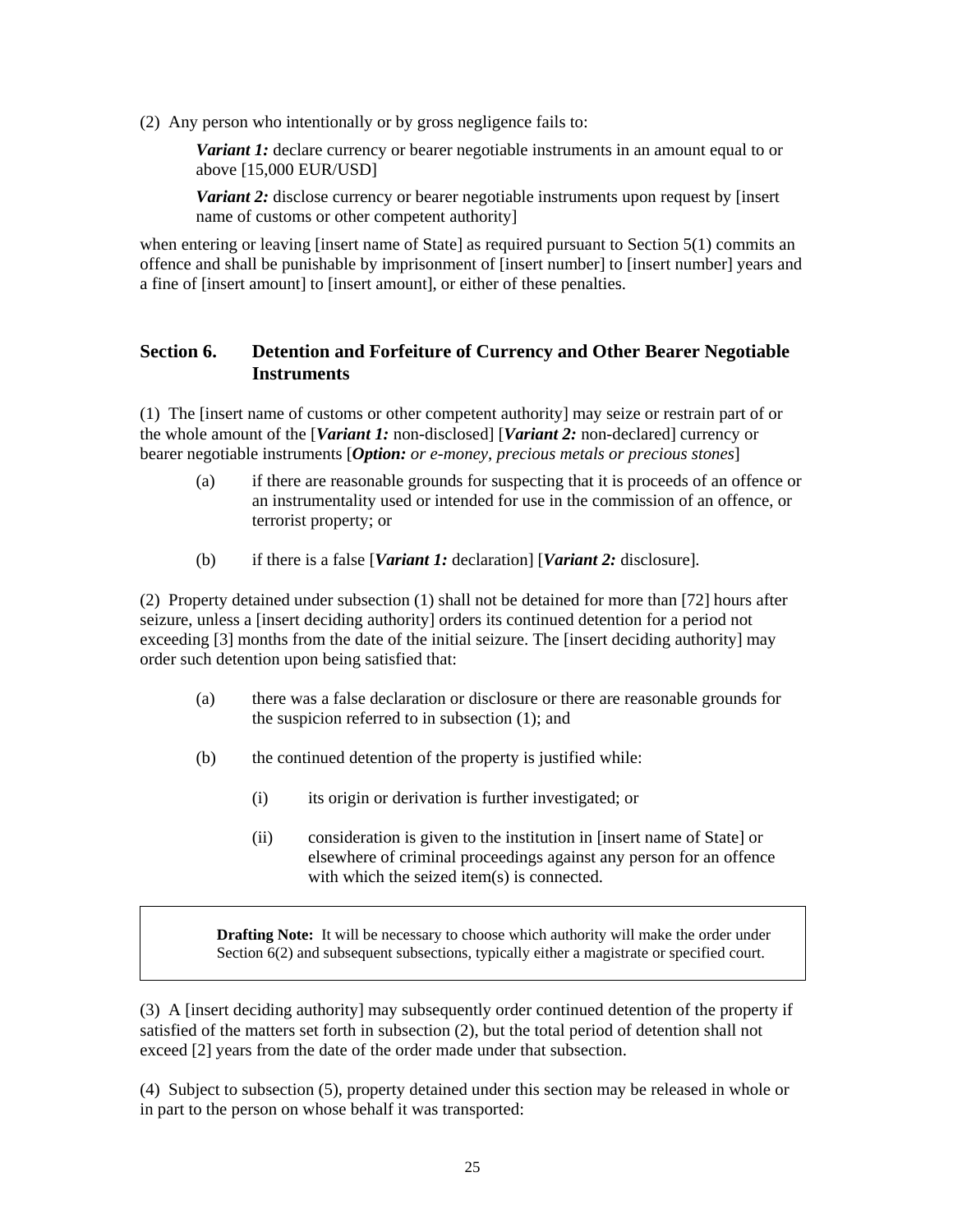(2) Any person who intentionally or by gross negligence fails to:

> ***Variant 1:*** declare currency or bearer negotiable instruments in an amount equal to or above [15,000 EUR/USD]
>
> ***Variant 2:*** disclose currency or bearer negotiable instruments upon request by [insert name of customs or other competent authority]

when entering or leaving [insert name of State] as required pursuant to Section 5(1) commits an offence and shall be punishable by imprisonment of [insert number] to [insert number] years and a fine of [insert amount] to [insert amount], or either of these penalties.

## Section 6. Detention and Forfeiture of Currency and Other Bearer Negotiable Instruments

(1) The [insert name of customs or other competent authority] may seize or restrain part of or the whole amount of the [***Variant 1:*** non-disclosed] [***Variant 2:*** non-declared] currency or bearer negotiable instruments [***Option:*** *or e-money, precious metals or precious stones*]

- (a) if there are reasonable grounds for suspecting that it is proceeds of an offence or an instrumentality used or intended for use in the commission of an offence, or terrorist property; or

- (b) if there is a false [***Variant 1:*** declaration] [***Variant 2:*** disclosure].

(2) Property detained under subsection (1) shall not be detained for more than [72] hours after seizure, unless a [insert deciding authority] orders its continued detention for a period not exceeding [3] months from the date of the initial seizure. The [insert deciding authority] may order such detention upon being satisfied that:

- (a) there was a false declaration or disclosure or there are reasonable grounds for the suspicion referred to in subsection (1); and

- (b) the continued detention of the property is justified while:
  - (i) its origin or derivation is further investigated; or
  - (ii) consideration is given to the institution in [insert name of State] or elsewhere of criminal proceedings against any person for an offence with which the seized item(s) is connected.

> **Drafting Note:** It will be necessary to choose which authority will make the order under Section 6(2) and subsequent subsections, typically either a magistrate or specified court.

(3) A [insert deciding authority] may subsequently order continued detention of the property if satisfied of the matters set forth in subsection (2), but the total period of detention shall not exceed [2] years from the date of the order made under that subsection.

(4) Subject to subsection (5), property detained under this section may be released in whole or in part to the person on whose behalf it was transported: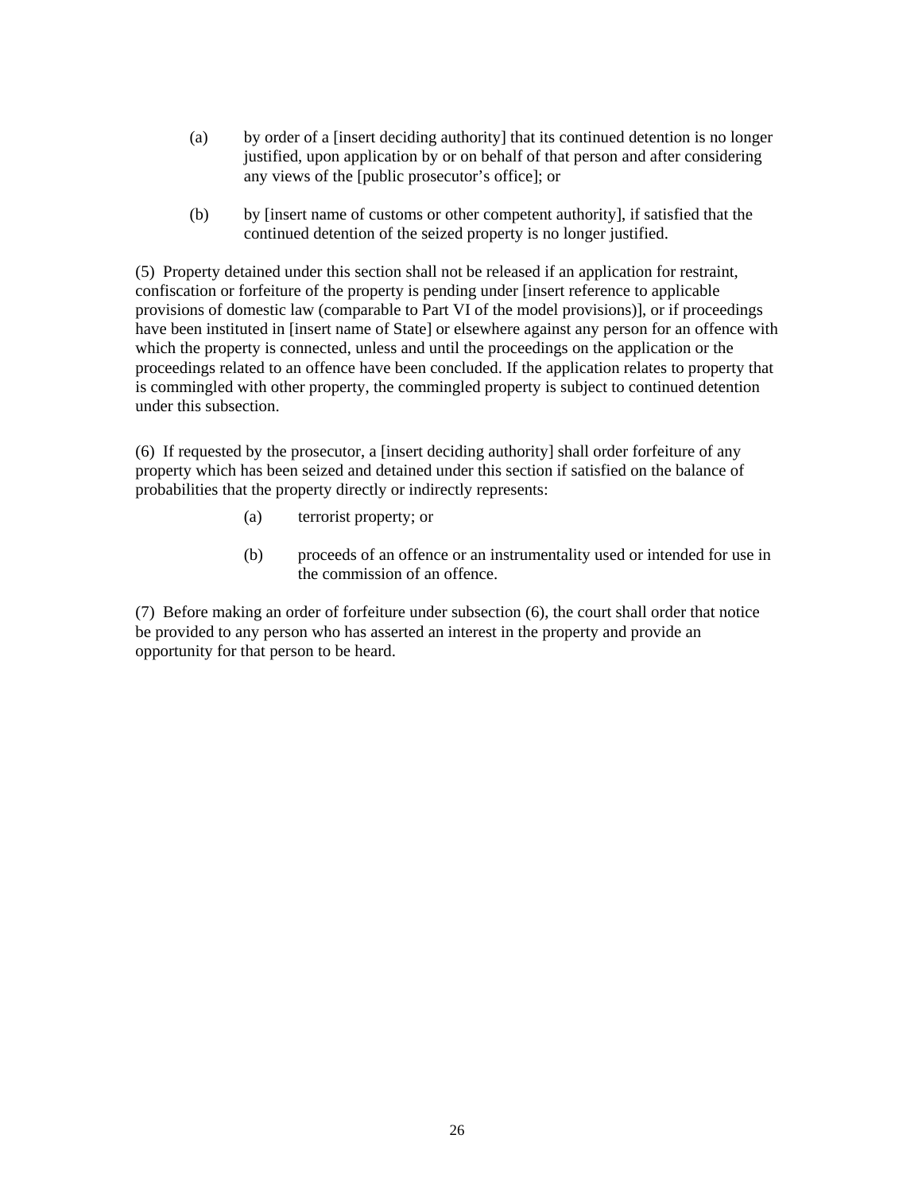(a) by order of a [insert deciding authority] that its continued detention is no longer justified, upon application by or on behalf of that person and after considering any views of the [public prosecutor's office]; or

(b) by [insert name of customs or other competent authority], if satisfied that the continued detention of the seized property is no longer justified.

(5) Property detained under this section shall not be released if an application for restraint, confiscation or forfeiture of the property is pending under [insert reference to applicable provisions of domestic law (comparable to Part VI of the model provisions)], or if proceedings have been instituted in [insert name of State] or elsewhere against any person for an offence with which the property is connected, unless and until the proceedings on the application or the proceedings related to an offence have been concluded. If the application relates to property that is commingled with other property, the commingled property is subject to continued detention under this subsection.

(6) If requested by the prosecutor, a [insert deciding authority] shall order forfeiture of any property which has been seized and detained under this section if satisfied on the balance of probabilities that the property directly or indirectly represents:

(a) terrorist property; or

(b) proceeds of an offence or an instrumentality used or intended for use in the commission of an offence.

(7) Before making an order of forfeiture under subsection (6), the court shall order that notice be provided to any person who has asserted an interest in the property and provide an opportunity for that person to be heard.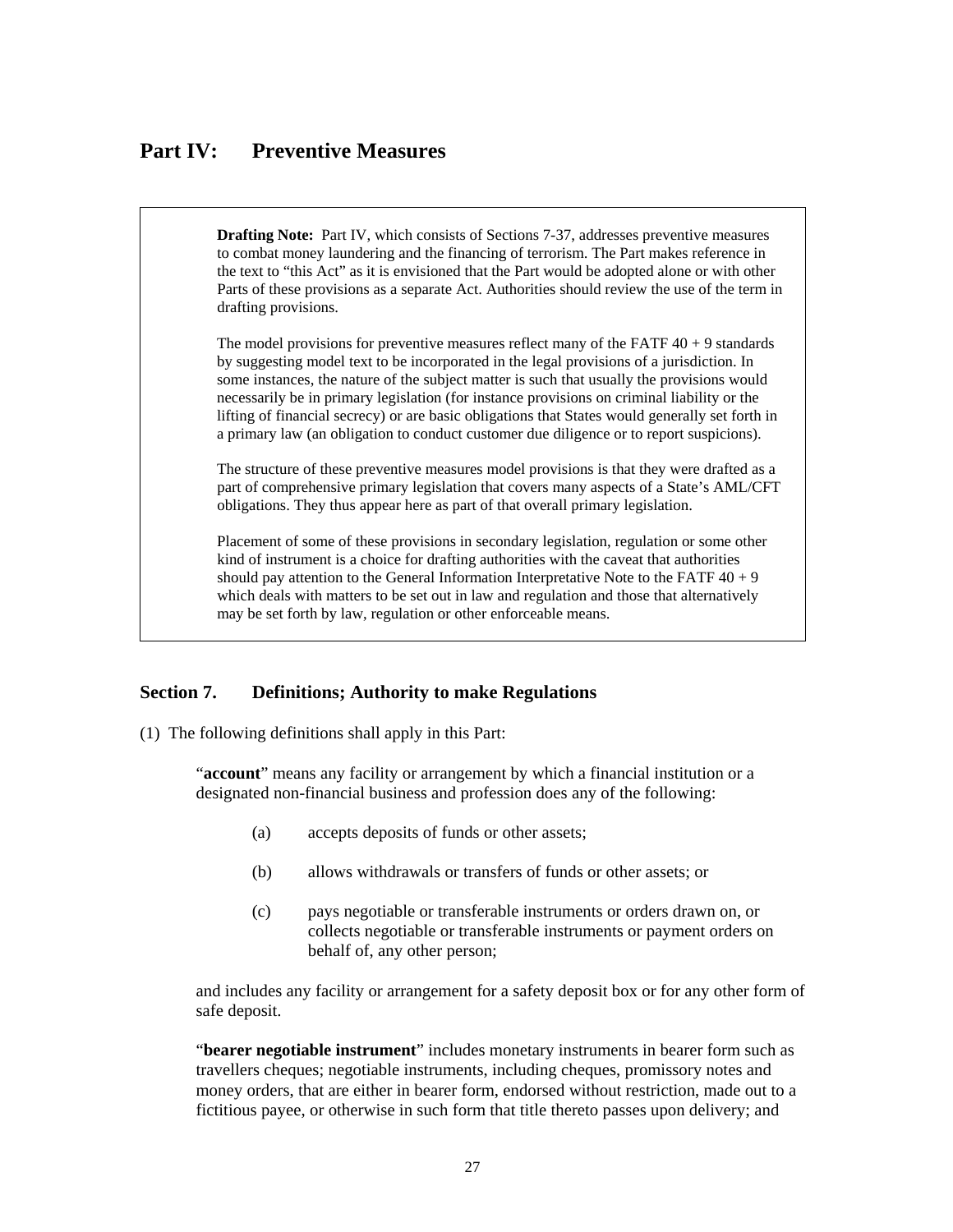# Part IV: Preventive Measures

> **Drafting Note:** Part IV, which consists of Sections 7-37, addresses preventive measures to combat money laundering and the financing of terrorism. The Part makes reference in the text to "this Act" as it is envisioned that the Part would be adopted alone or with other Parts of these provisions as a separate Act. Authorities should review the use of the term in drafting provisions.
>
> The model provisions for preventive measures reflect many of the FATF 40 + 9 standards by suggesting model text to be incorporated in the legal provisions of a jurisdiction. In some instances, the nature of the subject matter is such that usually the provisions would necessarily be in primary legislation (for instance provisions on criminal liability or the lifting of financial secrecy) or are basic obligations that States would generally set forth in a primary law (an obligation to conduct customer due diligence or to report suspicions).
>
> The structure of these preventive measures model provisions is that they were drafted as a part of comprehensive primary legislation that covers many aspects of a State's AML/CFT obligations. They thus appear here as part of that overall primary legislation.
>
> Placement of some of these provisions in secondary legislation, regulation or some other kind of instrument is a choice for drafting authorities with the caveat that authorities should pay attention to the General Information Interpretative Note to the FATF 40 + 9 which deals with matters to be set out in law and regulation and those that alternatively may be set forth by law, regulation or other enforceable means.

## Section 7. Definitions; Authority to make Regulations

(1) The following definitions shall apply in this Part:

"**account**" means any facility or arrangement by which a financial institution or a designated non-financial business and profession does any of the following:

(a) accepts deposits of funds or other assets;

(b) allows withdrawals or transfers of funds or other assets; or

(c) pays negotiable or transferable instruments or orders drawn on, or collects negotiable or transferable instruments or payment orders on behalf of, any other person;

and includes any facility or arrangement for a safety deposit box or for any other form of safe deposit.

"**bearer negotiable instrument**" includes monetary instruments in bearer form such as travellers cheques; negotiable instruments, including cheques, promissory notes and money orders, that are either in bearer form, endorsed without restriction, made out to a fictitious payee, or otherwise in such form that title thereto passes upon delivery; and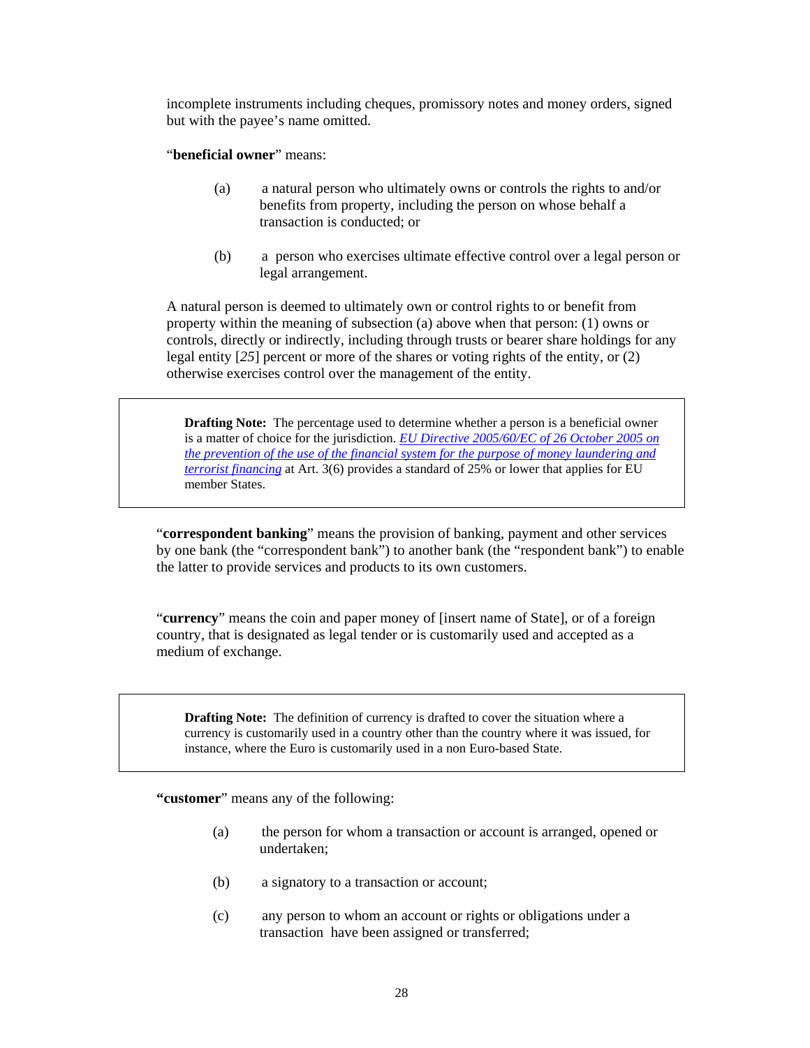incomplete instruments including cheques, promissory notes and money orders, signed but with the payee's name omitted.

"**beneficial owner**" means:

(a) a natural person who ultimately owns or controls the rights to and/or benefits from property, including the person on whose behalf a transaction is conducted; or

(b) a person who exercises ultimate effective control over a legal person or legal arrangement.

A natural person is deemed to ultimately own or control rights to or benefit from property within the meaning of subsection (a) above when that person: (1) owns or controls, directly or indirectly, including through trusts or bearer share holdings for any legal entity [*25*] percent or more of the shares or voting rights of the entity, or (2) otherwise exercises control over the management of the entity.

> **Drafting Note:** The percentage used to determine whether a person is a beneficial owner is a matter of choice for the jurisdiction. *EU Directive 2005/60/EC of 26 October 2005 on the prevention of the use of the financial system for the purpose of money laundering and terrorist financing* at Art. 3(6) provides a standard of 25% or lower that applies for EU member States.

"**correspondent banking**" means the provision of banking, payment and other services by one bank (the "correspondent bank") to another bank (the "respondent bank") to enable the latter to provide services and products to its own customers.

"**currency**" means the coin and paper money of [insert name of State], or of a foreign country, that is designated as legal tender or is customarily used and accepted as a medium of exchange.

> **Drafting Note:** The definition of currency is drafted to cover the situation where a currency is customarily used in a country other than the country where it was issued, for instance, where the Euro is customarily used in a non Euro-based State.

"**customer**" means any of the following:

(a) the person for whom a transaction or account is arranged, opened or undertaken;

(b) a signatory to a transaction or account;

(c) any person to whom an account or rights or obligations under a transaction have been assigned or transferred;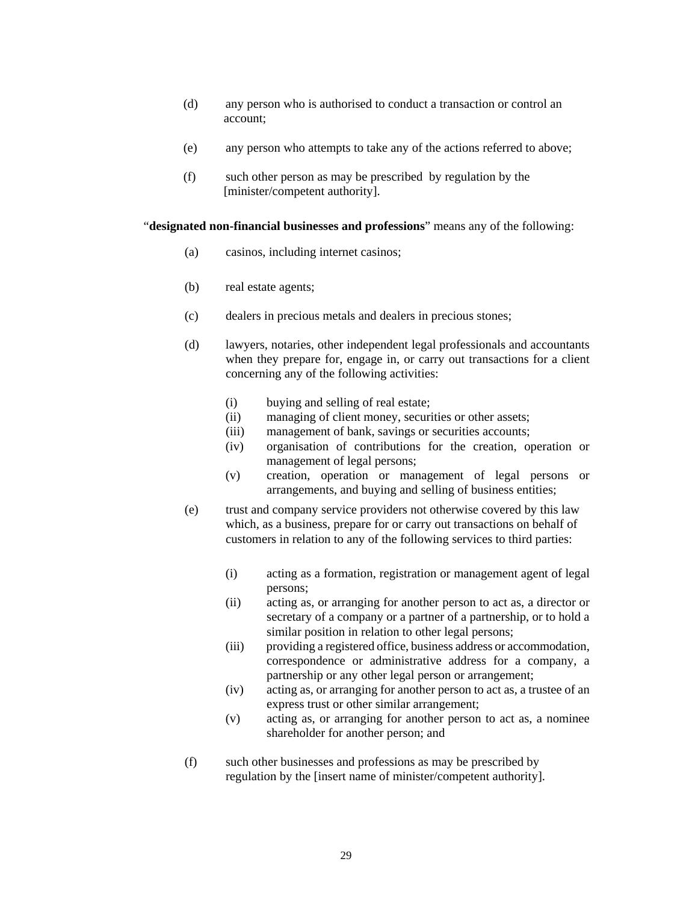(d) any person who is authorised to conduct a transaction or control an account;

(e) any person who attempts to take any of the actions referred to above;

(f) such other person as may be prescribed by regulation by the [minister/competent authority].

"**designated non-financial businesses and professions**" means any of the following:

(a) casinos, including internet casinos;

(b) real estate agents;

(c) dealers in precious metals and dealers in precious stones;

(d) lawyers, notaries, other independent legal professionals and accountants when they prepare for, engage in, or carry out transactions for a client concerning any of the following activities:

  (i) buying and selling of real estate;
  (ii) managing of client money, securities or other assets;
  (iii) management of bank, savings or securities accounts;
  (iv) organisation of contributions for the creation, operation or management of legal persons;
  (v) creation, operation or management of legal persons or arrangements, and buying and selling of business entities;

(e) trust and company service providers not otherwise covered by this law which, as a business, prepare for or carry out transactions on behalf of customers in relation to any of the following services to third parties:

  (i) acting as a formation, registration or management agent of legal persons;
  (ii) acting as, or arranging for another person to act as, a director or secretary of a company or a partner of a partnership, or to hold a similar position in relation to other legal persons;
  (iii) providing a registered office, business address or accommodation, correspondence or administrative address for a company, a partnership or any other legal person or arrangement;
  (iv) acting as, or arranging for another person to act as, a trustee of an express trust or other similar arrangement;
  (v) acting as, or arranging for another person to act as, a nominee shareholder for another person; and

(f) such other businesses and professions as may be prescribed by regulation by the [insert name of minister/competent authority].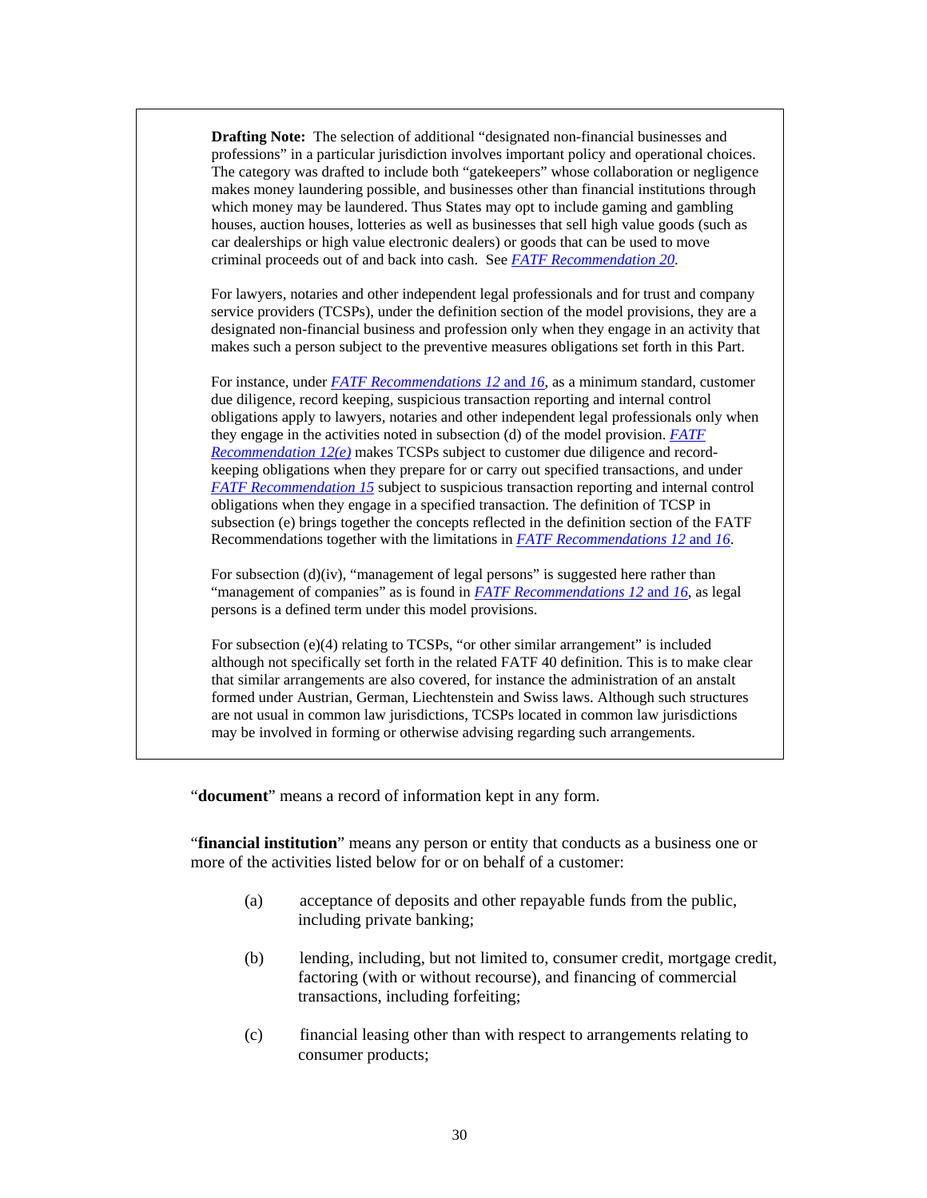**Drafting Note:** The selection of additional "designated non-financial businesses and professions" in a particular jurisdiction involves important policy and operational choices. The category was drafted to include both "gatekeepers" whose collaboration or negligence makes money laundering possible, and businesses other than financial institutions through which money may be laundered. Thus States may opt to include gaming and gambling houses, auction houses, lotteries as well as businesses that sell high value goods (such as car dealerships or high value electronic dealers) or goods that can be used to move criminal proceeds out of and back into cash. See *FATF Recommendation 20*.

For lawyers, notaries and other independent legal professionals and for trust and company service providers (TCSPs), under the definition section of the model provisions, they are a designated non-financial business and profession only when they engage in an activity that makes such a person subject to the preventive measures obligations set forth in this Part.

For instance, under *FATF Recommendations 12* and *16*, as a minimum standard, customer due diligence, record keeping, suspicious transaction reporting and internal control obligations apply to lawyers, notaries and other independent legal professionals only when they engage in the activities noted in subsection (d) of the model provision. *FATF Recommendation 12(e)* makes TCSPs subject to customer due diligence and record-keeping obligations when they prepare for or carry out specified transactions, and under *FATF Recommendation 15* subject to suspicious transaction reporting and internal control obligations when they engage in a specified transaction. The definition of TCSP in subsection (e) brings together the concepts reflected in the definition section of the FATF Recommendations together with the limitations in *FATF Recommendations 12* and *16*.

For subsection (d)(iv), "management of legal persons" is suggested here rather than "management of companies" as is found in *FATF Recommendations 12* and *16*, as legal persons is a defined term under this model provisions.

For subsection (e)(4) relating to TCSPs, "or other similar arrangement" is included although not specifically set forth in the related FATF 40 definition. This is to make clear that similar arrangements are also covered, for instance the administration of an anstalt formed under Austrian, German, Liechtenstein and Swiss laws. Although such structures are not usual in common law jurisdictions, TCSPs located in common law jurisdictions may be involved in forming or otherwise advising regarding such arrangements.

"**document**" means a record of information kept in any form.

"**financial institution**" means any person or entity that conducts as a business one or more of the activities listed below for or on behalf of a customer:

(a) acceptance of deposits and other repayable funds from the public, including private banking;

(b) lending, including, but not limited to, consumer credit, mortgage credit, factoring (with or without recourse), and financing of commercial transactions, including forfeiting;

(c) financial leasing other than with respect to arrangements relating to consumer products;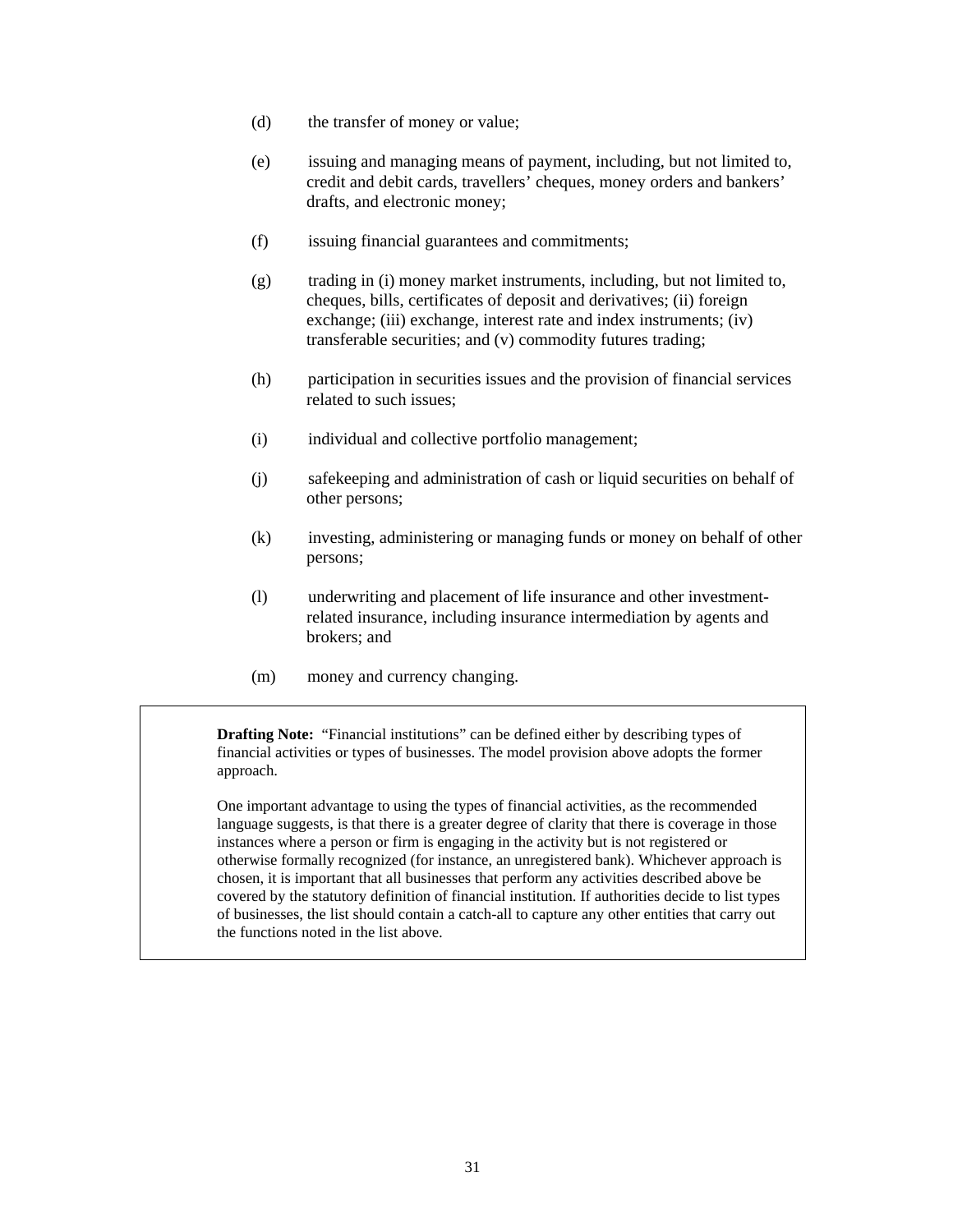(d) the transfer of money or value;

(e) issuing and managing means of payment, including, but not limited to, credit and debit cards, travellers' cheques, money orders and bankers' drafts, and electronic money;

(f) issuing financial guarantees and commitments;

(g) trading in (i) money market instruments, including, but not limited to, cheques, bills, certificates of deposit and derivatives; (ii) foreign exchange; (iii) exchange, interest rate and index instruments; (iv) transferable securities; and (v) commodity futures trading;

(h) participation in securities issues and the provision of financial services related to such issues;

(i) individual and collective portfolio management;

(j) safekeeping and administration of cash or liquid securities on behalf of other persons;

(k) investing, administering or managing funds or money on behalf of other persons;

(l) underwriting and placement of life insurance and other investment-related insurance, including insurance intermediation by agents and brokers; and

(m) money and currency changing.

> **Drafting Note:** "Financial institutions" can be defined either by describing types of financial activities or types of businesses. The model provision above adopts the former approach.
>
> One important advantage to using the types of financial activities, as the recommended language suggests, is that there is a greater degree of clarity that there is coverage in those instances where a person or firm is engaging in the activity but is not registered or otherwise formally recognized (for instance, an unregistered bank). Whichever approach is chosen, it is important that all businesses that perform any activities described above be covered by the statutory definition of financial institution. If authorities decide to list types of businesses, the list should contain a catch-all to capture any other entities that carry out the functions noted in the list above.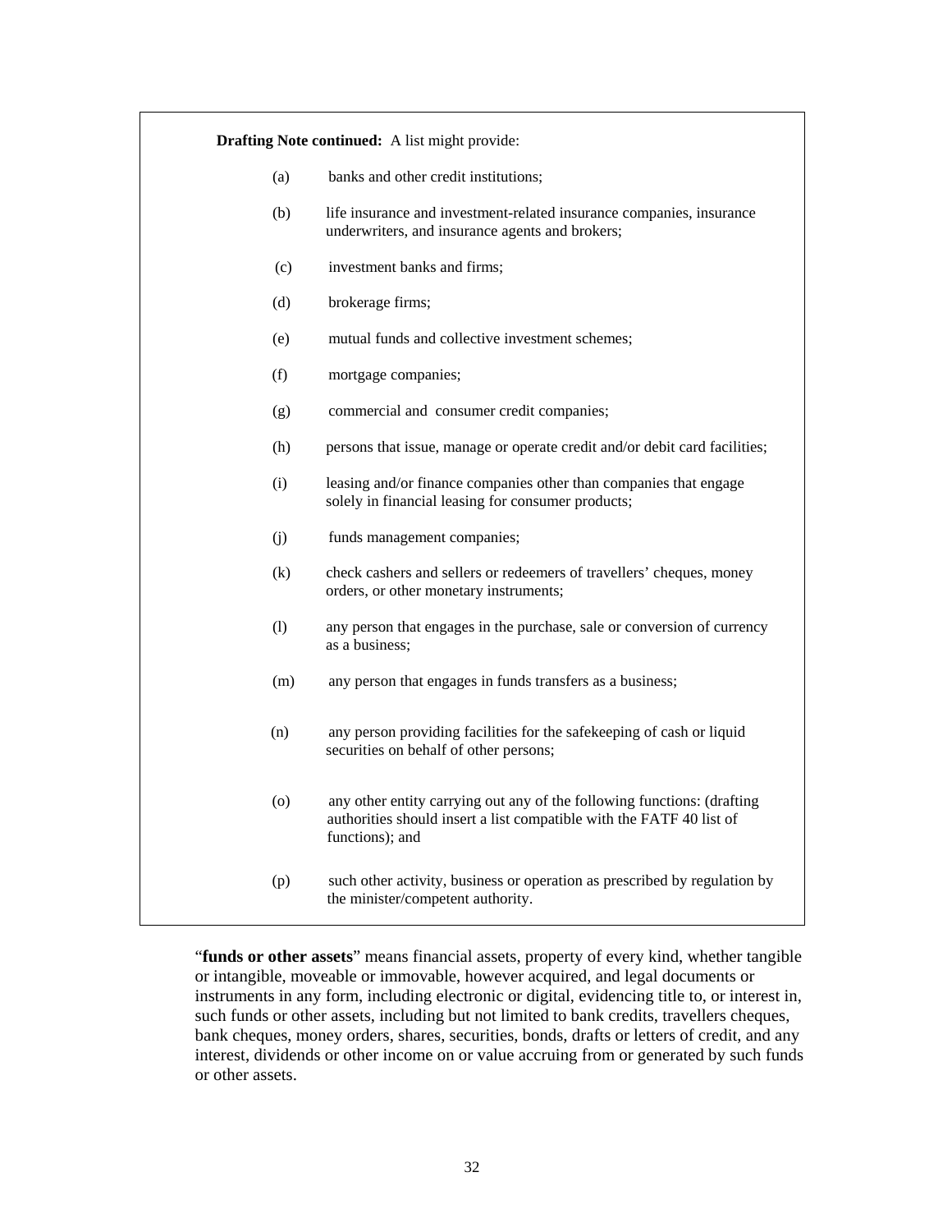**Drafting Note continued:** A list might provide:

(a) banks and other credit institutions;

(b) life insurance and investment-related insurance companies, insurance underwriters, and insurance agents and brokers;

(c) investment banks and firms;

(d) brokerage firms;

(e) mutual funds and collective investment schemes;

(f) mortgage companies;

(g) commercial and consumer credit companies;

(h) persons that issue, manage or operate credit and/or debit card facilities;

(i) leasing and/or finance companies other than companies that engage solely in financial leasing for consumer products;

(j) funds management companies;

(k) check cashers and sellers or redeemers of travellers' cheques, money orders, or other monetary instruments;

(l) any person that engages in the purchase, sale or conversion of currency as a business;

(m) any person that engages in funds transfers as a business;

(n) any person providing facilities for the safekeeping of cash or liquid securities on behalf of other persons;

(o) any other entity carrying out any of the following functions: (drafting authorities should insert a list compatible with the FATF 40 list of functions); and

(p) such other activity, business or operation as prescribed by regulation by the minister/competent authority.

"**funds or other assets**" means financial assets, property of every kind, whether tangible or intangible, moveable or immovable, however acquired, and legal documents or instruments in any form, including electronic or digital, evidencing title to, or interest in, such funds or other assets, including but not limited to bank credits, travellers cheques, bank cheques, money orders, shares, securities, bonds, drafts or letters of credit, and any interest, dividends or other income on or value accruing from or generated by such funds or other assets.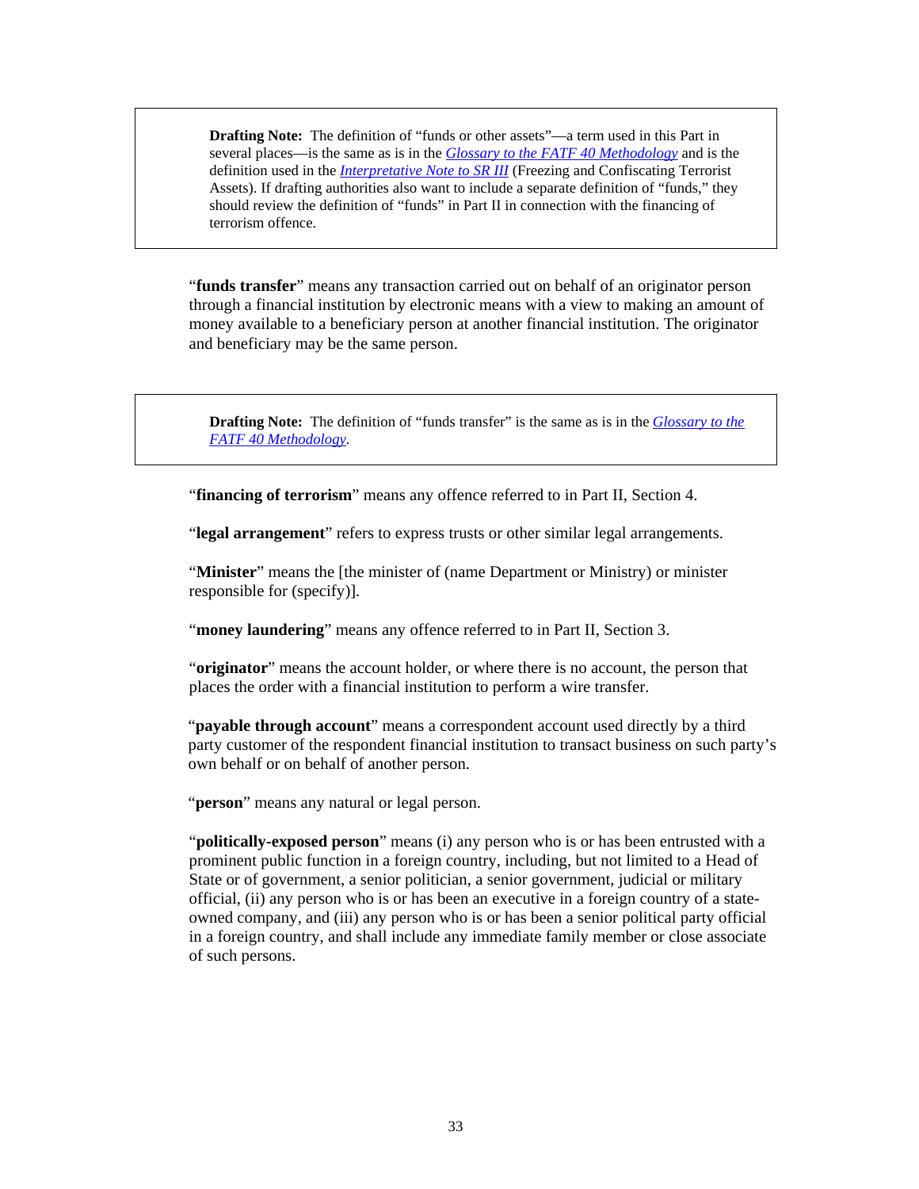> **Drafting Note:** The definition of "funds or other assets"—a term used in this Part in several places—is the same as is in the *Glossary to the FATF 40 Methodology* and is the definition used in the *Interpretative Note to SR III* (Freezing and Confiscating Terrorist Assets). If drafting authorities also want to include a separate definition of "funds," they should review the definition of "funds" in Part II in connection with the financing of terrorism offence.

"**funds transfer**" means any transaction carried out on behalf of an originator person through a financial institution by electronic means with a view to making an amount of money available to a beneficiary person at another financial institution. The originator and beneficiary may be the same person.

> **Drafting Note:** The definition of "funds transfer" is the same as is in the *Glossary to the FATF 40 Methodology*.

"**financing of terrorism**" means any offence referred to in Part II, Section 4.

"**legal arrangement**" refers to express trusts or other similar legal arrangements.

"**Minister**" means the [the minister of (name Department or Ministry) or minister responsible for (specify)].

"**money laundering**" means any offence referred to in Part II, Section 3.

"**originator**" means the account holder, or where there is no account, the person that places the order with a financial institution to perform a wire transfer.

"**payable through account**" means a correspondent account used directly by a third party customer of the respondent financial institution to transact business on such party's own behalf or on behalf of another person.

"**person**" means any natural or legal person.

"**politically-exposed person**" means (i) any person who is or has been entrusted with a prominent public function in a foreign country, including, but not limited to a Head of State or of government, a senior politician, a senior government, judicial or military official, (ii) any person who is or has been an executive in a foreign country of a state-owned company, and (iii) any person who is or has been a senior political party official in a foreign country, and shall include any immediate family member or close associate of such persons.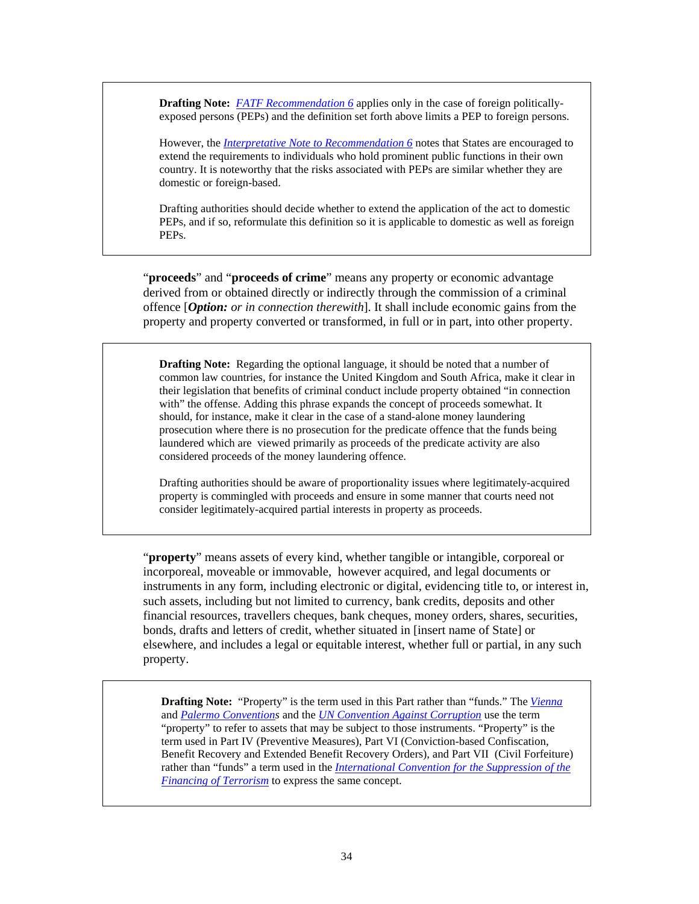> **Drafting Note:** *FATF Recommendation 6* applies only in the case of foreign politically-exposed persons (PEPs) and the definition set forth above limits a PEP to foreign persons.
>
> However, the *Interpretative Note to Recommendation 6* notes that States are encouraged to extend the requirements to individuals who hold prominent public functions in their own country. It is noteworthy that the risks associated with PEPs are similar whether they are domestic or foreign-based.
>
> Drafting authorities should decide whether to extend the application of the act to domestic PEPs, and if so, reformulate this definition so it is applicable to domestic as well as foreign PEPs.

"**proceeds**" and "**proceeds of crime**" means any property or economic advantage derived from or obtained directly or indirectly through the commission of a criminal offence [***Option:*** *or in connection therewith*]. It shall include economic gains from the property and property converted or transformed, in full or in part, into other property.

> **Drafting Note:** Regarding the optional language, it should be noted that a number of common law countries, for instance the United Kingdom and South Africa, make it clear in their legislation that benefits of criminal conduct include property obtained "in connection with" the offense. Adding this phrase expands the concept of proceeds somewhat. It should, for instance, make it clear in the case of a stand-alone money laundering prosecution where there is no prosecution for the predicate offence that the funds being laundered which are viewed primarily as proceeds of the predicate activity are also considered proceeds of the money laundering offence.
>
> Drafting authorities should be aware of proportionality issues where legitimately-acquired property is commingled with proceeds and ensure in some manner that courts need not consider legitimately-acquired partial interests in property as proceeds.

"**property**" means assets of every kind, whether tangible or intangible, corporeal or incorporeal, moveable or immovable, however acquired, and legal documents or instruments in any form, including electronic or digital, evidencing title to, or interest in, such assets, including but not limited to currency, bank credits, deposits and other financial resources, travellers cheques, bank cheques, money orders, shares, securities, bonds, drafts and letters of credit, whether situated in [insert name of State] or elsewhere, and includes a legal or equitable interest, whether full or partial, in any such property.

> **Drafting Note:** "Property" is the term used in this Part rather than "funds." The *Vienna* and *Palermo Conventions* and the *UN Convention Against Corruption* use the term "property" to refer to assets that may be subject to those instruments. "Property" is the term used in Part IV (Preventive Measures), Part VI (Conviction-based Confiscation, Benefit Recovery and Extended Benefit Recovery Orders), and Part VII (Civil Forfeiture) rather than "funds" a term used in the *International Convention for the Suppression of the Financing of Terrorism* to express the same concept.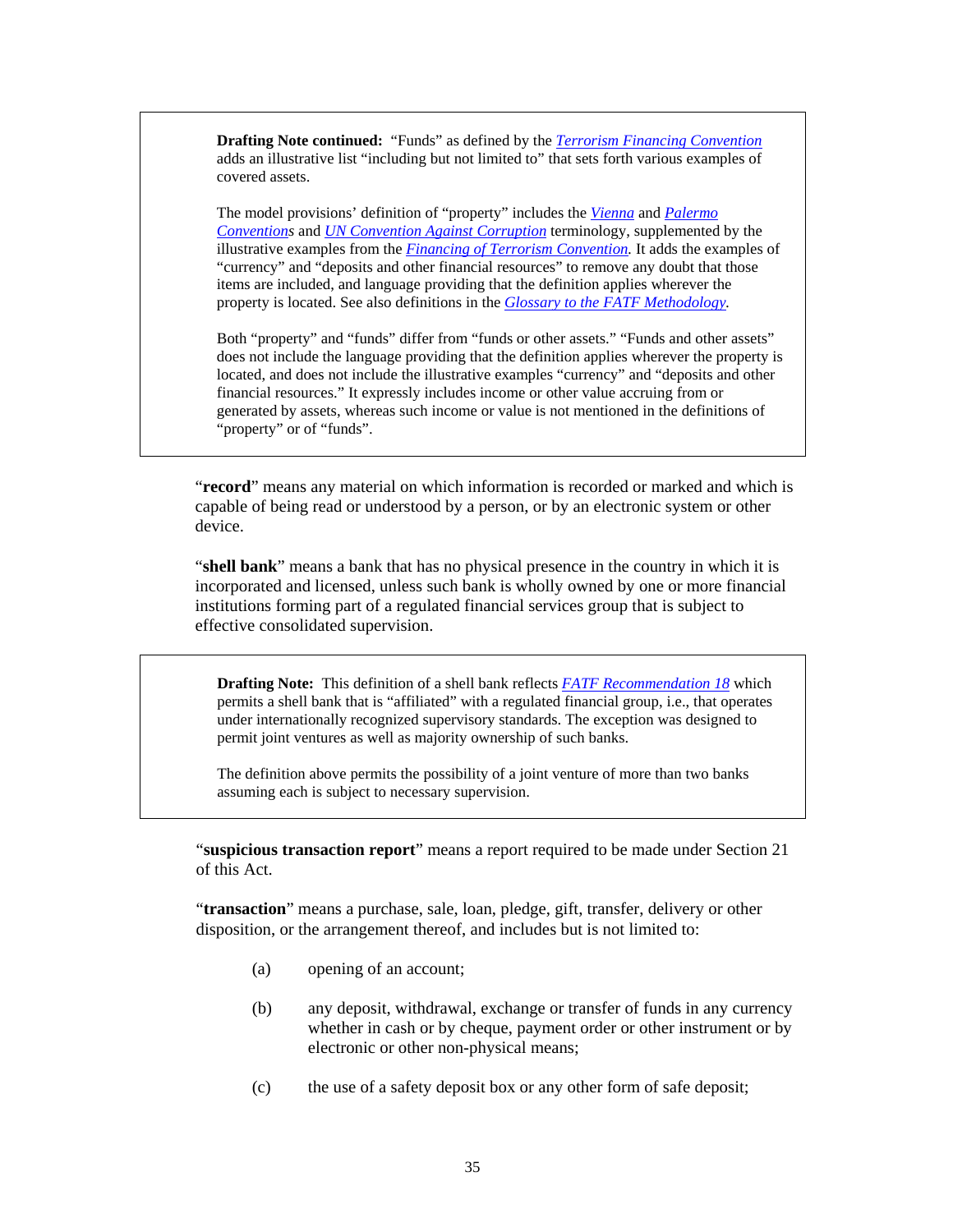> **Drafting Note continued:** "Funds" as defined by the *Terrorism Financing Convention* adds an illustrative list "including but not limited to" that sets forth various examples of covered assets.
>
> The model provisions' definition of "property" includes the *Vienna* and *Palermo Conventions* and *UN Convention Against Corruption* terminology, supplemented by the illustrative examples from the *Financing of Terrorism Convention.* It adds the examples of "currency" and "deposits and other financial resources" to remove any doubt that those items are included, and language providing that the definition applies wherever the property is located. See also definitions in the *Glossary to the FATF Methodology.*
>
> Both "property" and "funds" differ from "funds or other assets." "Funds and other assets" does not include the language providing that the definition applies wherever the property is located, and does not include the illustrative examples "currency" and "deposits and other financial resources." It expressly includes income or other value accruing from or generated by assets, whereas such income or value is not mentioned in the definitions of "property" or of "funds".

"**record**" means any material on which information is recorded or marked and which is capable of being read or understood by a person, or by an electronic system or other device.

"**shell bank**" means a bank that has no physical presence in the country in which it is incorporated and licensed, unless such bank is wholly owned by one or more financial institutions forming part of a regulated financial services group that is subject to effective consolidated supervision.

> **Drafting Note:** This definition of a shell bank reflects *FATF Recommendation 18* which permits a shell bank that is "affiliated" with a regulated financial group, i.e., that operates under internationally recognized supervisory standards. The exception was designed to permit joint ventures as well as majority ownership of such banks.
>
> The definition above permits the possibility of a joint venture of more than two banks assuming each is subject to necessary supervision.

"**suspicious transaction report**" means a report required to be made under Section 21 of this Act.

"**transaction**" means a purchase, sale, loan, pledge, gift, transfer, delivery or other disposition, or the arrangement thereof, and includes but is not limited to:

(a) opening of an account;

(b) any deposit, withdrawal, exchange or transfer of funds in any currency whether in cash or by cheque, payment order or other instrument or by electronic or other non-physical means;

(c) the use of a safety deposit box or any other form of safe deposit;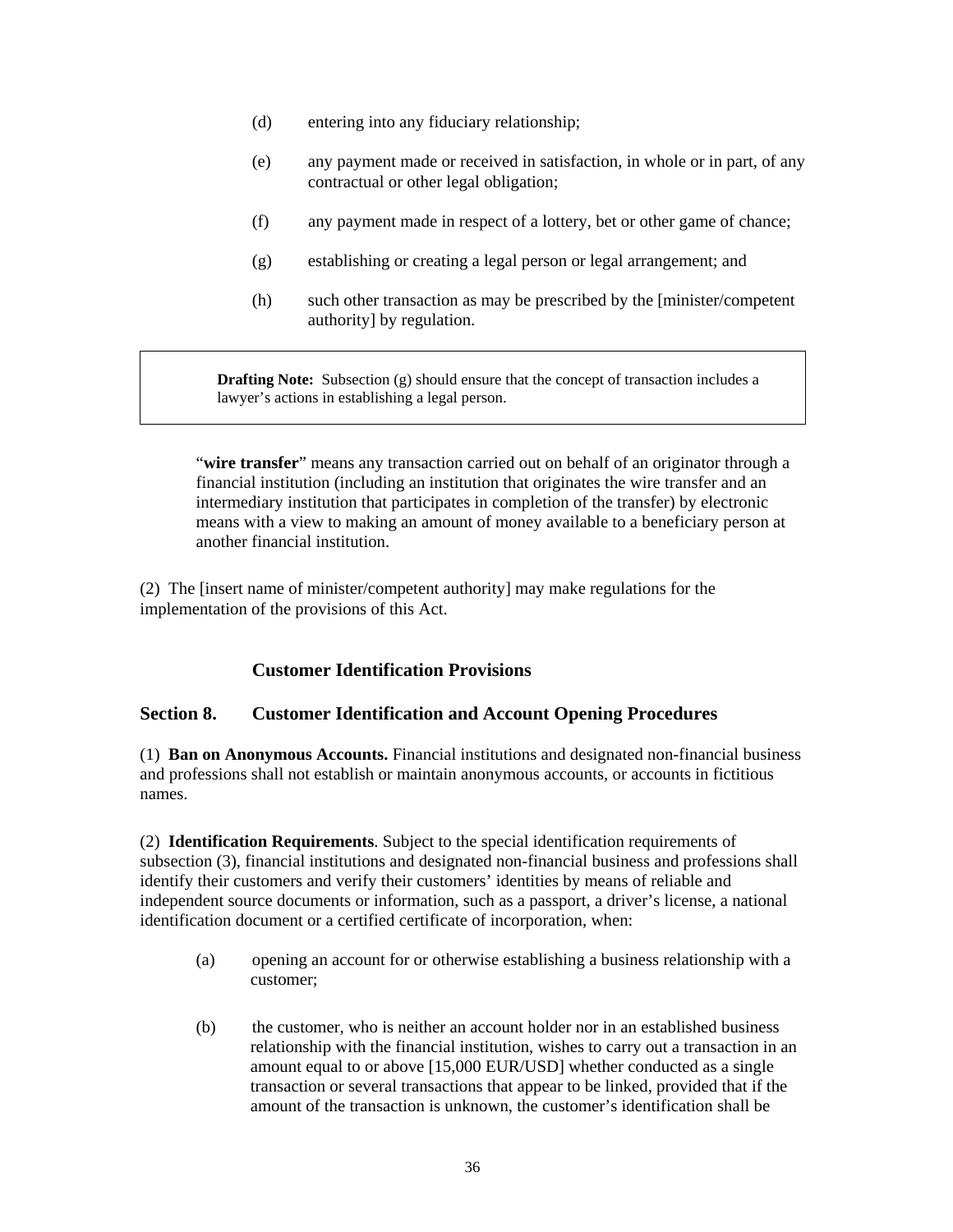(d) entering into any fiduciary relationship;

(e) any payment made or received in satisfaction, in whole or in part, of any contractual or other legal obligation;

(f) any payment made in respect of a lottery, bet or other game of chance;

(g) establishing or creating a legal person or legal arrangement; and

(h) such other transaction as may be prescribed by the [minister/competent authority] by regulation.

> **Drafting Note:** Subsection (g) should ensure that the concept of transaction includes a lawyer's actions in establishing a legal person.

"**wire transfer**" means any transaction carried out on behalf of an originator through a financial institution (including an institution that originates the wire transfer and an intermediary institution that participates in completion of the transfer) by electronic means with a view to making an amount of money available to a beneficiary person at another financial institution.

(2) The [insert name of minister/competent authority] may make regulations for the implementation of the provisions of this Act.

### Customer Identification Provisions

## Section 8. Customer Identification and Account Opening Procedures

(1) **Ban on Anonymous Accounts.** Financial institutions and designated non-financial business and professions shall not establish or maintain anonymous accounts, or accounts in fictitious names.

(2) **Identification Requirements**. Subject to the special identification requirements of subsection (3), financial institutions and designated non-financial business and professions shall identify their customers and verify their customers' identities by means of reliable and independent source documents or information, such as a passport, a driver's license, a national identification document or a certified certificate of incorporation, when:

(a) opening an account for or otherwise establishing a business relationship with a customer;

(b) the customer, who is neither an account holder nor in an established business relationship with the financial institution, wishes to carry out a transaction in an amount equal to or above [15,000 EUR/USD] whether conducted as a single transaction or several transactions that appear to be linked, provided that if the amount of the transaction is unknown, the customer's identification shall be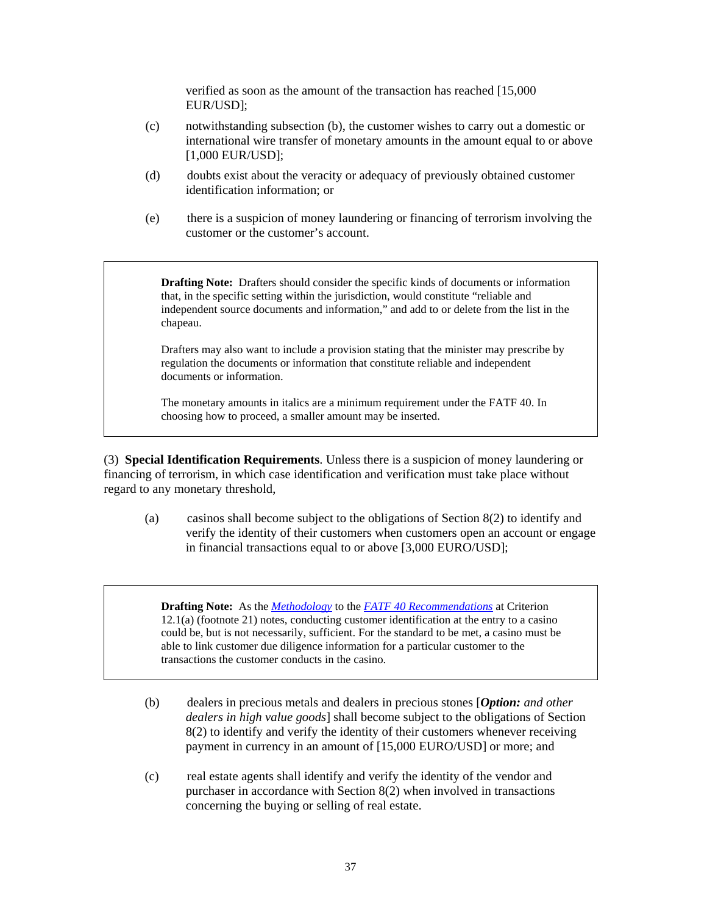verified as soon as the amount of the transaction has reached [15,000 EUR/USD];

(c) notwithstanding subsection (b), the customer wishes to carry out a domestic or international wire transfer of monetary amounts in the amount equal to or above [1,000 EUR/USD];

(d) doubts exist about the veracity or adequacy of previously obtained customer identification information; or

(e) there is a suspicion of money laundering or financing of terrorism involving the customer or the customer's account.

> **Drafting Note:** Drafters should consider the specific kinds of documents or information that, in the specific setting within the jurisdiction, would constitute "reliable and independent source documents and information," and add to or delete from the list in the chapeau.
>
> Drafters may also want to include a provision stating that the minister may prescribe by regulation the documents or information that constitute reliable and independent documents or information.
>
> The monetary amounts in italics are a minimum requirement under the FATF 40. In choosing how to proceed, a smaller amount may be inserted.

(3) **Special Identification Requirements**. Unless there is a suspicion of money laundering or financing of terrorism, in which case identification and verification must take place without regard to any monetary threshold,

(a) casinos shall become subject to the obligations of Section 8(2) to identify and verify the identity of their customers when customers open an account or engage in financial transactions equal to or above [3,000 EURO/USD];

> **Drafting Note:** As the *Methodology* to the *FATF 40 Recommendations* at Criterion 12.1(a) (footnote 21) notes, conducting customer identification at the entry to a casino could be, but is not necessarily, sufficient. For the standard to be met, a casino must be able to link customer due diligence information for a particular customer to the transactions the customer conducts in the casino.

(b) dealers in precious metals and dealers in precious stones [***Option:*** *and other dealers in high value goods*] shall become subject to the obligations of Section 8(2) to identify and verify the identity of their customers whenever receiving payment in currency in an amount of [15,000 EURO/USD] or more; and

(c) real estate agents shall identify and verify the identity of the vendor and purchaser in accordance with Section 8(2) when involved in transactions concerning the buying or selling of real estate.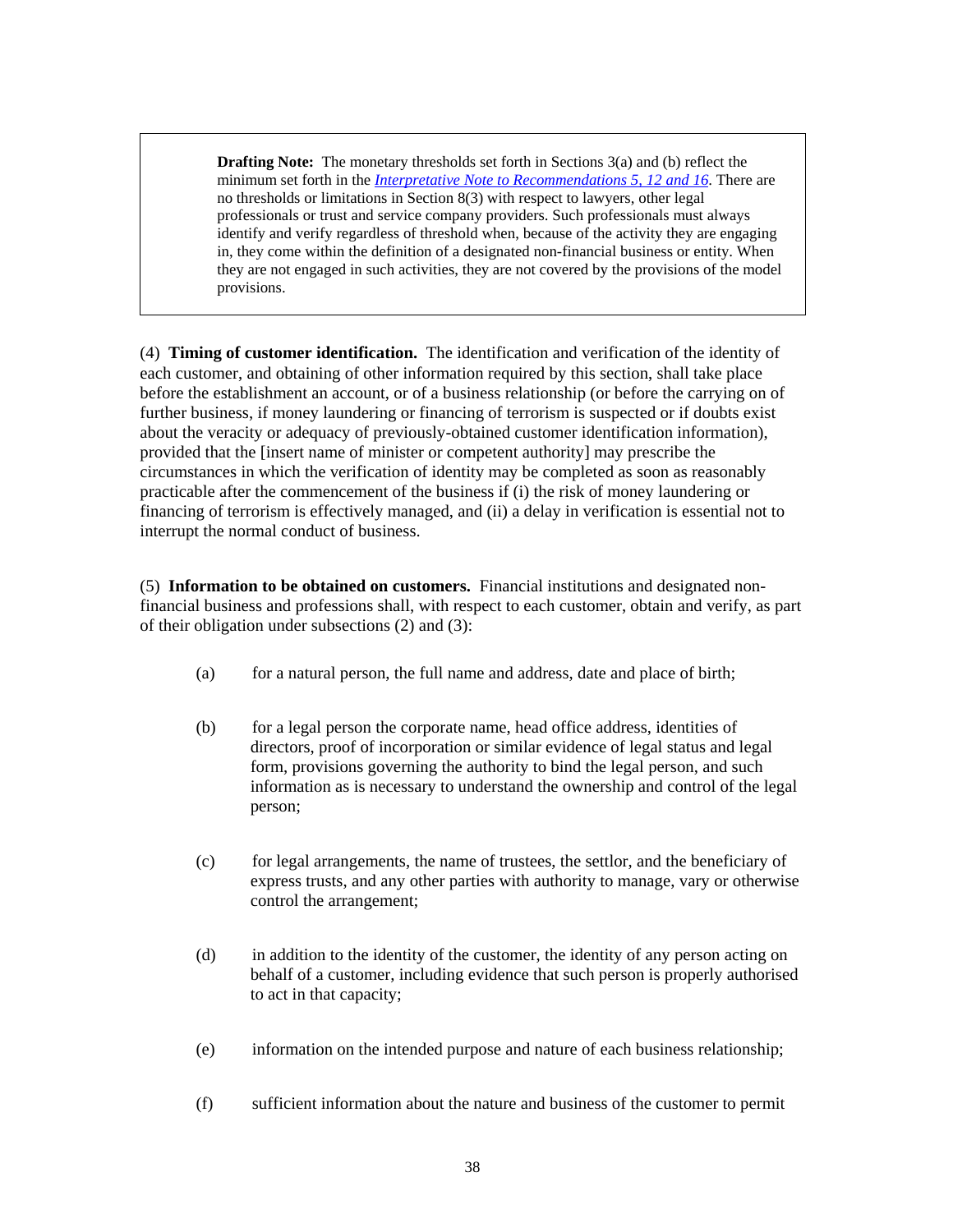> **Drafting Note:** The monetary thresholds set forth in Sections 3(a) and (b) reflect the minimum set forth in the *Interpretative Note to Recommendations 5, 12 and 16*. There are no thresholds or limitations in Section 8(3) with respect to lawyers, other legal professionals or trust and service company providers. Such professionals must always identify and verify regardless of threshold when, because of the activity they are engaging in, they come within the definition of a designated non-financial business or entity. When they are not engaged in such activities, they are not covered by the provisions of the model provisions.

(4) **Timing of customer identification.** The identification and verification of the identity of each customer, and obtaining of other information required by this section, shall take place before the establishment an account, or of a business relationship (or before the carrying on of further business, if money laundering or financing of terrorism is suspected or if doubts exist about the veracity or adequacy of previously-obtained customer identification information), provided that the [insert name of minister or competent authority] may prescribe the circumstances in which the verification of identity may be completed as soon as reasonably practicable after the commencement of the business if (i) the risk of money laundering or financing of terrorism is effectively managed, and (ii) a delay in verification is essential not to interrupt the normal conduct of business.

(5) **Information to be obtained on customers.** Financial institutions and designated non-financial business and professions shall, with respect to each customer, obtain and verify, as part of their obligation under subsections (2) and (3):

(a) for a natural person, the full name and address, date and place of birth;

(b) for a legal person the corporate name, head office address, identities of directors, proof of incorporation or similar evidence of legal status and legal form, provisions governing the authority to bind the legal person, and such information as is necessary to understand the ownership and control of the legal person;

(c) for legal arrangements, the name of trustees, the settlor, and the beneficiary of express trusts, and any other parties with authority to manage, vary or otherwise control the arrangement;

(d) in addition to the identity of the customer, the identity of any person acting on behalf of a customer, including evidence that such person is properly authorised to act in that capacity;

(e) information on the intended purpose and nature of each business relationship;

(f) sufficient information about the nature and business of the customer to permit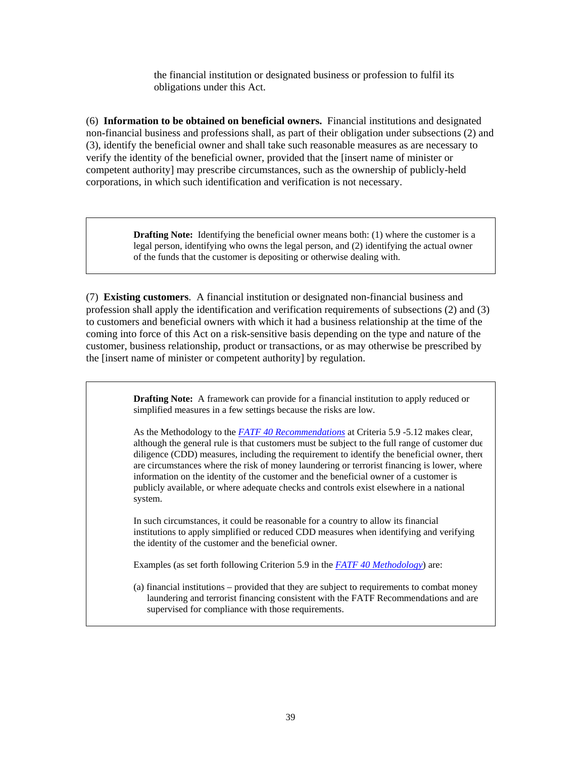the financial institution or designated business or profession to fulfil its obligations under this Act.

(6) **Information to be obtained on beneficial owners.** Financial institutions and designated non-financial business and professions shall, as part of their obligation under subsections (2) and (3), identify the beneficial owner and shall take such reasonable measures as are necessary to verify the identity of the beneficial owner, provided that the [insert name of minister or competent authority] may prescribe circumstances, such as the ownership of publicly-held corporations, in which such identification and verification is not necessary.

> **Drafting Note:** Identifying the beneficial owner means both: (1) where the customer is a legal person, identifying who owns the legal person, and (2) identifying the actual owner of the funds that the customer is depositing or otherwise dealing with.

(7) **Existing customers**. A financial institution or designated non-financial business and profession shall apply the identification and verification requirements of subsections (2) and (3) to customers and beneficial owners with which it had a business relationship at the time of the coming into force of this Act on a risk-sensitive basis depending on the type and nature of the customer, business relationship, product or transactions, or as may otherwise be prescribed by the [insert name of minister or competent authority] by regulation.

> **Drafting Note:** A framework can provide for a financial institution to apply reduced or simplified measures in a few settings because the risks are low.
>
> As the Methodology to the *FATF 40 Recommendations* at Criteria 5.9 -5.12 makes clear, although the general rule is that customers must be subject to the full range of customer due diligence (CDD) measures, including the requirement to identify the beneficial owner, there are circumstances where the risk of money laundering or terrorist financing is lower, where information on the identity of the customer and the beneficial owner of a customer is publicly available, or where adequate checks and controls exist elsewhere in a national system.
>
> In such circumstances, it could be reasonable for a country to allow its financial institutions to apply simplified or reduced CDD measures when identifying and verifying the identity of the customer and the beneficial owner.
>
> Examples (as set forth following Criterion 5.9 in the *FATF 40 Methodology*) are:
>
> (a) financial institutions – provided that they are subject to requirements to combat money laundering and terrorist financing consistent with the FATF Recommendations and are supervised for compliance with those requirements.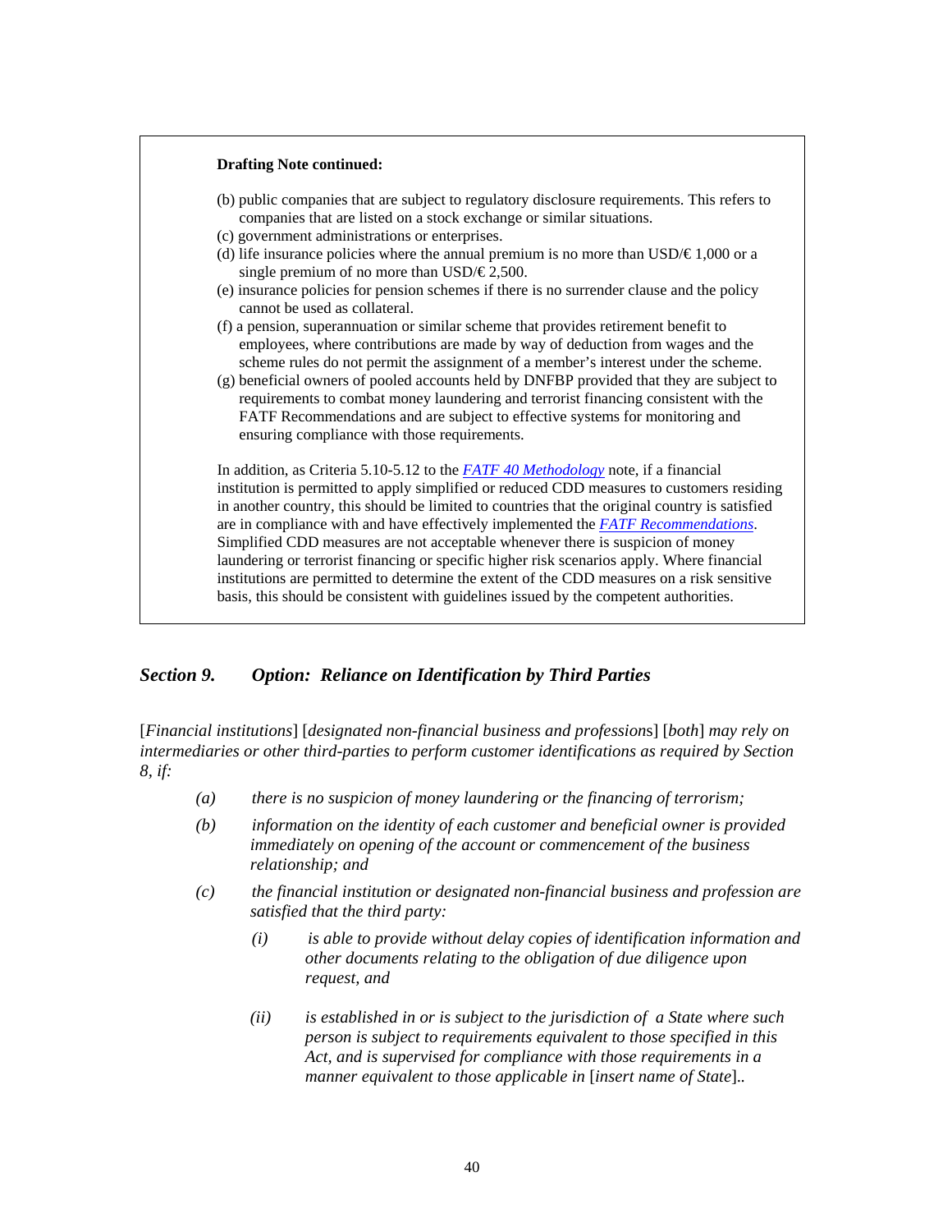**Drafting Note continued:**

(b) public companies that are subject to regulatory disclosure requirements. This refers to companies that are listed on a stock exchange or similar situations.
(c) government administrations or enterprises.
(d) life insurance policies where the annual premium is no more than USD/€ 1,000 or a single premium of no more than USD/€ 2,500.
(e) insurance policies for pension schemes if there is no surrender clause and the policy cannot be used as collateral.
(f) a pension, superannuation or similar scheme that provides retirement benefit to employees, where contributions are made by way of deduction from wages and the scheme rules do not permit the assignment of a member's interest under the scheme.
(g) beneficial owners of pooled accounts held by DNFBP provided that they are subject to requirements to combat money laundering and terrorist financing consistent with the FATF Recommendations and are subject to effective systems for monitoring and ensuring compliance with those requirements.

In addition, as Criteria 5.10-5.12 to the *FATF 40 Methodology* note, if a financial institution is permitted to apply simplified or reduced CDD measures to customers residing in another country, this should be limited to countries that the original country is satisfied are in compliance with and have effectively implemented the *FATF Recommendations*. Simplified CDD measures are not acceptable whenever there is suspicion of money laundering or terrorist financing or specific higher risk scenarios apply. Where financial institutions are permitted to determine the extent of the CDD measures on a risk sensitive basis, this should be consistent with guidelines issued by the competent authorities.

## *Section 9. Option: Reliance on Identification by Third Parties*

[*Financial institutions*] [*designated non-financial business and profession*s] [*both*] *may rely on intermediaries or other third-parties to perform customer identifications as required by Section 8, if:*

*(a) there is no suspicion of money laundering or the financing of terrorism;*

*(b) information on the identity of each customer and beneficial owner is provided immediately on opening of the account or commencement of the business relationship; and*

*(c) the financial institution or designated non-financial business and profession are satisfied that the third party:*

*(i) is able to provide without delay copies of identification information and other documents relating to the obligation of due diligence upon request, and*

*(ii) is established in or is subject to the jurisdiction of a State where such person is subject to requirements equivalent to those specified in this Act, and is supervised for compliance with those requirements in a manner equivalent to those applicable in* [*insert name of State*]..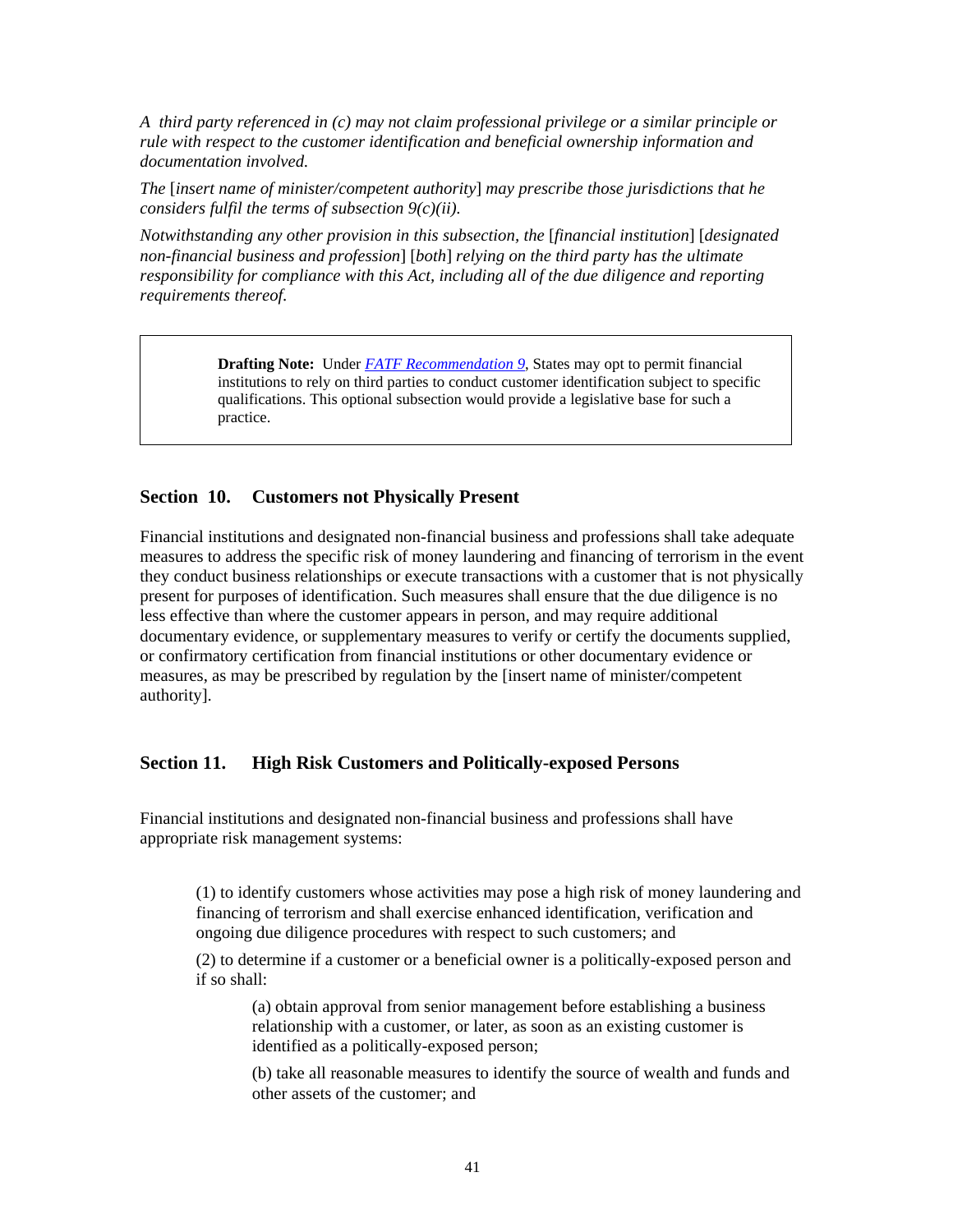*A third party referenced in (c) may not claim professional privilege or a similar principle or rule with respect to the customer identification and beneficial ownership information and documentation involved.*

*The* [*insert name of minister/competent authority*] *may prescribe those jurisdictions that he considers fulfil the terms of subsection 9(c)(ii).*

*Notwithstanding any other provision in this subsection, the* [*financial institution*] [*designated non-financial business and profession*] [*both*] *relying on the third party has the ultimate responsibility for compliance with this Act, including all of the due diligence and reporting requirements thereof.*

> **Drafting Note:** Under *FATF Recommendation 9*, States may opt to permit financial institutions to rely on third parties to conduct customer identification subject to specific qualifications. This optional subsection would provide a legislative base for such a practice.

### Section 10. Customers not Physically Present

Financial institutions and designated non-financial business and professions shall take adequate measures to address the specific risk of money laundering and financing of terrorism in the event they conduct business relationships or execute transactions with a customer that is not physically present for purposes of identification. Such measures shall ensure that the due diligence is no less effective than where the customer appears in person, and may require additional documentary evidence, or supplementary measures to verify or certify the documents supplied, or confirmatory certification from financial institutions or other documentary evidence or measures, as may be prescribed by regulation by the [insert name of minister/competent authority].

### Section 11. High Risk Customers and Politically-exposed Persons

Financial institutions and designated non-financial business and professions shall have appropriate risk management systems:

(1) to identify customers whose activities may pose a high risk of money laundering and financing of terrorism and shall exercise enhanced identification, verification and ongoing due diligence procedures with respect to such customers; and

(2) to determine if a customer or a beneficial owner is a politically-exposed person and if so shall:

(a) obtain approval from senior management before establishing a business relationship with a customer, or later, as soon as an existing customer is identified as a politically-exposed person;

(b) take all reasonable measures to identify the source of wealth and funds and other assets of the customer; and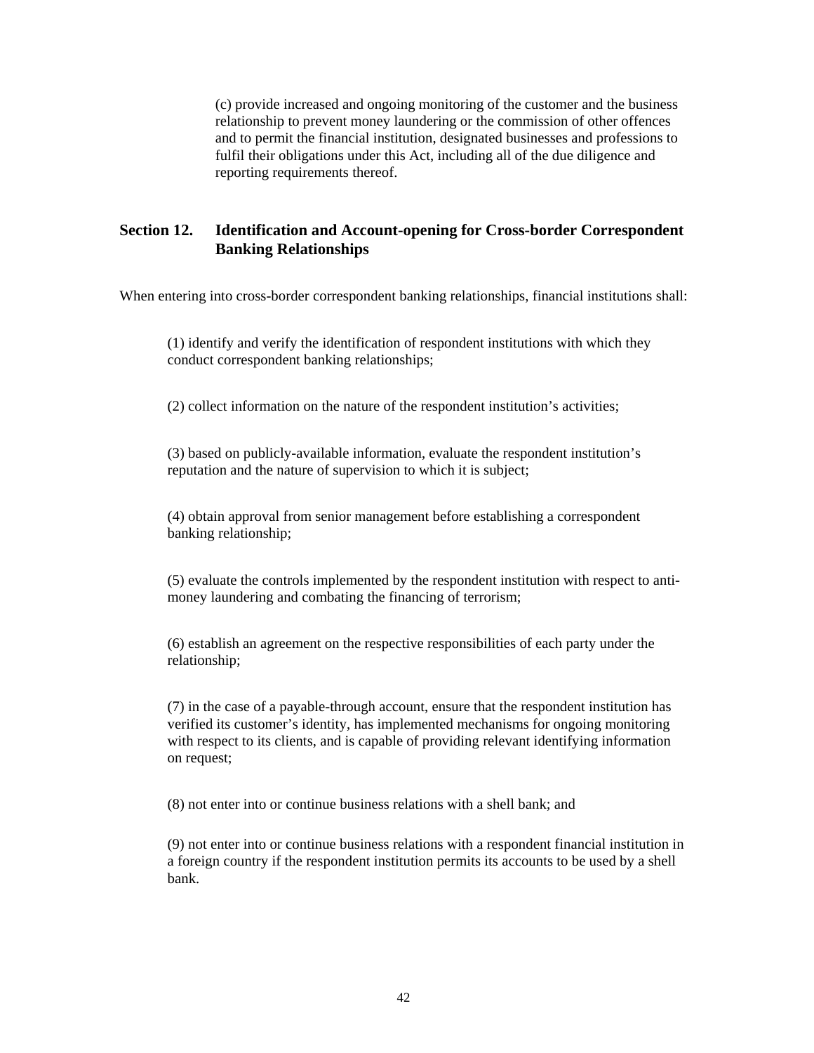(c) provide increased and ongoing monitoring of the customer and the business relationship to prevent money laundering or the commission of other offences and to permit the financial institution, designated businesses and professions to fulfil their obligations under this Act, including all of the due diligence and reporting requirements thereof.

## Section 12. Identification and Account-opening for Cross-border Correspondent Banking Relationships

When entering into cross-border correspondent banking relationships, financial institutions shall:

(1) identify and verify the identification of respondent institutions with which they conduct correspondent banking relationships;

(2) collect information on the nature of the respondent institution's activities;

(3) based on publicly-available information, evaluate the respondent institution's reputation and the nature of supervision to which it is subject;

(4) obtain approval from senior management before establishing a correspondent banking relationship;

(5) evaluate the controls implemented by the respondent institution with respect to anti-money laundering and combating the financing of terrorism;

(6) establish an agreement on the respective responsibilities of each party under the relationship;

(7) in the case of a payable-through account, ensure that the respondent institution has verified its customer's identity, has implemented mechanisms for ongoing monitoring with respect to its clients, and is capable of providing relevant identifying information on request;

(8) not enter into or continue business relations with a shell bank; and

(9) not enter into or continue business relations with a respondent financial institution in a foreign country if the respondent institution permits its accounts to be used by a shell bank.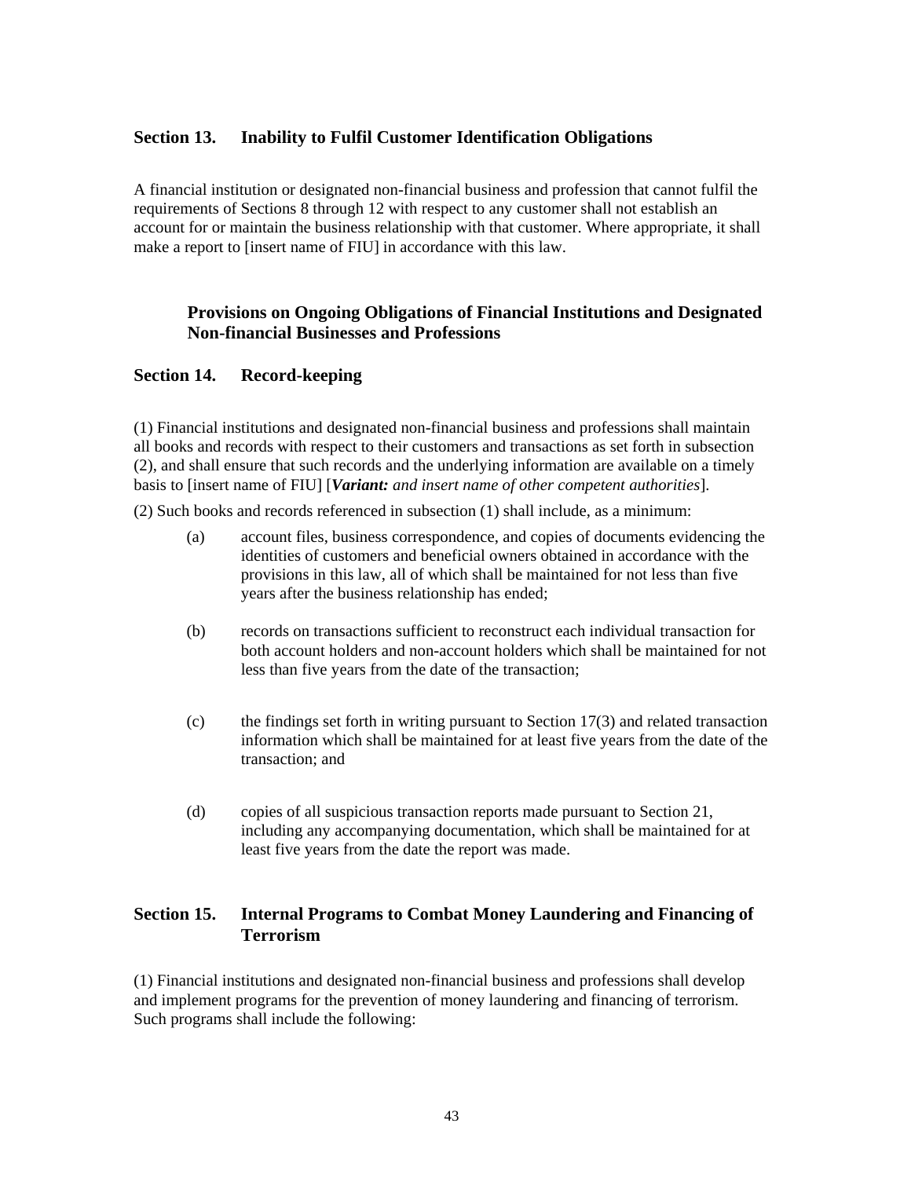## Section 13. Inability to Fulfil Customer Identification Obligations

A financial institution or designated non-financial business and profession that cannot fulfil the requirements of Sections 8 through 12 with respect to any customer shall not establish an account for or maintain the business relationship with that customer. Where appropriate, it shall make a report to [insert name of FIU] in accordance with this law.

### Provisions on Ongoing Obligations of Financial Institutions and Designated Non-financial Businesses and Professions

## Section 14. Record-keeping

(1) Financial institutions and designated non-financial business and professions shall maintain all books and records with respect to their customers and transactions as set forth in subsection (2), and shall ensure that such records and the underlying information are available on a timely basis to [insert name of FIU] [***Variant:*** *and insert name of other competent authorities*].

(2) Such books and records referenced in subsection (1) shall include, as a minimum:

(a) account files, business correspondence, and copies of documents evidencing the identities of customers and beneficial owners obtained in accordance with the provisions in this law, all of which shall be maintained for not less than five years after the business relationship has ended;

(b) records on transactions sufficient to reconstruct each individual transaction for both account holders and non-account holders which shall be maintained for not less than five years from the date of the transaction;

(c) the findings set forth in writing pursuant to Section 17(3) and related transaction information which shall be maintained for at least five years from the date of the transaction; and

(d) copies of all suspicious transaction reports made pursuant to Section 21, including any accompanying documentation, which shall be maintained for at least five years from the date the report was made.

## Section 15. Internal Programs to Combat Money Laundering and Financing of Terrorism

(1) Financial institutions and designated non-financial business and professions shall develop and implement programs for the prevention of money laundering and financing of terrorism. Such programs shall include the following: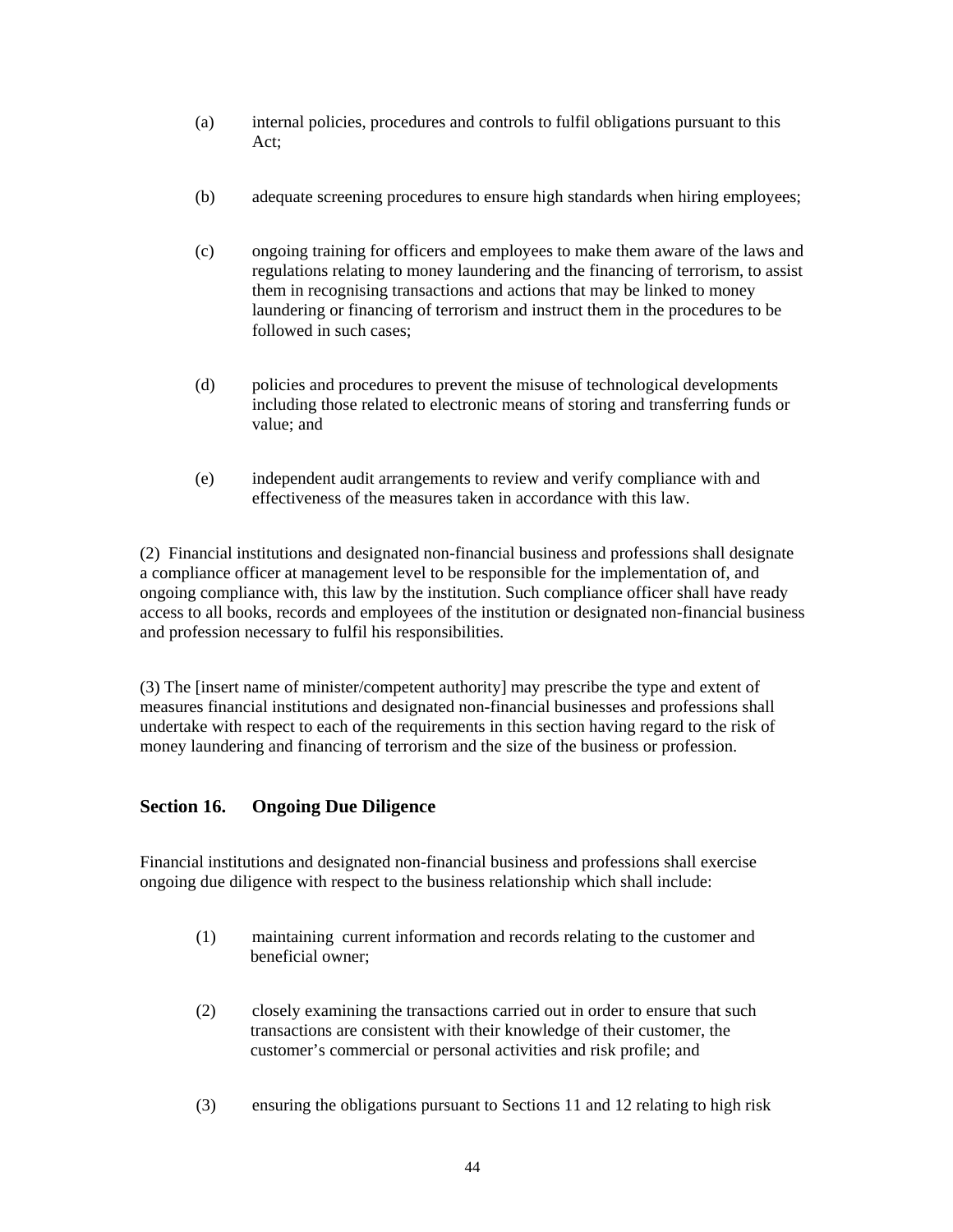(a) internal policies, procedures and controls to fulfil obligations pursuant to this Act;

(b) adequate screening procedures to ensure high standards when hiring employees;

(c) ongoing training for officers and employees to make them aware of the laws and regulations relating to money laundering and the financing of terrorism, to assist them in recognising transactions and actions that may be linked to money laundering or financing of terrorism and instruct them in the procedures to be followed in such cases;

(d) policies and procedures to prevent the misuse of technological developments including those related to electronic means of storing and transferring funds or value; and

(e) independent audit arrangements to review and verify compliance with and effectiveness of the measures taken in accordance with this law.

(2) Financial institutions and designated non-financial business and professions shall designate a compliance officer at management level to be responsible for the implementation of, and ongoing compliance with, this law by the institution. Such compliance officer shall have ready access to all books, records and employees of the institution or designated non-financial business and profession necessary to fulfil his responsibilities.

(3) The [insert name of minister/competent authority] may prescribe the type and extent of measures financial institutions and designated non-financial businesses and professions shall undertake with respect to each of the requirements in this section having regard to the risk of money laundering and financing of terrorism and the size of the business or profession.

### Section 16. Ongoing Due Diligence

Financial institutions and designated non-financial business and professions shall exercise ongoing due diligence with respect to the business relationship which shall include:

(1) maintaining current information and records relating to the customer and beneficial owner;

(2) closely examining the transactions carried out in order to ensure that such transactions are consistent with their knowledge of their customer, the customer's commercial or personal activities and risk profile; and

(3) ensuring the obligations pursuant to Sections 11 and 12 relating to high risk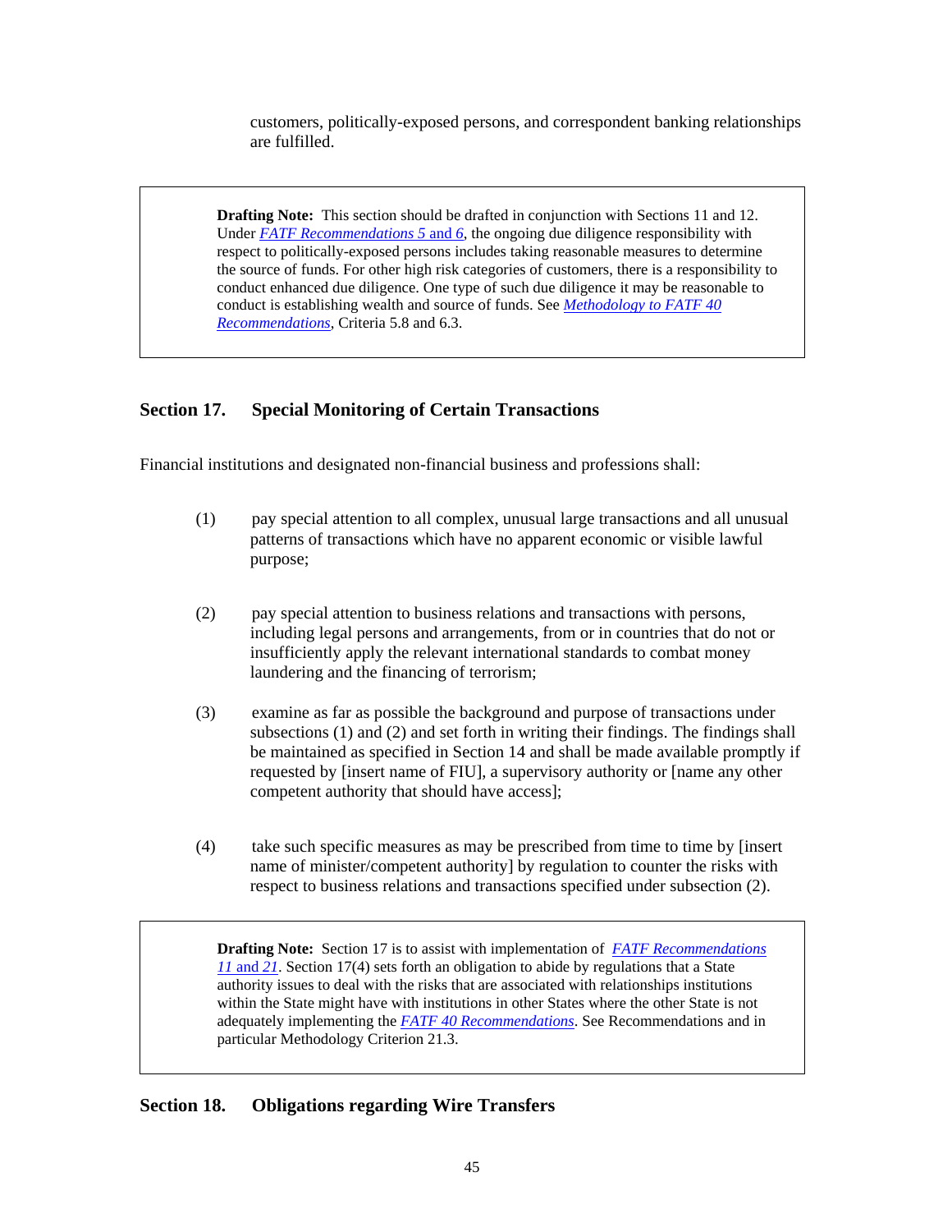customers, politically-exposed persons, and correspondent banking relationships are fulfilled.

> **Drafting Note:** This section should be drafted in conjunction with Sections 11 and 12. Under *FATF Recommendations 5* and *6*, the ongoing due diligence responsibility with respect to politically-exposed persons includes taking reasonable measures to determine the source of funds. For other high risk categories of customers, there is a responsibility to conduct enhanced due diligence. One type of such due diligence it may be reasonable to conduct is establishing wealth and source of funds. See *Methodology to FATF 40 Recommendations*, Criteria 5.8 and 6.3.

## Section 17. Special Monitoring of Certain Transactions

Financial institutions and designated non-financial business and professions shall:

(1) pay special attention to all complex, unusual large transactions and all unusual patterns of transactions which have no apparent economic or visible lawful purpose;

(2) pay special attention to business relations and transactions with persons, including legal persons and arrangements, from or in countries that do not or insufficiently apply the relevant international standards to combat money laundering and the financing of terrorism;

(3) examine as far as possible the background and purpose of transactions under subsections (1) and (2) and set forth in writing their findings. The findings shall be maintained as specified in Section 14 and shall be made available promptly if requested by [insert name of FIU], a supervisory authority or [name any other competent authority that should have access];

(4) take such specific measures as may be prescribed from time to time by [insert name of minister/competent authority] by regulation to counter the risks with respect to business relations and transactions specified under subsection (2).

> **Drafting Note:** Section 17 is to assist with implementation of *FATF Recommendations 11* and *21*. Section 17(4) sets forth an obligation to abide by regulations that a State authority issues to deal with the risks that are associated with relationships institutions within the State might have with institutions in other States where the other State is not adequately implementing the *FATF 40 Recommendations*. See Recommendations and in particular Methodology Criterion 21.3.

## Section 18. Obligations regarding Wire Transfers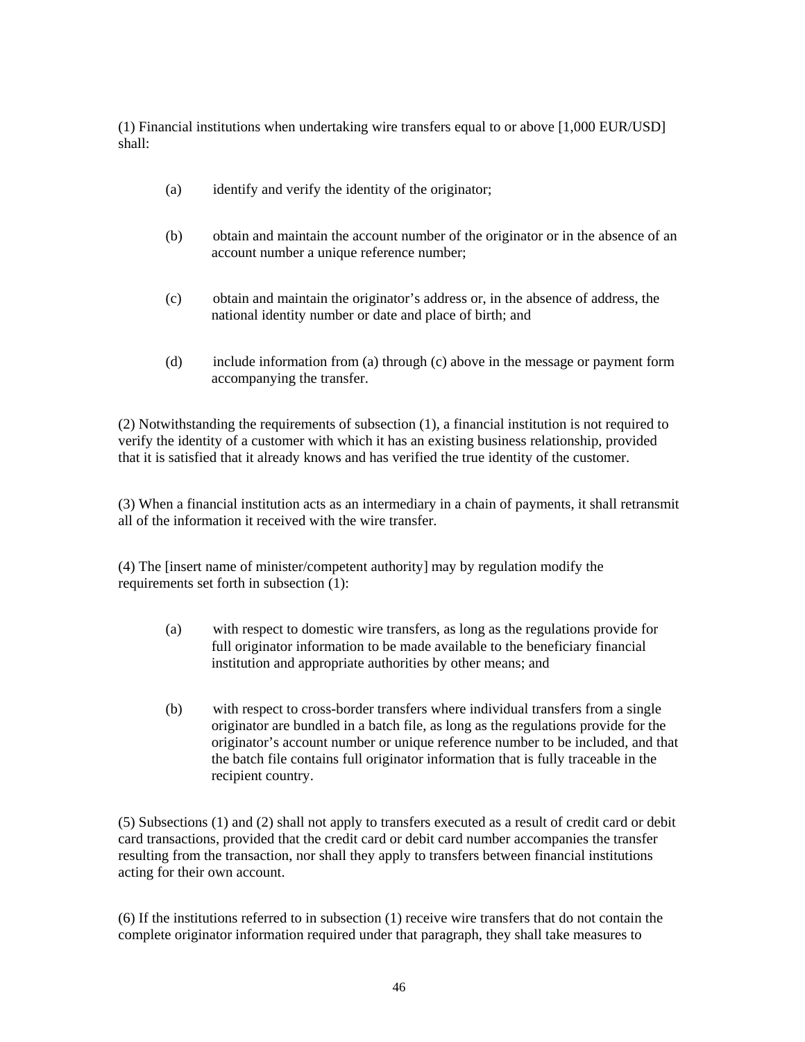(1) Financial institutions when undertaking wire transfers equal to or above [1,000 EUR/USD] shall:

(a) identify and verify the identity of the originator;

(b) obtain and maintain the account number of the originator or in the absence of an account number a unique reference number;

(c) obtain and maintain the originator's address or, in the absence of address, the national identity number or date and place of birth; and

(d) include information from (a) through (c) above in the message or payment form accompanying the transfer.

(2) Notwithstanding the requirements of subsection (1), a financial institution is not required to verify the identity of a customer with which it has an existing business relationship, provided that it is satisfied that it already knows and has verified the true identity of the customer.

(3) When a financial institution acts as an intermediary in a chain of payments, it shall retransmit all of the information it received with the wire transfer.

(4) The [insert name of minister/competent authority] may by regulation modify the requirements set forth in subsection (1):

(a) with respect to domestic wire transfers, as long as the regulations provide for full originator information to be made available to the beneficiary financial institution and appropriate authorities by other means; and

(b) with respect to cross-border transfers where individual transfers from a single originator are bundled in a batch file, as long as the regulations provide for the originator's account number or unique reference number to be included, and that the batch file contains full originator information that is fully traceable in the recipient country.

(5) Subsections (1) and (2) shall not apply to transfers executed as a result of credit card or debit card transactions, provided that the credit card or debit card number accompanies the transfer resulting from the transaction, nor shall they apply to transfers between financial institutions acting for their own account.

(6) If the institutions referred to in subsection (1) receive wire transfers that do not contain the complete originator information required under that paragraph, they shall take measures to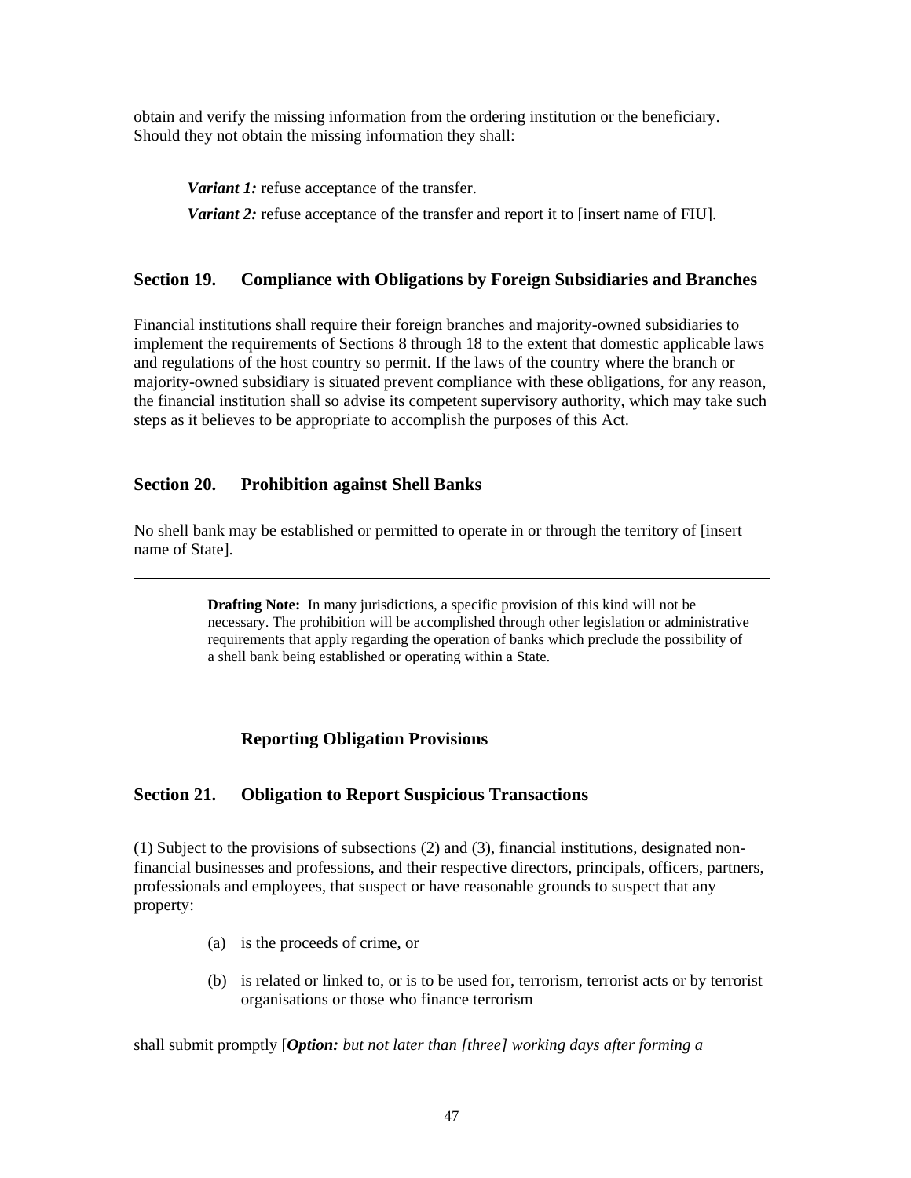obtain and verify the missing information from the ordering institution or the beneficiary. Should they not obtain the missing information they shall:

> ***Variant 1:*** refuse acceptance of the transfer.
>
> ***Variant 2:*** refuse acceptance of the transfer and report it to [insert name of FIU].

### Section 19. Compliance with Obligations by Foreign Subsidiaries and Branches

Financial institutions shall require their foreign branches and majority-owned subsidiaries to implement the requirements of Sections 8 through 18 to the extent that domestic applicable laws and regulations of the host country so permit. If the laws of the country where the branch or majority-owned subsidiary is situated prevent compliance with these obligations, for any reason, the financial institution shall so advise its competent supervisory authority, which may take such steps as it believes to be appropriate to accomplish the purposes of this Act.

### Section 20. Prohibition against Shell Banks

No shell bank may be established or permitted to operate in or through the territory of [insert name of State].

> **Drafting Note:** In many jurisdictions, a specific provision of this kind will not be necessary. The prohibition will be accomplished through other legislation or administrative requirements that apply regarding the operation of banks which preclude the possibility of a shell bank being established or operating within a State.

## Reporting Obligation Provisions

### Section 21. Obligation to Report Suspicious Transactions

(1) Subject to the provisions of subsections (2) and (3), financial institutions, designated non-financial businesses and professions, and their respective directors, principals, officers, partners, professionals and employees, that suspect or have reasonable grounds to suspect that any property:

- (a) is the proceeds of crime, or
- (b) is related or linked to, or is to be used for, terrorism, terrorist acts or by terrorist organisations or those who finance terrorism

shall submit promptly [***Option:*** *but not later than [three] working days after forming a*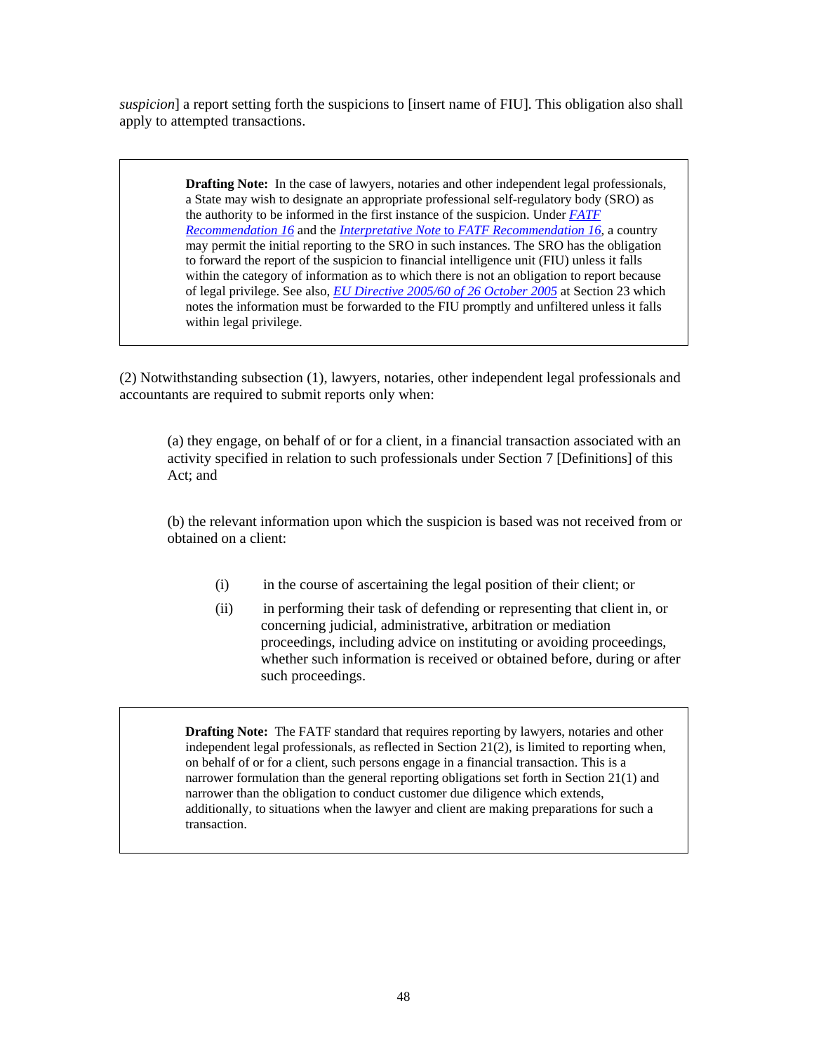*suspicion*] a report setting forth the suspicions to [insert name of FIU]. This obligation also shall apply to attempted transactions.

> **Drafting Note:** In the case of lawyers, notaries and other independent legal professionals, a State may wish to designate an appropriate professional self-regulatory body (SRO) as the authority to be informed in the first instance of the suspicion. Under *FATF Recommendation 16* and the *Interpretative Note to FATF Recommendation 16*, a country may permit the initial reporting to the SRO in such instances. The SRO has the obligation to forward the report of the suspicion to financial intelligence unit (FIU) unless it falls within the category of information as to which there is not an obligation to report because of legal privilege. See also, *EU Directive 2005/60 of 26 October 2005* at Section 23 which notes the information must be forwarded to the FIU promptly and unfiltered unless it falls within legal privilege.

(2) Notwithstanding subsection (1), lawyers, notaries, other independent legal professionals and accountants are required to submit reports only when:

(a) they engage, on behalf of or for a client, in a financial transaction associated with an activity specified in relation to such professionals under Section 7 [Definitions] of this Act; and

(b) the relevant information upon which the suspicion is based was not received from or obtained on a client:

(i) in the course of ascertaining the legal position of their client; or

(ii) in performing their task of defending or representing that client in, or concerning judicial, administrative, arbitration or mediation proceedings, including advice on instituting or avoiding proceedings, whether such information is received or obtained before, during or after such proceedings.

> **Drafting Note:** The FATF standard that requires reporting by lawyers, notaries and other independent legal professionals, as reflected in Section 21(2), is limited to reporting when, on behalf of or for a client, such persons engage in a financial transaction. This is a narrower formulation than the general reporting obligations set forth in Section 21(1) and narrower than the obligation to conduct customer due diligence which extends, additionally, to situations when the lawyer and client are making preparations for such a transaction.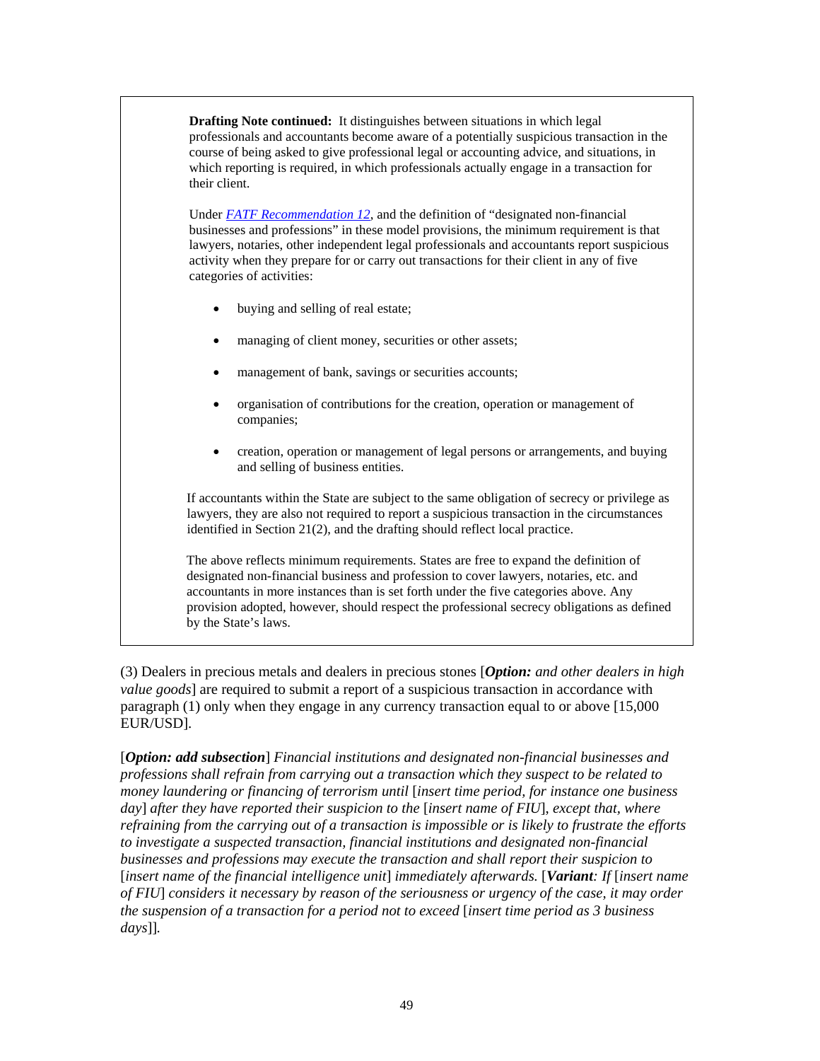**Drafting Note continued:** It distinguishes between situations in which legal professionals and accountants become aware of a potentially suspicious transaction in the course of being asked to give professional legal or accounting advice, and situations, in which reporting is required, in which professionals actually engage in a transaction for their client.

Under *FATF Recommendation 12*, and the definition of "designated non-financial businesses and professions" in these model provisions, the minimum requirement is that lawyers, notaries, other independent legal professionals and accountants report suspicious activity when they prepare for or carry out transactions for their client in any of five categories of activities:

- buying and selling of real estate;
- managing of client money, securities or other assets;
- management of bank, savings or securities accounts;
- organisation of contributions for the creation, operation or management of companies;
- creation, operation or management of legal persons or arrangements, and buying and selling of business entities.

If accountants within the State are subject to the same obligation of secrecy or privilege as lawyers, they are also not required to report a suspicious transaction in the circumstances identified in Section 21(2), and the drafting should reflect local practice.

The above reflects minimum requirements. States are free to expand the definition of designated non-financial business and profession to cover lawyers, notaries, etc. and accountants in more instances than is set forth under the five categories above. Any provision adopted, however, should respect the professional secrecy obligations as defined by the State's laws.

(3) Dealers in precious metals and dealers in precious stones [***Option:*** *and other dealers in high value goods*] are required to submit a report of a suspicious transaction in accordance with paragraph (1) only when they engage in any currency transaction equal to or above [15,000 EUR/USD].

[***Option: add subsection***] *Financial institutions and designated non-financial businesses and professions shall refrain from carrying out a transaction which they suspect to be related to money laundering or financing of terrorism until* [*insert time period, for instance one business day*] *after they have reported their suspicion to the* [*insert name of FIU*]*, except that, where refraining from the carrying out of a transaction is impossible or is likely to frustrate the efforts to investigate a suspected transaction, financial institutions and designated non-financial businesses and professions may execute the transaction and shall report their suspicion to* [*insert name of the financial intelligence unit*] *immediately afterwards.* [***Variant****: If* [*insert name of FIU*] *considers it necessary by reason of the seriousness or urgency of the case, it may order the suspension of a transaction for a period not to exceed* [*insert time period as 3 business days*]].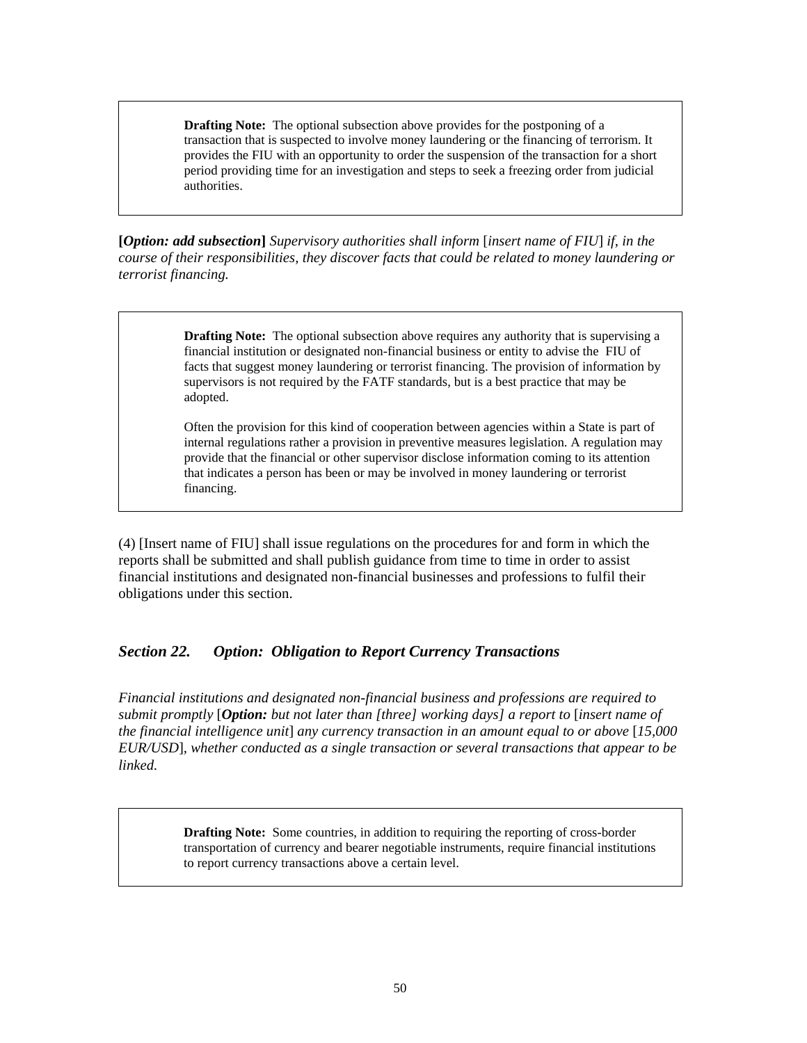> **Drafting Note:** The optional subsection above provides for the postponing of a transaction that is suspected to involve money laundering or the financing of terrorism. It provides the FIU with an opportunity to order the suspension of the transaction for a short period providing time for an investigation and steps to seek a freezing order from judicial authorities.

**[*Option: add subsection*]** *Supervisory authorities shall inform* [*insert name of FIU*] *if, in the course of their responsibilities, they discover facts that could be related to money laundering or terrorist financing.*

> **Drafting Note:** The optional subsection above requires any authority that is supervising a financial institution or designated non-financial business or entity to advise the FIU of facts that suggest money laundering or terrorist financing. The provision of information by supervisors is not required by the FATF standards, but is a best practice that may be adopted.
>
> Often the provision for this kind of cooperation between agencies within a State is part of internal regulations rather a provision in preventive measures legislation. A regulation may provide that the financial or other supervisor disclose information coming to its attention that indicates a person has been or may be involved in money laundering or terrorist financing.

(4) [Insert name of FIU] shall issue regulations on the procedures for and form in which the reports shall be submitted and shall publish guidance from time to time in order to assist financial institutions and designated non-financial businesses and professions to fulfil their obligations under this section.

### *Section 22. Option: Obligation to Report Currency Transactions*

*Financial institutions and designated non-financial business and professions are required to submit promptly* [***Option:*** *but not later than [three] working days] a report to* [*insert name of the financial intelligence unit*] *any currency transaction in an amount equal to or above* [*15,000 EUR/USD*]*, whether conducted as a single transaction or several transactions that appear to be linked.*

> **Drafting Note:** Some countries, in addition to requiring the reporting of cross-border transportation of currency and bearer negotiable instruments, require financial institutions to report currency transactions above a certain level.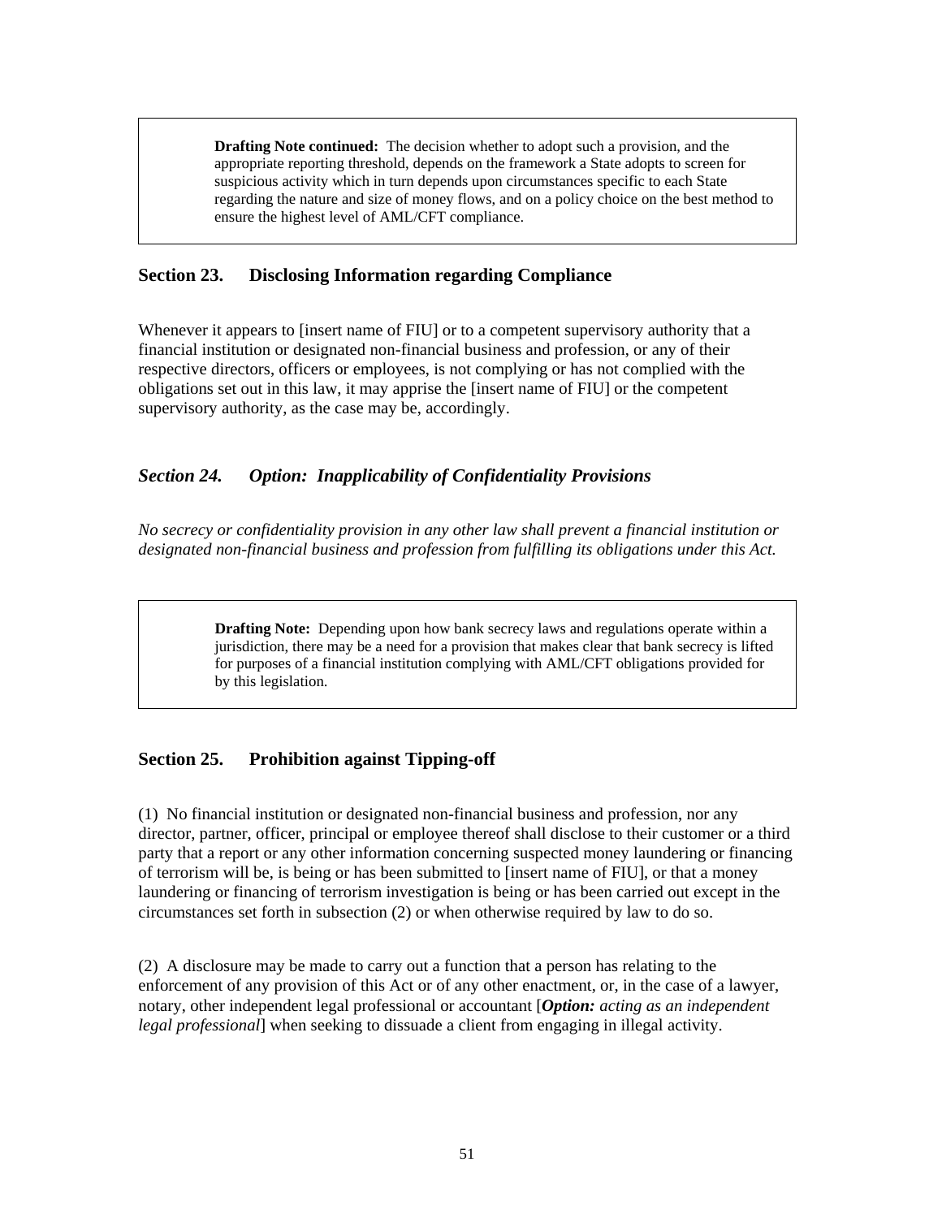> **Drafting Note continued:** The decision whether to adopt such a provision, and the appropriate reporting threshold, depends on the framework a State adopts to screen for suspicious activity which in turn depends upon circumstances specific to each State regarding the nature and size of money flows, and on a policy choice on the best method to ensure the highest level of AML/CFT compliance.

## Section 23. Disclosing Information regarding Compliance

Whenever it appears to [insert name of FIU] or to a competent supervisory authority that a financial institution or designated non-financial business and profession, or any of their respective directors, officers or employees, is not complying or has not complied with the obligations set out in this law, it may apprise the [insert name of FIU] or the competent supervisory authority, as the case may be, accordingly.

## *Section 24. Option: Inapplicability of Confidentiality Provisions*

*No secrecy or confidentiality provision in any other law shall prevent a financial institution or designated non-financial business and profession from fulfilling its obligations under this Act.*

> **Drafting Note:** Depending upon how bank secrecy laws and regulations operate within a jurisdiction, there may be a need for a provision that makes clear that bank secrecy is lifted for purposes of a financial institution complying with AML/CFT obligations provided for by this legislation.

## Section 25. Prohibition against Tipping-off

(1) No financial institution or designated non-financial business and profession, nor any director, partner, officer, principal or employee thereof shall disclose to their customer or a third party that a report or any other information concerning suspected money laundering or financing of terrorism will be, is being or has been submitted to [insert name of FIU], or that a money laundering or financing of terrorism investigation is being or has been carried out except in the circumstances set forth in subsection (2) or when otherwise required by law to do so.

(2) A disclosure may be made to carry out a function that a person has relating to the enforcement of any provision of this Act or of any other enactment, or, in the case of a lawyer, notary, other independent legal professional or accountant [***Option:*** *acting as an independent legal professional*] when seeking to dissuade a client from engaging in illegal activity.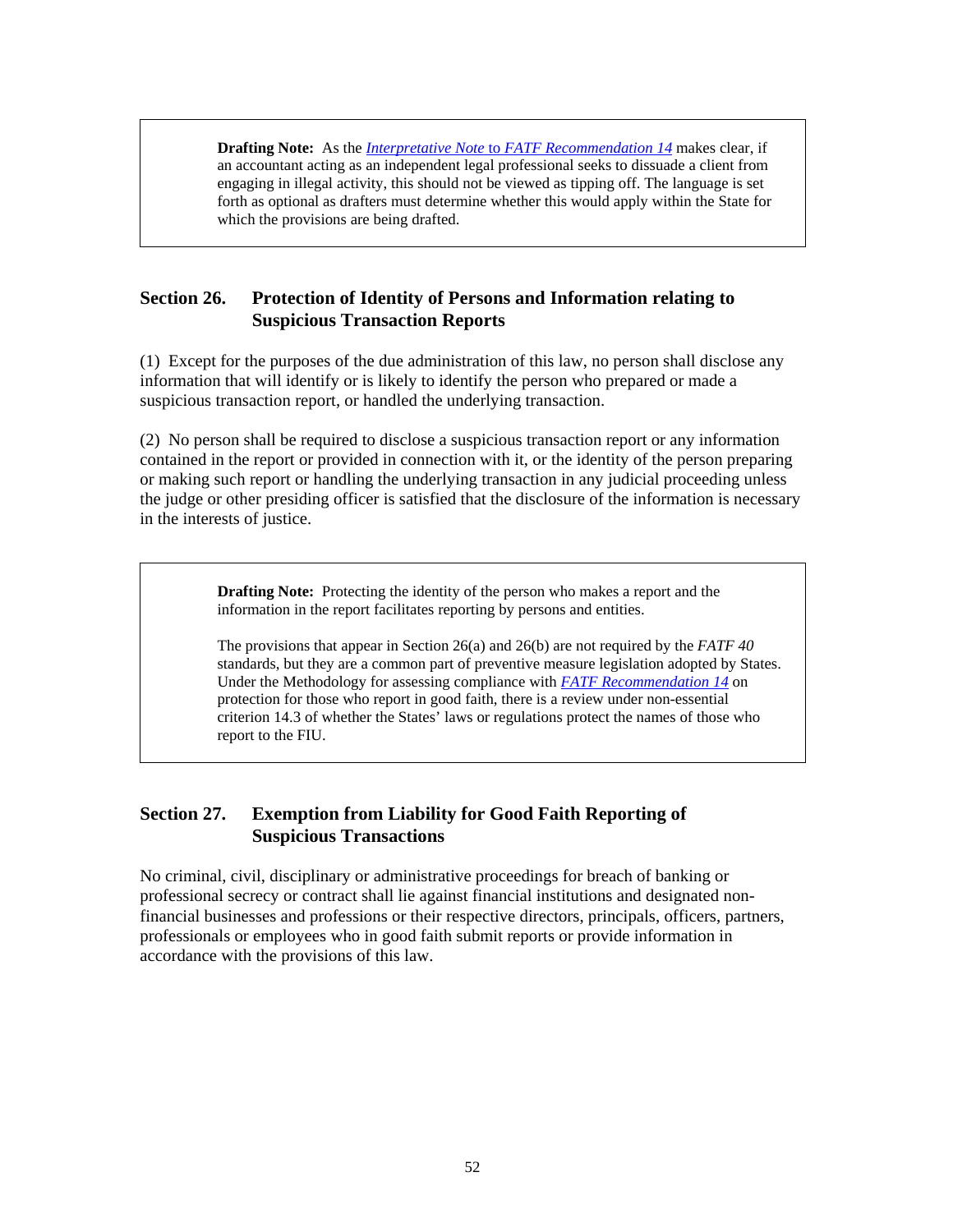> **Drafting Note:** As the *Interpretative Note* to *FATF Recommendation 14* makes clear, if an accountant acting as an independent legal professional seeks to dissuade a client from engaging in illegal activity, this should not be viewed as tipping off. The language is set forth as optional as drafters must determine whether this would apply within the State for which the provisions are being drafted.

## Section 26. Protection of Identity of Persons and Information relating to Suspicious Transaction Reports

(1) Except for the purposes of the due administration of this law, no person shall disclose any information that will identify or is likely to identify the person who prepared or made a suspicious transaction report, or handled the underlying transaction.

(2) No person shall be required to disclose a suspicious transaction report or any information contained in the report or provided in connection with it, or the identity of the person preparing or making such report or handling the underlying transaction in any judicial proceeding unless the judge or other presiding officer is satisfied that the disclosure of the information is necessary in the interests of justice.

> **Drafting Note:** Protecting the identity of the person who makes a report and the information in the report facilitates reporting by persons and entities.
>
> The provisions that appear in Section 26(a) and 26(b) are not required by the *FATF 40* standards, but they are a common part of preventive measure legislation adopted by States. Under the Methodology for assessing compliance with *FATF Recommendation 14* on protection for those who report in good faith, there is a review under non-essential criterion 14.3 of whether the States' laws or regulations protect the names of those who report to the FIU.

## Section 27. Exemption from Liability for Good Faith Reporting of Suspicious Transactions

No criminal, civil, disciplinary or administrative proceedings for breach of banking or professional secrecy or contract shall lie against financial institutions and designated non-financial businesses and professions or their respective directors, principals, officers, partners, professionals or employees who in good faith submit reports or provide information in accordance with the provisions of this law.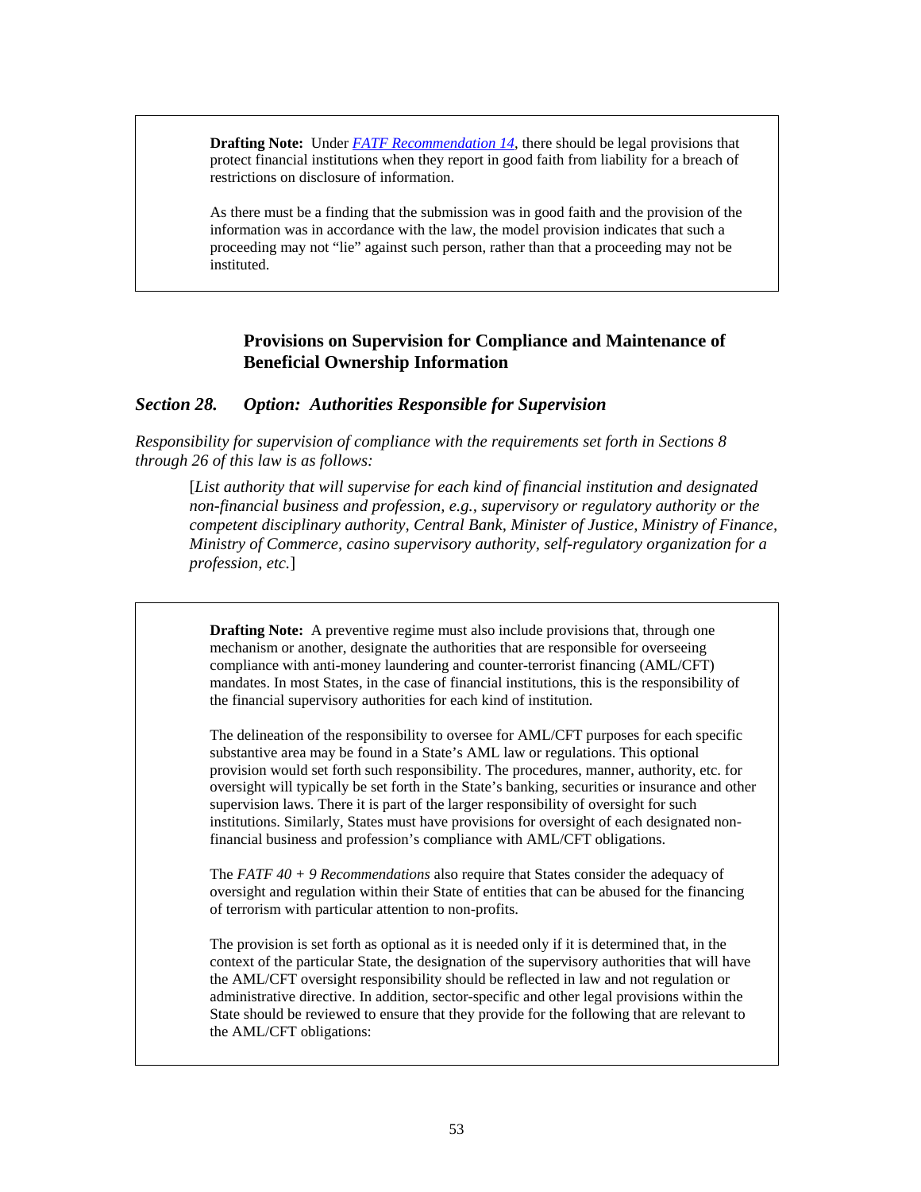**Drafting Note:** Under *FATF Recommendation 14*, there should be legal provisions that protect financial institutions when they report in good faith from liability for a breach of restrictions on disclosure of information.

As there must be a finding that the submission was in good faith and the provision of the information was in accordance with the law, the model provision indicates that such a proceeding may not "lie" against such person, rather than that a proceeding may not be instituted.

## Provisions on Supervision for Compliance and Maintenance of Beneficial Ownership Information

### *Section 28. Option: Authorities Responsible for Supervision*

*Responsibility for supervision of compliance with the requirements set forth in Sections 8 through 26 of this law is as follows:*

> [*List authority that will supervise for each kind of financial institution and designated non-financial business and profession, e.g., supervisory or regulatory authority or the competent disciplinary authority, Central Bank, Minister of Justice, Ministry of Finance, Ministry of Commerce, casino supervisory authority, self-regulatory organization for a profession, etc.*]

**Drafting Note:** A preventive regime must also include provisions that, through one mechanism or another, designate the authorities that are responsible for overseeing compliance with anti-money laundering and counter-terrorist financing (AML/CFT) mandates. In most States, in the case of financial institutions, this is the responsibility of the financial supervisory authorities for each kind of institution.

The delineation of the responsibility to oversee for AML/CFT purposes for each specific substantive area may be found in a State's AML law or regulations. This optional provision would set forth such responsibility. The procedures, manner, authority, etc. for oversight will typically be set forth in the State's banking, securities or insurance and other supervision laws. There it is part of the larger responsibility of oversight for such institutions. Similarly, States must have provisions for oversight of each designated non-financial business and profession's compliance with AML/CFT obligations.

The *FATF 40 + 9 Recommendations* also require that States consider the adequacy of oversight and regulation within their State of entities that can be abused for the financing of terrorism with particular attention to non-profits.

The provision is set forth as optional as it is needed only if it is determined that, in the context of the particular State, the designation of the supervisory authorities that will have the AML/CFT oversight responsibility should be reflected in law and not regulation or administrative directive. In addition, sector-specific and other legal provisions within the State should be reviewed to ensure that they provide for the following that are relevant to the AML/CFT obligations: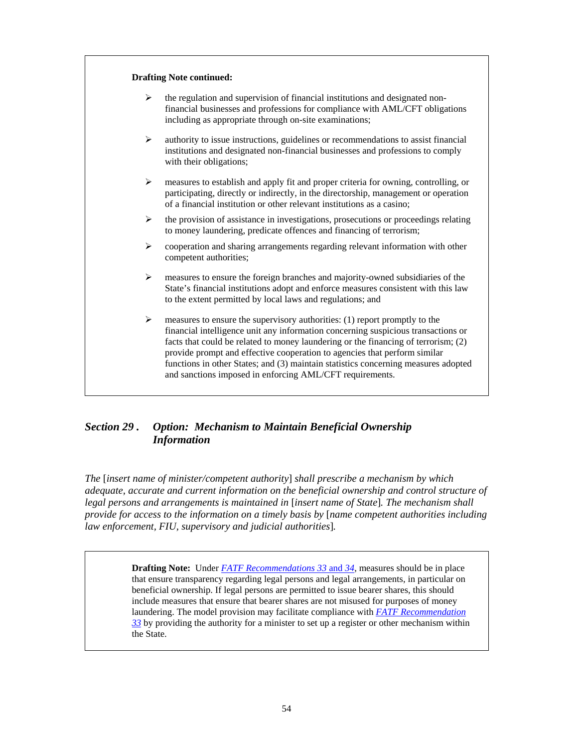**Drafting Note continued:**

- the regulation and supervision of financial institutions and designated non-financial businesses and professions for compliance with AML/CFT obligations including as appropriate through on-site examinations;
- authority to issue instructions, guidelines or recommendations to assist financial institutions and designated non-financial businesses and professions to comply with their obligations;
- measures to establish and apply fit and proper criteria for owning, controlling, or participating, directly or indirectly, in the directorship, management or operation of a financial institution or other relevant institutions as a casino;
- the provision of assistance in investigations, prosecutions or proceedings relating to money laundering, predicate offences and financing of terrorism;
- cooperation and sharing arrangements regarding relevant information with other competent authorities;
- measures to ensure the foreign branches and majority-owned subsidiaries of the State's financial institutions adopt and enforce measures consistent with this law to the extent permitted by local laws and regulations; and
- measures to ensure the supervisory authorities: (1) report promptly to the financial intelligence unit any information concerning suspicious transactions or facts that could be related to money laundering or the financing of terrorism; (2) provide prompt and effective cooperation to agencies that perform similar functions in other States; and (3) maintain statistics concerning measures adopted and sanctions imposed in enforcing AML/CFT requirements.

### *Section 29 . Option: Mechanism to Maintain Beneficial Ownership Information*

*The* [*insert name of minister/competent authority*] *shall prescribe a mechanism by which adequate, accurate and current information on the beneficial ownership and control structure of legal persons and arrangements is maintained in* [*insert name of State*]*. The mechanism shall provide for access to the information on a timely basis by* [*name competent authorities including law enforcement, FIU, supervisory and judicial authorities*]*.*

**Drafting Note:** Under *FATF Recommendations 33* and *34*, measures should be in place that ensure transparency regarding legal persons and legal arrangements, in particular on beneficial ownership. If legal persons are permitted to issue bearer shares, this should include measures that ensure that bearer shares are not misused for purposes of money laundering. The model provision may facilitate compliance with *FATF Recommendation 33* by providing the authority for a minister to set up a register or other mechanism within the State.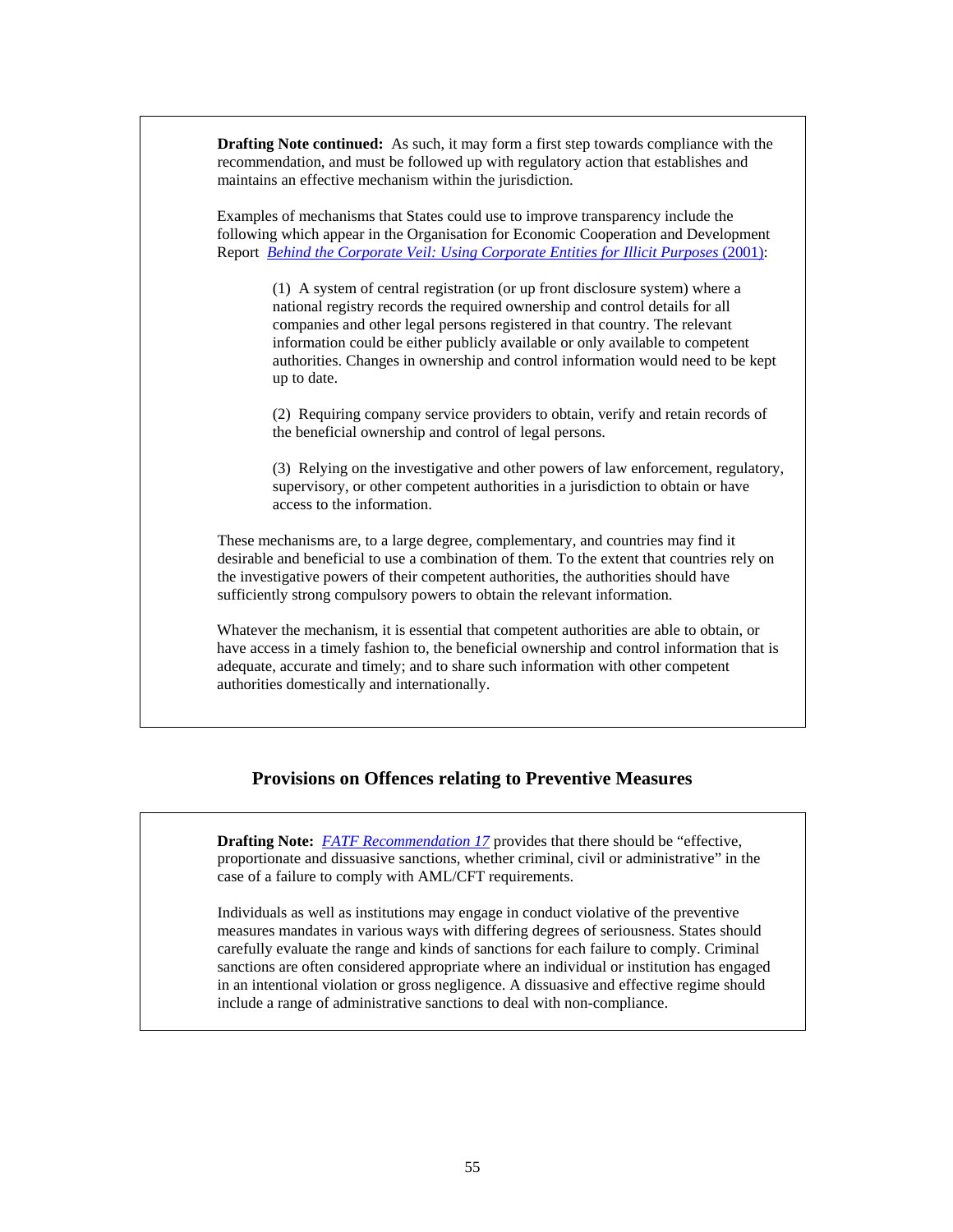**Drafting Note continued:** As such, it may form a first step towards compliance with the recommendation, and must be followed up with regulatory action that establishes and maintains an effective mechanism within the jurisdiction.

Examples of mechanisms that States could use to improve transparency include the following which appear in the Organisation for Economic Cooperation and Development Report *Behind the Corporate Veil: Using Corporate Entities for Illicit Purposes* (2001):

> (1) A system of central registration (or up front disclosure system) where a national registry records the required ownership and control details for all companies and other legal persons registered in that country. The relevant information could be either publicly available or only available to competent authorities. Changes in ownership and control information would need to be kept up to date.
>
> (2) Requiring company service providers to obtain, verify and retain records of the beneficial ownership and control of legal persons.
>
> (3) Relying on the investigative and other powers of law enforcement, regulatory, supervisory, or other competent authorities in a jurisdiction to obtain or have access to the information.

These mechanisms are, to a large degree, complementary, and countries may find it desirable and beneficial to use a combination of them. To the extent that countries rely on the investigative powers of their competent authorities, the authorities should have sufficiently strong compulsory powers to obtain the relevant information.

Whatever the mechanism, it is essential that competent authorities are able to obtain, or have access in a timely fashion to, the beneficial ownership and control information that is adequate, accurate and timely; and to share such information with other competent authorities domestically and internationally.

## Provisions on Offences relating to Preventive Measures

**Drafting Note:** *FATF Recommendation 17* provides that there should be "effective, proportionate and dissuasive sanctions, whether criminal, civil or administrative" in the case of a failure to comply with AML/CFT requirements.

Individuals as well as institutions may engage in conduct violative of the preventive measures mandates in various ways with differing degrees of seriousness. States should carefully evaluate the range and kinds of sanctions for each failure to comply. Criminal sanctions are often considered appropriate where an individual or institution has engaged in an intentional violation or gross negligence. A dissuasive and effective regime should include a range of administrative sanctions to deal with non-compliance.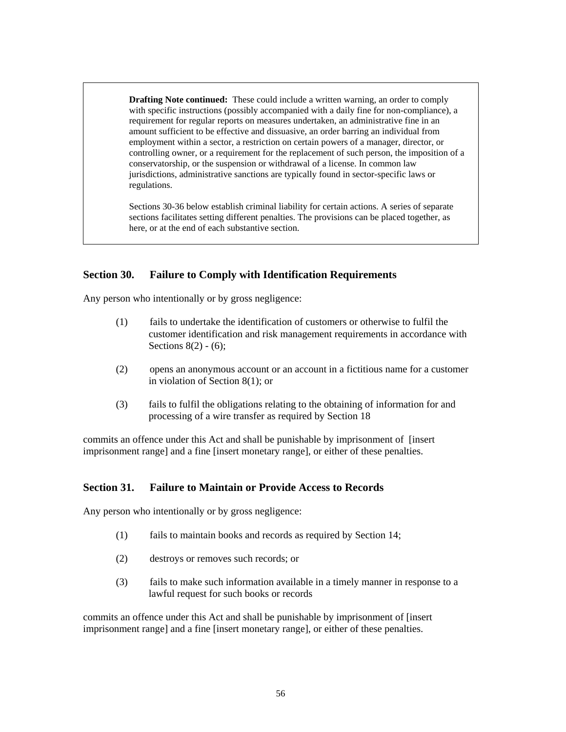> **Drafting Note continued:** These could include a written warning, an order to comply with specific instructions (possibly accompanied with a daily fine for non-compliance), a requirement for regular reports on measures undertaken, an administrative fine in an amount sufficient to be effective and dissuasive, an order barring an individual from employment within a sector, a restriction on certain powers of a manager, director, or controlling owner, or a requirement for the replacement of such person, the imposition of a conservatorship, or the suspension or withdrawal of a license. In common law jurisdictions, administrative sanctions are typically found in sector-specific laws or regulations.
>
> Sections 30-36 below establish criminal liability for certain actions. A series of separate sections facilitates setting different penalties. The provisions can be placed together, as here, or at the end of each substantive section.

## Section 30. Failure to Comply with Identification Requirements

Any person who intentionally or by gross negligence:

(1) fails to undertake the identification of customers or otherwise to fulfil the customer identification and risk management requirements in accordance with Sections 8(2) - (6);

(2) opens an anonymous account or an account in a fictitious name for a customer in violation of Section 8(1); or

(3) fails to fulfil the obligations relating to the obtaining of information for and processing of a wire transfer as required by Section 18

commits an offence under this Act and shall be punishable by imprisonment of [insert imprisonment range] and a fine [insert monetary range], or either of these penalties.

## Section 31. Failure to Maintain or Provide Access to Records

Any person who intentionally or by gross negligence:

(1) fails to maintain books and records as required by Section 14;

(2) destroys or removes such records; or

(3) fails to make such information available in a timely manner in response to a lawful request for such books or records

commits an offence under this Act and shall be punishable by imprisonment of [insert imprisonment range] and a fine [insert monetary range], or either of these penalties.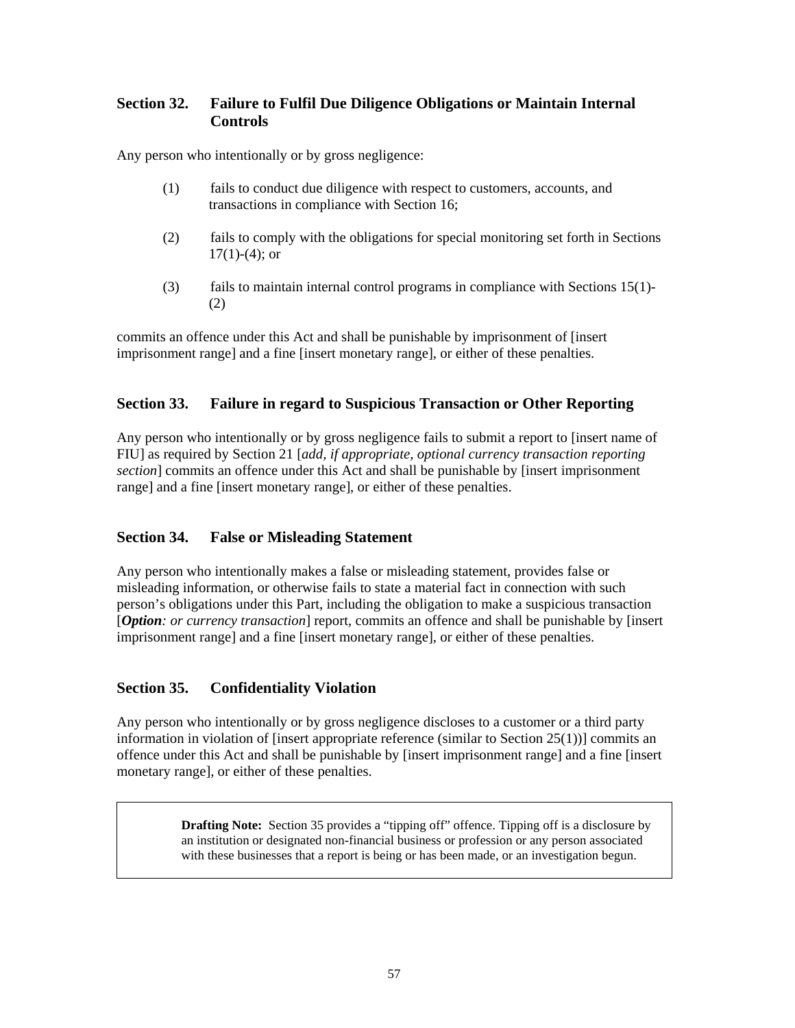## Section 32. Failure to Fulfil Due Diligence Obligations or Maintain Internal Controls

Any person who intentionally or by gross negligence:

(1) fails to conduct due diligence with respect to customers, accounts, and transactions in compliance with Section 16;

(2) fails to comply with the obligations for special monitoring set forth in Sections 17(1)-(4); or

(3) fails to maintain internal control programs in compliance with Sections 15(1)-(2)

commits an offence under this Act and shall be punishable by imprisonment of [insert imprisonment range] and a fine [insert monetary range], or either of these penalties.

## Section 33. Failure in regard to Suspicious Transaction or Other Reporting

Any person who intentionally or by gross negligence fails to submit a report to [insert name of FIU] as required by Section 21 [*add, if appropriate, optional currency transaction reporting section*] commits an offence under this Act and shall be punishable by [insert imprisonment range] and a fine [insert monetary range], or either of these penalties.

## Section 34. False or Misleading Statement

Any person who intentionally makes a false or misleading statement, provides false or misleading information, or otherwise fails to state a material fact in connection with such person's obligations under this Part, including the obligation to make a suspicious transaction [***Option****: or currency transaction*] report, commits an offence and shall be punishable by [insert imprisonment range] and a fine [insert monetary range], or either of these penalties.

## Section 35. Confidentiality Violation

Any person who intentionally or by gross negligence discloses to a customer or a third party information in violation of [insert appropriate reference (similar to Section 25(1))] commits an offence under this Act and shall be punishable by [insert imprisonment range] and a fine [insert monetary range], or either of these penalties.

> **Drafting Note:** Section 35 provides a "tipping off" offence. Tipping off is a disclosure by an institution or designated non-financial business or profession or any person associated with these businesses that a report is being or has been made, or an investigation begun.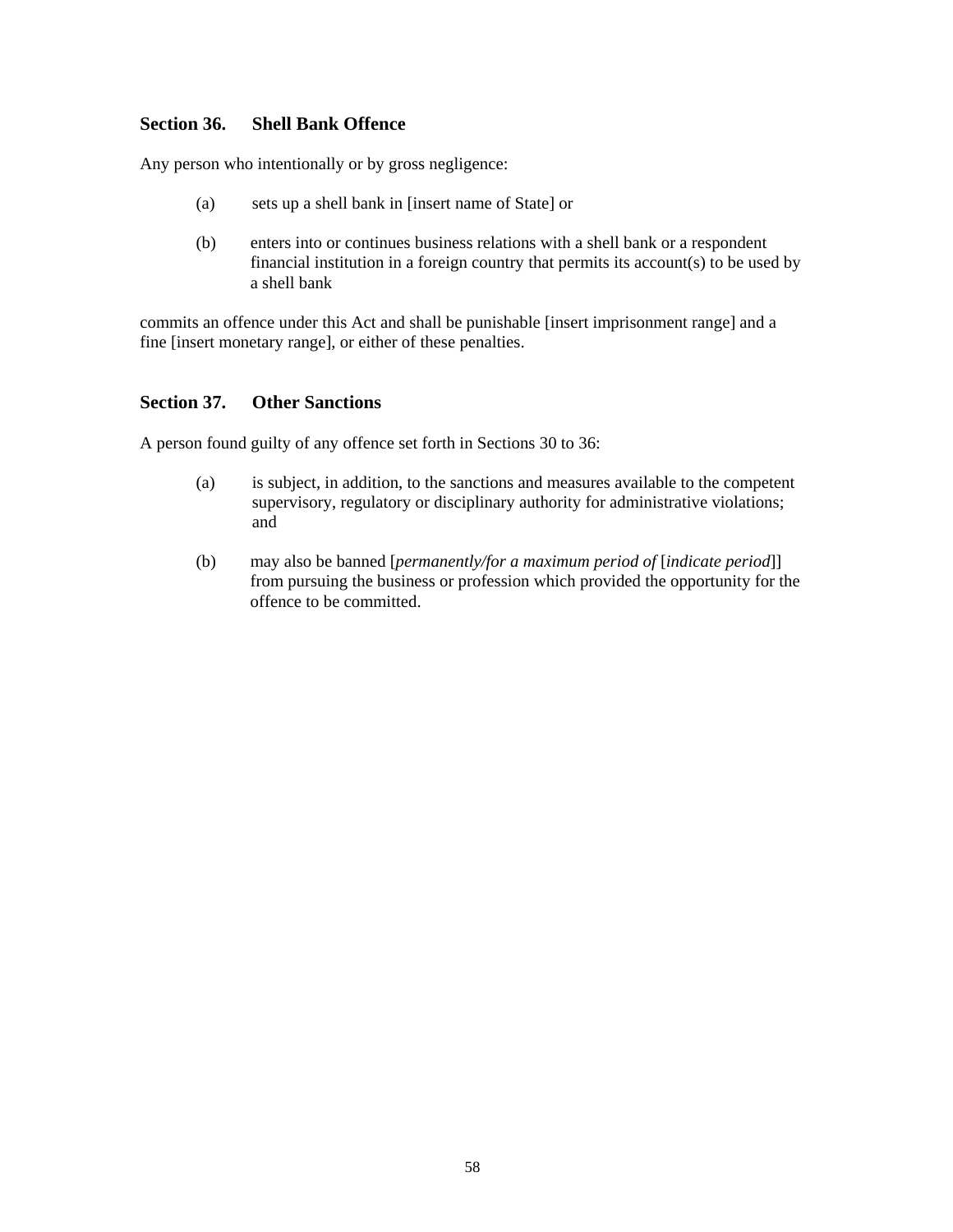### Section 36. Shell Bank Offence

Any person who intentionally or by gross negligence:

(a) sets up a shell bank in [insert name of State] or

(b) enters into or continues business relations with a shell bank or a respondent financial institution in a foreign country that permits its account(s) to be used by a shell bank

commits an offence under this Act and shall be punishable [insert imprisonment range] and a fine [insert monetary range], or either of these penalties.

### Section 37. Other Sanctions

A person found guilty of any offence set forth in Sections 30 to 36:

(a) is subject, in addition, to the sanctions and measures available to the competent supervisory, regulatory or disciplinary authority for administrative violations; and

(b) may also be banned [*permanently/for a maximum period of* [*indicate period*]] from pursuing the business or profession which provided the opportunity for the offence to be committed.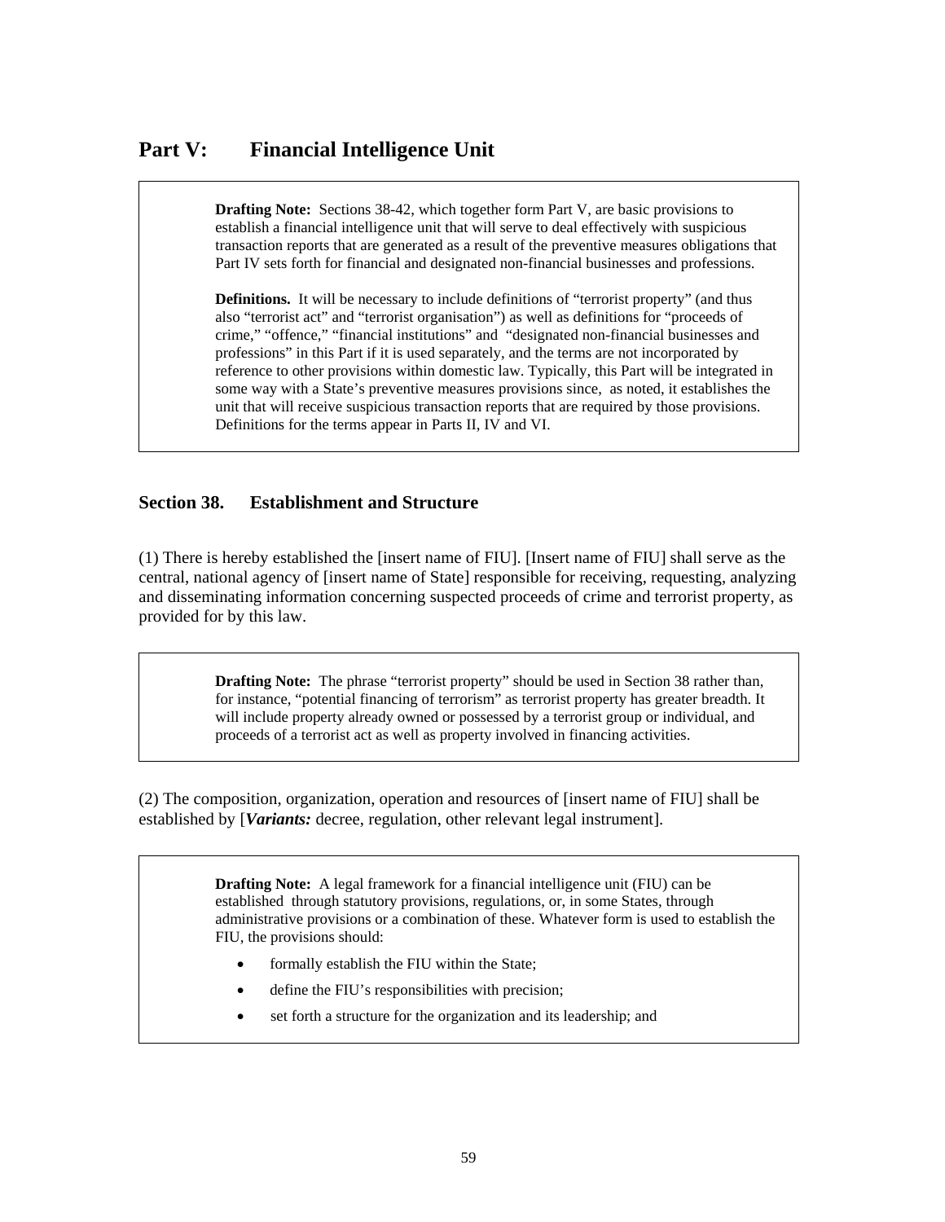# Part V: Financial Intelligence Unit

> **Drafting Note:** Sections 38-42, which together form Part V, are basic provisions to establish a financial intelligence unit that will serve to deal effectively with suspicious transaction reports that are generated as a result of the preventive measures obligations that Part IV sets forth for financial and designated non-financial businesses and professions.
>
> **Definitions.** It will be necessary to include definitions of "terrorist property" (and thus also "terrorist act" and "terrorist organisation") as well as definitions for "proceeds of crime," "offence," "financial institutions" and "designated non-financial businesses and professions" in this Part if it is used separately, and the terms are not incorporated by reference to other provisions within domestic law. Typically, this Part will be integrated in some way with a State's preventive measures provisions since, as noted, it establishes the unit that will receive suspicious transaction reports that are required by those provisions. Definitions for the terms appear in Parts II, IV and VI.

## Section 38. Establishment and Structure

(1) There is hereby established the [insert name of FIU]. [Insert name of FIU] shall serve as the central, national agency of [insert name of State] responsible for receiving, requesting, analyzing and disseminating information concerning suspected proceeds of crime and terrorist property, as provided for by this law.

> **Drafting Note:** The phrase "terrorist property" should be used in Section 38 rather than, for instance, "potential financing of terrorism" as terrorist property has greater breadth. It will include property already owned or possessed by a terrorist group or individual, and proceeds of a terrorist act as well as property involved in financing activities.

(2) The composition, organization, operation and resources of [insert name of FIU] shall be established by [***Variants:*** decree, regulation, other relevant legal instrument].

> **Drafting Note:** A legal framework for a financial intelligence unit (FIU) can be established through statutory provisions, regulations, or, in some States, through administrative provisions or a combination of these. Whatever form is used to establish the FIU, the provisions should:
>
> - formally establish the FIU within the State;
> - define the FIU's responsibilities with precision;
> - set forth a structure for the organization and its leadership; and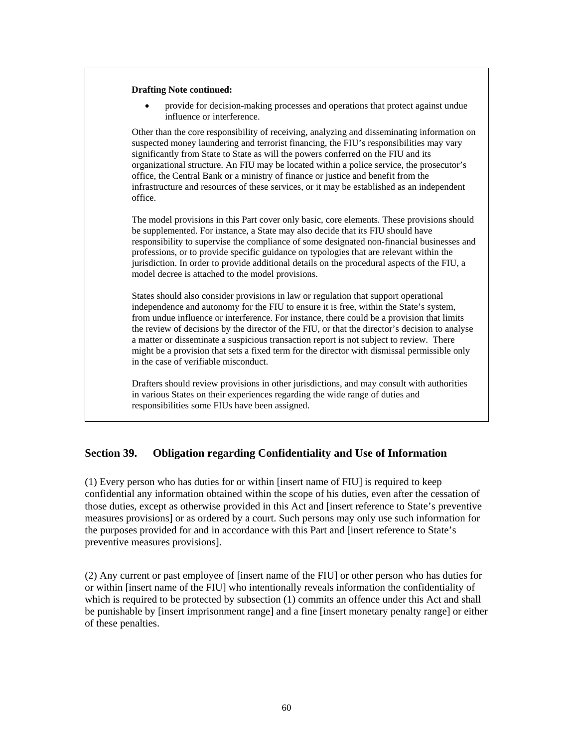**Drafting Note continued:**

- provide for decision-making processes and operations that protect against undue influence or interference.

Other than the core responsibility of receiving, analyzing and disseminating information on suspected money laundering and terrorist financing, the FIU's responsibilities may vary significantly from State to State as will the powers conferred on the FIU and its organizational structure. An FIU may be located within a police service, the prosecutor's office, the Central Bank or a ministry of finance or justice and benefit from the infrastructure and resources of these services, or it may be established as an independent office.

The model provisions in this Part cover only basic, core elements. These provisions should be supplemented. For instance, a State may also decide that its FIU should have responsibility to supervise the compliance of some designated non-financial businesses and professions, or to provide specific guidance on typologies that are relevant within the jurisdiction. In order to provide additional details on the procedural aspects of the FIU, a model decree is attached to the model provisions.

States should also consider provisions in law or regulation that support operational independence and autonomy for the FIU to ensure it is free, within the State's system, from undue influence or interference. For instance, there could be a provision that limits the review of decisions by the director of the FIU, or that the director's decision to analyse a matter or disseminate a suspicious transaction report is not subject to review. There might be a provision that sets a fixed term for the director with dismissal permissible only in the case of verifiable misconduct.

Drafters should review provisions in other jurisdictions, and may consult with authorities in various States on their experiences regarding the wide range of duties and responsibilities some FIUs have been assigned.

## Section 39. Obligation regarding Confidentiality and Use of Information

(1) Every person who has duties for or within [insert name of FIU] is required to keep confidential any information obtained within the scope of his duties, even after the cessation of those duties, except as otherwise provided in this Act and [insert reference to State's preventive measures provisions] or as ordered by a court. Such persons may only use such information for the purposes provided for and in accordance with this Part and [insert reference to State's preventive measures provisions].

(2) Any current or past employee of [insert name of the FIU] or other person who has duties for or within [insert name of the FIU] who intentionally reveals information the confidentiality of which is required to be protected by subsection (1) commits an offence under this Act and shall be punishable by [insert imprisonment range] and a fine [insert monetary penalty range] or either of these penalties.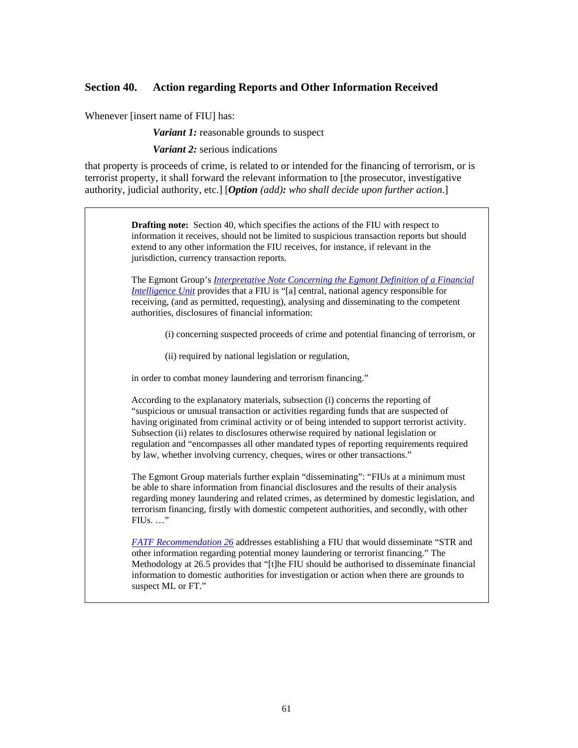## Section 40. Action regarding Reports and Other Information Received

Whenever [insert name of FIU] has:

> ***Variant 1:*** reasonable grounds to suspect
>
> ***Variant 2:*** serious indications

that property is proceeds of crime, is related to or intended for the financing of terrorism, or is terrorist property, it shall forward the relevant information to [the prosecutor, investigative authority, judicial authority, etc.] [***Option*** *(add)**:** who shall decide upon further action*.]

> **Drafting note:** Section 40, which specifies the actions of the FIU with respect to information it receives, should not be limited to suspicious transaction reports but should extend to any other information the FIU receives, for instance, if relevant in the jurisdiction, currency transaction reports.
>
> The Egmont Group's *Interpretative Note Concerning the Egmont Definition of a Financial Intelligence Unit* provides that a FIU is "[a] central, national agency responsible for receiving, (and as permitted, requesting), analysing and disseminating to the competent authorities, disclosures of financial information:
>
> (i) concerning suspected proceeds of crime and potential financing of terrorism, or
>
> (ii) required by national legislation or regulation,
>
> in order to combat money laundering and terrorism financing."
>
> According to the explanatory materials, subsection (i) concerns the reporting of "suspicious or unusual transaction or activities regarding funds that are suspected of having originated from criminal activity or of being intended to support terrorist activity. Subsection (ii) relates to disclosures otherwise required by national legislation or regulation and "encompasses all other mandated types of reporting requirements required by law, whether involving currency, cheques, wires or other transactions."
>
> The Egmont Group materials further explain "disseminating": "FIUs at a minimum must be able to share information from financial disclosures and the results of their analysis regarding money laundering and related crimes, as determined by domestic legislation, and terrorism financing, firstly with domestic competent authorities, and secondly, with other FIUs. …"
>
> *FATF Recommendation 26* addresses establishing a FIU that would disseminate "STR and other information regarding potential money laundering or terrorist financing." The Methodology at 26.5 provides that "[t]he FIU should be authorised to disseminate financial information to domestic authorities for investigation or action when there are grounds to suspect ML or FT."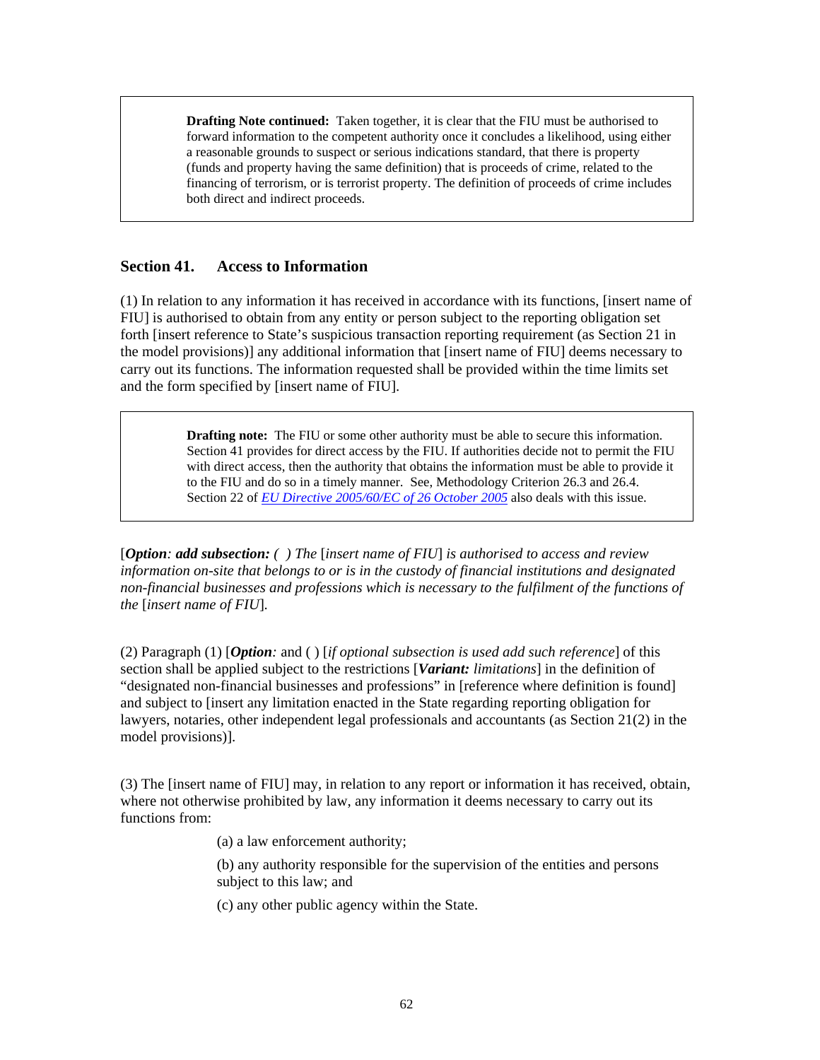> **Drafting Note continued:** Taken together, it is clear that the FIU must be authorised to forward information to the competent authority once it concludes a likelihood, using either a reasonable grounds to suspect or serious indications standard, that there is property (funds and property having the same definition) that is proceeds of crime, related to the financing of terrorism, or is terrorist property. The definition of proceeds of crime includes both direct and indirect proceeds.

## Section 41. Access to Information

(1) In relation to any information it has received in accordance with its functions, [insert name of FIU] is authorised to obtain from any entity or person subject to the reporting obligation set forth [insert reference to State's suspicious transaction reporting requirement (as Section 21 in the model provisions)] any additional information that [insert name of FIU] deems necessary to carry out its functions. The information requested shall be provided within the time limits set and the form specified by [insert name of FIU].

> **Drafting note:** The FIU or some other authority must be able to secure this information. Section 41 provides for direct access by the FIU. If authorities decide not to permit the FIU with direct access, then the authority that obtains the information must be able to provide it to the FIU and do so in a timely manner. See, Methodology Criterion 26.3 and 26.4. Section 22 of *EU Directive 2005/60/EC of 26 October 2005* also deals with this issue.

[***Option**: **add subsection:** ( ) The* [*insert name of FIU*] *is authorised to access and review information on-site that belongs to or is in the custody of financial institutions and designated non-financial businesses and professions which is necessary to the fulfilment of the functions of the* [*insert name of FIU*]*.*

(2) Paragraph (1) [***Option**:* and ( ) [*if optional subsection is used add such reference*] of this section shall be applied subject to the restrictions [***Variant:** limitations*] in the definition of "designated non-financial businesses and professions" in [reference where definition is found] and subject to [insert any limitation enacted in the State regarding reporting obligation for lawyers, notaries, other independent legal professionals and accountants (as Section 21(2) in the model provisions)].

(3) The [insert name of FIU] may, in relation to any report or information it has received, obtain, where not otherwise prohibited by law, any information it deems necessary to carry out its functions from:

(a) a law enforcement authority;

(b) any authority responsible for the supervision of the entities and persons subject to this law; and

(c) any other public agency within the State.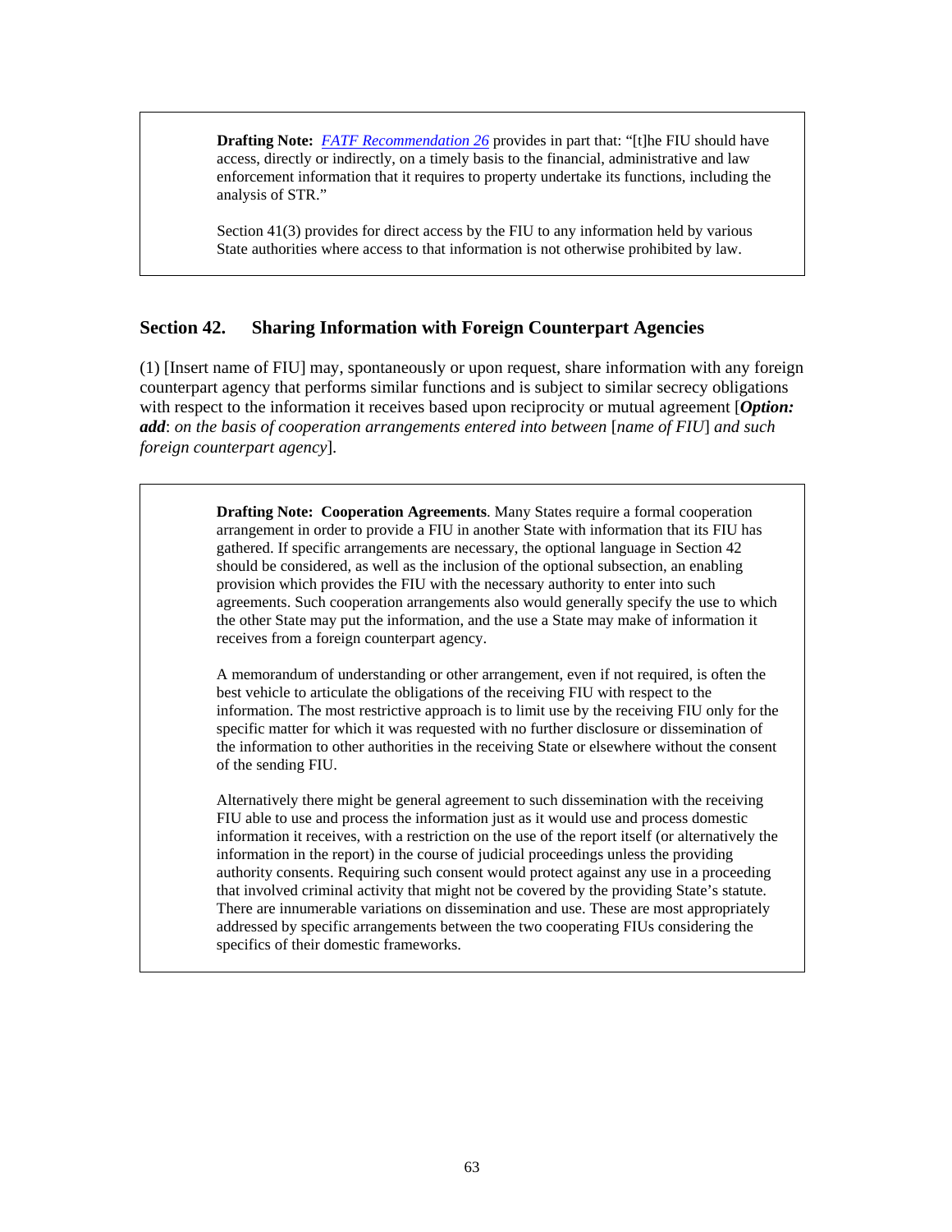> **Drafting Note:** *FATF Recommendation 26* provides in part that: "[t]he FIU should have access, directly or indirectly, on a timely basis to the financial, administrative and law enforcement information that it requires to property undertake its functions, including the analysis of STR."
>
> Section 41(3) provides for direct access by the FIU to any information held by various State authorities where access to that information is not otherwise prohibited by law.

## Section 42. Sharing Information with Foreign Counterpart Agencies

(1) [Insert name of FIU] may, spontaneously or upon request, share information with any foreign counterpart agency that performs similar functions and is subject to similar secrecy obligations with respect to the information it receives based upon reciprocity or mutual agreement [***Option: add***: *on the basis of cooperation arrangements entered into between* [*name of FIU*] *and such foreign counterpart agency*].

> **Drafting Note: Cooperation Agreements**. Many States require a formal cooperation arrangement in order to provide a FIU in another State with information that its FIU has gathered. If specific arrangements are necessary, the optional language in Section 42 should be considered, as well as the inclusion of the optional subsection, an enabling provision which provides the FIU with the necessary authority to enter into such agreements. Such cooperation arrangements also would generally specify the use to which the other State may put the information, and the use a State may make of information it receives from a foreign counterpart agency.
>
> A memorandum of understanding or other arrangement, even if not required, is often the best vehicle to articulate the obligations of the receiving FIU with respect to the information. The most restrictive approach is to limit use by the receiving FIU only for the specific matter for which it was requested with no further disclosure or dissemination of the information to other authorities in the receiving State or elsewhere without the consent of the sending FIU.
>
> Alternatively there might be general agreement to such dissemination with the receiving FIU able to use and process the information just as it would use and process domestic information it receives, with a restriction on the use of the report itself (or alternatively the information in the report) in the course of judicial proceedings unless the providing authority consents. Requiring such consent would protect against any use in a proceeding that involved criminal activity that might not be covered by the providing State's statute. There are innumerable variations on dissemination and use. These are most appropriately addressed by specific arrangements between the two cooperating FIUs considering the specifics of their domestic frameworks.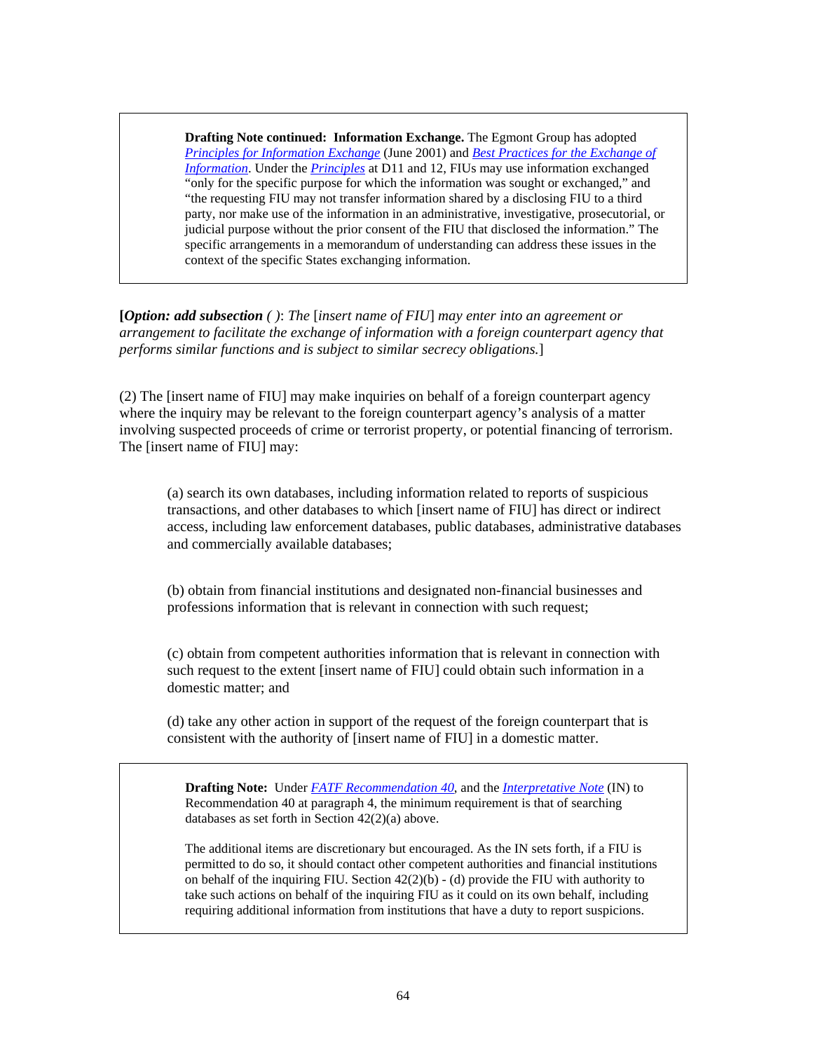> **Drafting Note continued: Information Exchange.** The Egmont Group has adopted *Principles for Information Exchange* (June 2001) and *Best Practices for the Exchange of Information*. Under the *Principles* at D11 and 12, FIUs may use information exchanged "only for the specific purpose for which the information was sought or exchanged," and "the requesting FIU may not transfer information shared by a disclosing FIU to a third party, nor make use of the information in an administrative, investigative, prosecutorial, or judicial purpose without the prior consent of the FIU that disclosed the information." The specific arrangements in a memorandum of understanding can address these issues in the context of the specific States exchanging information.

[***Option: add subsection ( )***: *The* [*insert name of FIU*] *may enter into an agreement or arrangement to facilitate the exchange of information with a foreign counterpart agency that performs similar functions and is subject to similar secrecy obligations.*]

(2) The [insert name of FIU] may make inquiries on behalf of a foreign counterpart agency where the inquiry may be relevant to the foreign counterpart agency's analysis of a matter involving suspected proceeds of crime or terrorist property, or potential financing of terrorism. The [insert name of FIU] may:

(a) search its own databases, including information related to reports of suspicious transactions, and other databases to which [insert name of FIU] has direct or indirect access, including law enforcement databases, public databases, administrative databases and commercially available databases;

(b) obtain from financial institutions and designated non-financial businesses and professions information that is relevant in connection with such request;

(c) obtain from competent authorities information that is relevant in connection with such request to the extent [insert name of FIU] could obtain such information in a domestic matter; and

(d) take any other action in support of the request of the foreign counterpart that is consistent with the authority of [insert name of FIU] in a domestic matter.

> **Drafting Note:** Under *FATF Recommendation 40*, and the *Interpretative Note* (IN) to Recommendation 40 at paragraph 4, the minimum requirement is that of searching databases as set forth in Section 42(2)(a) above.
>
> The additional items are discretionary but encouraged. As the IN sets forth, if a FIU is permitted to do so, it should contact other competent authorities and financial institutions on behalf of the inquiring FIU. Section 42(2)(b) - (d) provide the FIU with authority to take such actions on behalf of the inquiring FIU as it could on its own behalf, including requiring additional information from institutions that have a duty to report suspicions.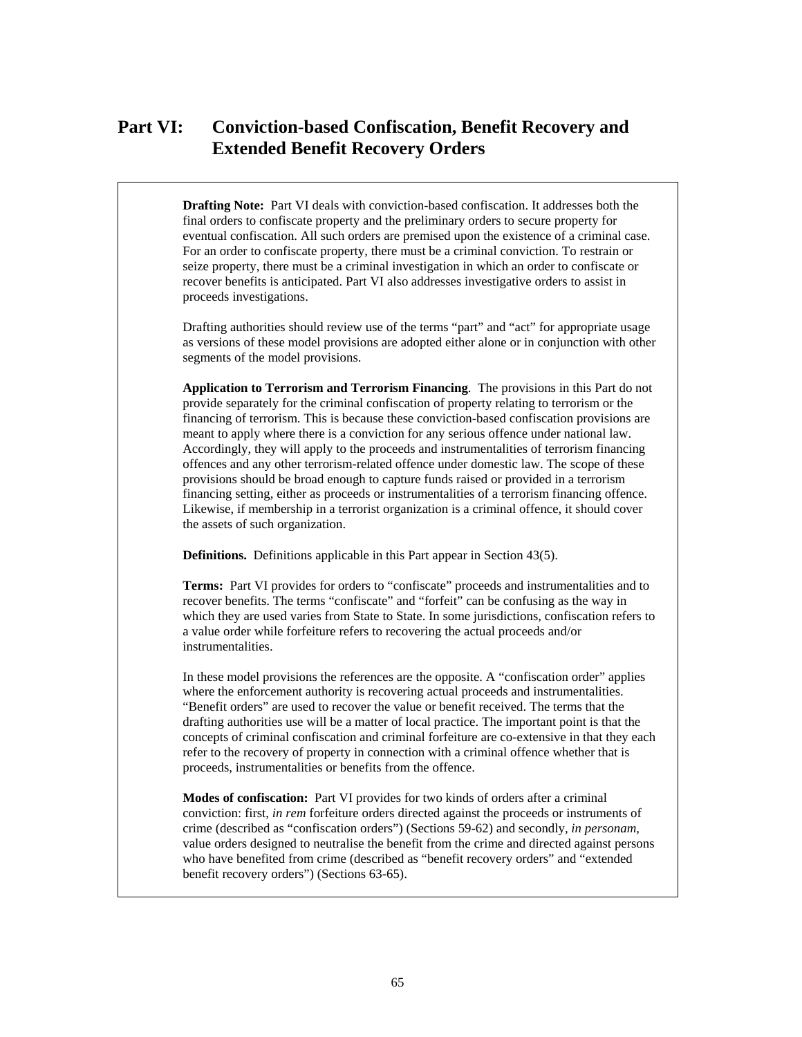# Part VI: Conviction-based Confiscation, Benefit Recovery and Extended Benefit Recovery Orders

**Drafting Note:** Part VI deals with conviction-based confiscation. It addresses both the final orders to confiscate property and the preliminary orders to secure property for eventual confiscation. All such orders are premised upon the existence of a criminal case. For an order to confiscate property, there must be a criminal conviction. To restrain or seize property, there must be a criminal investigation in which an order to confiscate or recover benefits is anticipated. Part VI also addresses investigative orders to assist in proceeds investigations.

Drafting authorities should review use of the terms "part" and "act" for appropriate usage as versions of these model provisions are adopted either alone or in conjunction with other segments of the model provisions.

**Application to Terrorism and Terrorism Financing**. The provisions in this Part do not provide separately for the criminal confiscation of property relating to terrorism or the financing of terrorism. This is because these conviction-based confiscation provisions are meant to apply where there is a conviction for any serious offence under national law. Accordingly, they will apply to the proceeds and instrumentalities of terrorism financing offences and any other terrorism-related offence under domestic law. The scope of these provisions should be broad enough to capture funds raised or provided in a terrorism financing setting, either as proceeds or instrumentalities of a terrorism financing offence. Likewise, if membership in a terrorist organization is a criminal offence, it should cover the assets of such organization.

**Definitions.** Definitions applicable in this Part appear in Section 43(5).

**Terms:** Part VI provides for orders to "confiscate" proceeds and instrumentalities and to recover benefits. The terms "confiscate" and "forfeit" can be confusing as the way in which they are used varies from State to State. In some jurisdictions, confiscation refers to a value order while forfeiture refers to recovering the actual proceeds and/or instrumentalities.

In these model provisions the references are the opposite. A "confiscation order" applies where the enforcement authority is recovering actual proceeds and instrumentalities. "Benefit orders" are used to recover the value or benefit received. The terms that the drafting authorities use will be a matter of local practice. The important point is that the concepts of criminal confiscation and criminal forfeiture are co-extensive in that they each refer to the recovery of property in connection with a criminal offence whether that is proceeds, instrumentalities or benefits from the offence.

**Modes of confiscation:** Part VI provides for two kinds of orders after a criminal conviction: first, *in rem* forfeiture orders directed against the proceeds or instruments of crime (described as "confiscation orders") (Sections 59-62) and secondly, *in personam*, value orders designed to neutralise the benefit from the crime and directed against persons who have benefited from crime (described as "benefit recovery orders" and "extended benefit recovery orders") (Sections 63-65).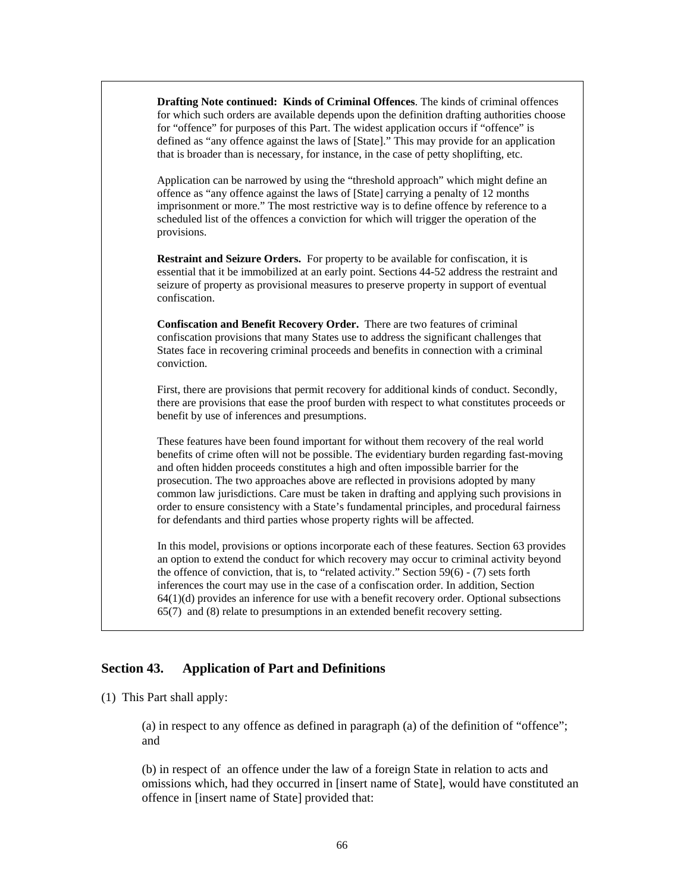**Drafting Note continued: Kinds of Criminal Offences**. The kinds of criminal offences for which such orders are available depends upon the definition drafting authorities choose for "offence" for purposes of this Part. The widest application occurs if "offence" is defined as "any offence against the laws of [State]." This may provide for an application that is broader than is necessary, for instance, in the case of petty shoplifting, etc.

Application can be narrowed by using the "threshold approach" which might define an offence as "any offence against the laws of [State] carrying a penalty of 12 months imprisonment or more." The most restrictive way is to define offence by reference to a scheduled list of the offences a conviction for which will trigger the operation of the provisions.

**Restraint and Seizure Orders.** For property to be available for confiscation, it is essential that it be immobilized at an early point. Sections 44-52 address the restraint and seizure of property as provisional measures to preserve property in support of eventual confiscation.

**Confiscation and Benefit Recovery Order.** There are two features of criminal confiscation provisions that many States use to address the significant challenges that States face in recovering criminal proceeds and benefits in connection with a criminal conviction.

First, there are provisions that permit recovery for additional kinds of conduct. Secondly, there are provisions that ease the proof burden with respect to what constitutes proceeds or benefit by use of inferences and presumptions.

These features have been found important for without them recovery of the real world benefits of crime often will not be possible. The evidentiary burden regarding fast-moving and often hidden proceeds constitutes a high and often impossible barrier for the prosecution. The two approaches above are reflected in provisions adopted by many common law jurisdictions. Care must be taken in drafting and applying such provisions in order to ensure consistency with a State's fundamental principles, and procedural fairness for defendants and third parties whose property rights will be affected.

In this model, provisions or options incorporate each of these features. Section 63 provides an option to extend the conduct for which recovery may occur to criminal activity beyond the offence of conviction, that is, to "related activity." Section 59(6) - (7) sets forth inferences the court may use in the case of a confiscation order. In addition, Section 64(1)(d) provides an inference for use with a benefit recovery order. Optional subsections 65(7) and (8) relate to presumptions in an extended benefit recovery setting.

## Section 43. Application of Part and Definitions

(1) This Part shall apply:

(a) in respect to any offence as defined in paragraph (a) of the definition of "offence"; and

(b) in respect of an offence under the law of a foreign State in relation to acts and omissions which, had they occurred in [insert name of State], would have constituted an offence in [insert name of State] provided that: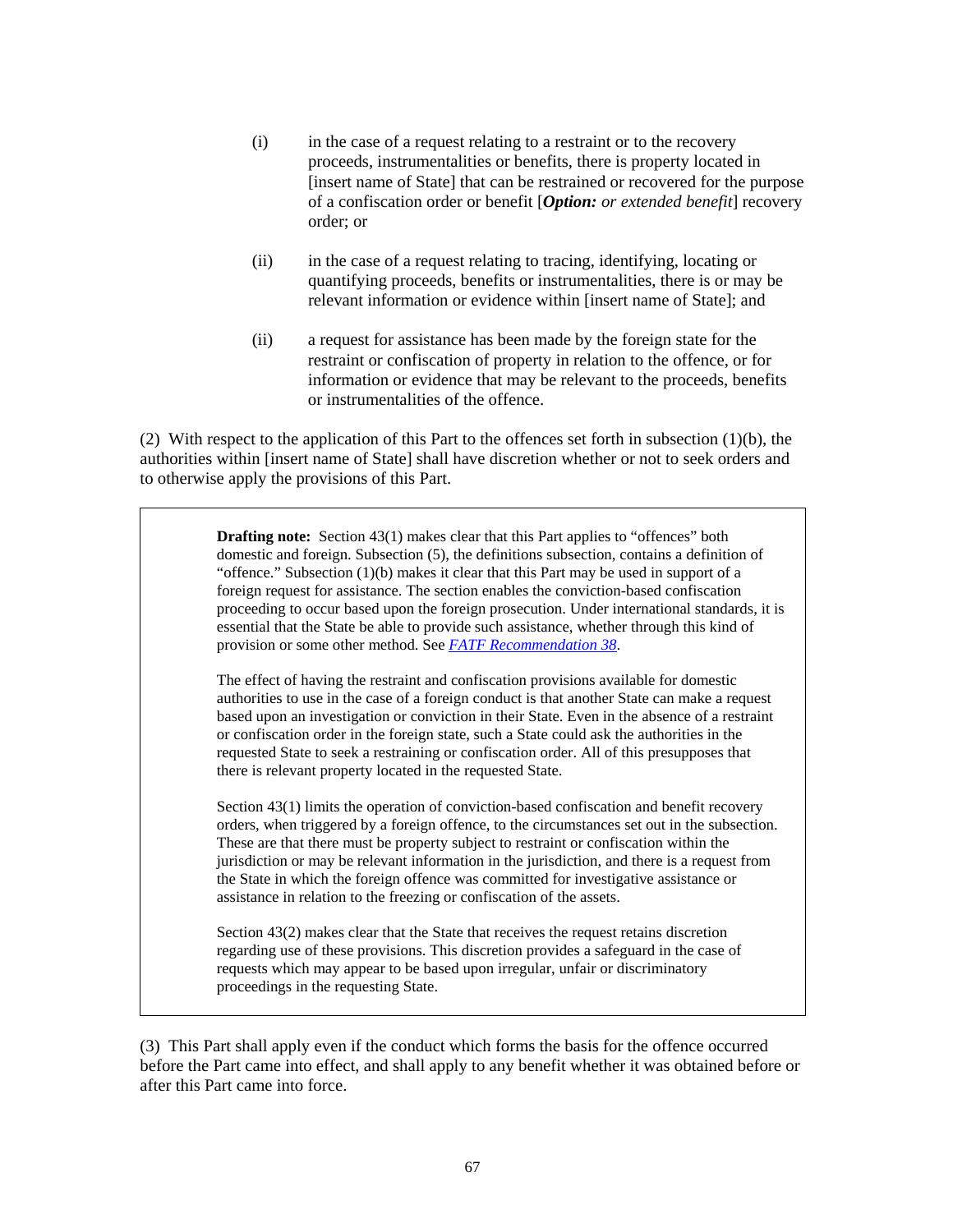(i) in the case of a request relating to a restraint or to the recovery proceeds, instrumentalities or benefits, there is property located in [insert name of State] that can be restrained or recovered for the purpose of a confiscation order or benefit [***Option:*** *or extended benefit*] recovery order; or

(ii) in the case of a request relating to tracing, identifying, locating or quantifying proceeds, benefits or instrumentalities, there is or may be relevant information or evidence within [insert name of State]; and

(ii) a request for assistance has been made by the foreign state for the restraint or confiscation of property in relation to the offence, or for information or evidence that may be relevant to the proceeds, benefits or instrumentalities of the offence.

(2) With respect to the application of this Part to the offences set forth in subsection (1)(b), the authorities within [insert name of State] shall have discretion whether or not to seek orders and to otherwise apply the provisions of this Part.

> **Drafting note:** Section 43(1) makes clear that this Part applies to "offences" both domestic and foreign. Subsection (5), the definitions subsection, contains a definition of "offence." Subsection (1)(b) makes it clear that this Part may be used in support of a foreign request for assistance. The section enables the conviction-based confiscation proceeding to occur based upon the foreign prosecution. Under international standards, it is essential that the State be able to provide such assistance, whether through this kind of provision or some other method. See *FATF Recommendation 38*.
>
> The effect of having the restraint and confiscation provisions available for domestic authorities to use in the case of a foreign conduct is that another State can make a request based upon an investigation or conviction in their State. Even in the absence of a restraint or confiscation order in the foreign state, such a State could ask the authorities in the requested State to seek a restraining or confiscation order. All of this presupposes that there is relevant property located in the requested State.
>
> Section 43(1) limits the operation of conviction-based confiscation and benefit recovery orders, when triggered by a foreign offence, to the circumstances set out in the subsection. These are that there must be property subject to restraint or confiscation within the jurisdiction or may be relevant information in the jurisdiction, and there is a request from the State in which the foreign offence was committed for investigative assistance or assistance in relation to the freezing or confiscation of the assets.
>
> Section 43(2) makes clear that the State that receives the request retains discretion regarding use of these provisions. This discretion provides a safeguard in the case of requests which may appear to be based upon irregular, unfair or discriminatory proceedings in the requesting State.

(3) This Part shall apply even if the conduct which forms the basis for the offence occurred before the Part came into effect, and shall apply to any benefit whether it was obtained before or after this Part came into force.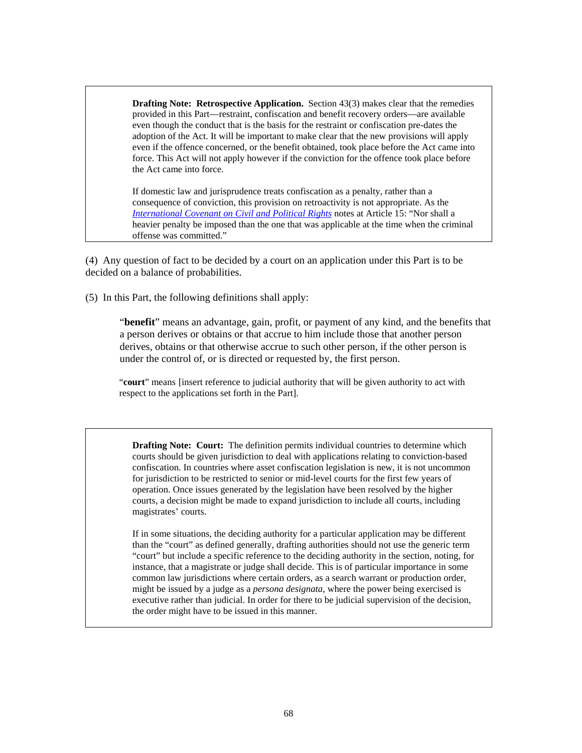> **Drafting Note: Retrospective Application.** Section 43(3) makes clear that the remedies provided in this Part—restraint, confiscation and benefit recovery orders—are available even though the conduct that is the basis for the restraint or confiscation pre-dates the adoption of the Act. It will be important to make clear that the new provisions will apply even if the offence concerned, or the benefit obtained, took place before the Act came into force. This Act will not apply however if the conviction for the offence took place before the Act came into force.
>
> If domestic law and jurisprudence treats confiscation as a penalty, rather than a consequence of conviction, this provision on retroactivity is not appropriate. As the *International Covenant on Civil and Political Rights* notes at Article 15: "Nor shall a heavier penalty be imposed than the one that was applicable at the time when the criminal offense was committed."

(4) Any question of fact to be decided by a court on an application under this Part is to be decided on a balance of probabilities.

(5) In this Part, the following definitions shall apply:

"**benefit**" means an advantage, gain, profit, or payment of any kind, and the benefits that a person derives or obtains or that accrue to him include those that another person derives, obtains or that otherwise accrue to such other person, if the other person is under the control of, or is directed or requested by, the first person.

"**court**" means [insert reference to judicial authority that will be given authority to act with respect to the applications set forth in the Part].

> **Drafting Note: Court:** The definition permits individual countries to determine which courts should be given jurisdiction to deal with applications relating to conviction-based confiscation. In countries where asset confiscation legislation is new, it is not uncommon for jurisdiction to be restricted to senior or mid-level courts for the first few years of operation. Once issues generated by the legislation have been resolved by the higher courts, a decision might be made to expand jurisdiction to include all courts, including magistrates' courts.
>
> If in some situations, the deciding authority for a particular application may be different than the "court" as defined generally, drafting authorities should not use the generic term "court" but include a specific reference to the deciding authority in the section, noting, for instance, that a magistrate or judge shall decide. This is of particular importance in some common law jurisdictions where certain orders, as a search warrant or production order, might be issued by a judge as a *persona designata*, where the power being exercised is executive rather than judicial. In order for there to be judicial supervision of the decision, the order might have to be issued in this manner.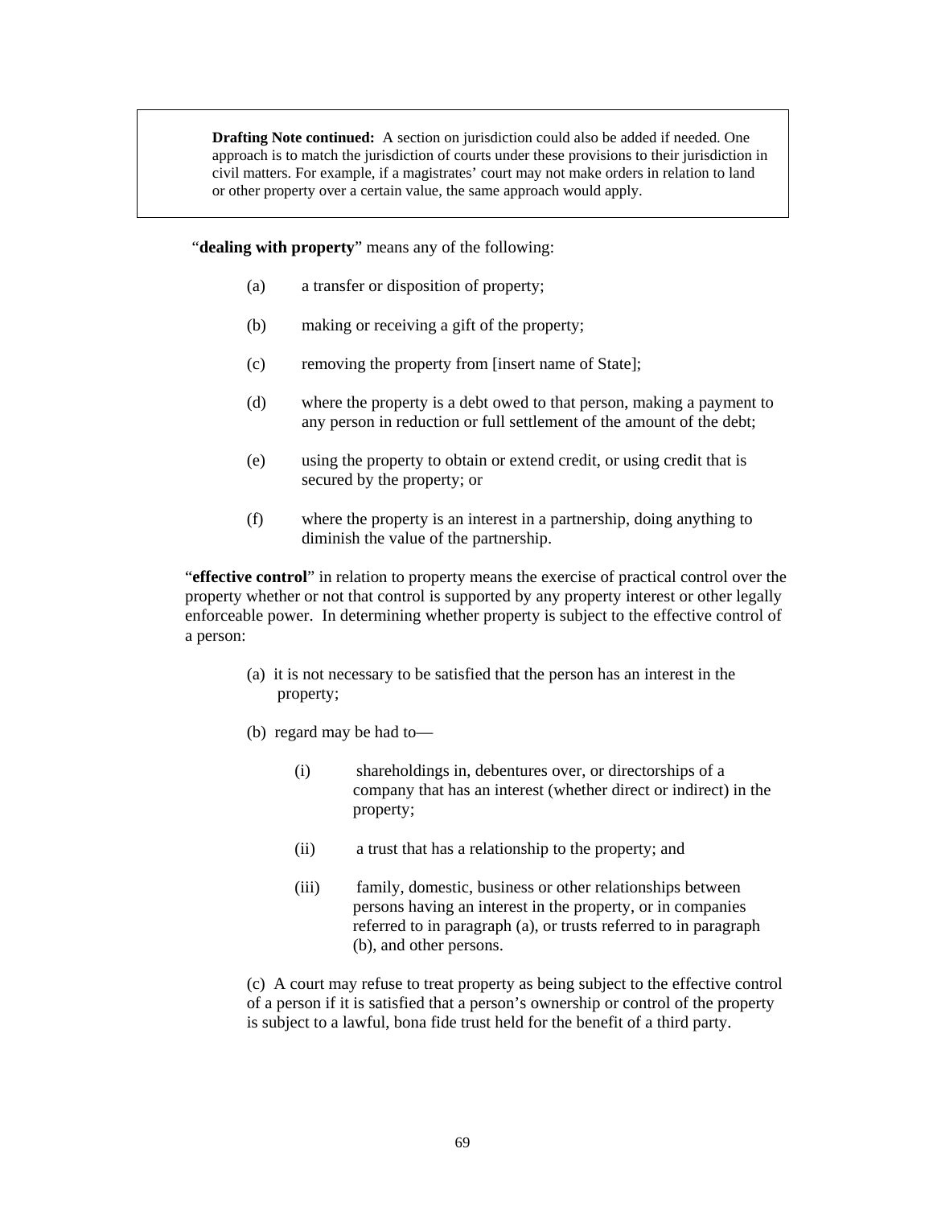> **Drafting Note continued:** A section on jurisdiction could also be added if needed. One approach is to match the jurisdiction of courts under these provisions to their jurisdiction in civil matters. For example, if a magistrates' court may not make orders in relation to land or other property over a certain value, the same approach would apply.

"**dealing with property**" means any of the following:

(a) a transfer or disposition of property;

(b) making or receiving a gift of the property;

(c) removing the property from [insert name of State];

(d) where the property is a debt owed to that person, making a payment to any person in reduction or full settlement of the amount of the debt;

(e) using the property to obtain or extend credit, or using credit that is secured by the property; or

(f) where the property is an interest in a partnership, doing anything to diminish the value of the partnership.

"**effective control**" in relation to property means the exercise of practical control over the property whether or not that control is supported by any property interest or other legally enforceable power. In determining whether property is subject to the effective control of a person:

(a) it is not necessary to be satisfied that the person has an interest in the property;

(b) regard may be had to—

(i) shareholdings in, debentures over, or directorships of a company that has an interest (whether direct or indirect) in the property;

(ii) a trust that has a relationship to the property; and

(iii) family, domestic, business or other relationships between persons having an interest in the property, or in companies referred to in paragraph (a), or trusts referred to in paragraph (b), and other persons.

(c) A court may refuse to treat property as being subject to the effective control of a person if it is satisfied that a person's ownership or control of the property is subject to a lawful, bona fide trust held for the benefit of a third party.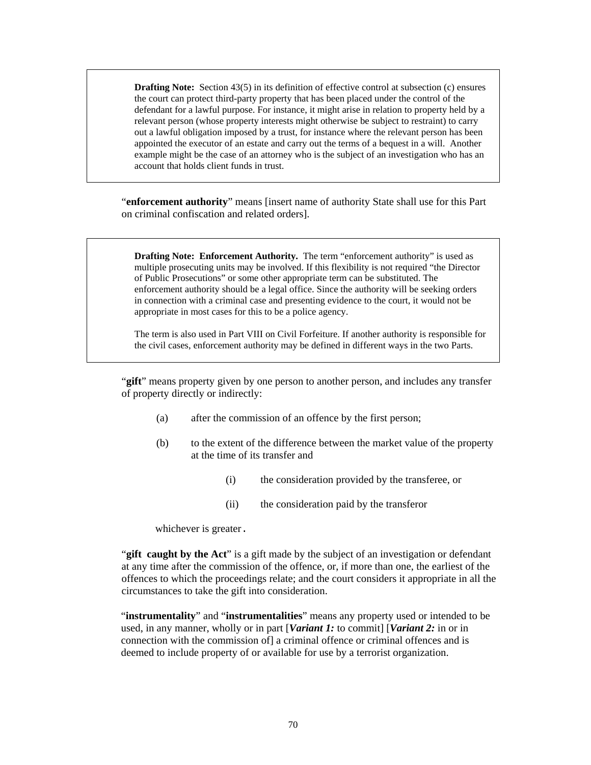> **Drafting Note:** Section 43(5) in its definition of effective control at subsection (c) ensures the court can protect third-party property that has been placed under the control of the defendant for a lawful purpose. For instance, it might arise in relation to property held by a relevant person (whose property interests might otherwise be subject to restraint) to carry out a lawful obligation imposed by a trust, for instance where the relevant person has been appointed the executor of an estate and carry out the terms of a bequest in a will. Another example might be the case of an attorney who is the subject of an investigation who has an account that holds client funds in trust.

"**enforcement authority**" means [insert name of authority State shall use for this Part on criminal confiscation and related orders].

> **Drafting Note: Enforcement Authority.** The term "enforcement authority" is used as multiple prosecuting units may be involved. If this flexibility is not required "the Director of Public Prosecutions" or some other appropriate term can be substituted. The enforcement authority should be a legal office. Since the authority will be seeking orders in connection with a criminal case and presenting evidence to the court, it would not be appropriate in most cases for this to be a police agency.
>
> The term is also used in Part VIII on Civil Forfeiture. If another authority is responsible for the civil cases, enforcement authority may be defined in different ways in the two Parts.

"**gift**" means property given by one person to another person, and includes any transfer of property directly or indirectly:

(a) after the commission of an offence by the first person;

(b) to the extent of the difference between the market value of the property at the time of its transfer and

  (i) the consideration provided by the transferee, or

  (ii) the consideration paid by the transferor

whichever is greater.

"**gift caught by the Act**" is a gift made by the subject of an investigation or defendant at any time after the commission of the offence, or, if more than one, the earliest of the offences to which the proceedings relate; and the court considers it appropriate in all the circumstances to take the gift into consideration.

"**instrumentality**" and "**instrumentalities**" means any property used or intended to be used, in any manner, wholly or in part [***Variant 1:*** to commit] [***Variant 2:*** in or in connection with the commission of] a criminal offence or criminal offences and is deemed to include property of or available for use by a terrorist organization.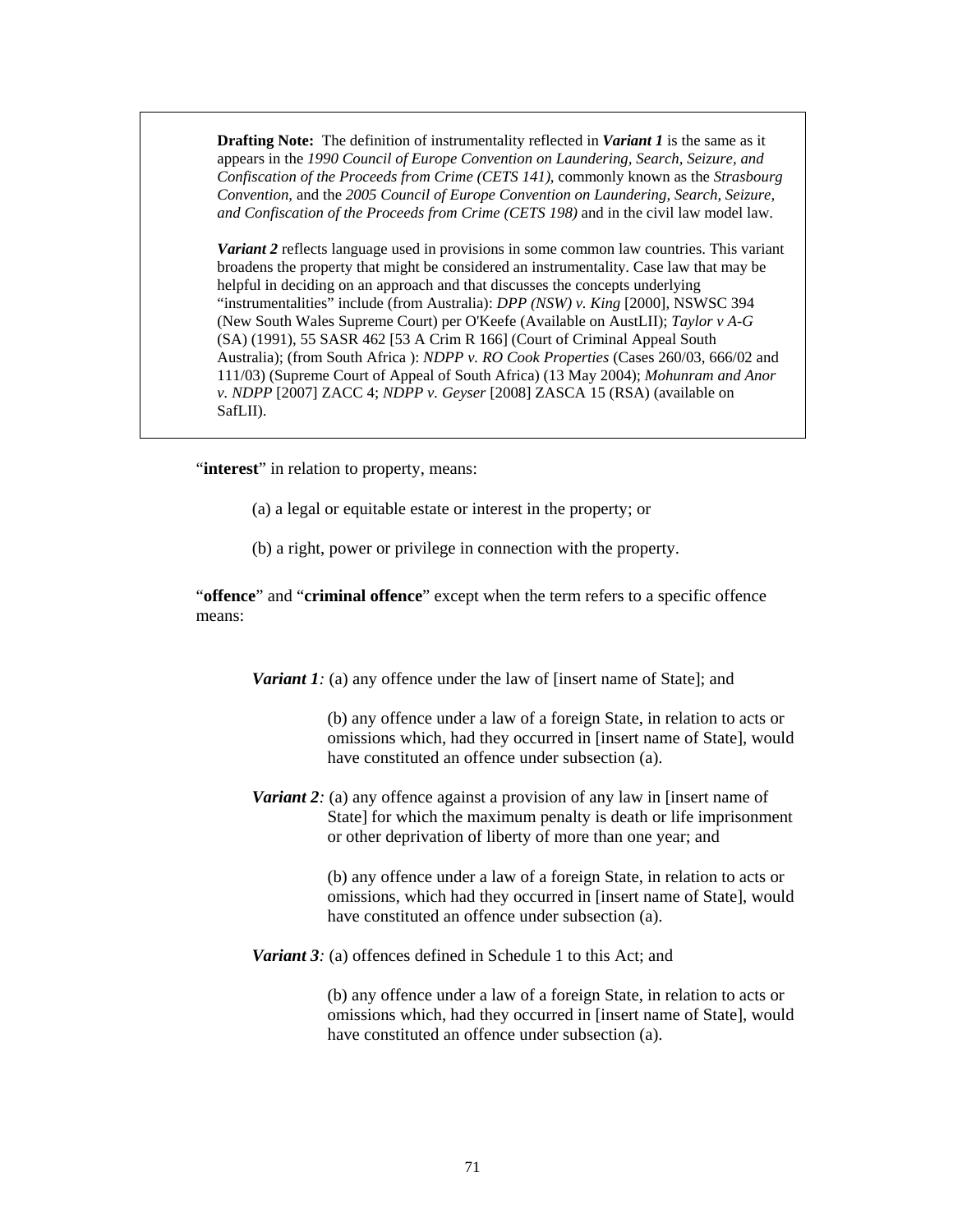> **Drafting Note:** The definition of instrumentality reflected in ***Variant 1*** is the same as it appears in the *1990 Council of Europe Convention on Laundering, Search, Seizure, and Confiscation of the Proceeds from Crime (CETS 141)*, commonly known as the *Strasbourg Convention,* and the *2005 Council of Europe Convention on Laundering, Search, Seizure, and Confiscation of the Proceeds from Crime (CETS 198)* and in the civil law model law.
>
> ***Variant 2*** reflects language used in provisions in some common law countries. This variant broadens the property that might be considered an instrumentality. Case law that may be helpful in deciding on an approach and that discusses the concepts underlying "instrumentalities" include (from Australia): *DPP (NSW) v. King* [2000], NSWSC 394 (New South Wales Supreme Court) per O'Keefe (Available on AustLII); *Taylor v A-G* (SA) (1991), 55 SASR 462 [53 A Crim R 166] (Court of Criminal Appeal South Australia); (from South Africa ): *NDPP v. RO Cook Properties* (Cases 260/03, 666/02 and 111/03) (Supreme Court of Appeal of South Africa) (13 May 2004); *Mohunram and Anor v. NDPP* [2007] ZACC 4; *NDPP v. Geyser* [2008] ZASCA 15 (RSA) (available on SafLII).

"**interest**" in relation to property, means:

(a) a legal or equitable estate or interest in the property; or

(b) a right, power or privilege in connection with the property.

"**offence**" and "**criminal offence**" except when the term refers to a specific offence means:

***Variant 1****:* (a) any offence under the law of [insert name of State]; and

(b) any offence under a law of a foreign State, in relation to acts or omissions which, had they occurred in [insert name of State], would have constituted an offence under subsection (a).

***Variant 2****:* (a) any offence against a provision of any law in [insert name of State] for which the maximum penalty is death or life imprisonment or other deprivation of liberty of more than one year; and

(b) any offence under a law of a foreign State, in relation to acts or omissions, which had they occurred in [insert name of State], would have constituted an offence under subsection (a).

***Variant 3****:* (a) offences defined in Schedule 1 to this Act; and

(b) any offence under a law of a foreign State, in relation to acts or omissions which, had they occurred in [insert name of State], would have constituted an offence under subsection (a).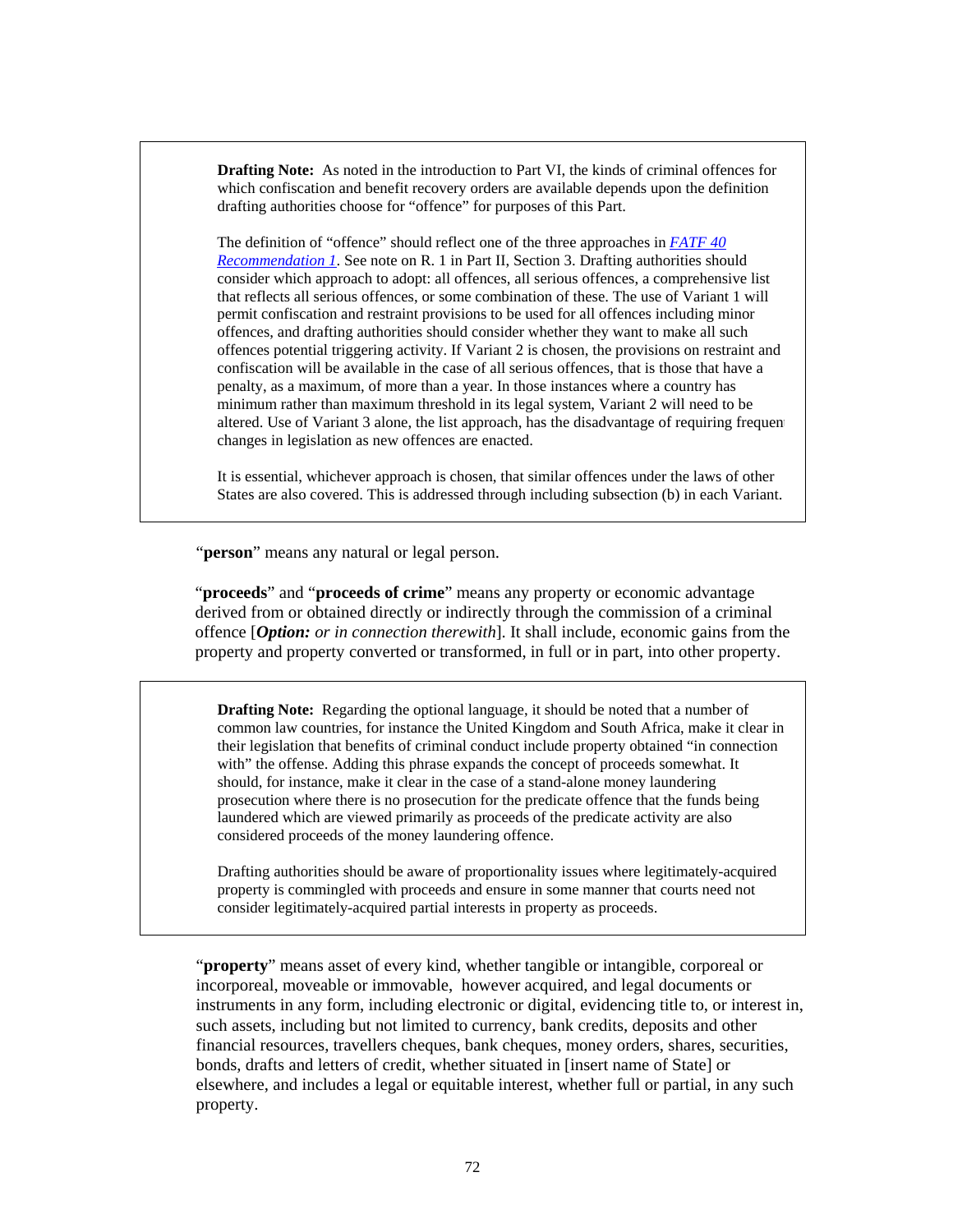> **Drafting Note:** As noted in the introduction to Part VI, the kinds of criminal offences for which confiscation and benefit recovery orders are available depends upon the definition drafting authorities choose for "offence" for purposes of this Part.
>
> The definition of "offence" should reflect one of the three approaches in *FATF 40 Recommendation 1*. See note on R. 1 in Part II, Section 3. Drafting authorities should consider which approach to adopt: all offences, all serious offences, a comprehensive list that reflects all serious offences, or some combination of these. The use of Variant 1 will permit confiscation and restraint provisions to be used for all offences including minor offences, and drafting authorities should consider whether they want to make all such offences potential triggering activity. If Variant 2 is chosen, the provisions on restraint and confiscation will be available in the case of all serious offences, that is those that have a penalty, as a maximum, of more than a year. In those instances where a country has minimum rather than maximum threshold in its legal system, Variant 2 will need to be altered. Use of Variant 3 alone, the list approach, has the disadvantage of requiring frequent changes in legislation as new offences are enacted.
>
> It is essential, whichever approach is chosen, that similar offences under the laws of other States are also covered. This is addressed through including subsection (b) in each Variant.

"**person**" means any natural or legal person.

"**proceeds**" and "**proceeds of crime**" means any property or economic advantage derived from or obtained directly or indirectly through the commission of a criminal offence [***Option:*** *or in connection therewith*]. It shall include, economic gains from the property and property converted or transformed, in full or in part, into other property.

> **Drafting Note:** Regarding the optional language, it should be noted that a number of common law countries, for instance the United Kingdom and South Africa, make it clear in their legislation that benefits of criminal conduct include property obtained "in connection with" the offense. Adding this phrase expands the concept of proceeds somewhat. It should, for instance, make it clear in the case of a stand-alone money laundering prosecution where there is no prosecution for the predicate offence that the funds being laundered which are viewed primarily as proceeds of the predicate activity are also considered proceeds of the money laundering offence.
>
> Drafting authorities should be aware of proportionality issues where legitimately-acquired property is commingled with proceeds and ensure in some manner that courts need not consider legitimately-acquired partial interests in property as proceeds.

"**property**" means asset of every kind, whether tangible or intangible, corporeal or incorporeal, moveable or immovable, however acquired, and legal documents or instruments in any form, including electronic or digital, evidencing title to, or interest in, such assets, including but not limited to currency, bank credits, deposits and other financial resources, travellers cheques, bank cheques, money orders, shares, securities, bonds, drafts and letters of credit, whether situated in [insert name of State] or elsewhere, and includes a legal or equitable interest, whether full or partial, in any such property.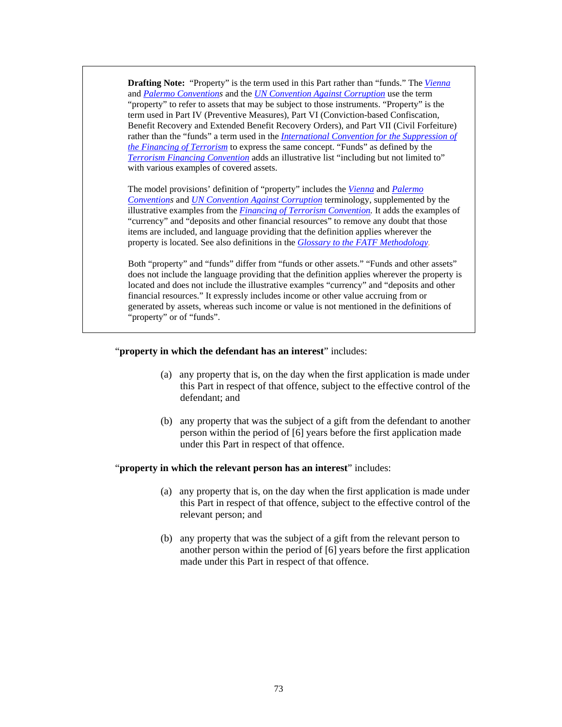> **Drafting Note:** "Property" is the term used in this Part rather than "funds." The *Vienna* and *Palermo Conventions* and the *UN Convention Against Corruption* use the term "property" to refer to assets that may be subject to those instruments. "Property" is the term used in Part IV (Preventive Measures), Part VI (Conviction-based Confiscation, Benefit Recovery and Extended Benefit Recovery Orders), and Part VII (Civil Forfeiture) rather than the "funds" a term used in the *International Convention for the Suppression of the Financing of Terrorism* to express the same concept. "Funds" as defined by the *Terrorism Financing Convention* adds an illustrative list "including but not limited to" with various examples of covered assets.
>
> The model provisions' definition of "property" includes the *Vienna* and *Palermo Conventions* and *UN Convention Against Corruption* terminology, supplemented by the illustrative examples from the *Financing of Terrorism Convention*. It adds the examples of "currency" and "deposits and other financial resources" to remove any doubt that those items are included, and language providing that the definition applies wherever the property is located. See also definitions in the *Glossary to the FATF Methodology*.
>
> Both "property" and "funds" differ from "funds or other assets." "Funds and other assets" does not include the language providing that the definition applies wherever the property is located and does not include the illustrative examples "currency" and "deposits and other financial resources." It expressly includes income or other value accruing from or generated by assets, whereas such income or value is not mentioned in the definitions of "property" or of "funds".

"**property in which the defendant has an interest**" includes:

(a) any property that is, on the day when the first application is made under this Part in respect of that offence, subject to the effective control of the defendant; and

(b) any property that was the subject of a gift from the defendant to another person within the period of [6] years before the first application made under this Part in respect of that offence.

"**property in which the relevant person has an interest**" includes:

(a) any property that is, on the day when the first application is made under this Part in respect of that offence, subject to the effective control of the relevant person; and

(b) any property that was the subject of a gift from the relevant person to another person within the period of [6] years before the first application made under this Part in respect of that offence.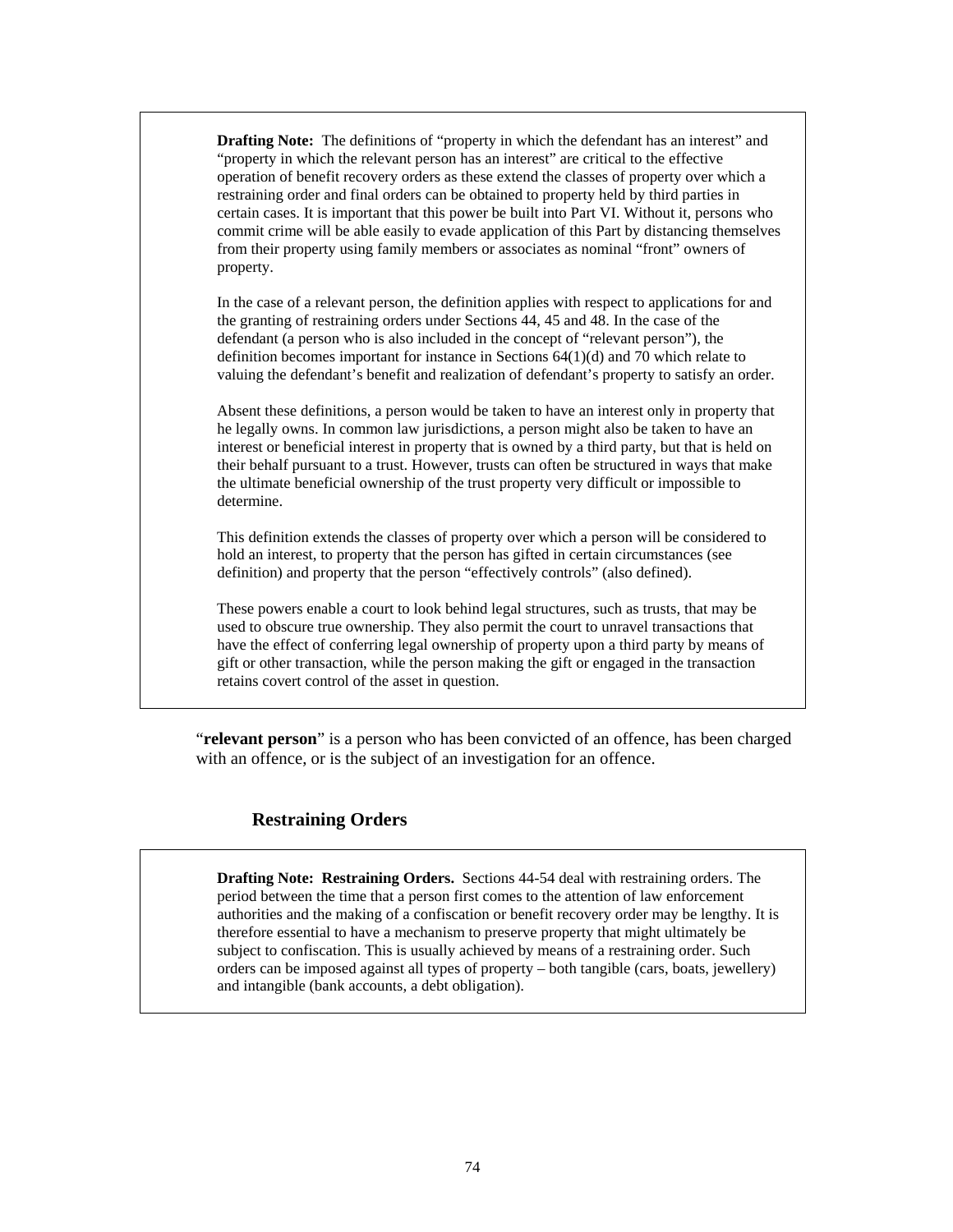> **Drafting Note:** The definitions of "property in which the defendant has an interest" and "property in which the relevant person has an interest" are critical to the effective operation of benefit recovery orders as these extend the classes of property over which a restraining order and final orders can be obtained to property held by third parties in certain cases. It is important that this power be built into Part VI. Without it, persons who commit crime will be able easily to evade application of this Part by distancing themselves from their property using family members or associates as nominal "front" owners of property.
>
> In the case of a relevant person, the definition applies with respect to applications for and the granting of restraining orders under Sections 44, 45 and 48. In the case of the defendant (a person who is also included in the concept of "relevant person"), the definition becomes important for instance in Sections 64(1)(d) and 70 which relate to valuing the defendant's benefit and realization of defendant's property to satisfy an order.
>
> Absent these definitions, a person would be taken to have an interest only in property that he legally owns. In common law jurisdictions, a person might also be taken to have an interest or beneficial interest in property that is owned by a third party, but that is held on their behalf pursuant to a trust. However, trusts can often be structured in ways that make the ultimate beneficial ownership of the trust property very difficult or impossible to determine.
>
> This definition extends the classes of property over which a person will be considered to hold an interest, to property that the person has gifted in certain circumstances (see definition) and property that the person "effectively controls" (also defined).
>
> These powers enable a court to look behind legal structures, such as trusts, that may be used to obscure true ownership. They also permit the court to unravel transactions that have the effect of conferring legal ownership of property upon a third party by means of gift or other transaction, while the person making the gift or engaged in the transaction retains covert control of the asset in question.

"**relevant person**" is a person who has been convicted of an offence, has been charged with an offence, or is the subject of an investigation for an offence.

### Restraining Orders

> **Drafting Note: Restraining Orders.** Sections 44-54 deal with restraining orders. The period between the time that a person first comes to the attention of law enforcement authorities and the making of a confiscation or benefit recovery order may be lengthy. It is therefore essential to have a mechanism to preserve property that might ultimately be subject to confiscation. This is usually achieved by means of a restraining order. Such orders can be imposed against all types of property – both tangible (cars, boats, jewellery) and intangible (bank accounts, a debt obligation).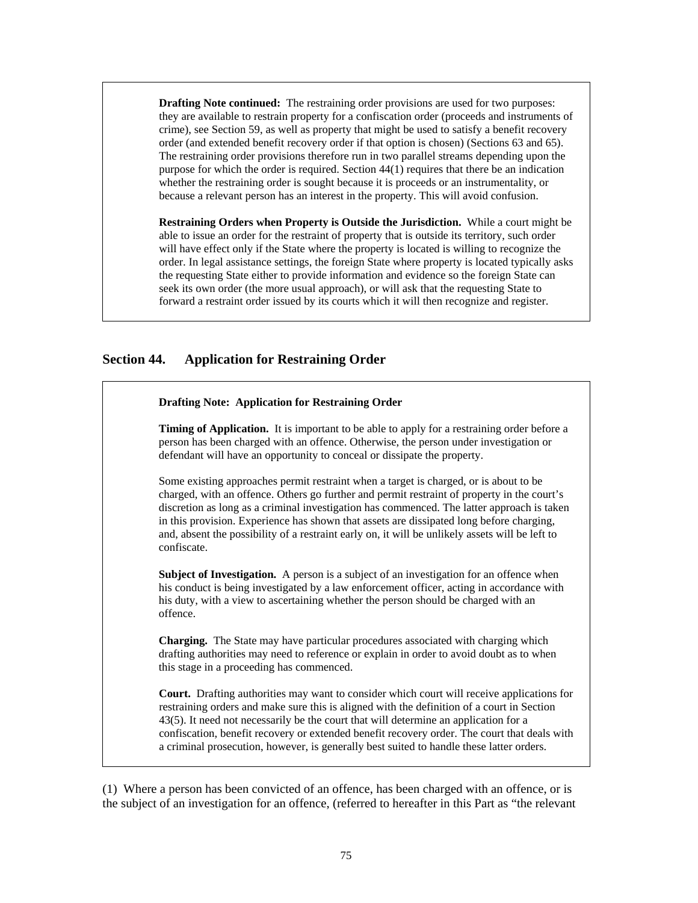**Drafting Note continued:** The restraining order provisions are used for two purposes: they are available to restrain property for a confiscation order (proceeds and instruments of crime), see Section 59, as well as property that might be used to satisfy a benefit recovery order (and extended benefit recovery order if that option is chosen) (Sections 63 and 65). The restraining order provisions therefore run in two parallel streams depending upon the purpose for which the order is required. Section 44(1) requires that there be an indication whether the restraining order is sought because it is proceeds or an instrumentality, or because a relevant person has an interest in the property. This will avoid confusion.

**Restraining Orders when Property is Outside the Jurisdiction.** While a court might be able to issue an order for the restraint of property that is outside its territory, such order will have effect only if the State where the property is located is willing to recognize the order. In legal assistance settings, the foreign State where property is located typically asks the requesting State either to provide information and evidence so the foreign State can seek its own order (the more usual approach), or will ask that the requesting State to forward a restraint order issued by its courts which it will then recognize and register.

## Section 44. Application for Restraining Order

**Drafting Note: Application for Restraining Order**

**Timing of Application.** It is important to be able to apply for a restraining order before a person has been charged with an offence. Otherwise, the person under investigation or defendant will have an opportunity to conceal or dissipate the property.

Some existing approaches permit restraint when a target is charged, or is about to be charged, with an offence. Others go further and permit restraint of property in the court's discretion as long as a criminal investigation has commenced. The latter approach is taken in this provision. Experience has shown that assets are dissipated long before charging, and, absent the possibility of a restraint early on, it will be unlikely assets will be left to confiscate.

**Subject of Investigation.** A person is a subject of an investigation for an offence when his conduct is being investigated by a law enforcement officer, acting in accordance with his duty, with a view to ascertaining whether the person should be charged with an offence.

**Charging.** The State may have particular procedures associated with charging which drafting authorities may need to reference or explain in order to avoid doubt as to when this stage in a proceeding has commenced.

**Court.** Drafting authorities may want to consider which court will receive applications for restraining orders and make sure this is aligned with the definition of a court in Section 43(5). It need not necessarily be the court that will determine an application for a confiscation, benefit recovery or extended benefit recovery order. The court that deals with a criminal prosecution, however, is generally best suited to handle these latter orders.

(1) Where a person has been convicted of an offence, has been charged with an offence, or is the subject of an investigation for an offence, (referred to hereafter in this Part as "the relevant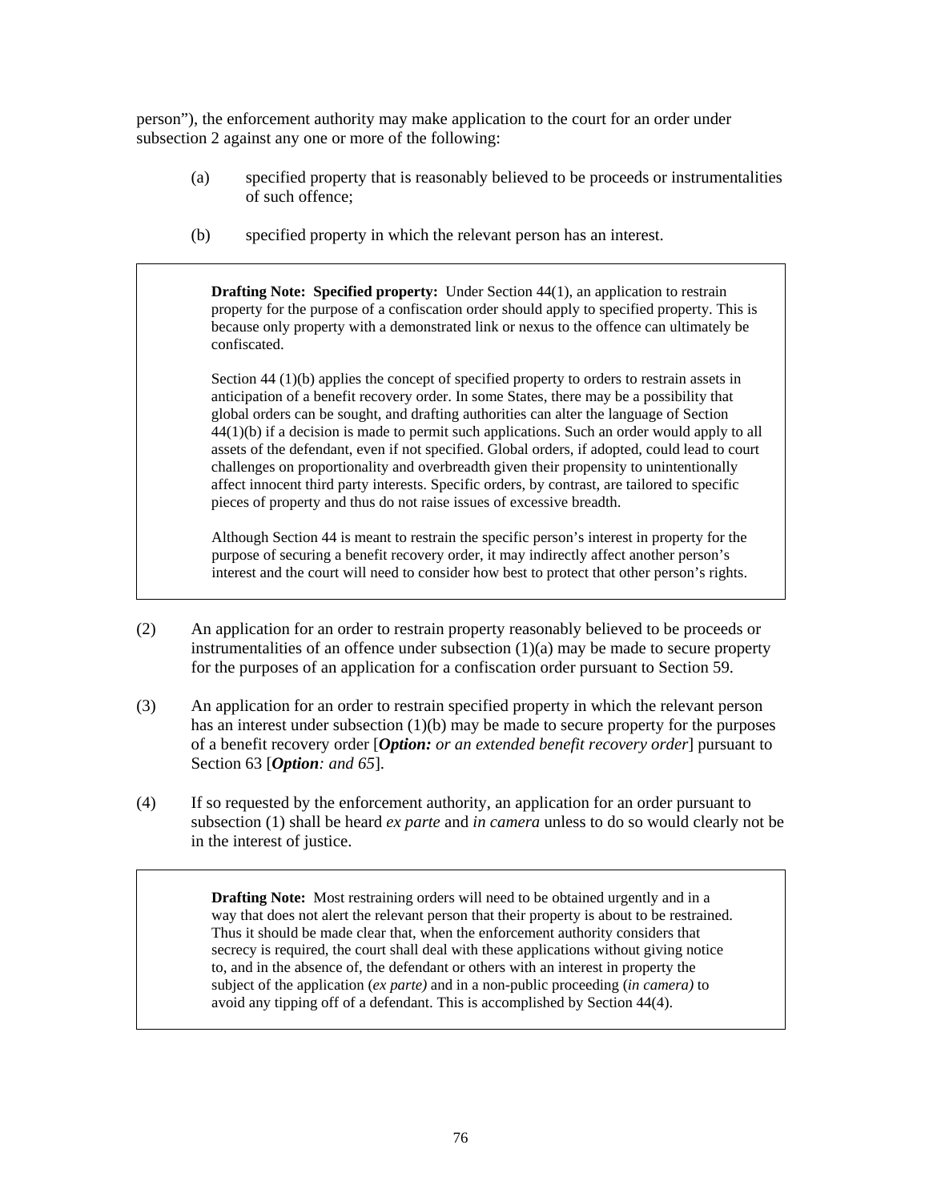person"), the enforcement authority may make application to the court for an order under subsection 2 against any one or more of the following:

(a) specified property that is reasonably believed to be proceeds or instrumentalities of such offence;

(b) specified property in which the relevant person has an interest.

> **Drafting Note: Specified property:** Under Section 44(1), an application to restrain property for the purpose of a confiscation order should apply to specified property. This is because only property with a demonstrated link or nexus to the offence can ultimately be confiscated.
>
> Section 44 (1)(b) applies the concept of specified property to orders to restrain assets in anticipation of a benefit recovery order. In some States, there may be a possibility that global orders can be sought, and drafting authorities can alter the language of Section 44(1)(b) if a decision is made to permit such applications. Such an order would apply to all assets of the defendant, even if not specified. Global orders, if adopted, could lead to court challenges on proportionality and overbreadth given their propensity to unintentionally affect innocent third party interests. Specific orders, by contrast, are tailored to specific pieces of property and thus do not raise issues of excessive breadth.
>
> Although Section 44 is meant to restrain the specific person's interest in property for the purpose of securing a benefit recovery order, it may indirectly affect another person's interest and the court will need to consider how best to protect that other person's rights.

(2) An application for an order to restrain property reasonably believed to be proceeds or instrumentalities of an offence under subsection (1)(a) may be made to secure property for the purposes of an application for a confiscation order pursuant to Section 59.

(3) An application for an order to restrain specified property in which the relevant person has an interest under subsection (1)(b) may be made to secure property for the purposes of a benefit recovery order [***Option:*** *or an extended benefit recovery order*] pursuant to Section 63 [***Option****: and 65*].

(4) If so requested by the enforcement authority, an application for an order pursuant to subsection (1) shall be heard *ex parte* and *in camera* unless to do so would clearly not be in the interest of justice.

> **Drafting Note:** Most restraining orders will need to be obtained urgently and in a way that does not alert the relevant person that their property is about to be restrained. Thus it should be made clear that, when the enforcement authority considers that secrecy is required, the court shall deal with these applications without giving notice to, and in the absence of, the defendant or others with an interest in property the subject of the application (*ex parte)* and in a non-public proceeding (*in camera)* to avoid any tipping off of a defendant. This is accomplished by Section 44(4).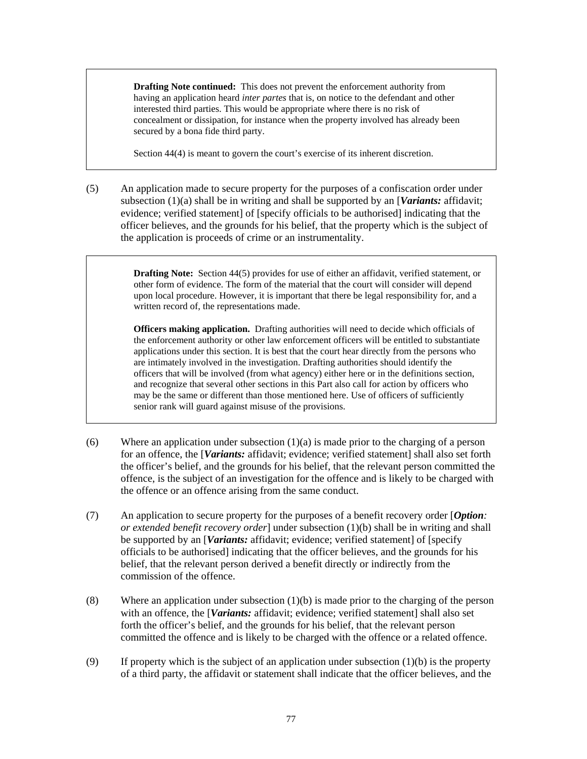> **Drafting Note continued:** This does not prevent the enforcement authority from having an application heard *inter partes* that is, on notice to the defendant and other interested third parties. This would be appropriate where there is no risk of concealment or dissipation, for instance when the property involved has already been secured by a bona fide third party.
>
> Section 44(4) is meant to govern the court's exercise of its inherent discretion.

(5) An application made to secure property for the purposes of a confiscation order under subsection (1)(a) shall be in writing and shall be supported by an [***Variants:*** affidavit; evidence; verified statement] of [specify officials to be authorised] indicating that the officer believes, and the grounds for his belief, that the property which is the subject of the application is proceeds of crime or an instrumentality.

> **Drafting Note:** Section 44(5) provides for use of either an affidavit, verified statement, or other form of evidence. The form of the material that the court will consider will depend upon local procedure. However, it is important that there be legal responsibility for, and a written record of, the representations made.
>
> **Officers making application.** Drafting authorities will need to decide which officials of the enforcement authority or other law enforcement officers will be entitled to substantiate applications under this section. It is best that the court hear directly from the persons who are intimately involved in the investigation. Drafting authorities should identify the officers that will be involved (from what agency) either here or in the definitions section, and recognize that several other sections in this Part also call for action by officers who may be the same or different than those mentioned here. Use of officers of sufficiently senior rank will guard against misuse of the provisions.

(6) Where an application under subsection (1)(a) is made prior to the charging of a person for an offence, the [***Variants:*** affidavit; evidence; verified statement] shall also set forth the officer's belief, and the grounds for his belief, that the relevant person committed the offence, is the subject of an investigation for the offence and is likely to be charged with the offence or an offence arising from the same conduct.

(7) An application to secure property for the purposes of a benefit recovery order [***Option****: or extended benefit recovery order*] under subsection (1)(b) shall be in writing and shall be supported by an [***Variants:*** affidavit; evidence; verified statement] of [specify officials to be authorised] indicating that the officer believes, and the grounds for his belief, that the relevant person derived a benefit directly or indirectly from the commission of the offence.

(8) Where an application under subsection (1)(b) is made prior to the charging of the person with an offence, the [***Variants:*** affidavit; evidence; verified statement] shall also set forth the officer's belief, and the grounds for his belief, that the relevant person committed the offence and is likely to be charged with the offence or a related offence.

(9) If property which is the subject of an application under subsection (1)(b) is the property of a third party, the affidavit or statement shall indicate that the officer believes, and the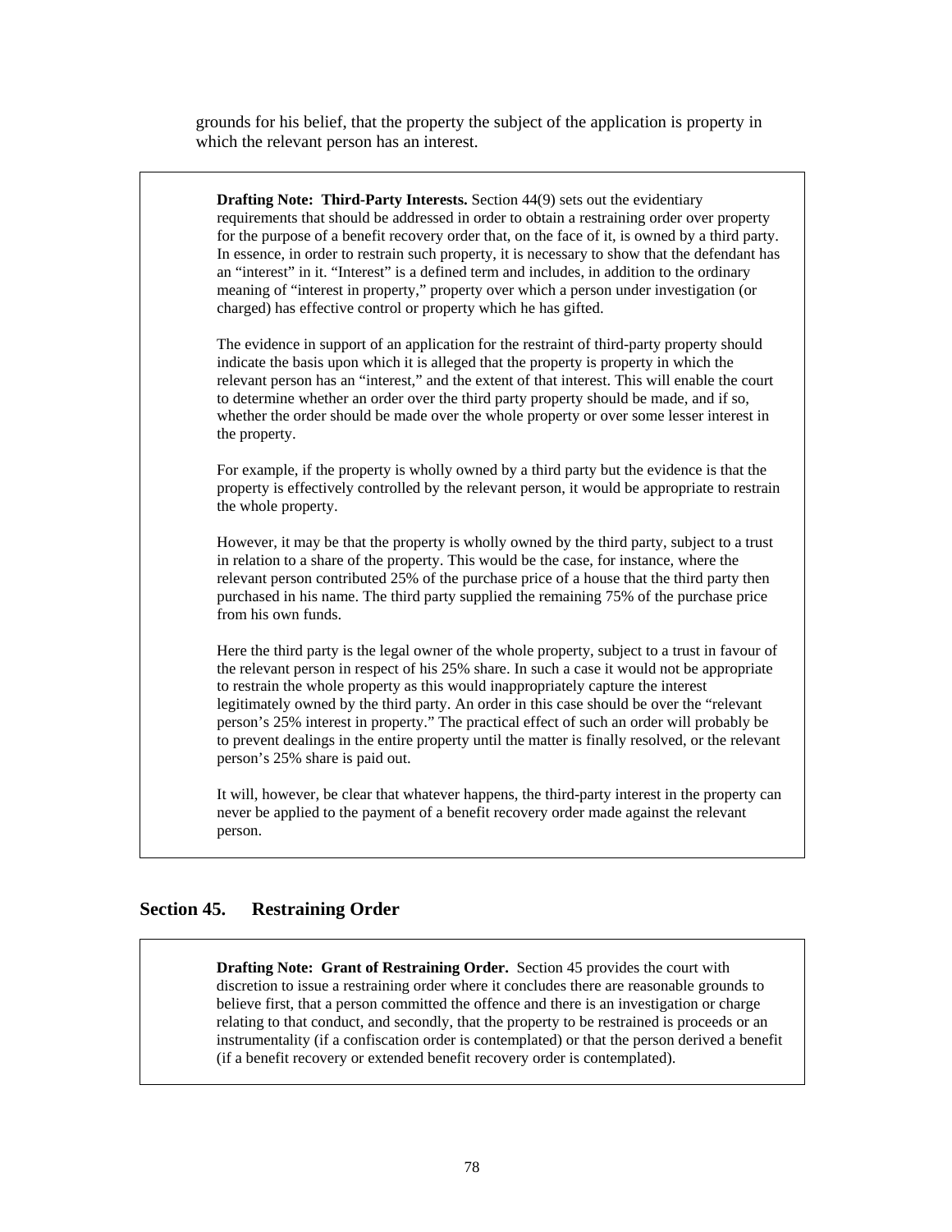grounds for his belief, that the property the subject of the application is property in which the relevant person has an interest.

> **Drafting Note: Third-Party Interests.** Section 44(9) sets out the evidentiary requirements that should be addressed in order to obtain a restraining order over property for the purpose of a benefit recovery order that, on the face of it, is owned by a third party. In essence, in order to restrain such property, it is necessary to show that the defendant has an "interest" in it. "Interest" is a defined term and includes, in addition to the ordinary meaning of "interest in property," property over which a person under investigation (or charged) has effective control or property which he has gifted.
>
> The evidence in support of an application for the restraint of third-party property should indicate the basis upon which it is alleged that the property is property in which the relevant person has an "interest," and the extent of that interest. This will enable the court to determine whether an order over the third party property should be made, and if so, whether the order should be made over the whole property or over some lesser interest in the property.
>
> For example, if the property is wholly owned by a third party but the evidence is that the property is effectively controlled by the relevant person, it would be appropriate to restrain the whole property.
>
> However, it may be that the property is wholly owned by the third party, subject to a trust in relation to a share of the property. This would be the case, for instance, where the relevant person contributed 25% of the purchase price of a house that the third party then purchased in his name. The third party supplied the remaining 75% of the purchase price from his own funds.
>
> Here the third party is the legal owner of the whole property, subject to a trust in favour of the relevant person in respect of his 25% share. In such a case it would not be appropriate to restrain the whole property as this would inappropriately capture the interest legitimately owned by the third party. An order in this case should be over the "relevant person's 25% interest in property." The practical effect of such an order will probably be to prevent dealings in the entire property until the matter is finally resolved, or the relevant person's 25% share is paid out.
>
> It will, however, be clear that whatever happens, the third-party interest in the property can never be applied to the payment of a benefit recovery order made against the relevant person.

## Section 45. Restraining Order

> **Drafting Note: Grant of Restraining Order.** Section 45 provides the court with discretion to issue a restraining order where it concludes there are reasonable grounds to believe first, that a person committed the offence and there is an investigation or charge relating to that conduct, and secondly, that the property to be restrained is proceeds or an instrumentality (if a confiscation order is contemplated) or that the person derived a benefit (if a benefit recovery or extended benefit recovery order is contemplated).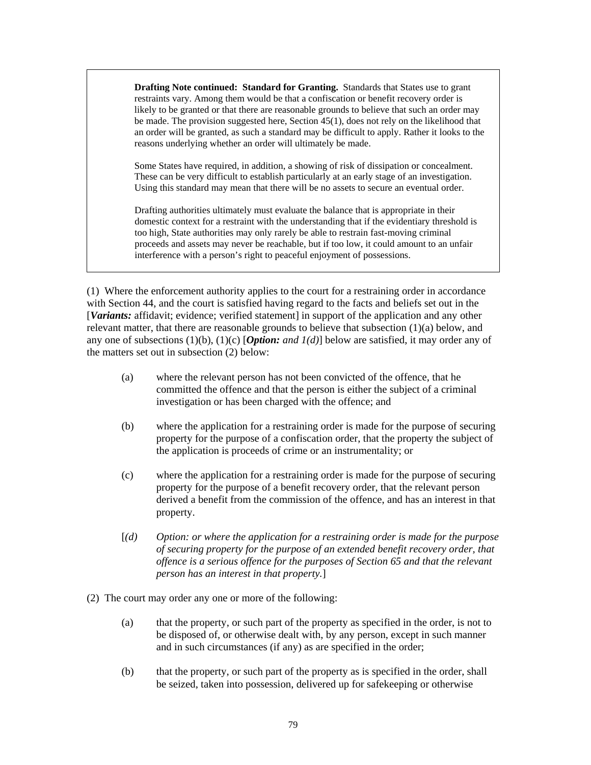> **Drafting Note continued: Standard for Granting.** Standards that States use to grant restraints vary. Among them would be that a confiscation or benefit recovery order is likely to be granted or that there are reasonable grounds to believe that such an order may be made. The provision suggested here, Section 45(1), does not rely on the likelihood that an order will be granted, as such a standard may be difficult to apply. Rather it looks to the reasons underlying whether an order will ultimately be made.
>
> Some States have required, in addition, a showing of risk of dissipation or concealment. These can be very difficult to establish particularly at an early stage of an investigation. Using this standard may mean that there will be no assets to secure an eventual order.
>
> Drafting authorities ultimately must evaluate the balance that is appropriate in their domestic context for a restraint with the understanding that if the evidentiary threshold is too high, State authorities may only rarely be able to restrain fast-moving criminal proceeds and assets may never be reachable, but if too low, it could amount to an unfair interference with a person's right to peaceful enjoyment of possessions.

(1) Where the enforcement authority applies to the court for a restraining order in accordance with Section 44, and the court is satisfied having regard to the facts and beliefs set out in the [***Variants:*** affidavit; evidence; verified statement] in support of the application and any other relevant matter, that there are reasonable grounds to believe that subsection (1)(a) below, and any one of subsections (1)(b), (1)(c) [***Option:*** *and 1(d)*] below are satisfied, it may order any of the matters set out in subsection (2) below:

(a) where the relevant person has not been convicted of the offence, that he committed the offence and that the person is either the subject of a criminal investigation or has been charged with the offence; and

(b) where the application for a restraining order is made for the purpose of securing property for the purpose of a confiscation order, that the property the subject of the application is proceeds of crime or an instrumentality; or

(c) where the application for a restraining order is made for the purpose of securing property for the purpose of a benefit recovery order, that the relevant person derived a benefit from the commission of the offence, and has an interest in that property.

[*(d) Option: or where the application for a restraining order is made for the purpose of securing property for the purpose of an extended benefit recovery order, that offence is a serious offence for the purposes of Section 65 and that the relevant person has an interest in that property.*]

(2) The court may order any one or more of the following:

(a) that the property, or such part of the property as specified in the order, is not to be disposed of, or otherwise dealt with, by any person, except in such manner and in such circumstances (if any) as are specified in the order;

(b) that the property, or such part of the property as is specified in the order, shall be seized, taken into possession, delivered up for safekeeping or otherwise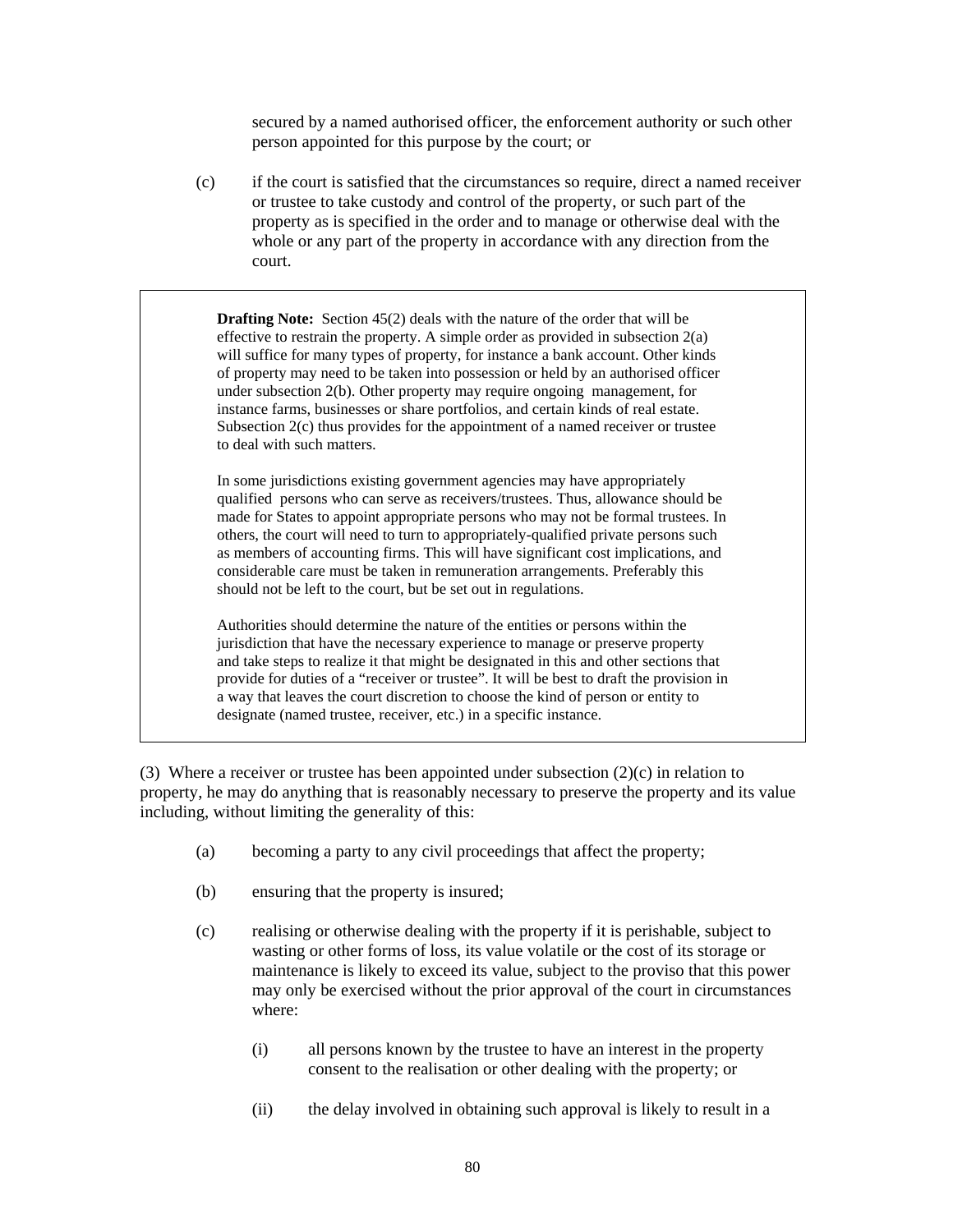secured by a named authorised officer, the enforcement authority or such other person appointed for this purpose by the court; or

(c) if the court is satisfied that the circumstances so require, direct a named receiver or trustee to take custody and control of the property, or such part of the property as is specified in the order and to manage or otherwise deal with the whole or any part of the property in accordance with any direction from the court.

> **Drafting Note:** Section 45(2) deals with the nature of the order that will be effective to restrain the property. A simple order as provided in subsection 2(a) will suffice for many types of property, for instance a bank account. Other kinds of property may need to be taken into possession or held by an authorised officer under subsection 2(b). Other property may require ongoing management, for instance farms, businesses or share portfolios, and certain kinds of real estate. Subsection 2(c) thus provides for the appointment of a named receiver or trustee to deal with such matters.
>
> In some jurisdictions existing government agencies may have appropriately qualified persons who can serve as receivers/trustees. Thus, allowance should be made for States to appoint appropriate persons who may not be formal trustees. In others, the court will need to turn to appropriately-qualified private persons such as members of accounting firms. This will have significant cost implications, and considerable care must be taken in remuneration arrangements. Preferably this should not be left to the court, but be set out in regulations.
>
> Authorities should determine the nature of the entities or persons within the jurisdiction that have the necessary experience to manage or preserve property and take steps to realize it that might be designated in this and other sections that provide for duties of a "receiver or trustee". It will be best to draft the provision in a way that leaves the court discretion to choose the kind of person or entity to designate (named trustee, receiver, etc.) in a specific instance.

(3) Where a receiver or trustee has been appointed under subsection (2)(c) in relation to property, he may do anything that is reasonably necessary to preserve the property and its value including, without limiting the generality of this:

(a) becoming a party to any civil proceedings that affect the property;

(b) ensuring that the property is insured;

(c) realising or otherwise dealing with the property if it is perishable, subject to wasting or other forms of loss, its value volatile or the cost of its storage or maintenance is likely to exceed its value, subject to the proviso that this power may only be exercised without the prior approval of the court in circumstances where:

(i) all persons known by the trustee to have an interest in the property consent to the realisation or other dealing with the property; or

(ii) the delay involved in obtaining such approval is likely to result in a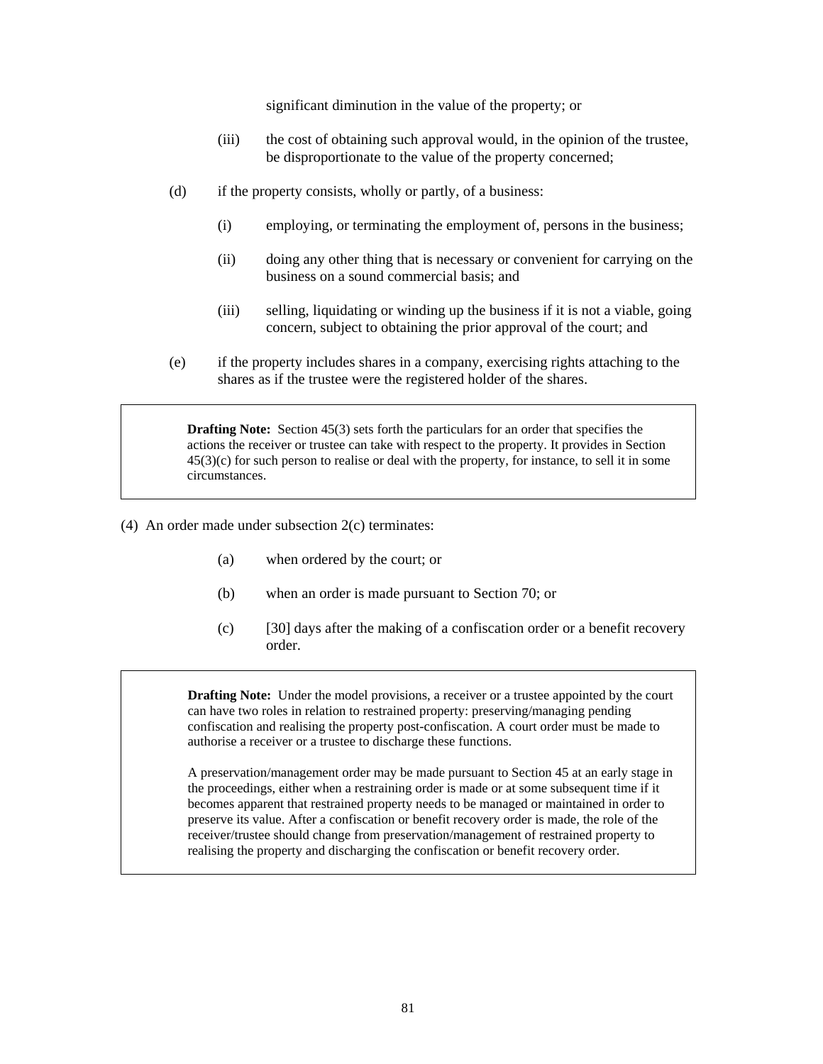significant diminution in the value of the property; or

(iii) the cost of obtaining such approval would, in the opinion of the trustee, be disproportionate to the value of the property concerned;

(d) if the property consists, wholly or partly, of a business:

(i) employing, or terminating the employment of, persons in the business;

(ii) doing any other thing that is necessary or convenient for carrying on the business on a sound commercial basis; and

(iii) selling, liquidating or winding up the business if it is not a viable, going concern, subject to obtaining the prior approval of the court; and

(e) if the property includes shares in a company, exercising rights attaching to the shares as if the trustee were the registered holder of the shares.

> **Drafting Note:** Section 45(3) sets forth the particulars for an order that specifies the actions the receiver or trustee can take with respect to the property. It provides in Section 45(3)(c) for such person to realise or deal with the property, for instance, to sell it in some circumstances.

(4) An order made under subsection 2(c) terminates:

(a) when ordered by the court; or

(b) when an order is made pursuant to Section 70; or

(c) [30] days after the making of a confiscation order or a benefit recovery order.

> **Drafting Note:** Under the model provisions, a receiver or a trustee appointed by the court can have two roles in relation to restrained property: preserving/managing pending confiscation and realising the property post-confiscation. A court order must be made to authorise a receiver or a trustee to discharge these functions.
>
> A preservation/management order may be made pursuant to Section 45 at an early stage in the proceedings, either when a restraining order is made or at some subsequent time if it becomes apparent that restrained property needs to be managed or maintained in order to preserve its value. After a confiscation or benefit recovery order is made, the role of the receiver/trustee should change from preservation/management of restrained property to realising the property and discharging the confiscation or benefit recovery order.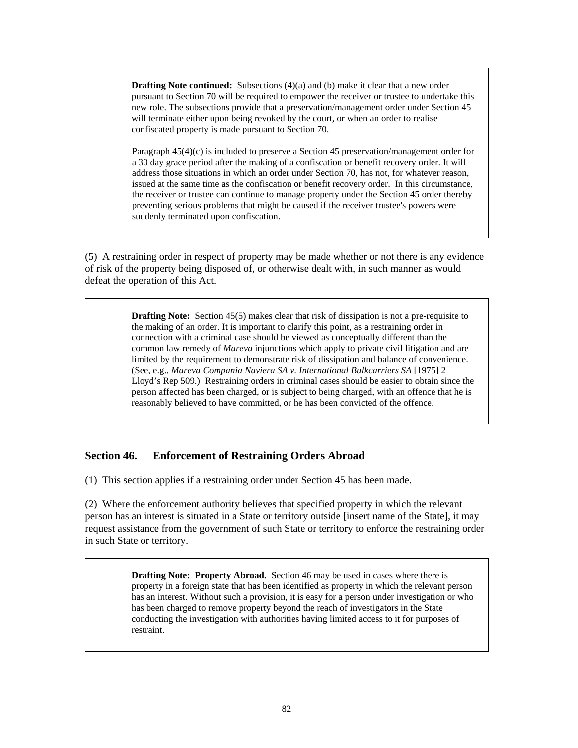> **Drafting Note continued:** Subsections (4)(a) and (b) make it clear that a new order pursuant to Section 70 will be required to empower the receiver or trustee to undertake this new role. The subsections provide that a preservation/management order under Section 45 will terminate either upon being revoked by the court, or when an order to realise confiscated property is made pursuant to Section 70.
>
> Paragraph 45(4)(c) is included to preserve a Section 45 preservation/management order for a 30 day grace period after the making of a confiscation or benefit recovery order. It will address those situations in which an order under Section 70, has not, for whatever reason, issued at the same time as the confiscation or benefit recovery order. In this circumstance, the receiver or trustee can continue to manage property under the Section 45 order thereby preventing serious problems that might be caused if the receiver trustee's powers were suddenly terminated upon confiscation.

(5) A restraining order in respect of property may be made whether or not there is any evidence of risk of the property being disposed of, or otherwise dealt with, in such manner as would defeat the operation of this Act.

> **Drafting Note:** Section 45(5) makes clear that risk of dissipation is not a pre-requisite to the making of an order. It is important to clarify this point, as a restraining order in connection with a criminal case should be viewed as conceptually different than the common law remedy of *Mareva* injunctions which apply to private civil litigation and are limited by the requirement to demonstrate risk of dissipation and balance of convenience. (See, e.g., *Mareva Compania Naviera SA v. International Bulkcarriers SA* [1975] 2 Lloyd's Rep 509.) Restraining orders in criminal cases should be easier to obtain since the person affected has been charged, or is subject to being charged, with an offence that he is reasonably believed to have committed, or he has been convicted of the offence.

## Section 46. Enforcement of Restraining Orders Abroad

(1) This section applies if a restraining order under Section 45 has been made.

(2) Where the enforcement authority believes that specified property in which the relevant person has an interest is situated in a State or territory outside [insert name of the State], it may request assistance from the government of such State or territory to enforce the restraining order in such State or territory.

> **Drafting Note: Property Abroad.** Section 46 may be used in cases where there is property in a foreign state that has been identified as property in which the relevant person has an interest. Without such a provision, it is easy for a person under investigation or who has been charged to remove property beyond the reach of investigators in the State conducting the investigation with authorities having limited access to it for purposes of restraint.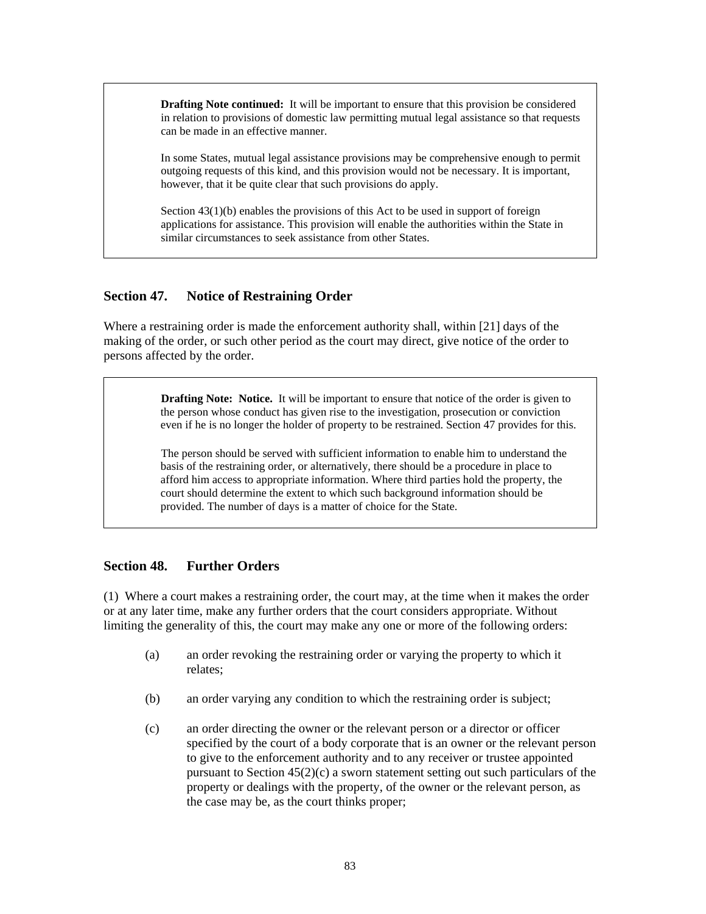> **Drafting Note continued:** It will be important to ensure that this provision be considered in relation to provisions of domestic law permitting mutual legal assistance so that requests can be made in an effective manner.
>
> In some States, mutual legal assistance provisions may be comprehensive enough to permit outgoing requests of this kind, and this provision would not be necessary. It is important, however, that it be quite clear that such provisions do apply.
>
> Section 43(1)(b) enables the provisions of this Act to be used in support of foreign applications for assistance. This provision will enable the authorities within the State in similar circumstances to seek assistance from other States.

## Section 47. Notice of Restraining Order

Where a restraining order is made the enforcement authority shall, within [21] days of the making of the order, or such other period as the court may direct, give notice of the order to persons affected by the order.

> **Drafting Note: Notice.** It will be important to ensure that notice of the order is given to the person whose conduct has given rise to the investigation, prosecution or conviction even if he is no longer the holder of property to be restrained. Section 47 provides for this.
>
> The person should be served with sufficient information to enable him to understand the basis of the restraining order, or alternatively, there should be a procedure in place to afford him access to appropriate information. Where third parties hold the property, the court should determine the extent to which such background information should be provided. The number of days is a matter of choice for the State.

## Section 48. Further Orders

(1) Where a court makes a restraining order, the court may, at the time when it makes the order or at any later time, make any further orders that the court considers appropriate. Without limiting the generality of this, the court may make any one or more of the following orders:

(a) an order revoking the restraining order or varying the property to which it relates;

(b) an order varying any condition to which the restraining order is subject;

(c) an order directing the owner or the relevant person or a director or officer specified by the court of a body corporate that is an owner or the relevant person to give to the enforcement authority and to any receiver or trustee appointed pursuant to Section 45(2)(c) a sworn statement setting out such particulars of the property or dealings with the property, of the owner or the relevant person, as the case may be, as the court thinks proper;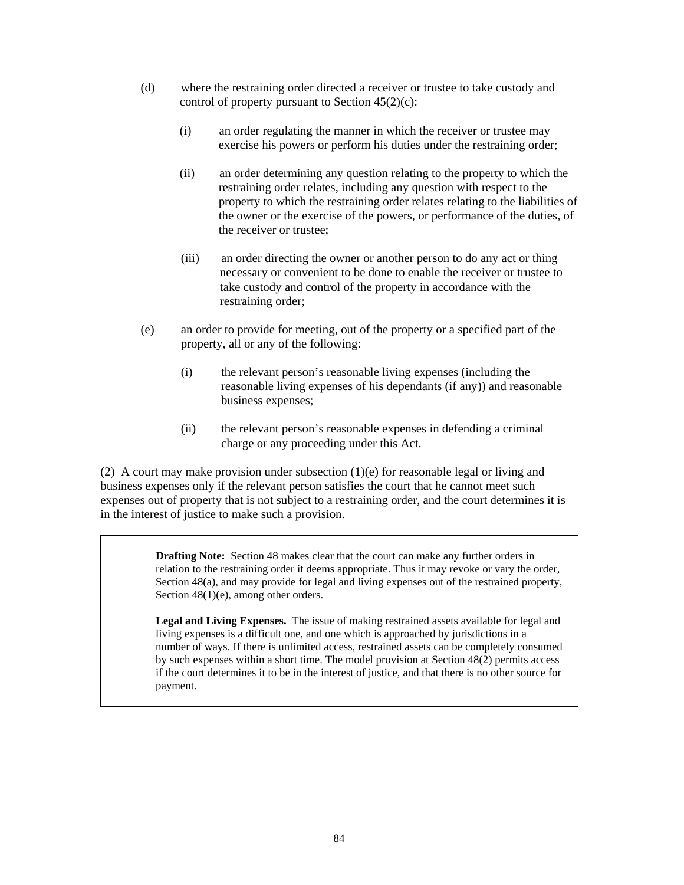(d) where the restraining order directed a receiver or trustee to take custody and control of property pursuant to Section 45(2)(c):

  (i) an order regulating the manner in which the receiver or trustee may exercise his powers or perform his duties under the restraining order;

  (ii) an order determining any question relating to the property to which the restraining order relates, including any question with respect to the property to which the restraining order relates relating to the liabilities of the owner or the exercise of the powers, or performance of the duties, of the receiver or trustee;

  (iii) an order directing the owner or another person to do any act or thing necessary or convenient to be done to enable the receiver or trustee to take custody and control of the property in accordance with the restraining order;

(e) an order to provide for meeting, out of the property or a specified part of the property, all or any of the following:

  (i) the relevant person's reasonable living expenses (including the reasonable living expenses of his dependants (if any)) and reasonable business expenses;

  (ii) the relevant person's reasonable expenses in defending a criminal charge or any proceeding under this Act.

(2) A court may make provision under subsection (1)(e) for reasonable legal or living and business expenses only if the relevant person satisfies the court that he cannot meet such expenses out of property that is not subject to a restraining order, and the court determines it is in the interest of justice to make such a provision.

> **Drafting Note:** Section 48 makes clear that the court can make any further orders in relation to the restraining order it deems appropriate. Thus it may revoke or vary the order, Section 48(a), and may provide for legal and living expenses out of the restrained property, Section 48(1)(e), among other orders.
>
> **Legal and Living Expenses.** The issue of making restrained assets available for legal and living expenses is a difficult one, and one which is approached by jurisdictions in a number of ways. If there is unlimited access, restrained assets can be completely consumed by such expenses within a short time. The model provision at Section 48(2) permits access if the court determines it to be in the interest of justice, and that there is no other source for payment.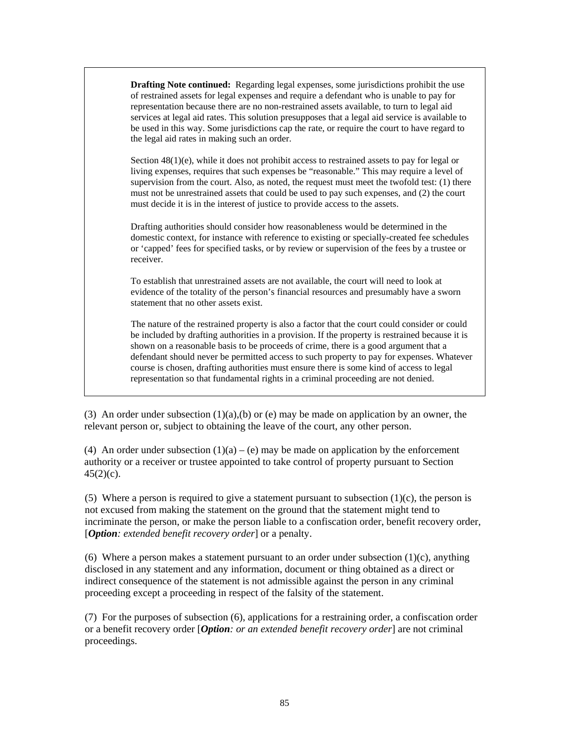**Drafting Note continued:** Regarding legal expenses, some jurisdictions prohibit the use of restrained assets for legal expenses and require a defendant who is unable to pay for representation because there are no non-restrained assets available, to turn to legal aid services at legal aid rates. This solution presupposes that a legal aid service is available to be used in this way. Some jurisdictions cap the rate, or require the court to have regard to the legal aid rates in making such an order.

Section 48(1)(e), while it does not prohibit access to restrained assets to pay for legal or living expenses, requires that such expenses be "reasonable." This may require a level of supervision from the court. Also, as noted, the request must meet the twofold test: (1) there must not be unrestrained assets that could be used to pay such expenses, and (2) the court must decide it is in the interest of justice to provide access to the assets.

Drafting authorities should consider how reasonableness would be determined in the domestic context, for instance with reference to existing or specially-created fee schedules or 'capped' fees for specified tasks, or by review or supervision of the fees by a trustee or receiver.

To establish that unrestrained assets are not available, the court will need to look at evidence of the totality of the person's financial resources and presumably have a sworn statement that no other assets exist.

The nature of the restrained property is also a factor that the court could consider or could be included by drafting authorities in a provision. If the property is restrained because it is shown on a reasonable basis to be proceeds of crime, there is a good argument that a defendant should never be permitted access to such property to pay for expenses. Whatever course is chosen, drafting authorities must ensure there is some kind of access to legal representation so that fundamental rights in a criminal proceeding are not denied.

(3) An order under subsection (1)(a),(b) or (e) may be made on application by an owner, the relevant person or, subject to obtaining the leave of the court, any other person.

(4) An order under subsection (1)(a) – (e) may be made on application by the enforcement authority or a receiver or trustee appointed to take control of property pursuant to Section 45(2)(c).

(5) Where a person is required to give a statement pursuant to subsection (1)(c), the person is not excused from making the statement on the ground that the statement might tend to incriminate the person, or make the person liable to a confiscation order, benefit recovery order, [***Option****: extended benefit recovery order*] or a penalty.

(6) Where a person makes a statement pursuant to an order under subsection (1)(c), anything disclosed in any statement and any information, document or thing obtained as a direct or indirect consequence of the statement is not admissible against the person in any criminal proceeding except a proceeding in respect of the falsity of the statement.

(7) For the purposes of subsection (6), applications for a restraining order, a confiscation order or a benefit recovery order [***Option****: or an extended benefit recovery order*] are not criminal proceedings.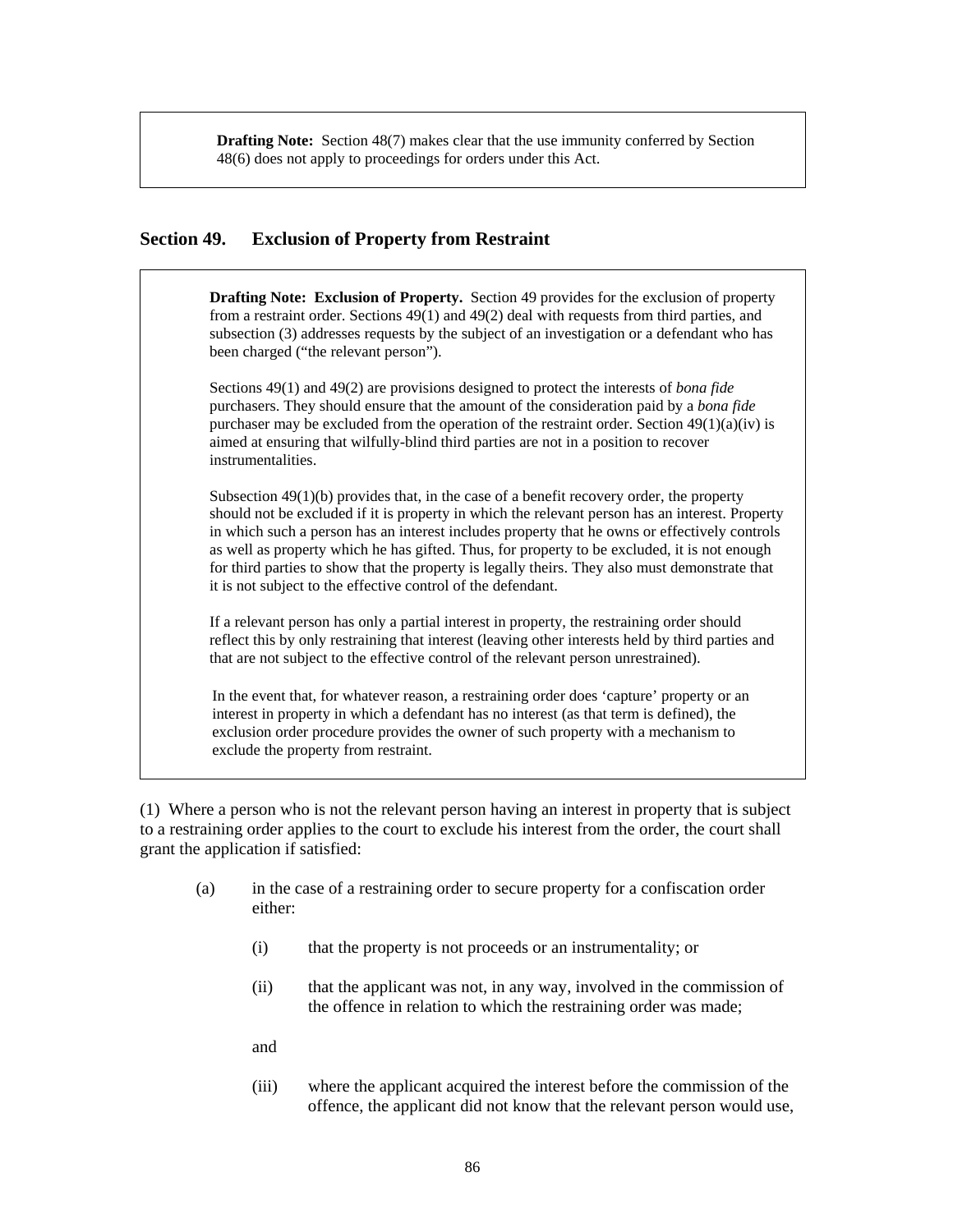> **Drafting Note:** Section 48(7) makes clear that the use immunity conferred by Section 48(6) does not apply to proceedings for orders under this Act.

## Section 49. Exclusion of Property from Restraint

> **Drafting Note: Exclusion of Property.** Section 49 provides for the exclusion of property from a restraint order. Sections 49(1) and 49(2) deal with requests from third parties, and subsection (3) addresses requests by the subject of an investigation or a defendant who has been charged ("the relevant person").
>
> Sections 49(1) and 49(2) are provisions designed to protect the interests of *bona fide* purchasers. They should ensure that the amount of the consideration paid by a *bona fide* purchaser may be excluded from the operation of the restraint order. Section 49(1)(a)(iv) is aimed at ensuring that wilfully-blind third parties are not in a position to recover instrumentalities.
>
> Subsection 49(1)(b) provides that, in the case of a benefit recovery order, the property should not be excluded if it is property in which the relevant person has an interest. Property in which such a person has an interest includes property that he owns or effectively controls as well as property which he has gifted. Thus, for property to be excluded, it is not enough for third parties to show that the property is legally theirs. They also must demonstrate that it is not subject to the effective control of the defendant.
>
> If a relevant person has only a partial interest in property, the restraining order should reflect this by only restraining that interest (leaving other interests held by third parties and that are not subject to the effective control of the relevant person unrestrained).
>
> In the event that, for whatever reason, a restraining order does 'capture' property or an interest in property in which a defendant has no interest (as that term is defined), the exclusion order procedure provides the owner of such property with a mechanism to exclude the property from restraint.

(1) Where a person who is not the relevant person having an interest in property that is subject to a restraining order applies to the court to exclude his interest from the order, the court shall grant the application if satisfied:

(a) in the case of a restraining order to secure property for a confiscation order either:

(i) that the property is not proceeds or an instrumentality; or

(ii) that the applicant was not, in any way, involved in the commission of the offence in relation to which the restraining order was made;

and

(iii) where the applicant acquired the interest before the commission of the offence, the applicant did not know that the relevant person would use,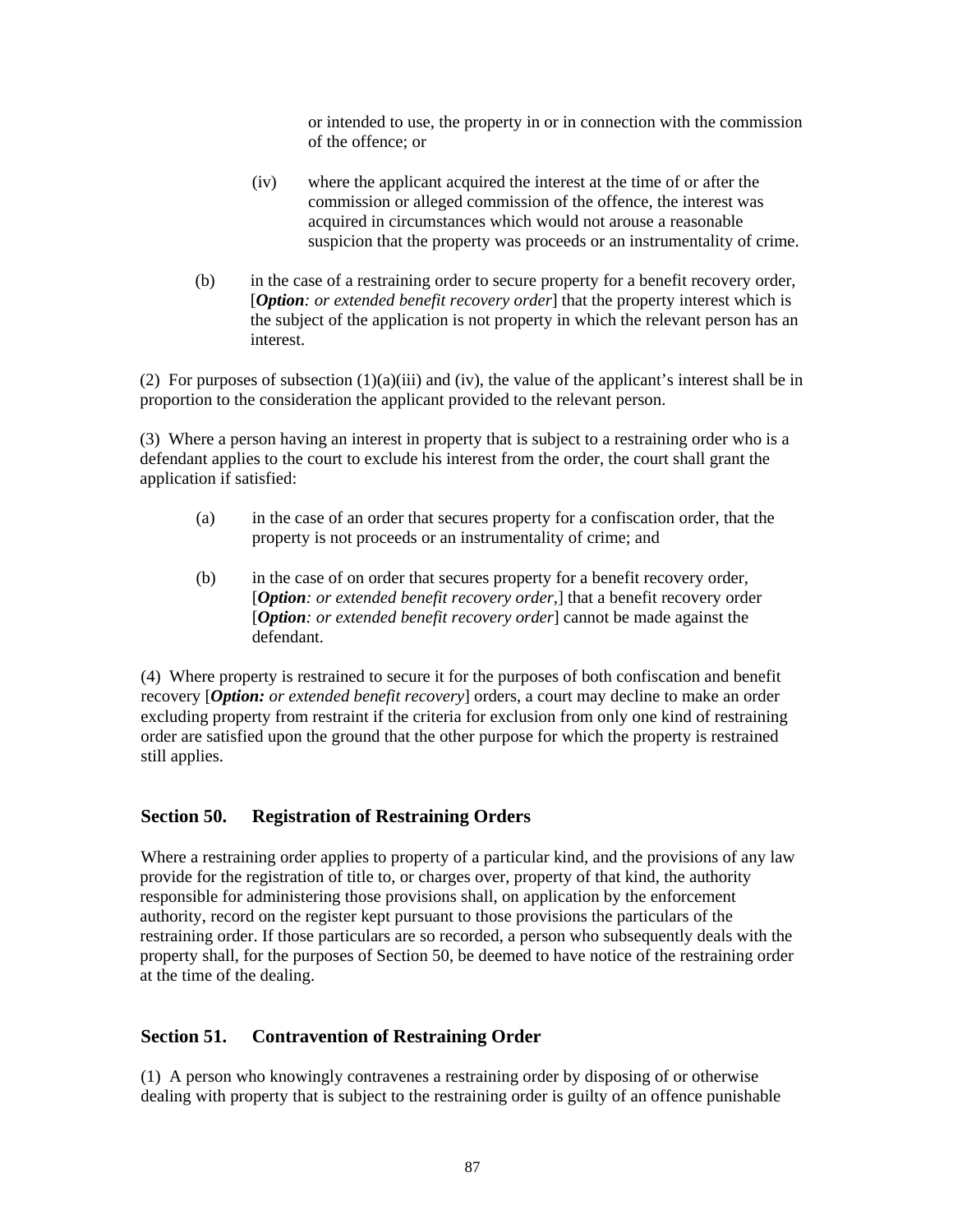or intended to use, the property in or in connection with the commission of the offence; or

(iv) where the applicant acquired the interest at the time of or after the commission or alleged commission of the offence, the interest was acquired in circumstances which would not arouse a reasonable suspicion that the property was proceeds or an instrumentality of crime.

(b) in the case of a restraining order to secure property for a benefit recovery order, [***Option****: or extended benefit recovery order*] that the property interest which is the subject of the application is not property in which the relevant person has an interest.

(2) For purposes of subsection (1)(a)(iii) and (iv), the value of the applicant's interest shall be in proportion to the consideration the applicant provided to the relevant person.

(3) Where a person having an interest in property that is subject to a restraining order who is a defendant applies to the court to exclude his interest from the order, the court shall grant the application if satisfied:

(a) in the case of an order that secures property for a confiscation order, that the property is not proceeds or an instrumentality of crime; and

(b) in the case of on order that secures property for a benefit recovery order, [***Option****: or extended benefit recovery order,*] that a benefit recovery order [***Option****: or extended benefit recovery order*] cannot be made against the defendant.

(4) Where property is restrained to secure it for the purposes of both confiscation and benefit recovery [***Option:*** *or extended benefit recovery*] orders, a court may decline to make an order excluding property from restraint if the criteria for exclusion from only one kind of restraining order are satisfied upon the ground that the other purpose for which the property is restrained still applies.

## Section 50. Registration of Restraining Orders

Where a restraining order applies to property of a particular kind, and the provisions of any law provide for the registration of title to, or charges over, property of that kind, the authority responsible for administering those provisions shall, on application by the enforcement authority, record on the register kept pursuant to those provisions the particulars of the restraining order. If those particulars are so recorded, a person who subsequently deals with the property shall, for the purposes of Section 50, be deemed to have notice of the restraining order at the time of the dealing.

## Section 51. Contravention of Restraining Order

(1) A person who knowingly contravenes a restraining order by disposing of or otherwise dealing with property that is subject to the restraining order is guilty of an offence punishable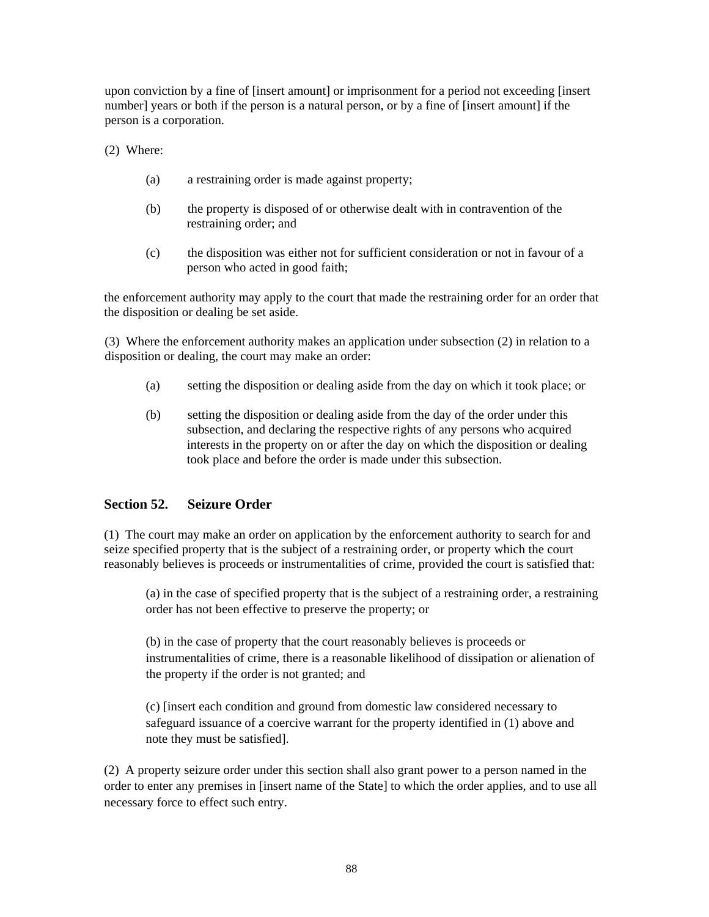upon conviction by a fine of [insert amount] or imprisonment for a period not exceeding [insert number] years or both if the person is a natural person, or by a fine of [insert amount] if the person is a corporation.

(2) Where:

(a) a restraining order is made against property;

(b) the property is disposed of or otherwise dealt with in contravention of the restraining order; and

(c) the disposition was either not for sufficient consideration or not in favour of a person who acted in good faith;

the enforcement authority may apply to the court that made the restraining order for an order that the disposition or dealing be set aside.

(3) Where the enforcement authority makes an application under subsection (2) in relation to a disposition or dealing, the court may make an order:

(a) setting the disposition or dealing aside from the day on which it took place; or

(b) setting the disposition or dealing aside from the day of the order under this subsection, and declaring the respective rights of any persons who acquired interests in the property on or after the day on which the disposition or dealing took place and before the order is made under this subsection.

### Section 52. Seizure Order

(1) The court may make an order on application by the enforcement authority to search for and seize specified property that is the subject of a restraining order, or property which the court reasonably believes is proceeds or instrumentalities of crime, provided the court is satisfied that:

(a) in the case of specified property that is the subject of a restraining order, a restraining order has not been effective to preserve the property; or

(b) in the case of property that the court reasonably believes is proceeds or instrumentalities of crime, there is a reasonable likelihood of dissipation or alienation of the property if the order is not granted; and

(c) [insert each condition and ground from domestic law considered necessary to safeguard issuance of a coercive warrant for the property identified in (1) above and note they must be satisfied].

(2) A property seizure order under this section shall also grant power to a person named in the order to enter any premises in [insert name of the State] to which the order applies, and to use all necessary force to effect such entry.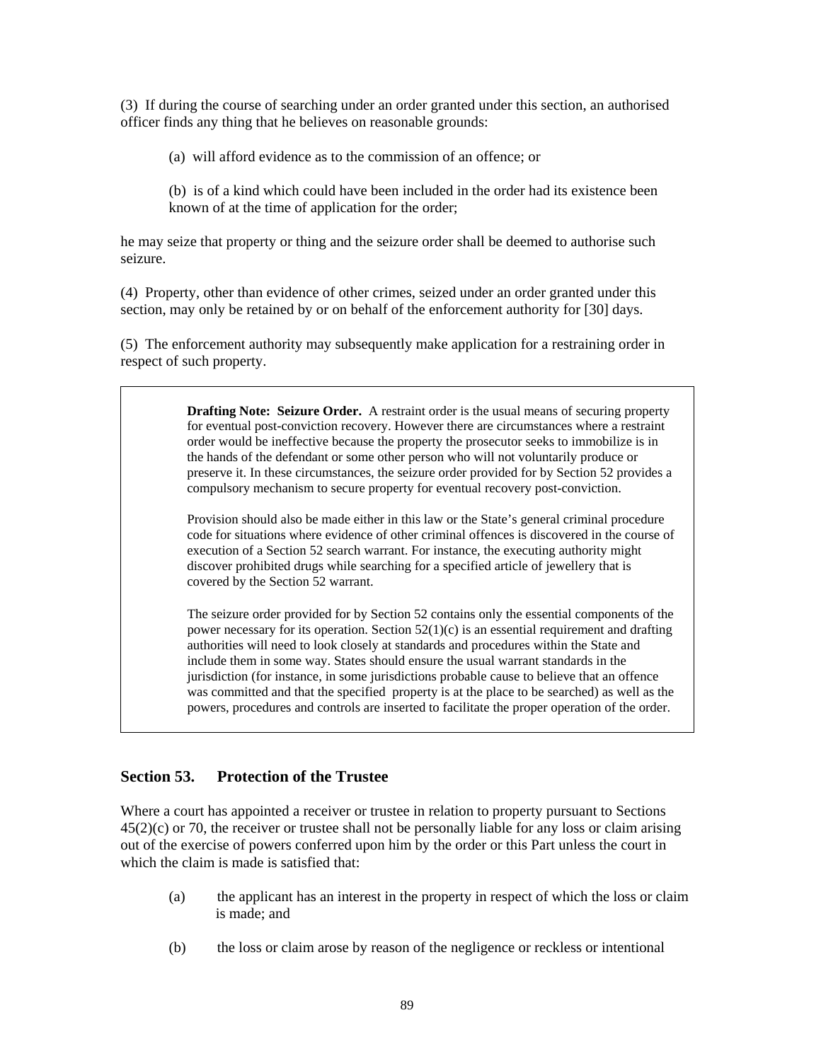(3) If during the course of searching under an order granted under this section, an authorised officer finds any thing that he believes on reasonable grounds:

(a) will afford evidence as to the commission of an offence; or

(b) is of a kind which could have been included in the order had its existence been known of at the time of application for the order;

he may seize that property or thing and the seizure order shall be deemed to authorise such seizure.

(4) Property, other than evidence of other crimes, seized under an order granted under this section, may only be retained by or on behalf of the enforcement authority for [30] days.

(5) The enforcement authority may subsequently make application for a restraining order in respect of such property.

> **Drafting Note: Seizure Order.** A restraint order is the usual means of securing property for eventual post-conviction recovery. However there are circumstances where a restraint order would be ineffective because the property the prosecutor seeks to immobilize is in the hands of the defendant or some other person who will not voluntarily produce or preserve it. In these circumstances, the seizure order provided for by Section 52 provides a compulsory mechanism to secure property for eventual recovery post-conviction.
>
> Provision should also be made either in this law or the State's general criminal procedure code for situations where evidence of other criminal offences is discovered in the course of execution of a Section 52 search warrant. For instance, the executing authority might discover prohibited drugs while searching for a specified article of jewellery that is covered by the Section 52 warrant.
>
> The seizure order provided for by Section 52 contains only the essential components of the power necessary for its operation. Section 52(1)(c) is an essential requirement and drafting authorities will need to look closely at standards and procedures within the State and include them in some way. States should ensure the usual warrant standards in the jurisdiction (for instance, in some jurisdictions probable cause to believe that an offence was committed and that the specified property is at the place to be searched) as well as the powers, procedures and controls are inserted to facilitate the proper operation of the order.

## Section 53. Protection of the Trustee

Where a court has appointed a receiver or trustee in relation to property pursuant to Sections 45(2)(c) or 70, the receiver or trustee shall not be personally liable for any loss or claim arising out of the exercise of powers conferred upon him by the order or this Part unless the court in which the claim is made is satisfied that:

(a) the applicant has an interest in the property in respect of which the loss or claim is made; and

(b) the loss or claim arose by reason of the negligence or reckless or intentional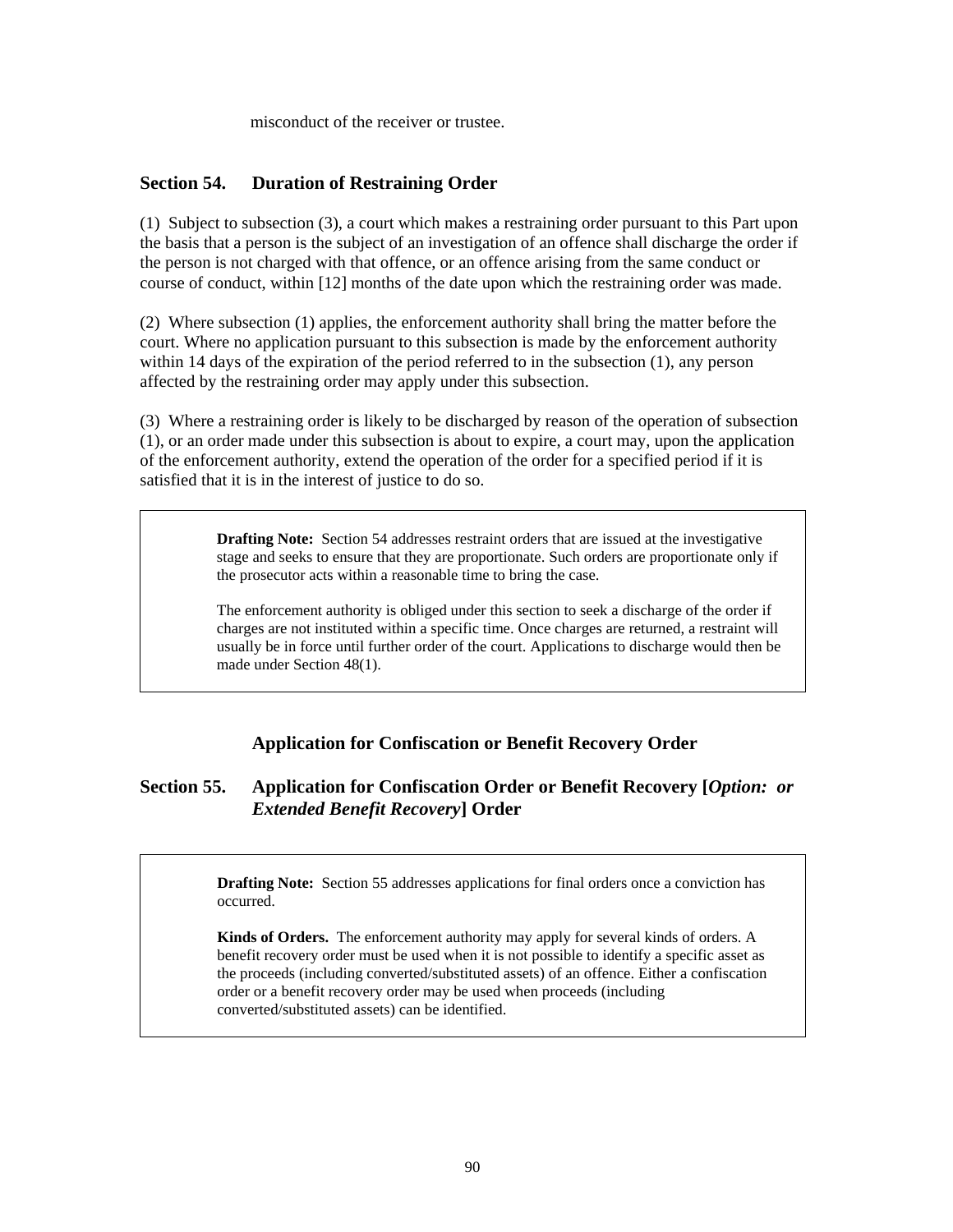misconduct of the receiver or trustee.

## Section 54. Duration of Restraining Order

(1) Subject to subsection (3), a court which makes a restraining order pursuant to this Part upon the basis that a person is the subject of an investigation of an offence shall discharge the order if the person is not charged with that offence, or an offence arising from the same conduct or course of conduct, within [12] months of the date upon which the restraining order was made.

(2) Where subsection (1) applies, the enforcement authority shall bring the matter before the court. Where no application pursuant to this subsection is made by the enforcement authority within 14 days of the expiration of the period referred to in the subsection (1), any person affected by the restraining order may apply under this subsection.

(3) Where a restraining order is likely to be discharged by reason of the operation of subsection (1), or an order made under this subsection is about to expire, a court may, upon the application of the enforcement authority, extend the operation of the order for a specified period if it is satisfied that it is in the interest of justice to do so.

> **Drafting Note:** Section 54 addresses restraint orders that are issued at the investigative stage and seeks to ensure that they are proportionate. Such orders are proportionate only if the prosecutor acts within a reasonable time to bring the case.
>
> The enforcement authority is obliged under this section to seek a discharge of the order if charges are not instituted within a specific time. Once charges are returned, a restraint will usually be in force until further order of the court. Applications to discharge would then be made under Section 48(1).

### Application for Confiscation or Benefit Recovery Order

## Section 55. Application for Confiscation Order or Benefit Recovery [*Option: or Extended Benefit Recovery*] Order

> **Drafting Note:** Section 55 addresses applications for final orders once a conviction has occurred.
>
> **Kinds of Orders.** The enforcement authority may apply for several kinds of orders. A benefit recovery order must be used when it is not possible to identify a specific asset as the proceeds (including converted/substituted assets) of an offence. Either a confiscation order or a benefit recovery order may be used when proceeds (including converted/substituted assets) can be identified.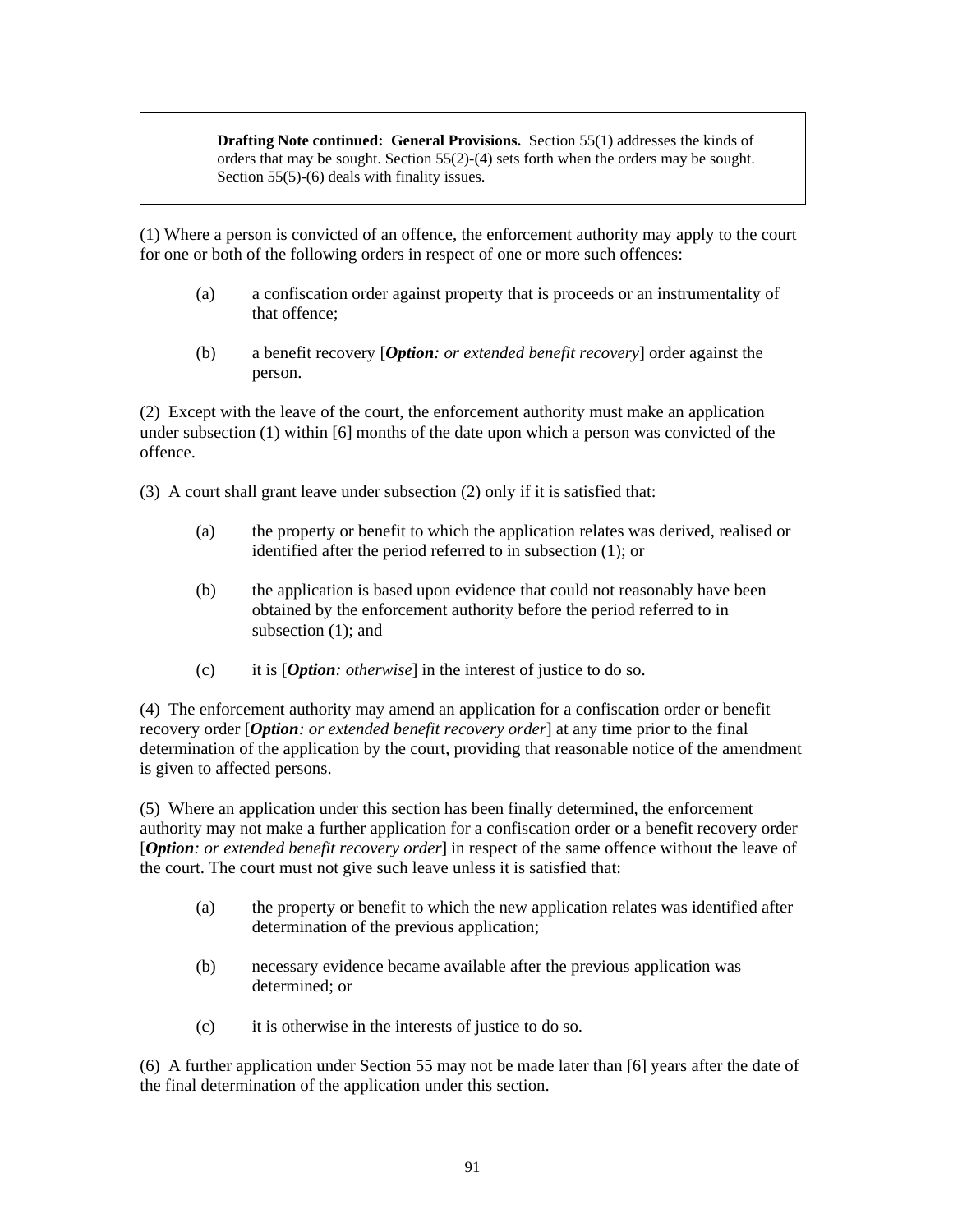> **Drafting Note continued: General Provisions.** Section 55(1) addresses the kinds of orders that may be sought. Section 55(2)-(4) sets forth when the orders may be sought. Section 55(5)-(6) deals with finality issues.

(1) Where a person is convicted of an offence, the enforcement authority may apply to the court for one or both of the following orders in respect of one or more such offences:

(a) a confiscation order against property that is proceeds or an instrumentality of that offence;

(b) a benefit recovery [***Option****: or extended benefit recovery*] order against the person.

(2) Except with the leave of the court, the enforcement authority must make an application under subsection (1) within [6] months of the date upon which a person was convicted of the offence.

(3) A court shall grant leave under subsection (2) only if it is satisfied that:

(a) the property or benefit to which the application relates was derived, realised or identified after the period referred to in subsection (1); or

(b) the application is based upon evidence that could not reasonably have been obtained by the enforcement authority before the period referred to in subsection (1); and

(c) it is [***Option****: otherwise*] in the interest of justice to do so.

(4) The enforcement authority may amend an application for a confiscation order or benefit recovery order [***Option****: or extended benefit recovery order*] at any time prior to the final determination of the application by the court, providing that reasonable notice of the amendment is given to affected persons.

(5) Where an application under this section has been finally determined, the enforcement authority may not make a further application for a confiscation order or a benefit recovery order [***Option****: or extended benefit recovery order*] in respect of the same offence without the leave of the court. The court must not give such leave unless it is satisfied that:

(a) the property or benefit to which the new application relates was identified after determination of the previous application;

(b) necessary evidence became available after the previous application was determined; or

(c) it is otherwise in the interests of justice to do so.

(6) A further application under Section 55 may not be made later than [6] years after the date of the final determination of the application under this section.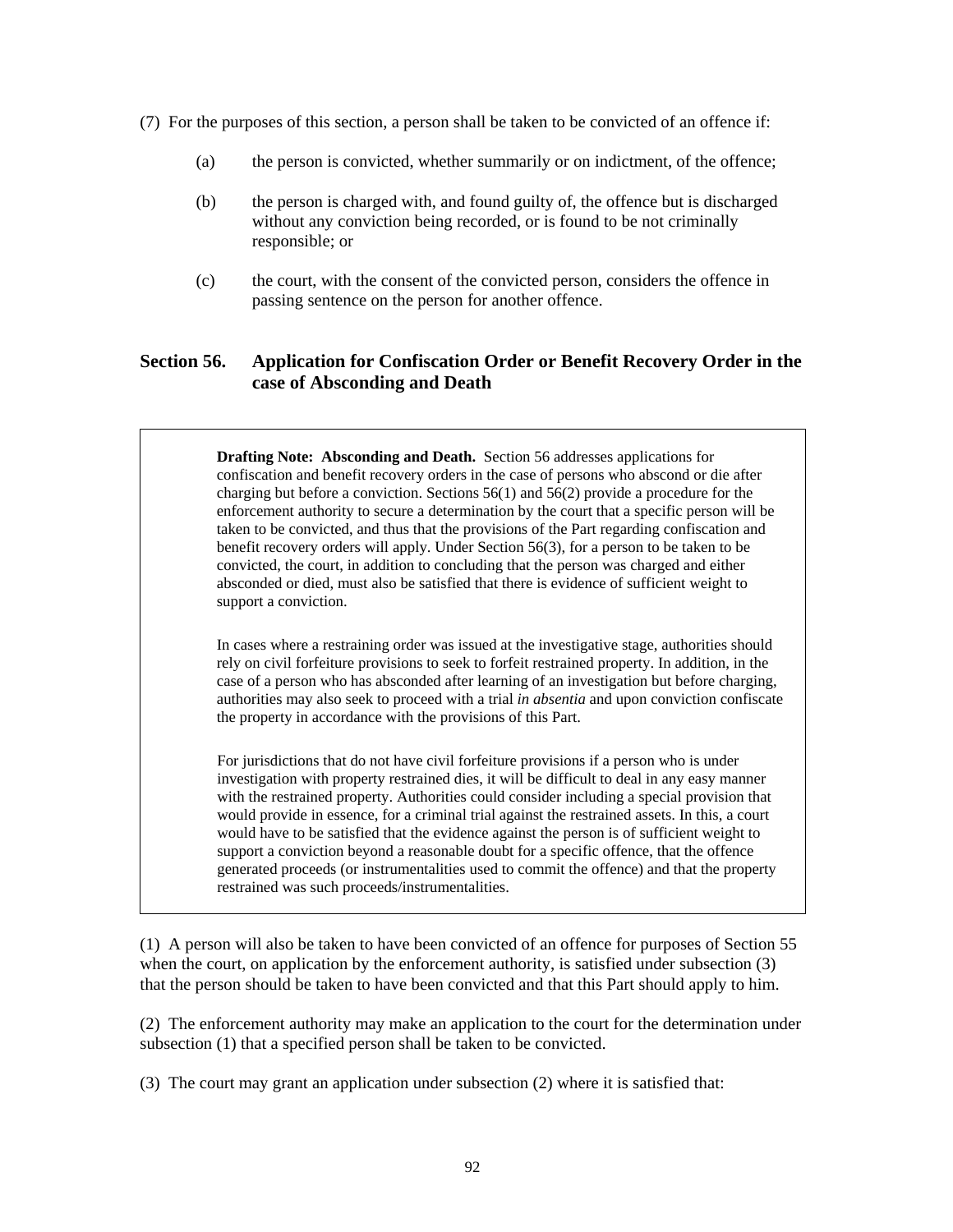(7) For the purposes of this section, a person shall be taken to be convicted of an offence if:

(a) the person is convicted, whether summarily or on indictment, of the offence;

(b) the person is charged with, and found guilty of, the offence but is discharged without any conviction being recorded, or is found to be not criminally responsible; or

(c) the court, with the consent of the convicted person, considers the offence in passing sentence on the person for another offence.

## Section 56. Application for Confiscation Order or Benefit Recovery Order in the case of Absconding and Death

> **Drafting Note: Absconding and Death.** Section 56 addresses applications for confiscation and benefit recovery orders in the case of persons who abscond or die after charging but before a conviction. Sections 56(1) and 56(2) provide a procedure for the enforcement authority to secure a determination by the court that a specific person will be taken to be convicted, and thus that the provisions of the Part regarding confiscation and benefit recovery orders will apply. Under Section 56(3), for a person to be taken to be convicted, the court, in addition to concluding that the person was charged and either absconded or died, must also be satisfied that there is evidence of sufficient weight to support a conviction.
>
> In cases where a restraining order was issued at the investigative stage, authorities should rely on civil forfeiture provisions to seek to forfeit restrained property. In addition, in the case of a person who has absconded after learning of an investigation but before charging, authorities may also seek to proceed with a trial *in absentia* and upon conviction confiscate the property in accordance with the provisions of this Part.
>
> For jurisdictions that do not have civil forfeiture provisions if a person who is under investigation with property restrained dies, it will be difficult to deal in any easy manner with the restrained property. Authorities could consider including a special provision that would provide in essence, for a criminal trial against the restrained assets. In this, a court would have to be satisfied that the evidence against the person is of sufficient weight to support a conviction beyond a reasonable doubt for a specific offence, that the offence generated proceeds (or instrumentalities used to commit the offence) and that the property restrained was such proceeds/instrumentalities.

(1) A person will also be taken to have been convicted of an offence for purposes of Section 55 when the court, on application by the enforcement authority, is satisfied under subsection (3) that the person should be taken to have been convicted and that this Part should apply to him.

(2) The enforcement authority may make an application to the court for the determination under subsection (1) that a specified person shall be taken to be convicted.

(3) The court may grant an application under subsection (2) where it is satisfied that: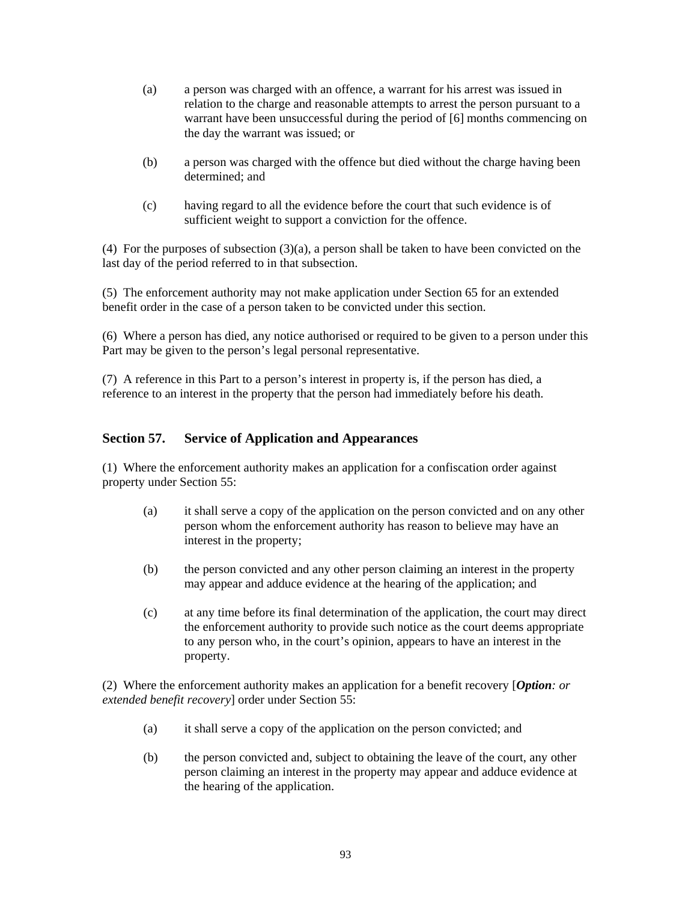(a) a person was charged with an offence, a warrant for his arrest was issued in relation to the charge and reasonable attempts to arrest the person pursuant to a warrant have been unsuccessful during the period of [6] months commencing on the day the warrant was issued; or

(b) a person was charged with the offence but died without the charge having been determined; and

(c) having regard to all the evidence before the court that such evidence is of sufficient weight to support a conviction for the offence.

(4) For the purposes of subsection (3)(a), a person shall be taken to have been convicted on the last day of the period referred to in that subsection.

(5) The enforcement authority may not make application under Section 65 for an extended benefit order in the case of a person taken to be convicted under this section.

(6) Where a person has died, any notice authorised or required to be given to a person under this Part may be given to the person's legal personal representative.

(7) A reference in this Part to a person's interest in property is, if the person has died, a reference to an interest in the property that the person had immediately before his death.

## Section 57. Service of Application and Appearances

(1) Where the enforcement authority makes an application for a confiscation order against property under Section 55:

(a) it shall serve a copy of the application on the person convicted and on any other person whom the enforcement authority has reason to believe may have an interest in the property;

(b) the person convicted and any other person claiming an interest in the property may appear and adduce evidence at the hearing of the application; and

(c) at any time before its final determination of the application, the court may direct the enforcement authority to provide such notice as the court deems appropriate to any person who, in the court's opinion, appears to have an interest in the property.

(2) Where the enforcement authority makes an application for a benefit recovery [***Option****: or extended benefit recovery*] order under Section 55:

(a) it shall serve a copy of the application on the person convicted; and

(b) the person convicted and, subject to obtaining the leave of the court, any other person claiming an interest in the property may appear and adduce evidence at the hearing of the application.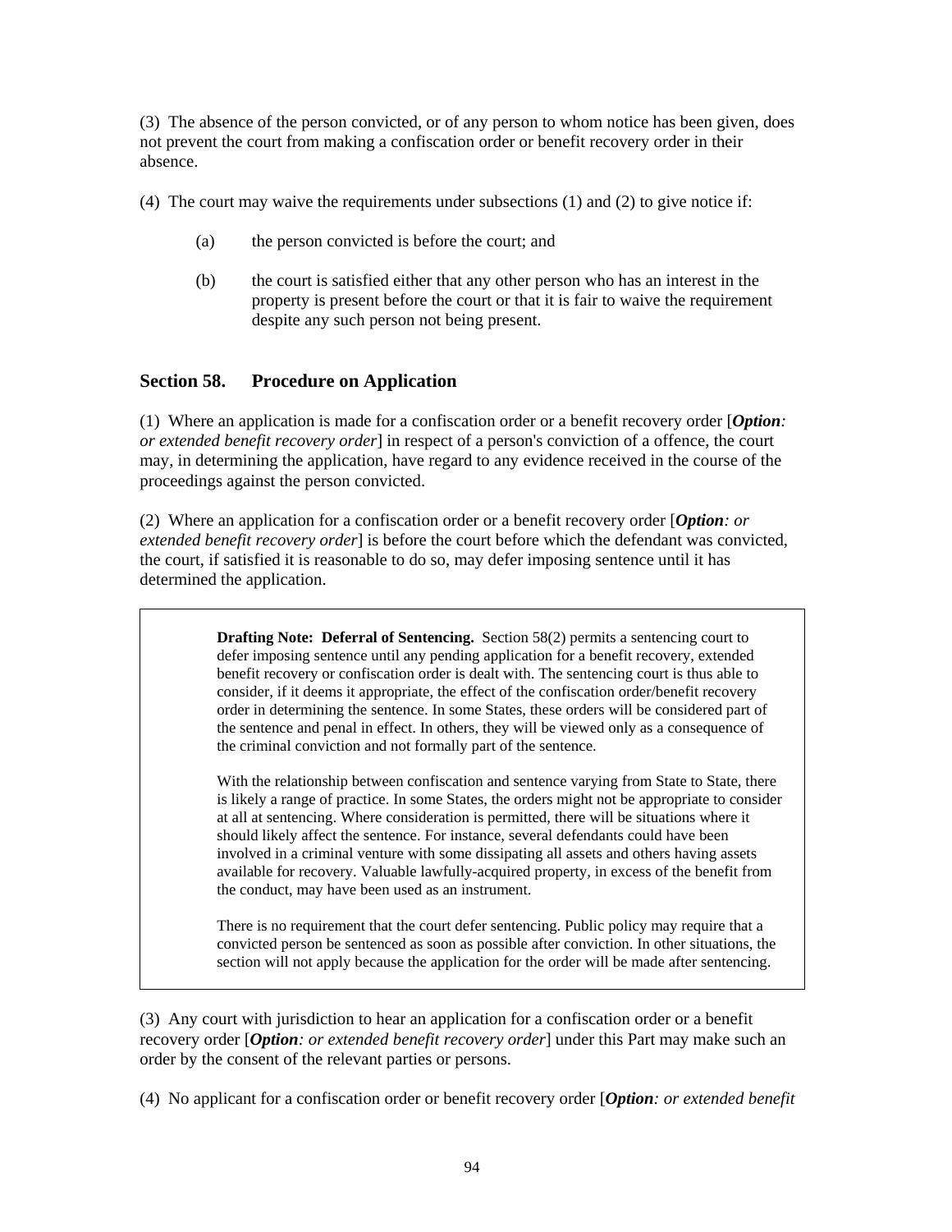(3) The absence of the person convicted, or of any person to whom notice has been given, does not prevent the court from making a confiscation order or benefit recovery order in their absence.

(4) The court may waive the requirements under subsections (1) and (2) to give notice if:

(a) the person convicted is before the court; and

(b) the court is satisfied either that any other person who has an interest in the property is present before the court or that it is fair to waive the requirement despite any such person not being present.

### Section 58. Procedure on Application

(1) Where an application is made for a confiscation order or a benefit recovery order [***Option****: or extended benefit recovery order*] in respect of a person's conviction of a offence, the court may, in determining the application, have regard to any evidence received in the course of the proceedings against the person convicted.

(2) Where an application for a confiscation order or a benefit recovery order [***Option****: or extended benefit recovery order*] is before the court before which the defendant was convicted, the court, if satisfied it is reasonable to do so, may defer imposing sentence until it has determined the application.

> **Drafting Note: Deferral of Sentencing.** Section 58(2) permits a sentencing court to defer imposing sentence until any pending application for a benefit recovery, extended benefit recovery or confiscation order is dealt with. The sentencing court is thus able to consider, if it deems it appropriate, the effect of the confiscation order/benefit recovery order in determining the sentence. In some States, these orders will be considered part of the sentence and penal in effect. In others, they will be viewed only as a consequence of the criminal conviction and not formally part of the sentence.
>
> With the relationship between confiscation and sentence varying from State to State, there is likely a range of practice. In some States, the orders might not be appropriate to consider at all at sentencing. Where consideration is permitted, there will be situations where it should likely affect the sentence. For instance, several defendants could have been involved in a criminal venture with some dissipating all assets and others having assets available for recovery. Valuable lawfully-acquired property, in excess of the benefit from the conduct, may have been used as an instrument.
>
> There is no requirement that the court defer sentencing. Public policy may require that a convicted person be sentenced as soon as possible after conviction. In other situations, the section will not apply because the application for the order will be made after sentencing.

(3) Any court with jurisdiction to hear an application for a confiscation order or a benefit recovery order [***Option****: or extended benefit recovery order*] under this Part may make such an order by the consent of the relevant parties or persons.

(4) No applicant for a confiscation order or benefit recovery order [***Option****: or extended benefit*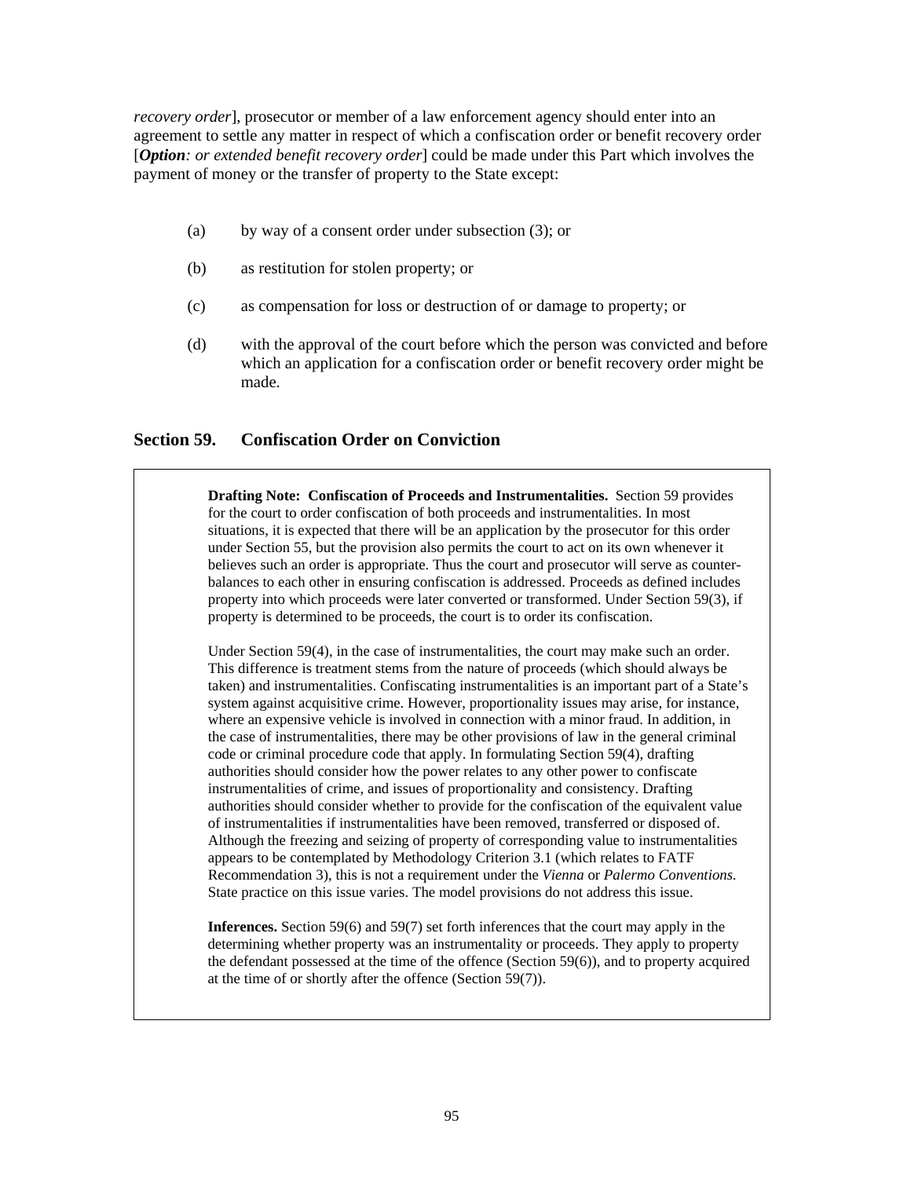*recovery order*], prosecutor or member of a law enforcement agency should enter into an agreement to settle any matter in respect of which a confiscation order or benefit recovery order [***Option****: or extended benefit recovery order*] could be made under this Part which involves the payment of money or the transfer of property to the State except:

(a) by way of a consent order under subsection (3); or

(b) as restitution for stolen property; or

(c) as compensation for loss or destruction of or damage to property; or

(d) with the approval of the court before which the person was convicted and before which an application for a confiscation order or benefit recovery order might be made.

## Section 59. Confiscation Order on Conviction

> **Drafting Note: Confiscation of Proceeds and Instrumentalities.** Section 59 provides for the court to order confiscation of both proceeds and instrumentalities. In most situations, it is expected that there will be an application by the prosecutor for this order under Section 55, but the provision also permits the court to act on its own whenever it believes such an order is appropriate. Thus the court and prosecutor will serve as counter-balances to each other in ensuring confiscation is addressed. Proceeds as defined includes property into which proceeds were later converted or transformed. Under Section 59(3), if property is determined to be proceeds, the court is to order its confiscation.
>
> Under Section 59(4), in the case of instrumentalities, the court may make such an order. This difference is treatment stems from the nature of proceeds (which should always be taken) and instrumentalities. Confiscating instrumentalities is an important part of a State's system against acquisitive crime. However, proportionality issues may arise, for instance, where an expensive vehicle is involved in connection with a minor fraud. In addition, in the case of instrumentalities, there may be other provisions of law in the general criminal code or criminal procedure code that apply. In formulating Section 59(4), drafting authorities should consider how the power relates to any other power to confiscate instrumentalities of crime, and issues of proportionality and consistency. Drafting authorities should consider whether to provide for the confiscation of the equivalent value of instrumentalities if instrumentalities have been removed, transferred or disposed of. Although the freezing and seizing of property of corresponding value to instrumentalities appears to be contemplated by Methodology Criterion 3.1 (which relates to FATF Recommendation 3), this is not a requirement under the *Vienna* or *Palermo Conventions.* State practice on this issue varies. The model provisions do not address this issue.
>
> **Inferences.** Section 59(6) and 59(7) set forth inferences that the court may apply in the determining whether property was an instrumentality or proceeds. They apply to property the defendant possessed at the time of the offence (Section 59(6)), and to property acquired at the time of or shortly after the offence (Section 59(7)).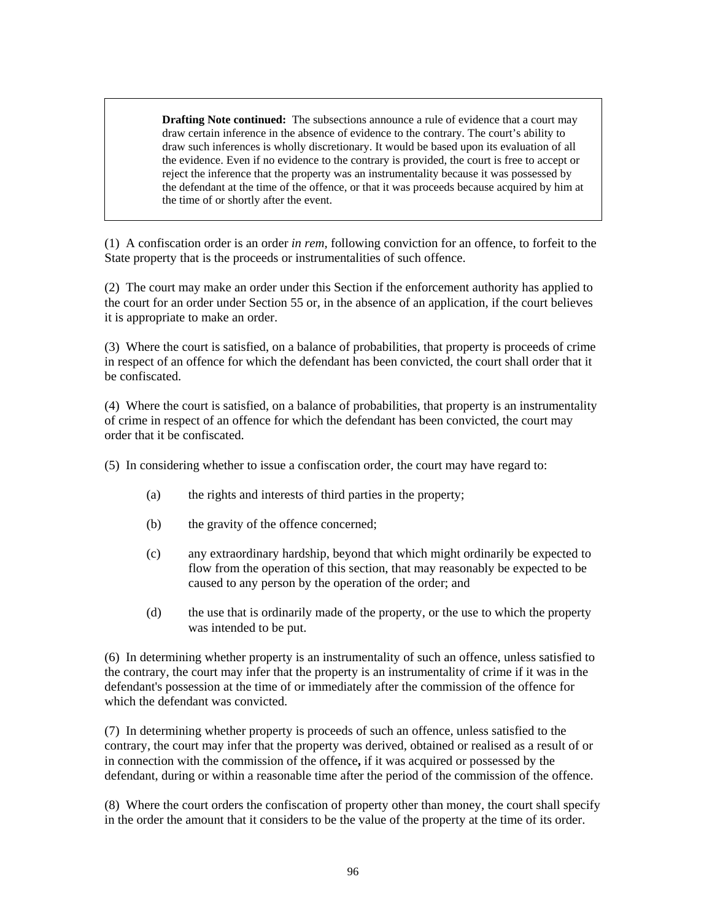> **Drafting Note continued:** The subsections announce a rule of evidence that a court may draw certain inference in the absence of evidence to the contrary. The court's ability to draw such inferences is wholly discretionary. It would be based upon its evaluation of all the evidence. Even if no evidence to the contrary is provided, the court is free to accept or reject the inference that the property was an instrumentality because it was possessed by the defendant at the time of the offence, or that it was proceeds because acquired by him at the time of or shortly after the event.

(1) A confiscation order is an order *in rem*, following conviction for an offence, to forfeit to the State property that is the proceeds or instrumentalities of such offence.

(2) The court may make an order under this Section if the enforcement authority has applied to the court for an order under Section 55 or, in the absence of an application, if the court believes it is appropriate to make an order.

(3) Where the court is satisfied, on a balance of probabilities, that property is proceeds of crime in respect of an offence for which the defendant has been convicted, the court shall order that it be confiscated.

(4) Where the court is satisfied, on a balance of probabilities, that property is an instrumentality of crime in respect of an offence for which the defendant has been convicted, the court may order that it be confiscated.

(5) In considering whether to issue a confiscation order, the court may have regard to:

(a) the rights and interests of third parties in the property;

(b) the gravity of the offence concerned;

(c) any extraordinary hardship, beyond that which might ordinarily be expected to flow from the operation of this section, that may reasonably be expected to be caused to any person by the operation of the order; and

(d) the use that is ordinarily made of the property, or the use to which the property was intended to be put.

(6) In determining whether property is an instrumentality of such an offence, unless satisfied to the contrary, the court may infer that the property is an instrumentality of crime if it was in the defendant's possession at the time of or immediately after the commission of the offence for which the defendant was convicted.

(7) In determining whether property is proceeds of such an offence, unless satisfied to the contrary, the court may infer that the property was derived, obtained or realised as a result of or in connection with the commission of the offence**,** if it was acquired or possessed by the defendant, during or within a reasonable time after the period of the commission of the offence.

(8) Where the court orders the confiscation of property other than money, the court shall specify in the order the amount that it considers to be the value of the property at the time of its order.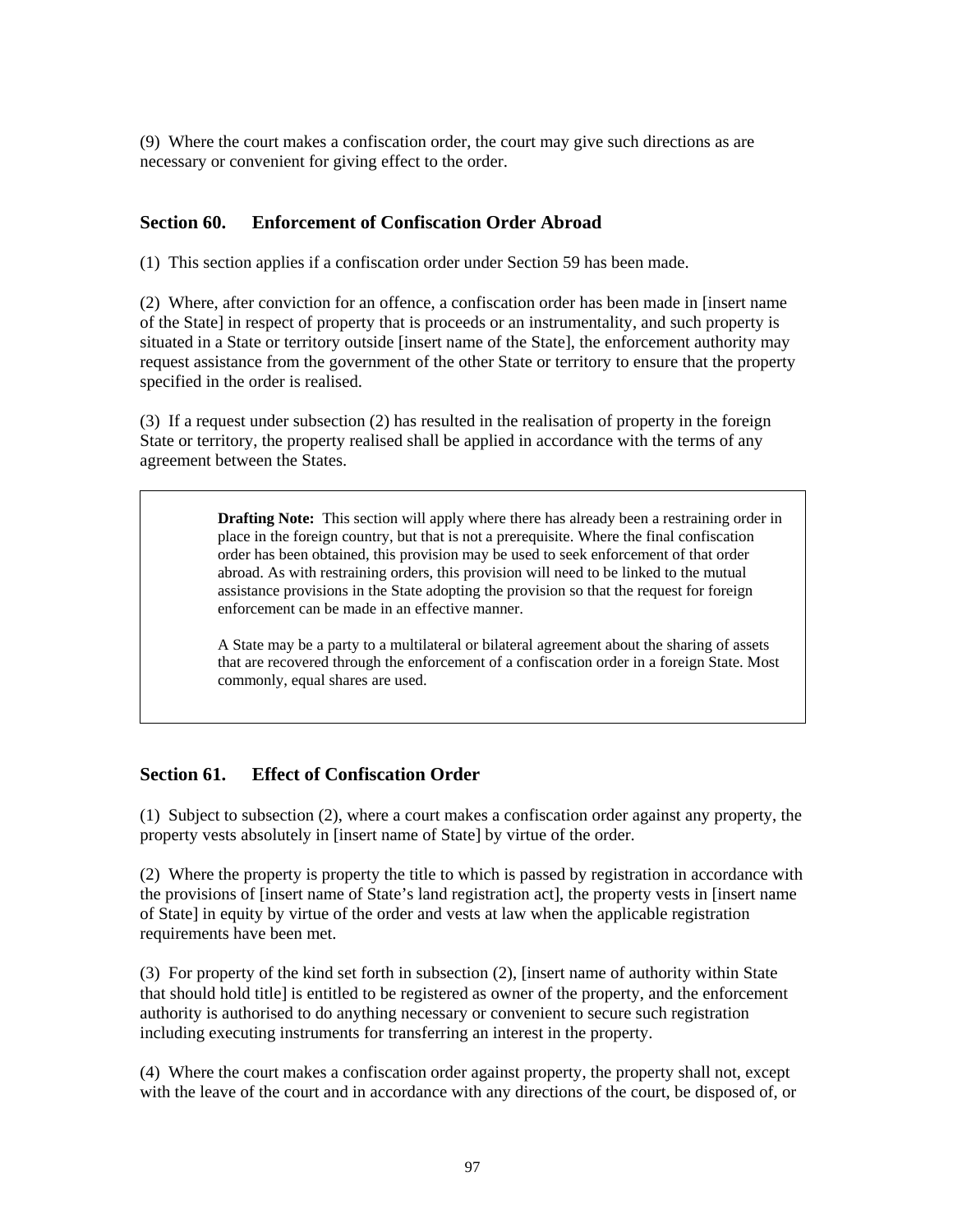(9) Where the court makes a confiscation order, the court may give such directions as are necessary or convenient for giving effect to the order.

## Section 60. Enforcement of Confiscation Order Abroad

(1) This section applies if a confiscation order under Section 59 has been made.

(2) Where, after conviction for an offence, a confiscation order has been made in [insert name of the State] in respect of property that is proceeds or an instrumentality, and such property is situated in a State or territory outside [insert name of the State], the enforcement authority may request assistance from the government of the other State or territory to ensure that the property specified in the order is realised.

(3) If a request under subsection (2) has resulted in the realisation of property in the foreign State or territory, the property realised shall be applied in accordance with the terms of any agreement between the States.

> **Drafting Note:** This section will apply where there has already been a restraining order in place in the foreign country, but that is not a prerequisite. Where the final confiscation order has been obtained, this provision may be used to seek enforcement of that order abroad. As with restraining orders, this provision will need to be linked to the mutual assistance provisions in the State adopting the provision so that the request for foreign enforcement can be made in an effective manner.
>
> A State may be a party to a multilateral or bilateral agreement about the sharing of assets that are recovered through the enforcement of a confiscation order in a foreign State. Most commonly, equal shares are used.

## Section 61. Effect of Confiscation Order

(1) Subject to subsection (2), where a court makes a confiscation order against any property, the property vests absolutely in [insert name of State] by virtue of the order.

(2) Where the property is property the title to which is passed by registration in accordance with the provisions of [insert name of State's land registration act], the property vests in [insert name of State] in equity by virtue of the order and vests at law when the applicable registration requirements have been met.

(3) For property of the kind set forth in subsection (2), [insert name of authority within State that should hold title] is entitled to be registered as owner of the property, and the enforcement authority is authorised to do anything necessary or convenient to secure such registration including executing instruments for transferring an interest in the property.

(4) Where the court makes a confiscation order against property, the property shall not, except with the leave of the court and in accordance with any directions of the court, be disposed of, or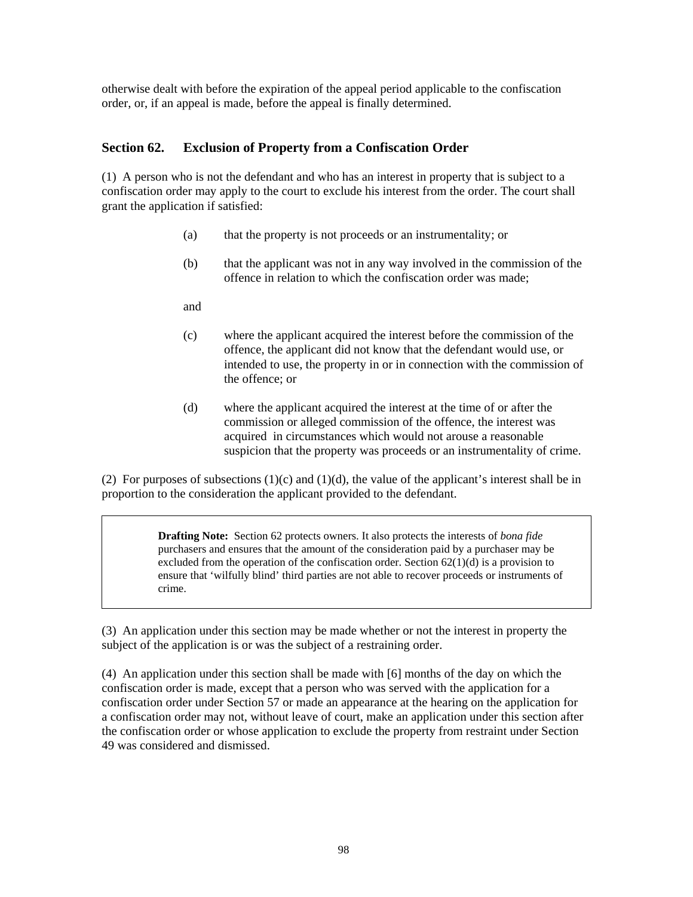otherwise dealt with before the expiration of the appeal period applicable to the confiscation order, or, if an appeal is made, before the appeal is finally determined.

## Section 62. Exclusion of Property from a Confiscation Order

(1) A person who is not the defendant and who has an interest in property that is subject to a confiscation order may apply to the court to exclude his interest from the order. The court shall grant the application if satisfied:

> (a) that the property is not proceeds or an instrumentality; or
>
> (b) that the applicant was not in any way involved in the commission of the offence in relation to which the confiscation order was made;
>
> and
>
> (c) where the applicant acquired the interest before the commission of the offence, the applicant did not know that the defendant would use, or intended to use, the property in or in connection with the commission of the offence; or
>
> (d) where the applicant acquired the interest at the time of or after the commission or alleged commission of the offence, the interest was acquired in circumstances which would not arouse a reasonable suspicion that the property was proceeds or an instrumentality of crime.

(2) For purposes of subsections (1)(c) and (1)(d), the value of the applicant's interest shall be in proportion to the consideration the applicant provided to the defendant.

> **Drafting Note:** Section 62 protects owners. It also protects the interests of *bona fide* purchasers and ensures that the amount of the consideration paid by a purchaser may be excluded from the operation of the confiscation order. Section 62(1)(d) is a provision to ensure that 'wilfully blind' third parties are not able to recover proceeds or instruments of crime.

(3) An application under this section may be made whether or not the interest in property the subject of the application is or was the subject of a restraining order.

(4) An application under this section shall be made with [6] months of the day on which the confiscation order is made, except that a person who was served with the application for a confiscation order under Section 57 or made an appearance at the hearing on the application for a confiscation order may not, without leave of court, make an application under this section after the confiscation order or whose application to exclude the property from restraint under Section 49 was considered and dismissed.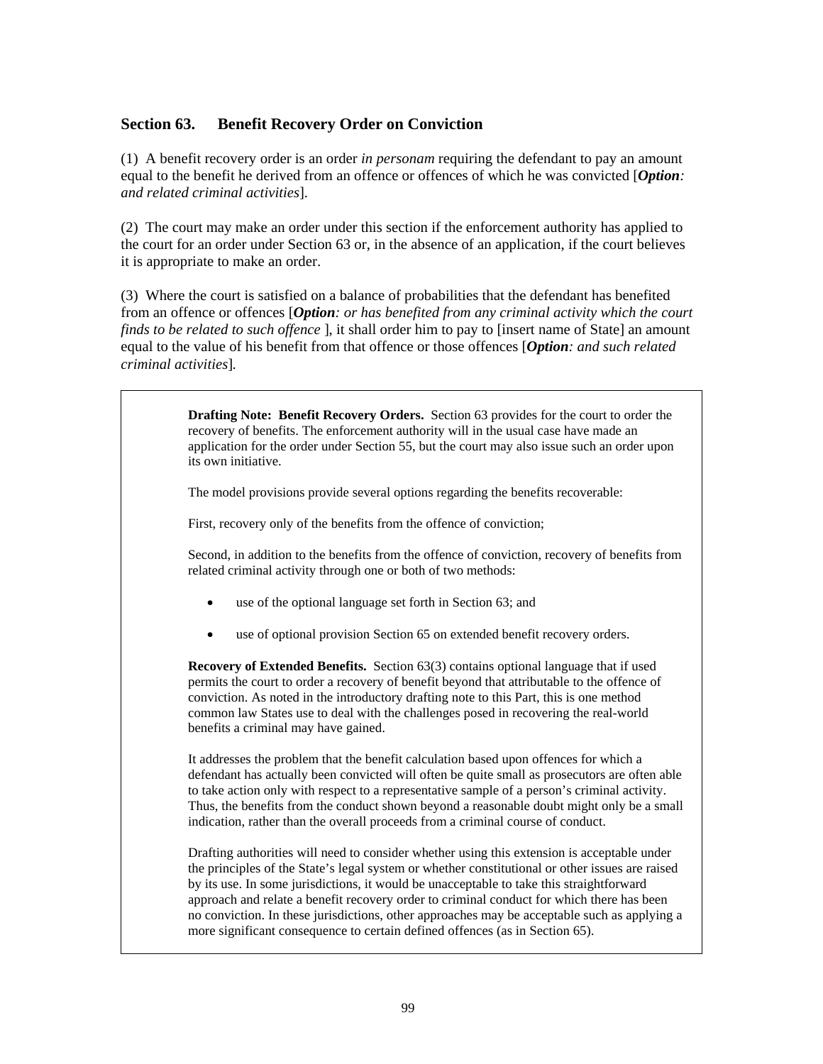## Section 63. Benefit Recovery Order on Conviction

(1) A benefit recovery order is an order *in personam* requiring the defendant to pay an amount equal to the benefit he derived from an offence or offences of which he was convicted [***Option****: and related criminal activities*].

(2) The court may make an order under this section if the enforcement authority has applied to the court for an order under Section 63 or, in the absence of an application, if the court believes it is appropriate to make an order.

(3) Where the court is satisfied on a balance of probabilities that the defendant has benefited from an offence or offences [***Option****: or has benefited from any criminal activity which the court finds to be related to such offence* ], it shall order him to pay to [insert name of State] an amount equal to the value of his benefit from that offence or those offences [***Option****: and such related criminal activities*].

> **Drafting Note: Benefit Recovery Orders.** Section 63 provides for the court to order the recovery of benefits. The enforcement authority will in the usual case have made an application for the order under Section 55, but the court may also issue such an order upon its own initiative.
>
> The model provisions provide several options regarding the benefits recoverable:
>
> First, recovery only of the benefits from the offence of conviction;
>
> Second, in addition to the benefits from the offence of conviction, recovery of benefits from related criminal activity through one or both of two methods:
>
> - use of the optional language set forth in Section 63; and
> - use of optional provision Section 65 on extended benefit recovery orders.
>
> **Recovery of Extended Benefits.** Section 63(3) contains optional language that if used permits the court to order a recovery of benefit beyond that attributable to the offence of conviction. As noted in the introductory drafting note to this Part, this is one method common law States use to deal with the challenges posed in recovering the real-world benefits a criminal may have gained.
>
> It addresses the problem that the benefit calculation based upon offences for which a defendant has actually been convicted will often be quite small as prosecutors are often able to take action only with respect to a representative sample of a person's criminal activity. Thus, the benefits from the conduct shown beyond a reasonable doubt might only be a small indication, rather than the overall proceeds from a criminal course of conduct.
>
> Drafting authorities will need to consider whether using this extension is acceptable under the principles of the State's legal system or whether constitutional or other issues are raised by its use. In some jurisdictions, it would be unacceptable to take this straightforward approach and relate a benefit recovery order to criminal conduct for which there has been no conviction. In these jurisdictions, other approaches may be acceptable such as applying a more significant consequence to certain defined offences (as in Section 65).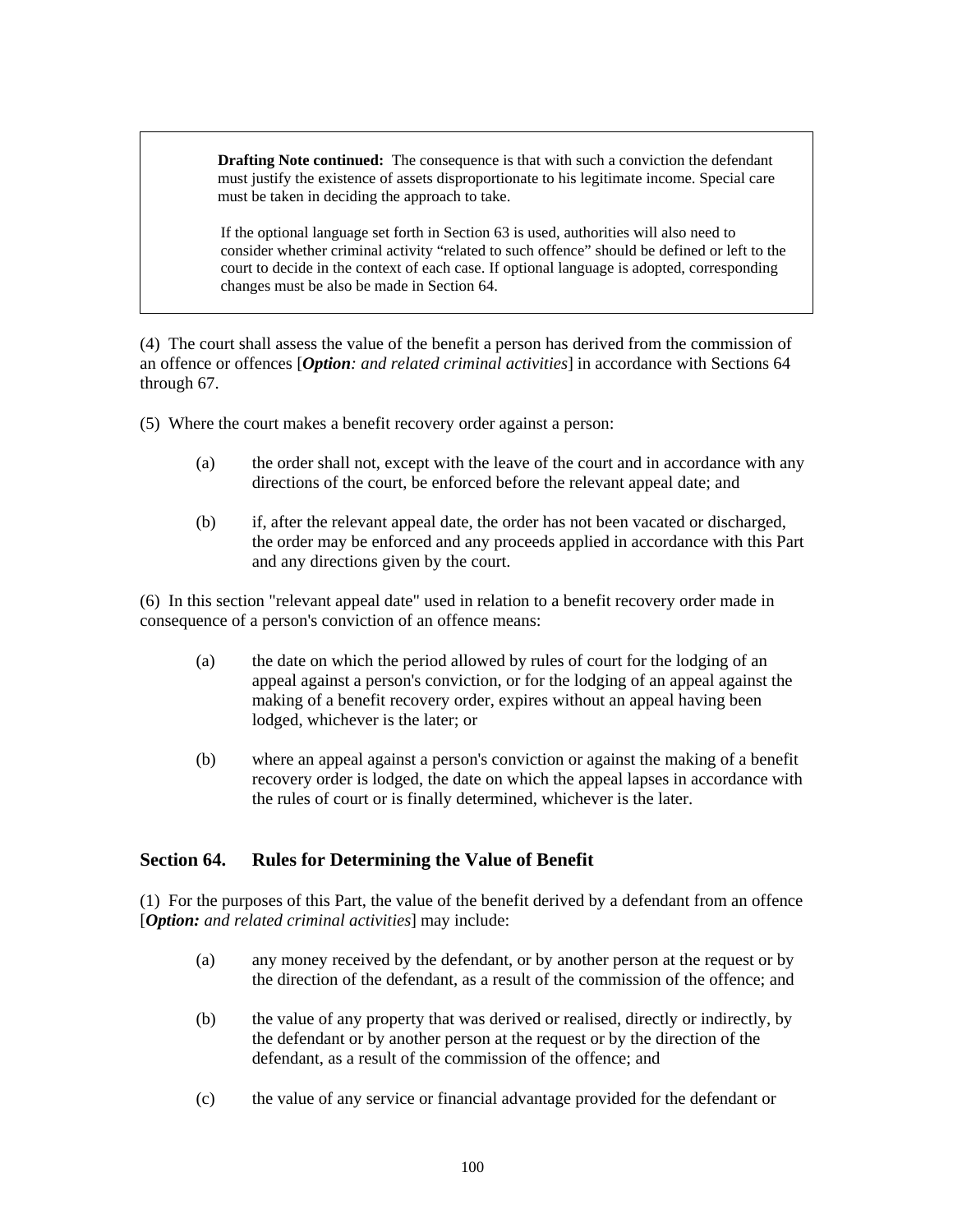> **Drafting Note continued:** The consequence is that with such a conviction the defendant must justify the existence of assets disproportionate to his legitimate income. Special care must be taken in deciding the approach to take.
>
> If the optional language set forth in Section 63 is used, authorities will also need to consider whether criminal activity "related to such offence" should be defined or left to the court to decide in the context of each case. If optional language is adopted, corresponding changes must be also be made in Section 64.

(4) The court shall assess the value of the benefit a person has derived from the commission of an offence or offences [***Option****: and related criminal activities*] in accordance with Sections 64 through 67.

(5) Where the court makes a benefit recovery order against a person:

(a) the order shall not, except with the leave of the court and in accordance with any directions of the court, be enforced before the relevant appeal date; and

(b) if, after the relevant appeal date, the order has not been vacated or discharged, the order may be enforced and any proceeds applied in accordance with this Part and any directions given by the court.

(6) In this section "relevant appeal date" used in relation to a benefit recovery order made in consequence of a person's conviction of an offence means:

(a) the date on which the period allowed by rules of court for the lodging of an appeal against a person's conviction, or for the lodging of an appeal against the making of a benefit recovery order, expires without an appeal having been lodged, whichever is the later; or

(b) where an appeal against a person's conviction or against the making of a benefit recovery order is lodged, the date on which the appeal lapses in accordance with the rules of court or is finally determined, whichever is the later.

## Section 64. Rules for Determining the Value of Benefit

(1) For the purposes of this Part, the value of the benefit derived by a defendant from an offence [***Option:*** *and related criminal activities*] may include:

(a) any money received by the defendant, or by another person at the request or by the direction of the defendant, as a result of the commission of the offence; and

(b) the value of any property that was derived or realised, directly or indirectly, by the defendant or by another person at the request or by the direction of the defendant, as a result of the commission of the offence; and

(c) the value of any service or financial advantage provided for the defendant or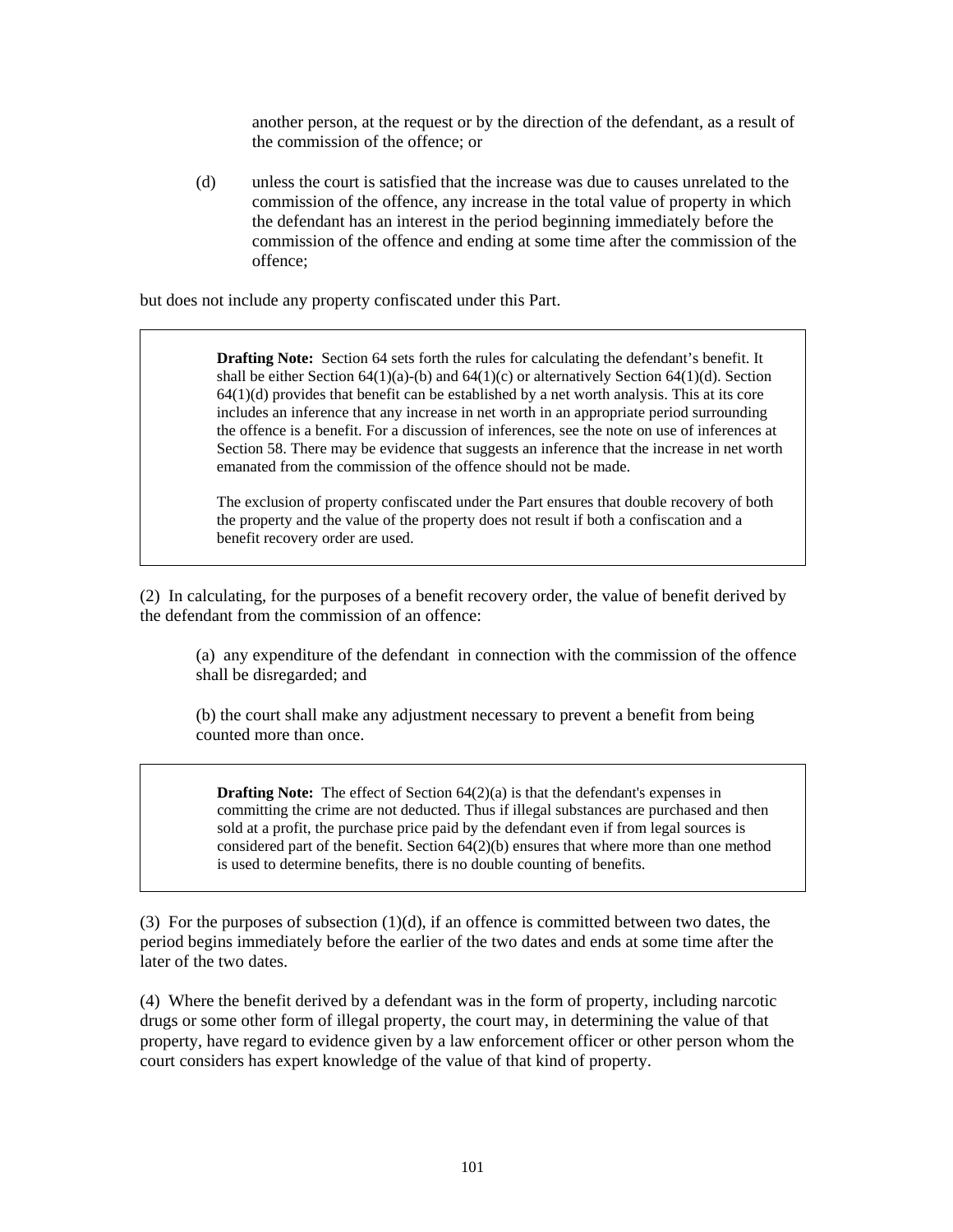another person, at the request or by the direction of the defendant, as a result of the commission of the offence; or

(d) unless the court is satisfied that the increase was due to causes unrelated to the commission of the offence, any increase in the total value of property in which the defendant has an interest in the period beginning immediately before the commission of the offence and ending at some time after the commission of the offence;

but does not include any property confiscated under this Part.

> **Drafting Note:** Section 64 sets forth the rules for calculating the defendant's benefit. It shall be either Section 64(1)(a)-(b) and 64(1)(c) or alternatively Section 64(1)(d). Section 64(1)(d) provides that benefit can be established by a net worth analysis. This at its core includes an inference that any increase in net worth in an appropriate period surrounding the offence is a benefit. For a discussion of inferences, see the note on use of inferences at Section 58. There may be evidence that suggests an inference that the increase in net worth emanated from the commission of the offence should not be made.
>
> The exclusion of property confiscated under the Part ensures that double recovery of both the property and the value of the property does not result if both a confiscation and a benefit recovery order are used.

(2) In calculating, for the purposes of a benefit recovery order, the value of benefit derived by the defendant from the commission of an offence:

(a) any expenditure of the defendant in connection with the commission of the offence shall be disregarded; and

(b) the court shall make any adjustment necessary to prevent a benefit from being counted more than once.

> **Drafting Note:** The effect of Section 64(2)(a) is that the defendant's expenses in committing the crime are not deducted. Thus if illegal substances are purchased and then sold at a profit, the purchase price paid by the defendant even if from legal sources is considered part of the benefit. Section 64(2)(b) ensures that where more than one method is used to determine benefits, there is no double counting of benefits.

(3) For the purposes of subsection (1)(d), if an offence is committed between two dates, the period begins immediately before the earlier of the two dates and ends at some time after the later of the two dates.

(4) Where the benefit derived by a defendant was in the form of property, including narcotic drugs or some other form of illegal property, the court may, in determining the value of that property, have regard to evidence given by a law enforcement officer or other person whom the court considers has expert knowledge of the value of that kind of property.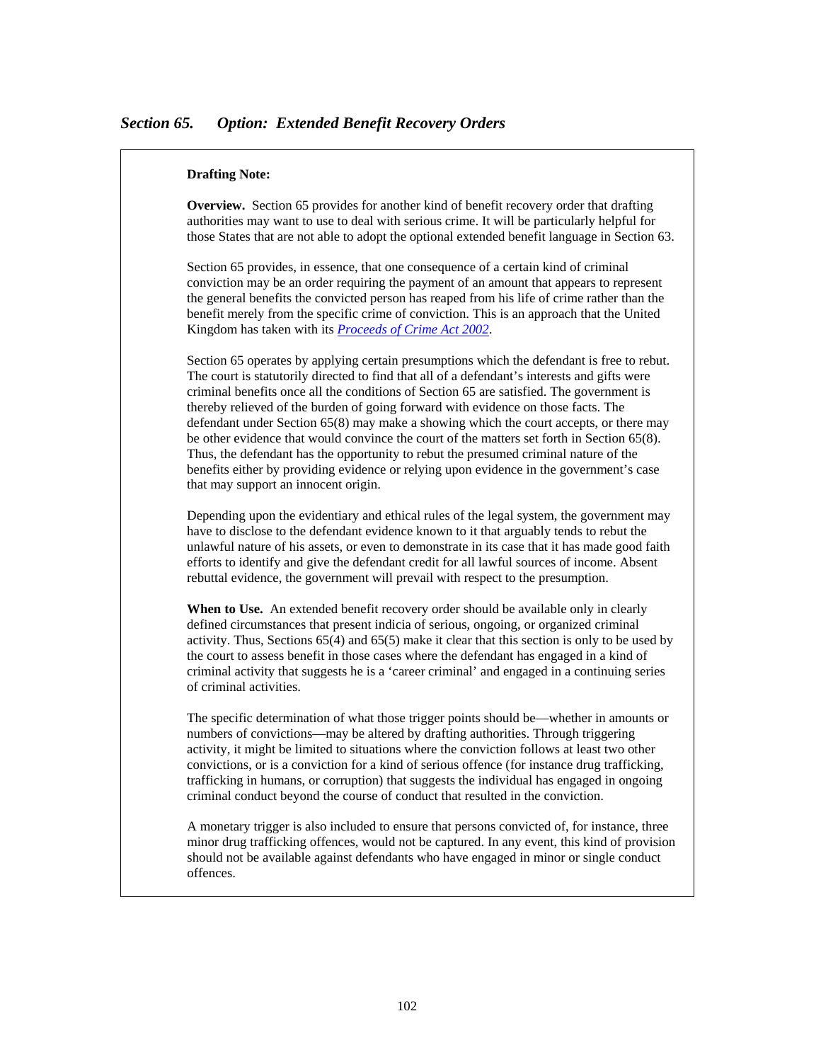### *Section 65. Option: Extended Benefit Recovery Orders*

**Drafting Note:**

**Overview.** Section 65 provides for another kind of benefit recovery order that drafting authorities may want to use to deal with serious crime. It will be particularly helpful for those States that are not able to adopt the optional extended benefit language in Section 63.

Section 65 provides, in essence, that one consequence of a certain kind of criminal conviction may be an order requiring the payment of an amount that appears to represent the general benefits the convicted person has reaped from his life of crime rather than the benefit merely from the specific crime of conviction. This is an approach that the United Kingdom has taken with its *Proceeds of Crime Act 2002*.

Section 65 operates by applying certain presumptions which the defendant is free to rebut. The court is statutorily directed to find that all of a defendant's interests and gifts were criminal benefits once all the conditions of Section 65 are satisfied. The government is thereby relieved of the burden of going forward with evidence on those facts. The defendant under Section 65(8) may make a showing which the court accepts, or there may be other evidence that would convince the court of the matters set forth in Section 65(8). Thus, the defendant has the opportunity to rebut the presumed criminal nature of the benefits either by providing evidence or relying upon evidence in the government's case that may support an innocent origin.

Depending upon the evidentiary and ethical rules of the legal system, the government may have to disclose to the defendant evidence known to it that arguably tends to rebut the unlawful nature of his assets, or even to demonstrate in its case that it has made good faith efforts to identify and give the defendant credit for all lawful sources of income. Absent rebuttal evidence, the government will prevail with respect to the presumption.

**When to Use.** An extended benefit recovery order should be available only in clearly defined circumstances that present indicia of serious, ongoing, or organized criminal activity. Thus, Sections 65(4) and 65(5) make it clear that this section is only to be used by the court to assess benefit in those cases where the defendant has engaged in a kind of criminal activity that suggests he is a 'career criminal' and engaged in a continuing series of criminal activities.

The specific determination of what those trigger points should be—whether in amounts or numbers of convictions—may be altered by drafting authorities. Through triggering activity, it might be limited to situations where the conviction follows at least two other convictions, or is a conviction for a kind of serious offence (for instance drug trafficking, trafficking in humans, or corruption) that suggests the individual has engaged in ongoing criminal conduct beyond the course of conduct that resulted in the conviction.

A monetary trigger is also included to ensure that persons convicted of, for instance, three minor drug trafficking offences, would not be captured. In any event, this kind of provision should not be available against defendants who have engaged in minor or single conduct offences.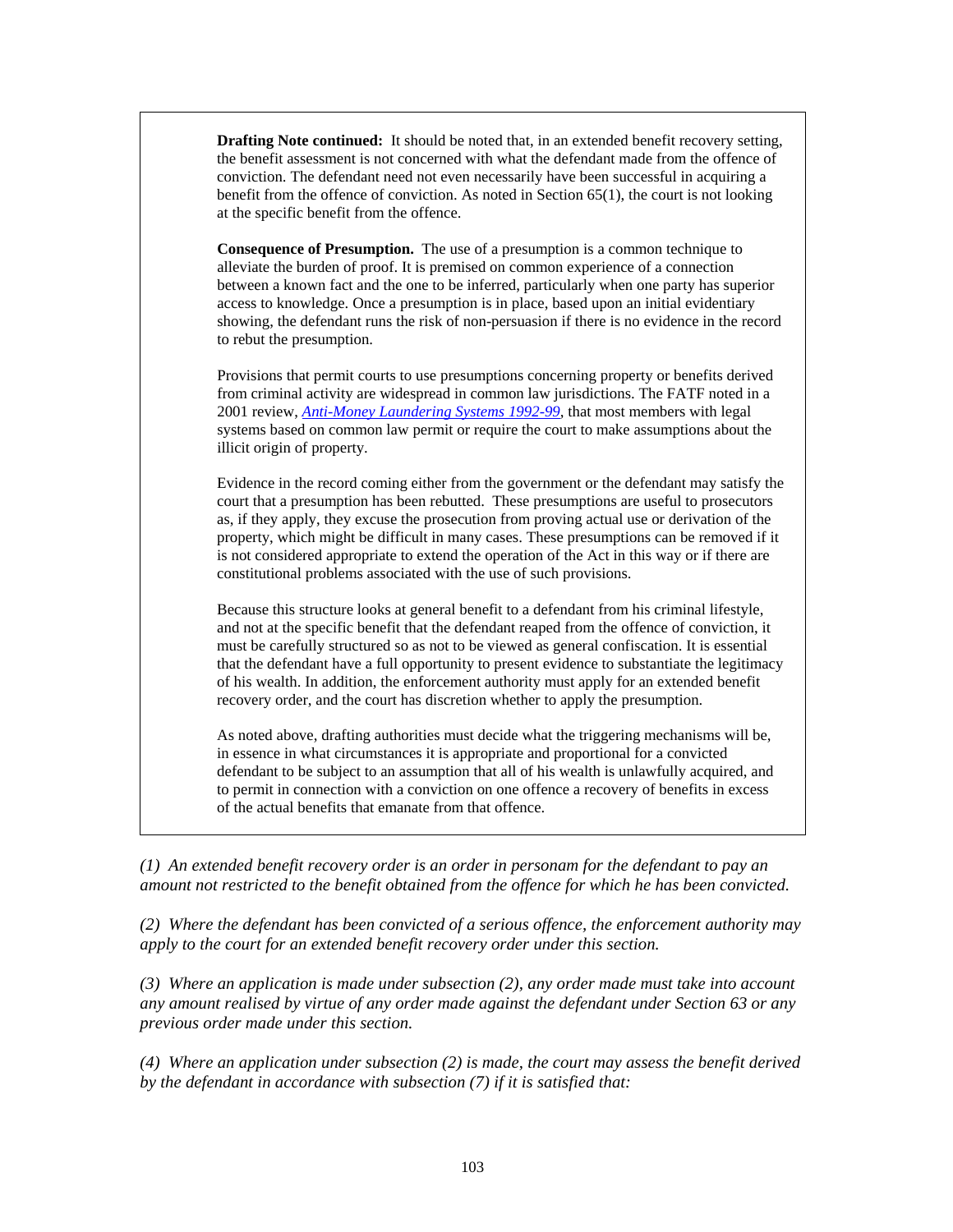**Drafting Note continued:** It should be noted that, in an extended benefit recovery setting, the benefit assessment is not concerned with what the defendant made from the offence of conviction. The defendant need not even necessarily have been successful in acquiring a benefit from the offence of conviction. As noted in Section 65(1), the court is not looking at the specific benefit from the offence.

**Consequence of Presumption.** The use of a presumption is a common technique to alleviate the burden of proof. It is premised on common experience of a connection between a known fact and the one to be inferred, particularly when one party has superior access to knowledge. Once a presumption is in place, based upon an initial evidentiary showing, the defendant runs the risk of non-persuasion if there is no evidence in the record to rebut the presumption.

Provisions that permit courts to use presumptions concerning property or benefits derived from criminal activity are widespread in common law jurisdictions. The FATF noted in a 2001 review, *Anti-Money Laundering Systems 1992-99*, that most members with legal systems based on common law permit or require the court to make assumptions about the illicit origin of property.

Evidence in the record coming either from the government or the defendant may satisfy the court that a presumption has been rebutted. These presumptions are useful to prosecutors as, if they apply, they excuse the prosecution from proving actual use or derivation of the property, which might be difficult in many cases. These presumptions can be removed if it is not considered appropriate to extend the operation of the Act in this way or if there are constitutional problems associated with the use of such provisions.

Because this structure looks at general benefit to a defendant from his criminal lifestyle, and not at the specific benefit that the defendant reaped from the offence of conviction, it must be carefully structured so as not to be viewed as general confiscation. It is essential that the defendant have a full opportunity to present evidence to substantiate the legitimacy of his wealth. In addition, the enforcement authority must apply for an extended benefit recovery order, and the court has discretion whether to apply the presumption.

As noted above, drafting authorities must decide what the triggering mechanisms will be, in essence in what circumstances it is appropriate and proportional for a convicted defendant to be subject to an assumption that all of his wealth is unlawfully acquired, and to permit in connection with a conviction on one offence a recovery of benefits in excess of the actual benefits that emanate from that offence.

*(1) An extended benefit recovery order is an order in personam for the defendant to pay an amount not restricted to the benefit obtained from the offence for which he has been convicted.*

*(2) Where the defendant has been convicted of a serious offence, the enforcement authority may apply to the court for an extended benefit recovery order under this section.*

*(3) Where an application is made under subsection (2), any order made must take into account any amount realised by virtue of any order made against the defendant under Section 63 or any previous order made under this section.*

*(4) Where an application under subsection (2) is made, the court may assess the benefit derived by the defendant in accordance with subsection (7) if it is satisfied that:*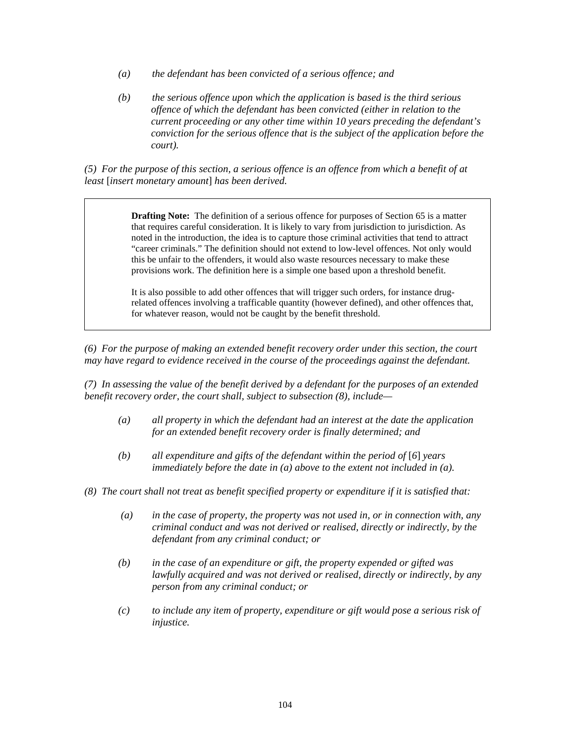*(a) the defendant has been convicted of a serious offence; and*

*(b) the serious offence upon which the application is based is the third serious offence of which the defendant has been convicted (either in relation to the current proceeding or any other time within 10 years preceding the defendant's conviction for the serious offence that is the subject of the application before the court).*

*(5) For the purpose of this section, a serious offence is an offence from which a benefit of at least* [*insert monetary amount*] *has been derived.*

> **Drafting Note:** The definition of a serious offence for purposes of Section 65 is a matter that requires careful consideration. It is likely to vary from jurisdiction to jurisdiction. As noted in the introduction, the idea is to capture those criminal activities that tend to attract "career criminals." The definition should not extend to low-level offences. Not only would this be unfair to the offenders, it would also waste resources necessary to make these provisions work. The definition here is a simple one based upon a threshold benefit.
>
> It is also possible to add other offences that will trigger such orders, for instance drug-related offences involving a trafficable quantity (however defined), and other offences that, for whatever reason, would not be caught by the benefit threshold.

*(6) For the purpose of making an extended benefit recovery order under this section, the court may have regard to evidence received in the course of the proceedings against the defendant.*

*(7) In assessing the value of the benefit derived by a defendant for the purposes of an extended benefit recovery order, the court shall, subject to subsection (8), include—*

*(a) all property in which the defendant had an interest at the date the application for an extended benefit recovery order is finally determined; and*

*(b) all expenditure and gifts of the defendant within the period of* [*6*] *years immediately before the date in (a) above to the extent not included in (a).*

*(8) The court shall not treat as benefit specified property or expenditure if it is satisfied that:*

*(a) in the case of property, the property was not used in, or in connection with, any criminal conduct and was not derived or realised, directly or indirectly, by the defendant from any criminal conduct; or*

*(b) in the case of an expenditure or gift, the property expended or gifted was lawfully acquired and was not derived or realised, directly or indirectly, by any person from any criminal conduct; or*

*(c) to include any item of property, expenditure or gift would pose a serious risk of injustice.*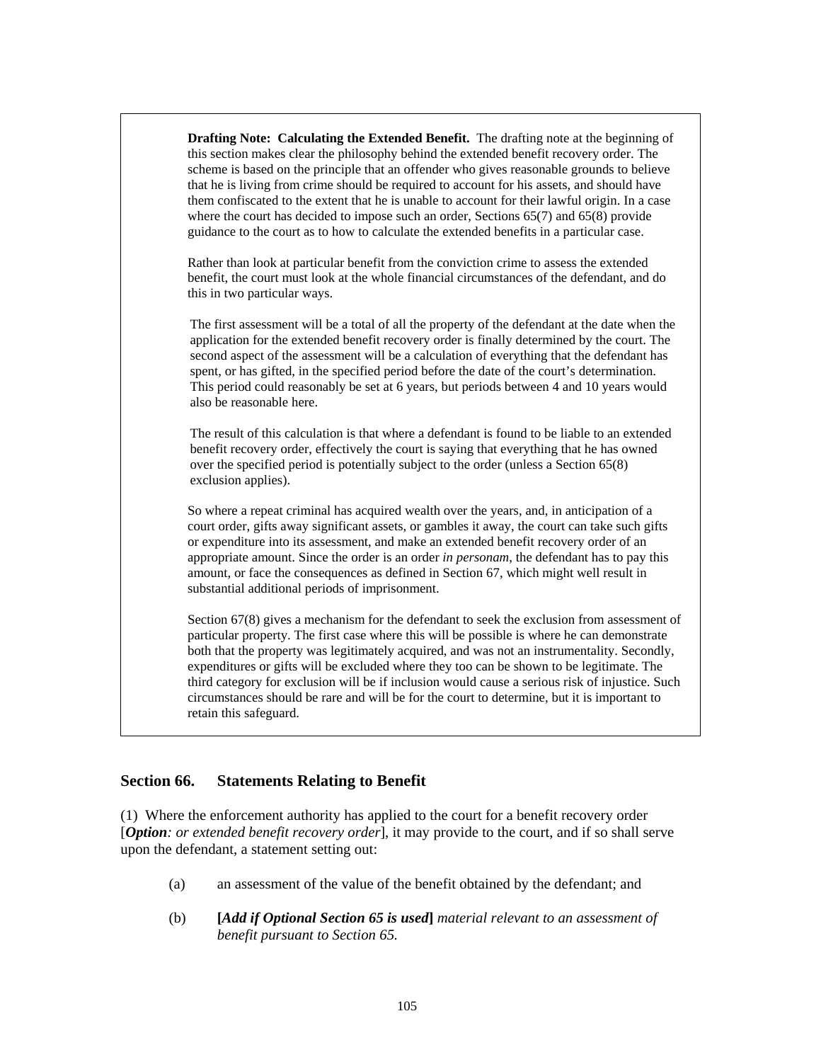**Drafting Note: Calculating the Extended Benefit.** The drafting note at the beginning of this section makes clear the philosophy behind the extended benefit recovery order. The scheme is based on the principle that an offender who gives reasonable grounds to believe that he is living from crime should be required to account for his assets, and should have them confiscated to the extent that he is unable to account for their lawful origin. In a case where the court has decided to impose such an order, Sections 65(7) and 65(8) provide guidance to the court as to how to calculate the extended benefits in a particular case.

Rather than look at particular benefit from the conviction crime to assess the extended benefit, the court must look at the whole financial circumstances of the defendant, and do this in two particular ways.

The first assessment will be a total of all the property of the defendant at the date when the application for the extended benefit recovery order is finally determined by the court. The second aspect of the assessment will be a calculation of everything that the defendant has spent, or has gifted, in the specified period before the date of the court's determination. This period could reasonably be set at 6 years, but periods between 4 and 10 years would also be reasonable here.

The result of this calculation is that where a defendant is found to be liable to an extended benefit recovery order, effectively the court is saying that everything that he has owned over the specified period is potentially subject to the order (unless a Section 65(8) exclusion applies).

So where a repeat criminal has acquired wealth over the years, and, in anticipation of a court order, gifts away significant assets, or gambles it away, the court can take such gifts or expenditure into its assessment, and make an extended benefit recovery order of an appropriate amount. Since the order is an order *in personam*, the defendant has to pay this amount, or face the consequences as defined in Section 67, which might well result in substantial additional periods of imprisonment.

Section 67(8) gives a mechanism for the defendant to seek the exclusion from assessment of particular property. The first case where this will be possible is where he can demonstrate both that the property was legitimately acquired, and was not an instrumentality. Secondly, expenditures or gifts will be excluded where they too can be shown to be legitimate. The third category for exclusion will be if inclusion would cause a serious risk of injustice. Such circumstances should be rare and will be for the court to determine, but it is important to retain this safeguard.

## Section 66. Statements Relating to Benefit

(1) Where the enforcement authority has applied to the court for a benefit recovery order [***Option****: or extended benefit recovery order*], it may provide to the court, and if so shall serve upon the defendant, a statement setting out:

(a) an assessment of the value of the benefit obtained by the defendant; and

(b) **[*Add if Optional Section 65 is used*]** *material relevant to an assessment of benefit pursuant to Section 65.*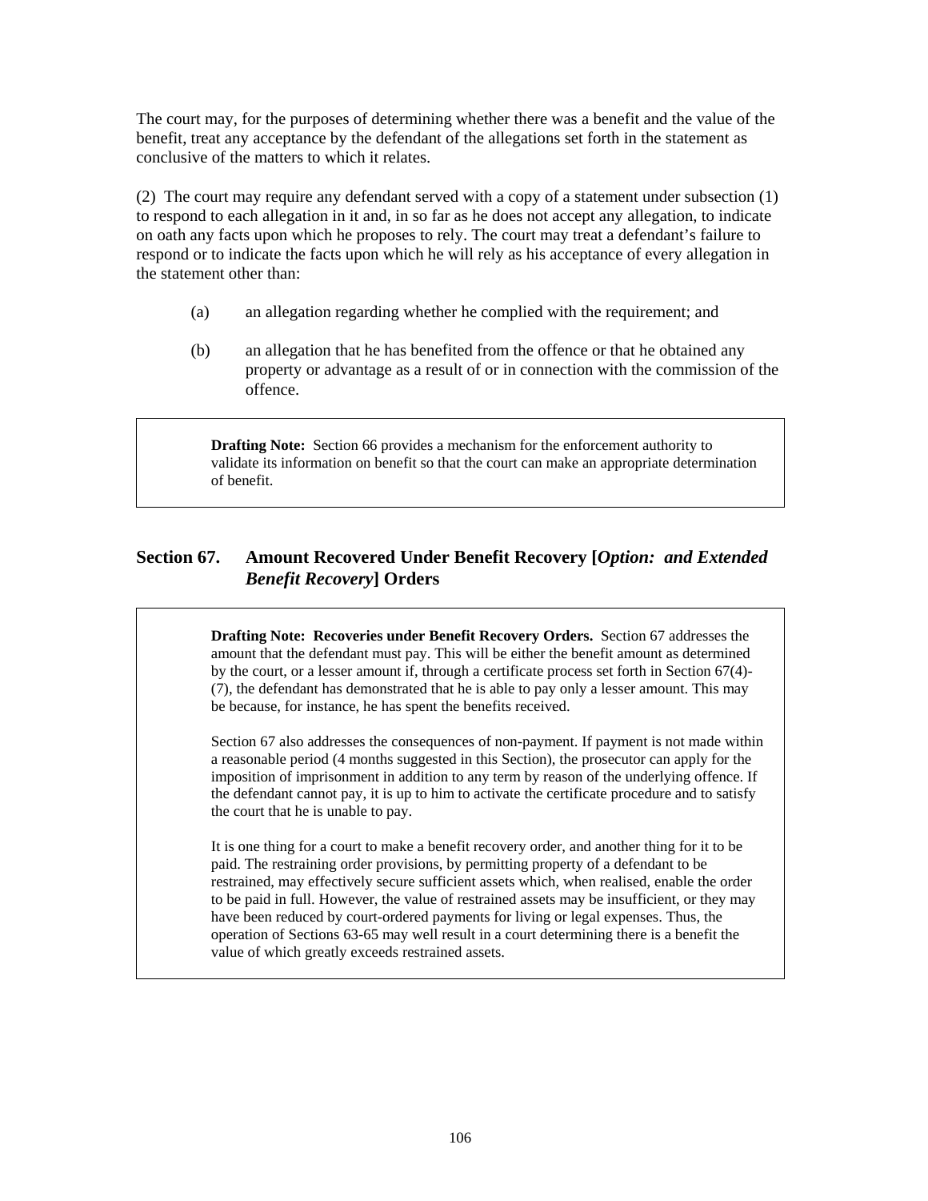The court may, for the purposes of determining whether there was a benefit and the value of the benefit, treat any acceptance by the defendant of the allegations set forth in the statement as conclusive of the matters to which it relates.

(2) The court may require any defendant served with a copy of a statement under subsection (1) to respond to each allegation in it and, in so far as he does not accept any allegation, to indicate on oath any facts upon which he proposes to rely. The court may treat a defendant's failure to respond or to indicate the facts upon which he will rely as his acceptance of every allegation in the statement other than:

(a) an allegation regarding whether he complied with the requirement; and

(b) an allegation that he has benefited from the offence or that he obtained any property or advantage as a result of or in connection with the commission of the offence.

> **Drafting Note:** Section 66 provides a mechanism for the enforcement authority to validate its information on benefit so that the court can make an appropriate determination of benefit.

## Section 67. Amount Recovered Under Benefit Recovery [*Option: and Extended Benefit Recovery*] Orders

> **Drafting Note: Recoveries under Benefit Recovery Orders.** Section 67 addresses the amount that the defendant must pay. This will be either the benefit amount as determined by the court, or a lesser amount if, through a certificate process set forth in Section 67(4)-(7), the defendant has demonstrated that he is able to pay only a lesser amount. This may be because, for instance, he has spent the benefits received.
>
> Section 67 also addresses the consequences of non-payment. If payment is not made within a reasonable period (4 months suggested in this Section), the prosecutor can apply for the imposition of imprisonment in addition to any term by reason of the underlying offence. If the defendant cannot pay, it is up to him to activate the certificate procedure and to satisfy the court that he is unable to pay.
>
> It is one thing for a court to make a benefit recovery order, and another thing for it to be paid. The restraining order provisions, by permitting property of a defendant to be restrained, may effectively secure sufficient assets which, when realised, enable the order to be paid in full. However, the value of restrained assets may be insufficient, or they may have been reduced by court-ordered payments for living or legal expenses. Thus, the operation of Sections 63-65 may well result in a court determining there is a benefit the value of which greatly exceeds restrained assets.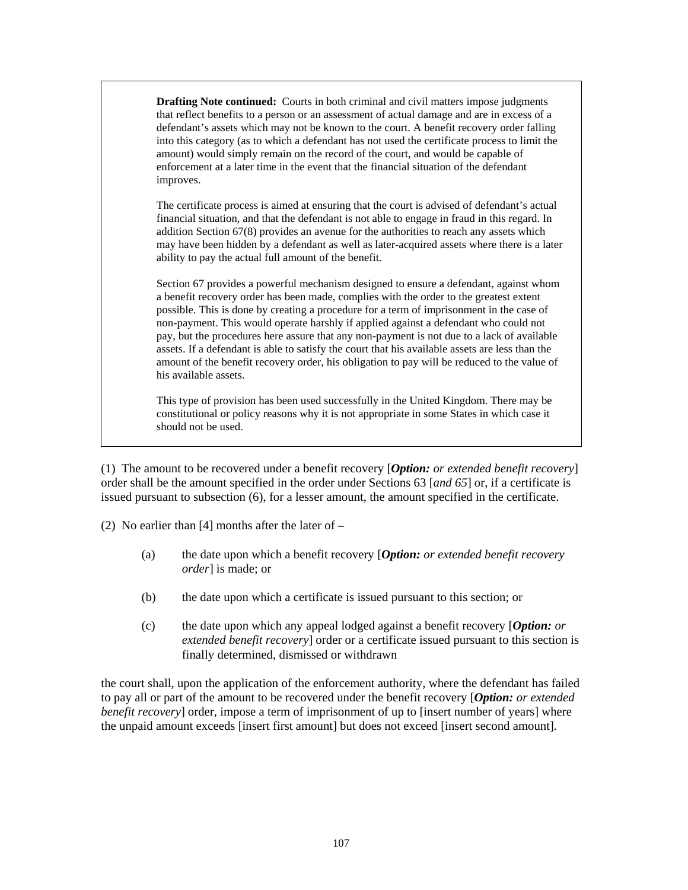> **Drafting Note continued:** Courts in both criminal and civil matters impose judgments that reflect benefits to a person or an assessment of actual damage and are in excess of a defendant's assets which may not be known to the court. A benefit recovery order falling into this category (as to which a defendant has not used the certificate process to limit the amount) would simply remain on the record of the court, and would be capable of enforcement at a later time in the event that the financial situation of the defendant improves.
>
> The certificate process is aimed at ensuring that the court is advised of defendant's actual financial situation, and that the defendant is not able to engage in fraud in this regard. In addition Section 67(8) provides an avenue for the authorities to reach any assets which may have been hidden by a defendant as well as later-acquired assets where there is a later ability to pay the actual full amount of the benefit.
>
> Section 67 provides a powerful mechanism designed to ensure a defendant, against whom a benefit recovery order has been made, complies with the order to the greatest extent possible. This is done by creating a procedure for a term of imprisonment in the case of non-payment. This would operate harshly if applied against a defendant who could not pay, but the procedures here assure that any non-payment is not due to a lack of available assets. If a defendant is able to satisfy the court that his available assets are less than the amount of the benefit recovery order, his obligation to pay will be reduced to the value of his available assets.
>
> This type of provision has been used successfully in the United Kingdom. There may be constitutional or policy reasons why it is not appropriate in some States in which case it should not be used.

(1) The amount to be recovered under a benefit recovery [***Option:*** *or extended benefit recovery*] order shall be the amount specified in the order under Sections 63 [*and 65*] or, if a certificate is issued pursuant to subsection (6), for a lesser amount, the amount specified in the certificate.

(2) No earlier than [4] months after the later of –

(a) the date upon which a benefit recovery [***Option:*** *or extended benefit recovery order*] is made; or

(b) the date upon which a certificate is issued pursuant to this section; or

(c) the date upon which any appeal lodged against a benefit recovery [***Option:*** *or extended benefit recovery*] order or a certificate issued pursuant to this section is finally determined, dismissed or withdrawn

the court shall, upon the application of the enforcement authority, where the defendant has failed to pay all or part of the amount to be recovered under the benefit recovery [***Option:*** *or extended benefit recovery*] order, impose a term of imprisonment of up to [insert number of years] where the unpaid amount exceeds [insert first amount] but does not exceed [insert second amount].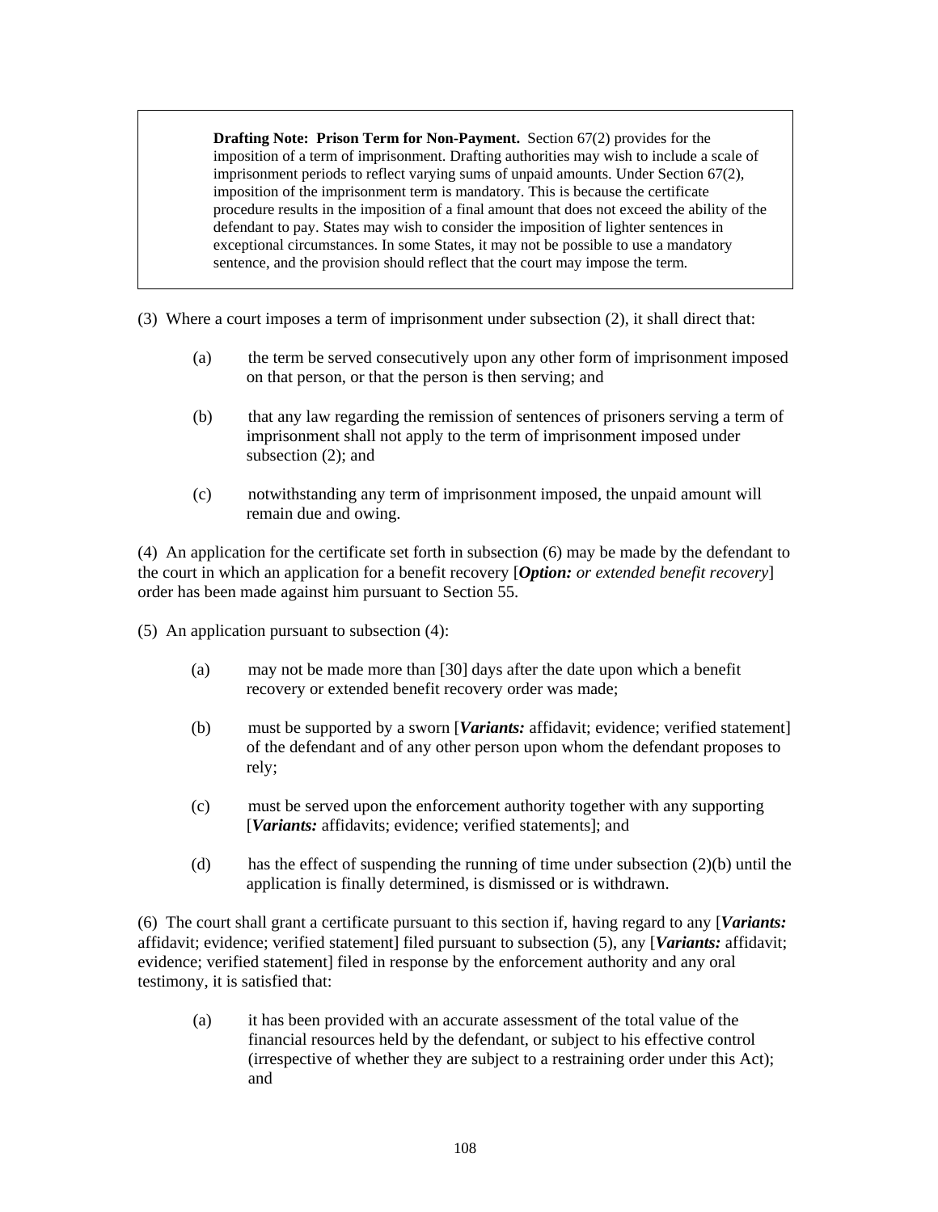> **Drafting Note: Prison Term for Non-Payment.** Section 67(2) provides for the imposition of a term of imprisonment. Drafting authorities may wish to include a scale of imprisonment periods to reflect varying sums of unpaid amounts. Under Section 67(2), imposition of the imprisonment term is mandatory. This is because the certificate procedure results in the imposition of a final amount that does not exceed the ability of the defendant to pay. States may wish to consider the imposition of lighter sentences in exceptional circumstances. In some States, it may not be possible to use a mandatory sentence, and the provision should reflect that the court may impose the term.

(3) Where a court imposes a term of imprisonment under subsection (2), it shall direct that:

(a) the term be served consecutively upon any other form of imprisonment imposed on that person, or that the person is then serving; and

(b) that any law regarding the remission of sentences of prisoners serving a term of imprisonment shall not apply to the term of imprisonment imposed under subsection (2); and

(c) notwithstanding any term of imprisonment imposed, the unpaid amount will remain due and owing.

(4) An application for the certificate set forth in subsection (6) may be made by the defendant to the court in which an application for a benefit recovery [***Option:*** *or extended benefit recovery*] order has been made against him pursuant to Section 55.

(5) An application pursuant to subsection (4):

(a) may not be made more than [30] days after the date upon which a benefit recovery or extended benefit recovery order was made;

(b) must be supported by a sworn [***Variants:*** affidavit; evidence; verified statement] of the defendant and of any other person upon whom the defendant proposes to rely;

(c) must be served upon the enforcement authority together with any supporting [***Variants:*** affidavits; evidence; verified statements]; and

(d) has the effect of suspending the running of time under subsection (2)(b) until the application is finally determined, is dismissed or is withdrawn.

(6) The court shall grant a certificate pursuant to this section if, having regard to any [***Variants:*** affidavit; evidence; verified statement] filed pursuant to subsection (5), any [***Variants:*** affidavit; evidence; verified statement] filed in response by the enforcement authority and any oral testimony, it is satisfied that:

(a) it has been provided with an accurate assessment of the total value of the financial resources held by the defendant, or subject to his effective control (irrespective of whether they are subject to a restraining order under this Act); and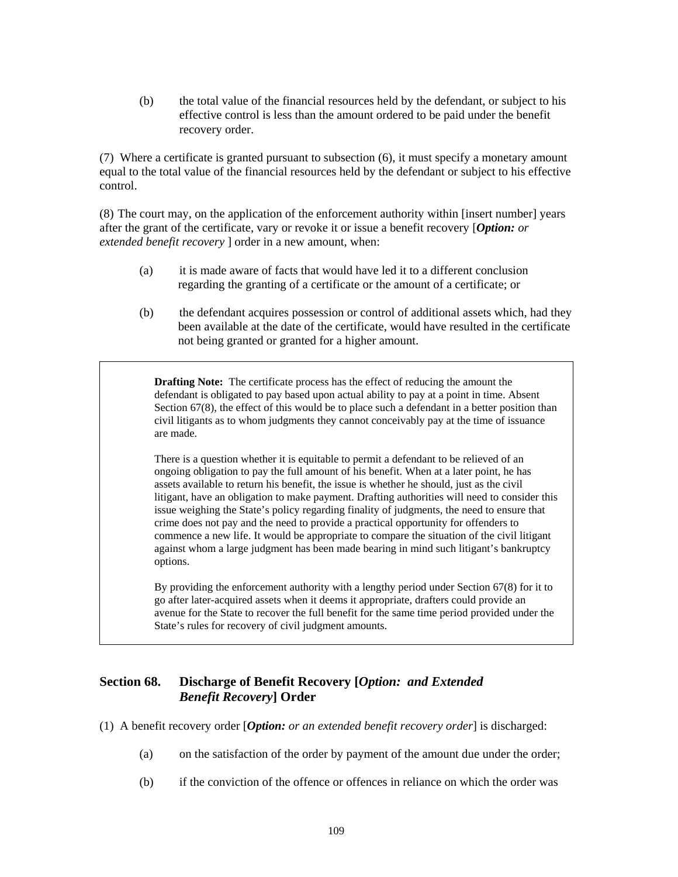(b) the total value of the financial resources held by the defendant, or subject to his effective control is less than the amount ordered to be paid under the benefit recovery order.

(7) Where a certificate is granted pursuant to subsection (6), it must specify a monetary amount equal to the total value of the financial resources held by the defendant or subject to his effective control.

(8) The court may, on the application of the enforcement authority within [insert number] years after the grant of the certificate, vary or revoke it or issue a benefit recovery [***Option:*** *or extended benefit recovery* ] order in a new amount, when:

(a) it is made aware of facts that would have led it to a different conclusion regarding the granting of a certificate or the amount of a certificate; or

(b) the defendant acquires possession or control of additional assets which, had they been available at the date of the certificate, would have resulted in the certificate not being granted or granted for a higher amount.

> **Drafting Note:** The certificate process has the effect of reducing the amount the defendant is obligated to pay based upon actual ability to pay at a point in time. Absent Section 67(8), the effect of this would be to place such a defendant in a better position than civil litigants as to whom judgments they cannot conceivably pay at the time of issuance are made.
>
> There is a question whether it is equitable to permit a defendant to be relieved of an ongoing obligation to pay the full amount of his benefit. When at a later point, he has assets available to return his benefit, the issue is whether he should, just as the civil litigant, have an obligation to make payment. Drafting authorities will need to consider this issue weighing the State's policy regarding finality of judgments, the need to ensure that crime does not pay and the need to provide a practical opportunity for offenders to commence a new life. It would be appropriate to compare the situation of the civil litigant against whom a large judgment has been made bearing in mind such litigant's bankruptcy options.
>
> By providing the enforcement authority with a lengthy period under Section 67(8) for it to go after later-acquired assets when it deems it appropriate, drafters could provide an avenue for the State to recover the full benefit for the same time period provided under the State's rules for recovery of civil judgment amounts.

## Section 68. Discharge of Benefit Recovery [*Option: and Extended Benefit Recovery*] Order

(1) A benefit recovery order [***Option:*** *or an extended benefit recovery order*] is discharged:

(a) on the satisfaction of the order by payment of the amount due under the order;

(b) if the conviction of the offence or offences in reliance on which the order was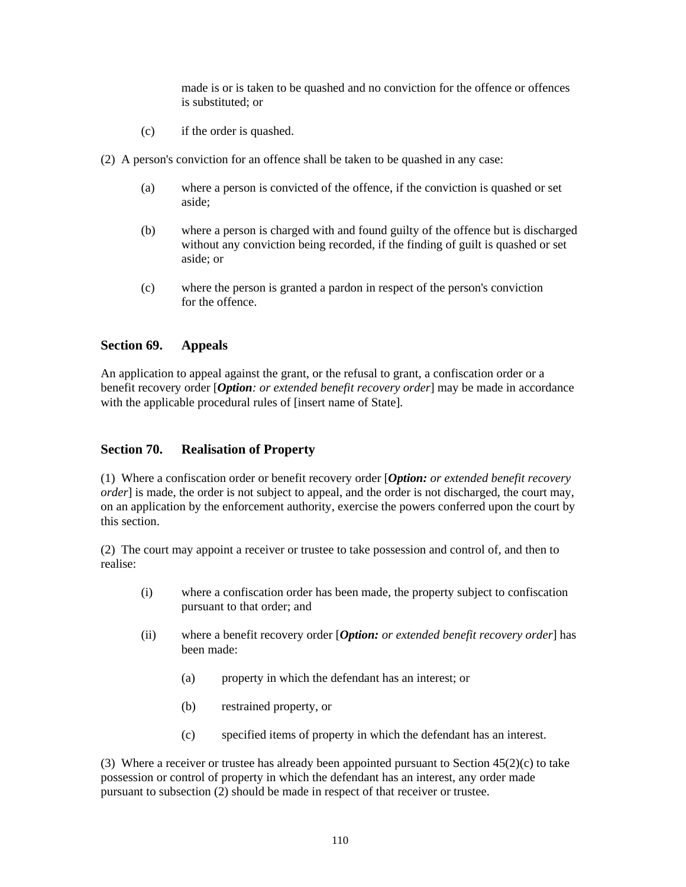made is or is taken to be quashed and no conviction for the offence or offences is substituted; or

(c) if the order is quashed.

(2) A person's conviction for an offence shall be taken to be quashed in any case:

(a) where a person is convicted of the offence, if the conviction is quashed or set aside;

(b) where a person is charged with and found guilty of the offence but is discharged without any conviction being recorded, if the finding of guilt is quashed or set aside; or

(c) where the person is granted a pardon in respect of the person's conviction for the offence.

### Section 69. Appeals

An application to appeal against the grant, or the refusal to grant, a confiscation order or a benefit recovery order [***Option****: or extended benefit recovery order*] may be made in accordance with the applicable procedural rules of [insert name of State].

### Section 70. Realisation of Property

(1) Where a confiscation order or benefit recovery order [***Option:*** *or extended benefit recovery order*] is made, the order is not subject to appeal, and the order is not discharged, the court may, on an application by the enforcement authority, exercise the powers conferred upon the court by this section.

(2) The court may appoint a receiver or trustee to take possession and control of, and then to realise:

(i) where a confiscation order has been made, the property subject to confiscation pursuant to that order; and

(ii) where a benefit recovery order [***Option:*** *or extended benefit recovery order*] has been made:

  (a) property in which the defendant has an interest; or

  (b) restrained property, or

  (c) specified items of property in which the defendant has an interest.

(3) Where a receiver or trustee has already been appointed pursuant to Section 45(2)(c) to take possession or control of property in which the defendant has an interest, any order made pursuant to subsection (2) should be made in respect of that receiver or trustee.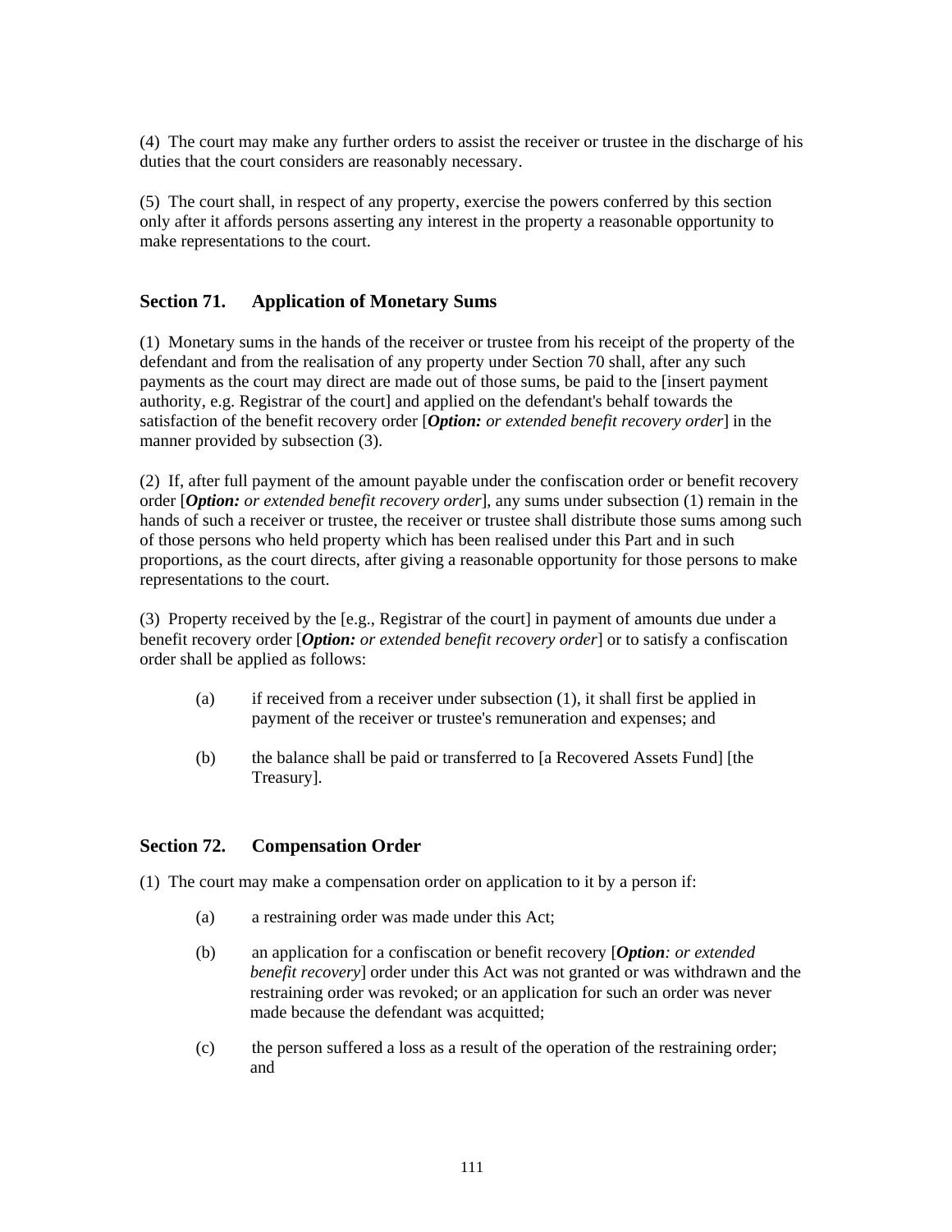(4) The court may make any further orders to assist the receiver or trustee in the discharge of his duties that the court considers are reasonably necessary.

(5) The court shall, in respect of any property, exercise the powers conferred by this section only after it affords persons asserting any interest in the property a reasonable opportunity to make representations to the court.

### Section 71. Application of Monetary Sums

(1) Monetary sums in the hands of the receiver or trustee from his receipt of the property of the defendant and from the realisation of any property under Section 70 shall, after any such payments as the court may direct are made out of those sums, be paid to the [insert payment authority, e.g. Registrar of the court] and applied on the defendant's behalf towards the satisfaction of the benefit recovery order [***Option:*** *or extended benefit recovery order*] in the manner provided by subsection (3).

(2) If, after full payment of the amount payable under the confiscation order or benefit recovery order [***Option:*** *or extended benefit recovery order*], any sums under subsection (1) remain in the hands of such a receiver or trustee, the receiver or trustee shall distribute those sums among such of those persons who held property which has been realised under this Part and in such proportions, as the court directs, after giving a reasonable opportunity for those persons to make representations to the court.

(3) Property received by the [e.g., Registrar of the court] in payment of amounts due under a benefit recovery order [***Option:*** *or extended benefit recovery order*] or to satisfy a confiscation order shall be applied as follows:

(a) if received from a receiver under subsection (1), it shall first be applied in payment of the receiver or trustee's remuneration and expenses; and

(b) the balance shall be paid or transferred to [a Recovered Assets Fund] [the Treasury].

### Section 72. Compensation Order

(1) The court may make a compensation order on application to it by a person if:

(a) a restraining order was made under this Act;

(b) an application for a confiscation or benefit recovery [***Option****: or extended benefit recovery*] order under this Act was not granted or was withdrawn and the restraining order was revoked; or an application for such an order was never made because the defendant was acquitted;

(c) the person suffered a loss as a result of the operation of the restraining order; and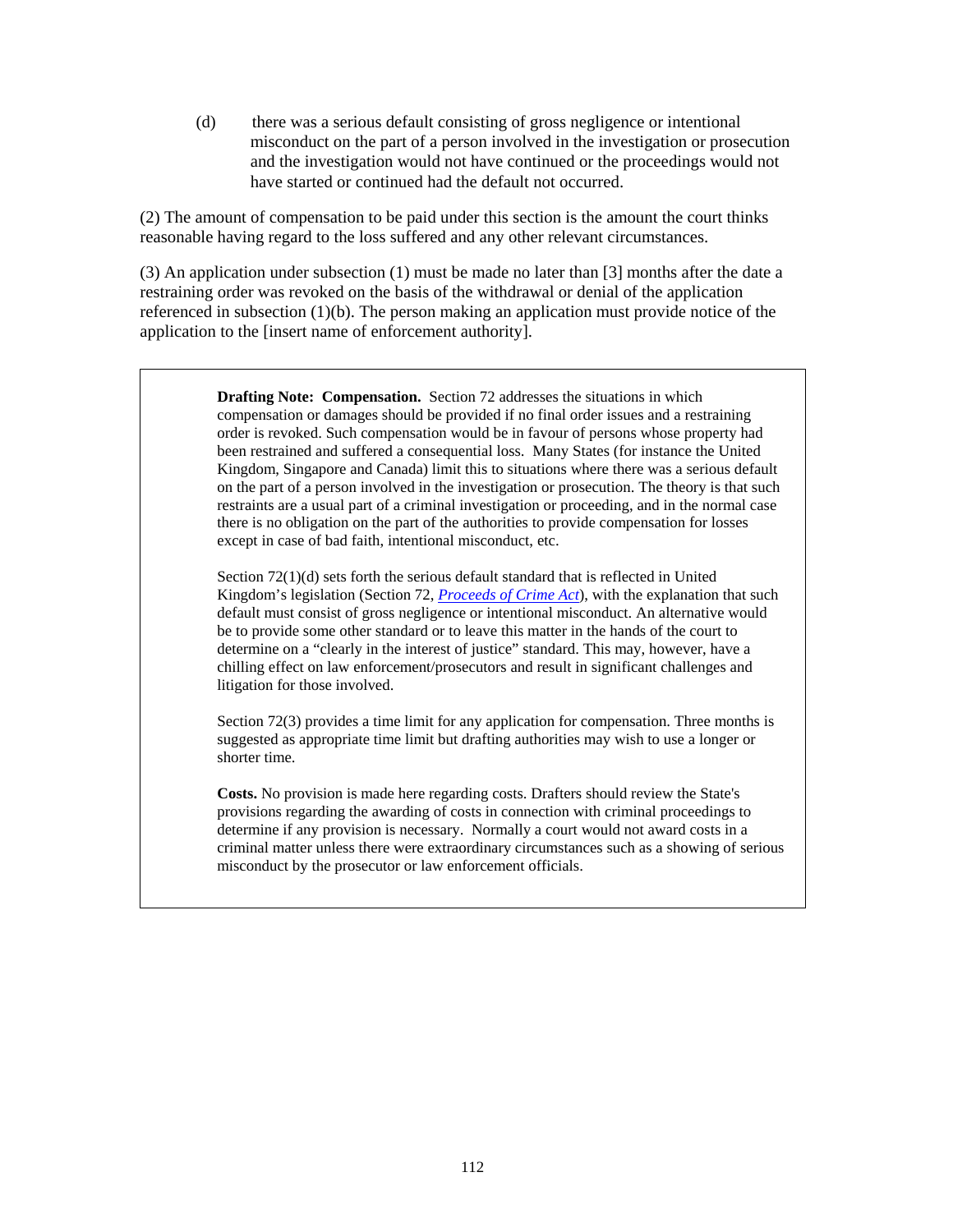(d) there was a serious default consisting of gross negligence or intentional misconduct on the part of a person involved in the investigation or prosecution and the investigation would not have continued or the proceedings would not have started or continued had the default not occurred.

(2) The amount of compensation to be paid under this section is the amount the court thinks reasonable having regard to the loss suffered and any other relevant circumstances.

(3) An application under subsection (1) must be made no later than [3] months after the date a restraining order was revoked on the basis of the withdrawal or denial of the application referenced in subsection (1)(b). The person making an application must provide notice of the application to the [insert name of enforcement authority].

> **Drafting Note: Compensation.** Section 72 addresses the situations in which compensation or damages should be provided if no final order issues and a restraining order is revoked. Such compensation would be in favour of persons whose property had been restrained and suffered a consequential loss. Many States (for instance the United Kingdom, Singapore and Canada) limit this to situations where there was a serious default on the part of a person involved in the investigation or prosecution. The theory is that such restraints are a usual part of a criminal investigation or proceeding, and in the normal case there is no obligation on the part of the authorities to provide compensation for losses except in case of bad faith, intentional misconduct, etc.
>
> Section 72(1)(d) sets forth the serious default standard that is reflected in United Kingdom's legislation (Section 72, *Proceeds of Crime Act*), with the explanation that such default must consist of gross negligence or intentional misconduct. An alternative would be to provide some other standard or to leave this matter in the hands of the court to determine on a "clearly in the interest of justice" standard. This may, however, have a chilling effect on law enforcement/prosecutors and result in significant challenges and litigation for those involved.
>
> Section 72(3) provides a time limit for any application for compensation. Three months is suggested as appropriate time limit but drafting authorities may wish to use a longer or shorter time.
>
> **Costs.** No provision is made here regarding costs. Drafters should review the State's provisions regarding the awarding of costs in connection with criminal proceedings to determine if any provision is necessary. Normally a court would not award costs in a criminal matter unless there were extraordinary circumstances such as a showing of serious misconduct by the prosecutor or law enforcement officials.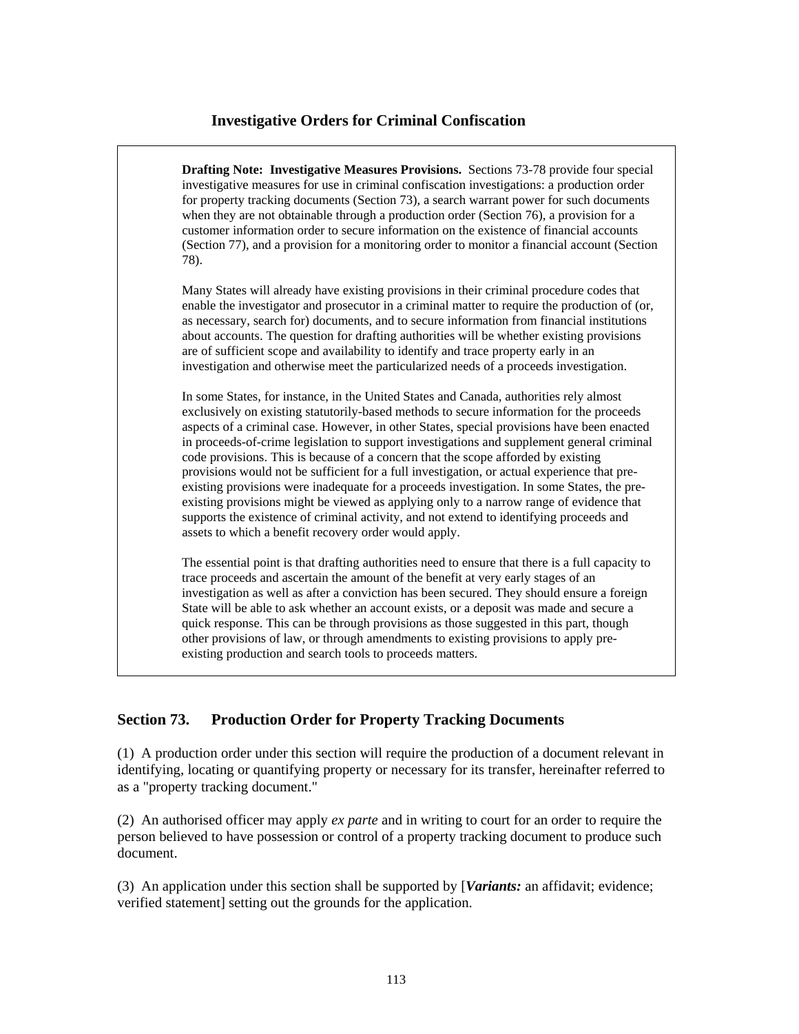## Investigative Orders for Criminal Confiscation

> **Drafting Note: Investigative Measures Provisions.** Sections 73-78 provide four special investigative measures for use in criminal confiscation investigations: a production order for property tracking documents (Section 73), a search warrant power for such documents when they are not obtainable through a production order (Section 76), a provision for a customer information order to secure information on the existence of financial accounts (Section 77), and a provision for a monitoring order to monitor a financial account (Section 78).
>
> Many States will already have existing provisions in their criminal procedure codes that enable the investigator and prosecutor in a criminal matter to require the production of (or, as necessary, search for) documents, and to secure information from financial institutions about accounts. The question for drafting authorities will be whether existing provisions are of sufficient scope and availability to identify and trace property early in an investigation and otherwise meet the particularized needs of a proceeds investigation.
>
> In some States, for instance, in the United States and Canada, authorities rely almost exclusively on existing statutorily-based methods to secure information for the proceeds aspects of a criminal case. However, in other States, special provisions have been enacted in proceeds-of-crime legislation to support investigations and supplement general criminal code provisions. This is because of a concern that the scope afforded by existing provisions would not be sufficient for a full investigation, or actual experience that pre-existing provisions were inadequate for a proceeds investigation. In some States, the pre-existing provisions might be viewed as applying only to a narrow range of evidence that supports the existence of criminal activity, and not extend to identifying proceeds and assets to which a benefit recovery order would apply.
>
> The essential point is that drafting authorities need to ensure that there is a full capacity to trace proceeds and ascertain the amount of the benefit at very early stages of an investigation as well as after a conviction has been secured. They should ensure a foreign State will be able to ask whether an account exists, or a deposit was made and secure a quick response. This can be through provisions as those suggested in this part, though other provisions of law, or through amendments to existing provisions to apply pre-existing production and search tools to proceeds matters.

### Section 73. Production Order for Property Tracking Documents

(1) A production order under this section will require the production of a document relevant in identifying, locating or quantifying property or necessary for its transfer, hereinafter referred to as a "property tracking document."

(2) An authorised officer may apply *ex parte* and in writing to court for an order to require the person believed to have possession or control of a property tracking document to produce such document.

(3) An application under this section shall be supported by [***Variants:*** an affidavit; evidence; verified statement] setting out the grounds for the application.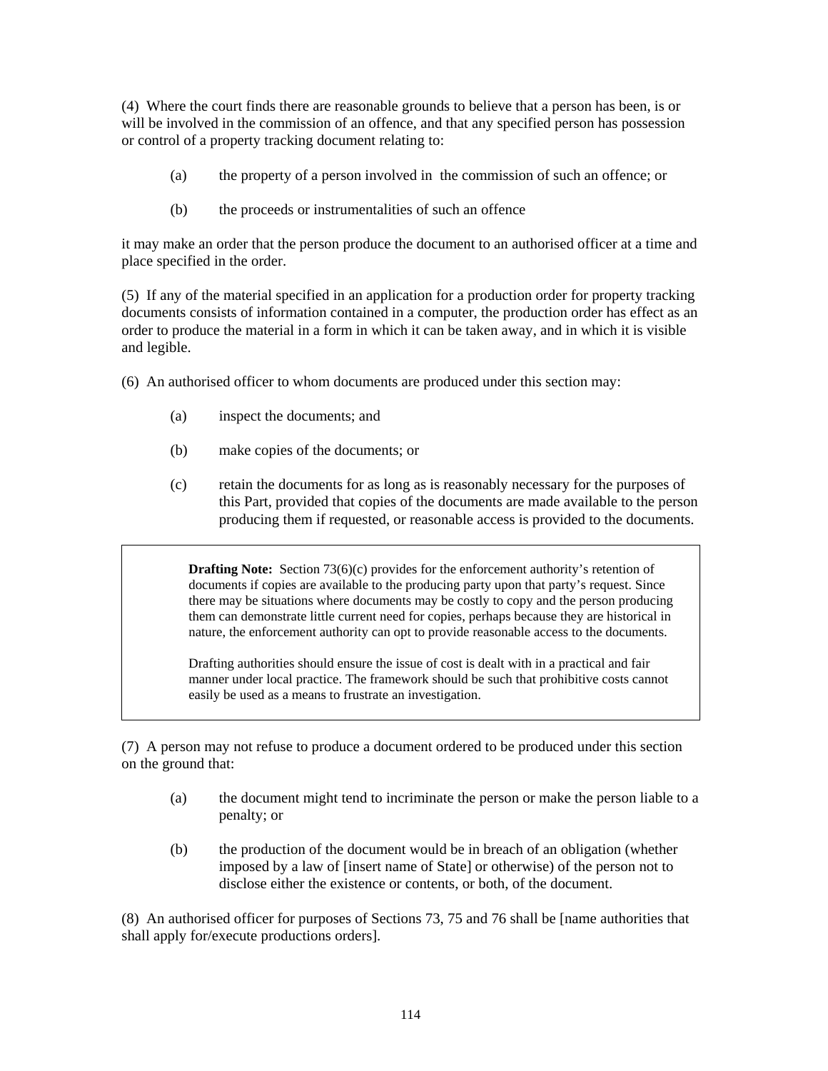(4) Where the court finds there are reasonable grounds to believe that a person has been, is or will be involved in the commission of an offence, and that any specified person has possession or control of a property tracking document relating to:

(a) the property of a person involved in the commission of such an offence; or

(b) the proceeds or instrumentalities of such an offence

it may make an order that the person produce the document to an authorised officer at a time and place specified in the order.

(5) If any of the material specified in an application for a production order for property tracking documents consists of information contained in a computer, the production order has effect as an order to produce the material in a form in which it can be taken away, and in which it is visible and legible.

(6) An authorised officer to whom documents are produced under this section may:

(a) inspect the documents; and

(b) make copies of the documents; or

(c) retain the documents for as long as is reasonably necessary for the purposes of this Part, provided that copies of the documents are made available to the person producing them if requested, or reasonable access is provided to the documents.

> **Drafting Note:** Section 73(6)(c) provides for the enforcement authority's retention of documents if copies are available to the producing party upon that party's request. Since there may be situations where documents may be costly to copy and the person producing them can demonstrate little current need for copies, perhaps because they are historical in nature, the enforcement authority can opt to provide reasonable access to the documents.
>
> Drafting authorities should ensure the issue of cost is dealt with in a practical and fair manner under local practice. The framework should be such that prohibitive costs cannot easily be used as a means to frustrate an investigation.

(7) A person may not refuse to produce a document ordered to be produced under this section on the ground that:

(a) the document might tend to incriminate the person or make the person liable to a penalty; or

(b) the production of the document would be in breach of an obligation (whether imposed by a law of [insert name of State] or otherwise) of the person not to disclose either the existence or contents, or both, of the document.

(8) An authorised officer for purposes of Sections 73, 75 and 76 shall be [name authorities that shall apply for/execute productions orders].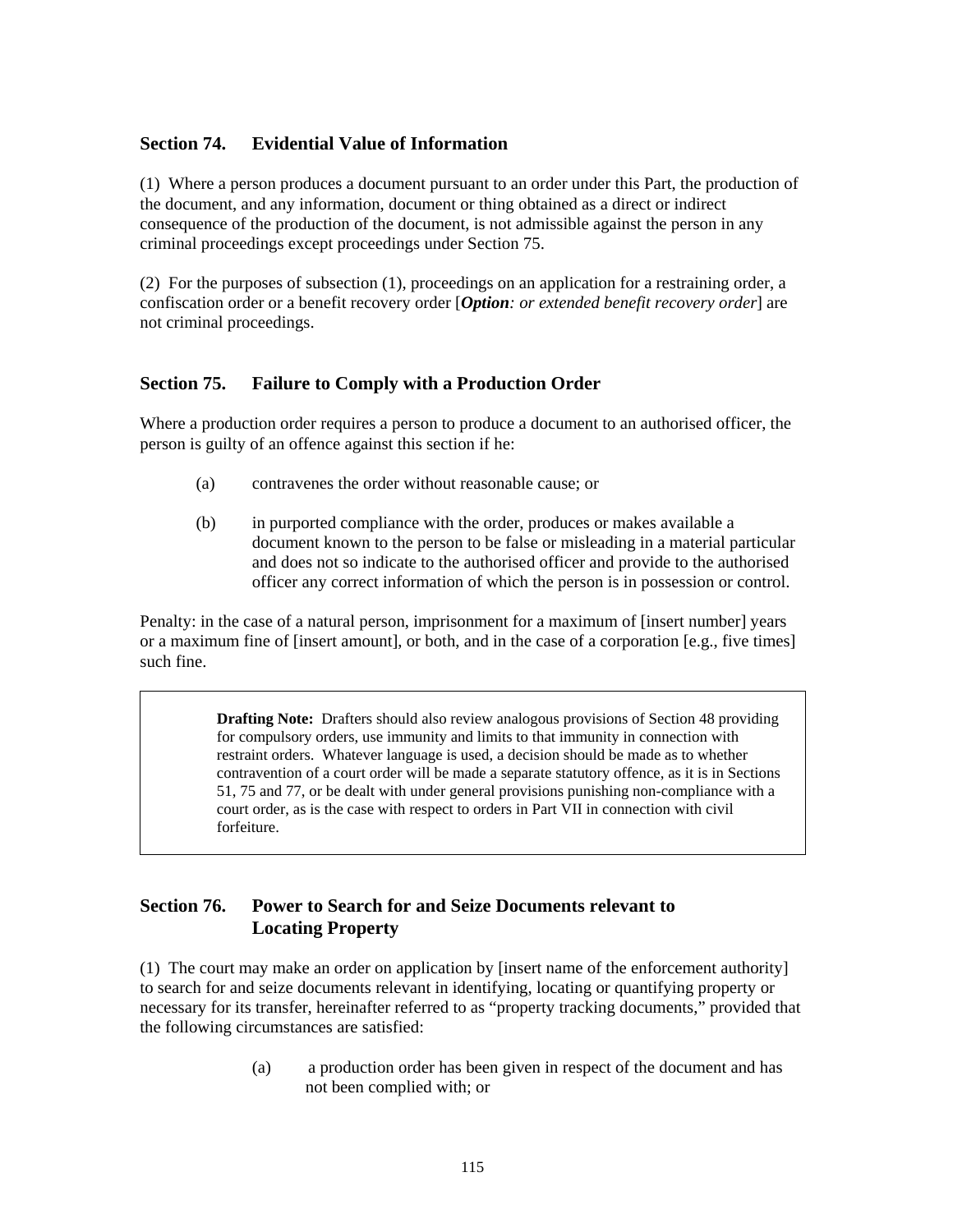## Section 74. Evidential Value of Information

(1) Where a person produces a document pursuant to an order under this Part, the production of the document, and any information, document or thing obtained as a direct or indirect consequence of the production of the document, is not admissible against the person in any criminal proceedings except proceedings under Section 75.

(2) For the purposes of subsection (1), proceedings on an application for a restraining order, a confiscation order or a benefit recovery order [***Option****: or extended benefit recovery order*] are not criminal proceedings.

## Section 75. Failure to Comply with a Production Order

Where a production order requires a person to produce a document to an authorised officer, the person is guilty of an offence against this section if he:

(a) contravenes the order without reasonable cause; or

(b) in purported compliance with the order, produces or makes available a document known to the person to be false or misleading in a material particular and does not so indicate to the authorised officer and provide to the authorised officer any correct information of which the person is in possession or control.

Penalty: in the case of a natural person, imprisonment for a maximum of [insert number] years or a maximum fine of [insert amount], or both, and in the case of a corporation [e.g., five times] such fine.

> **Drafting Note:** Drafters should also review analogous provisions of Section 48 providing for compulsory orders, use immunity and limits to that immunity in connection with restraint orders. Whatever language is used, a decision should be made as to whether contravention of a court order will be made a separate statutory offence, as it is in Sections 51, 75 and 77, or be dealt with under general provisions punishing non-compliance with a court order, as is the case with respect to orders in Part VII in connection with civil forfeiture.

## Section 76. Power to Search for and Seize Documents relevant to Locating Property

(1) The court may make an order on application by [insert name of the enforcement authority] to search for and seize documents relevant in identifying, locating or quantifying property or necessary for its transfer, hereinafter referred to as "property tracking documents," provided that the following circumstances are satisfied:

(a) a production order has been given in respect of the document and has not been complied with; or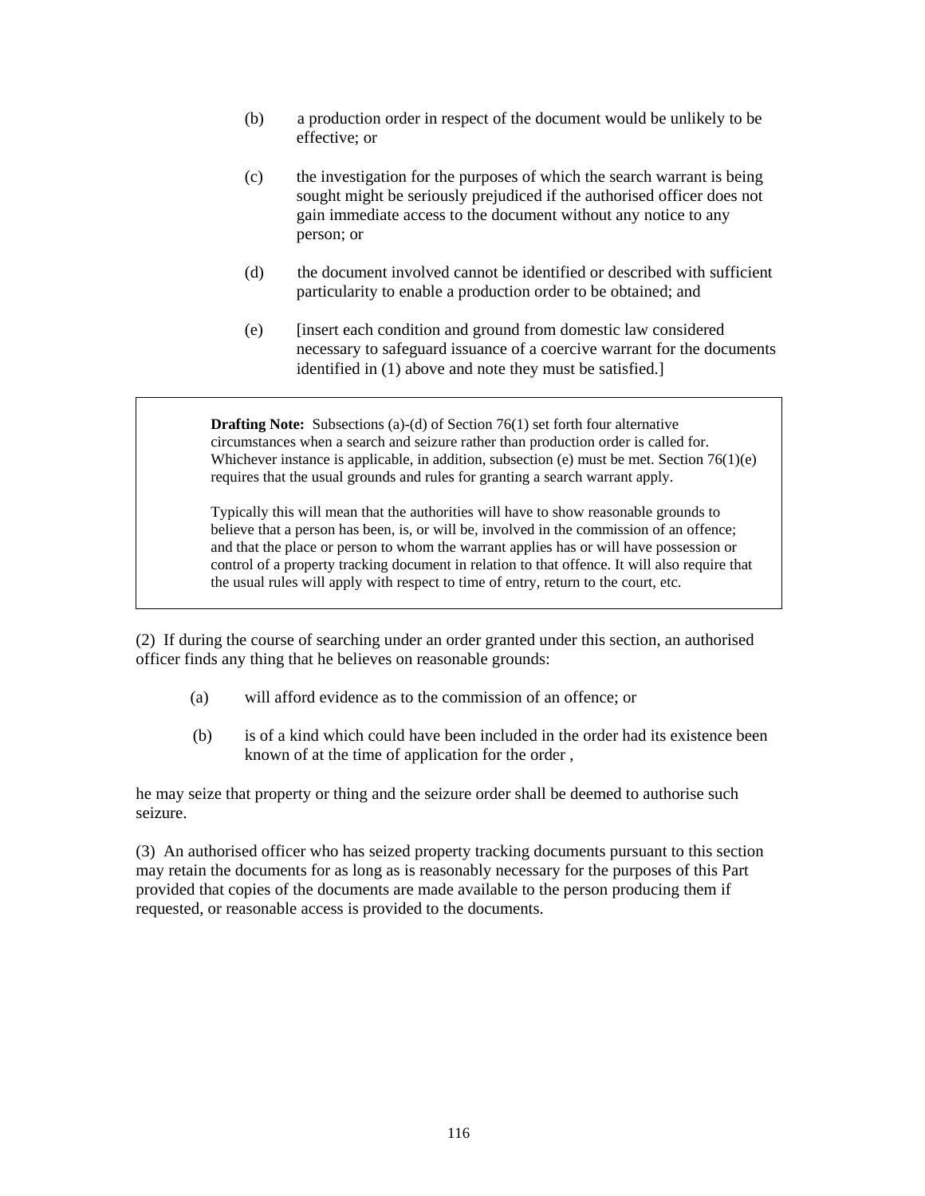(b) a production order in respect of the document would be unlikely to be effective; or

(c) the investigation for the purposes of which the search warrant is being sought might be seriously prejudiced if the authorised officer does not gain immediate access to the document without any notice to any person; or

(d) the document involved cannot be identified or described with sufficient particularity to enable a production order to be obtained; and

(e) [insert each condition and ground from domestic law considered necessary to safeguard issuance of a coercive warrant for the documents identified in (1) above and note they must be satisfied.]

> **Drafting Note:** Subsections (a)-(d) of Section 76(1) set forth four alternative circumstances when a search and seizure rather than production order is called for. Whichever instance is applicable, in addition, subsection (e) must be met. Section 76(1)(e) requires that the usual grounds and rules for granting a search warrant apply.
>
> Typically this will mean that the authorities will have to show reasonable grounds to believe that a person has been, is, or will be, involved in the commission of an offence; and that the place or person to whom the warrant applies has or will have possession or control of a property tracking document in relation to that offence. It will also require that the usual rules will apply with respect to time of entry, return to the court, etc.

(2) If during the course of searching under an order granted under this section, an authorised officer finds any thing that he believes on reasonable grounds:

(a) will afford evidence as to the commission of an offence; or

(b) is of a kind which could have been included in the order had its existence been known of at the time of application for the order ,

he may seize that property or thing and the seizure order shall be deemed to authorise such seizure.

(3) An authorised officer who has seized property tracking documents pursuant to this section may retain the documents for as long as is reasonably necessary for the purposes of this Part provided that copies of the documents are made available to the person producing them if requested, or reasonable access is provided to the documents.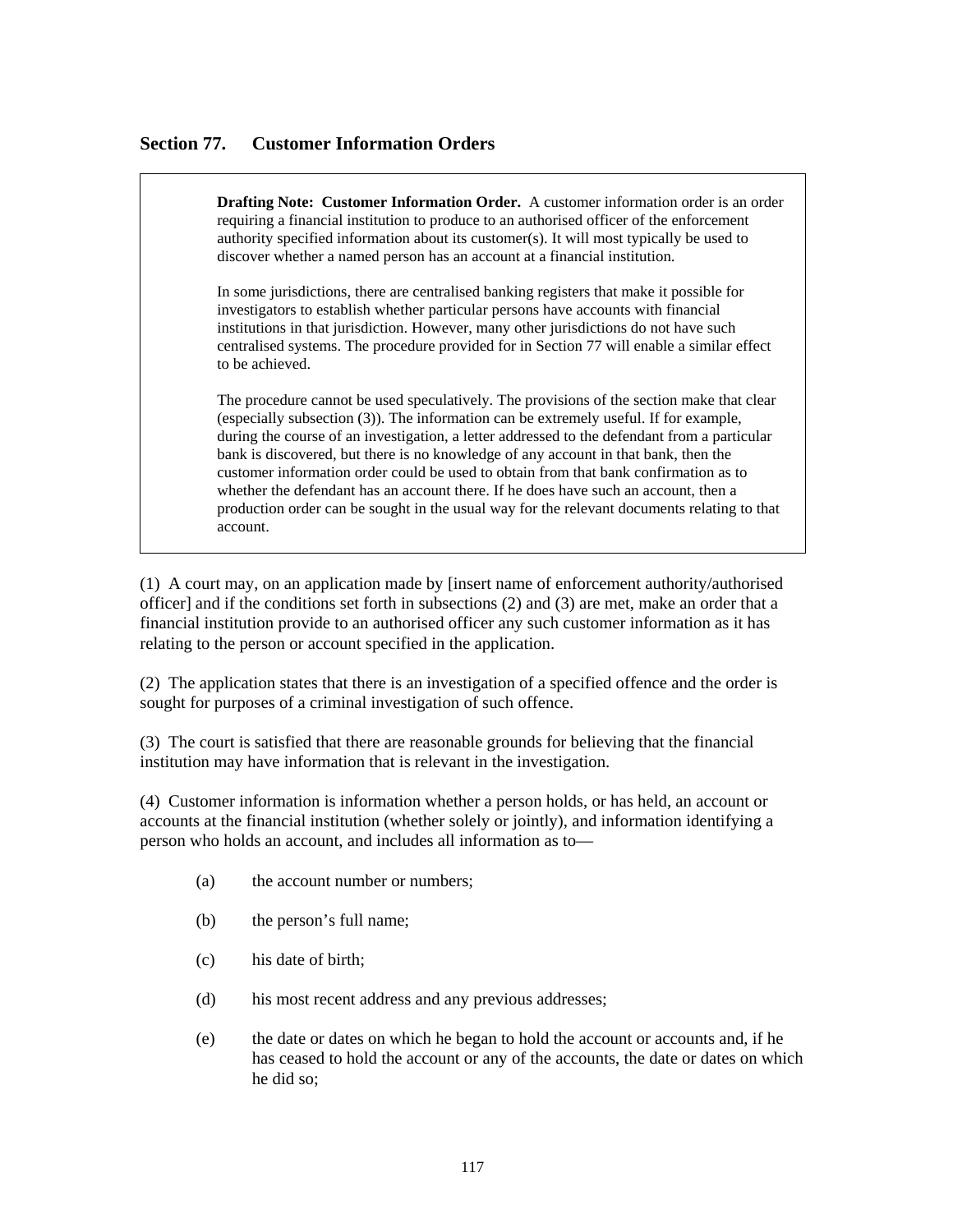## Section 77. Customer Information Orders

> **Drafting Note: Customer Information Order.** A customer information order is an order requiring a financial institution to produce to an authorised officer of the enforcement authority specified information about its customer(s). It will most typically be used to discover whether a named person has an account at a financial institution.
>
> In some jurisdictions, there are centralised banking registers that make it possible for investigators to establish whether particular persons have accounts with financial institutions in that jurisdiction. However, many other jurisdictions do not have such centralised systems. The procedure provided for in Section 77 will enable a similar effect to be achieved.
>
> The procedure cannot be used speculatively. The provisions of the section make that clear (especially subsection (3)). The information can be extremely useful. If for example, during the course of an investigation, a letter addressed to the defendant from a particular bank is discovered, but there is no knowledge of any account in that bank, then the customer information order could be used to obtain from that bank confirmation as to whether the defendant has an account there. If he does have such an account, then a production order can be sought in the usual way for the relevant documents relating to that account.

(1) A court may, on an application made by [insert name of enforcement authority/authorised officer] and if the conditions set forth in subsections (2) and (3) are met, make an order that a financial institution provide to an authorised officer any such customer information as it has relating to the person or account specified in the application.

(2) The application states that there is an investigation of a specified offence and the order is sought for purposes of a criminal investigation of such offence.

(3) The court is satisfied that there are reasonable grounds for believing that the financial institution may have information that is relevant in the investigation.

(4) Customer information is information whether a person holds, or has held, an account or accounts at the financial institution (whether solely or jointly), and information identifying a person who holds an account, and includes all information as to—

(a) the account number or numbers;

(b) the person's full name;

(c) his date of birth;

(d) his most recent address and any previous addresses;

(e) the date or dates on which he began to hold the account or accounts and, if he has ceased to hold the account or any of the accounts, the date or dates on which he did so;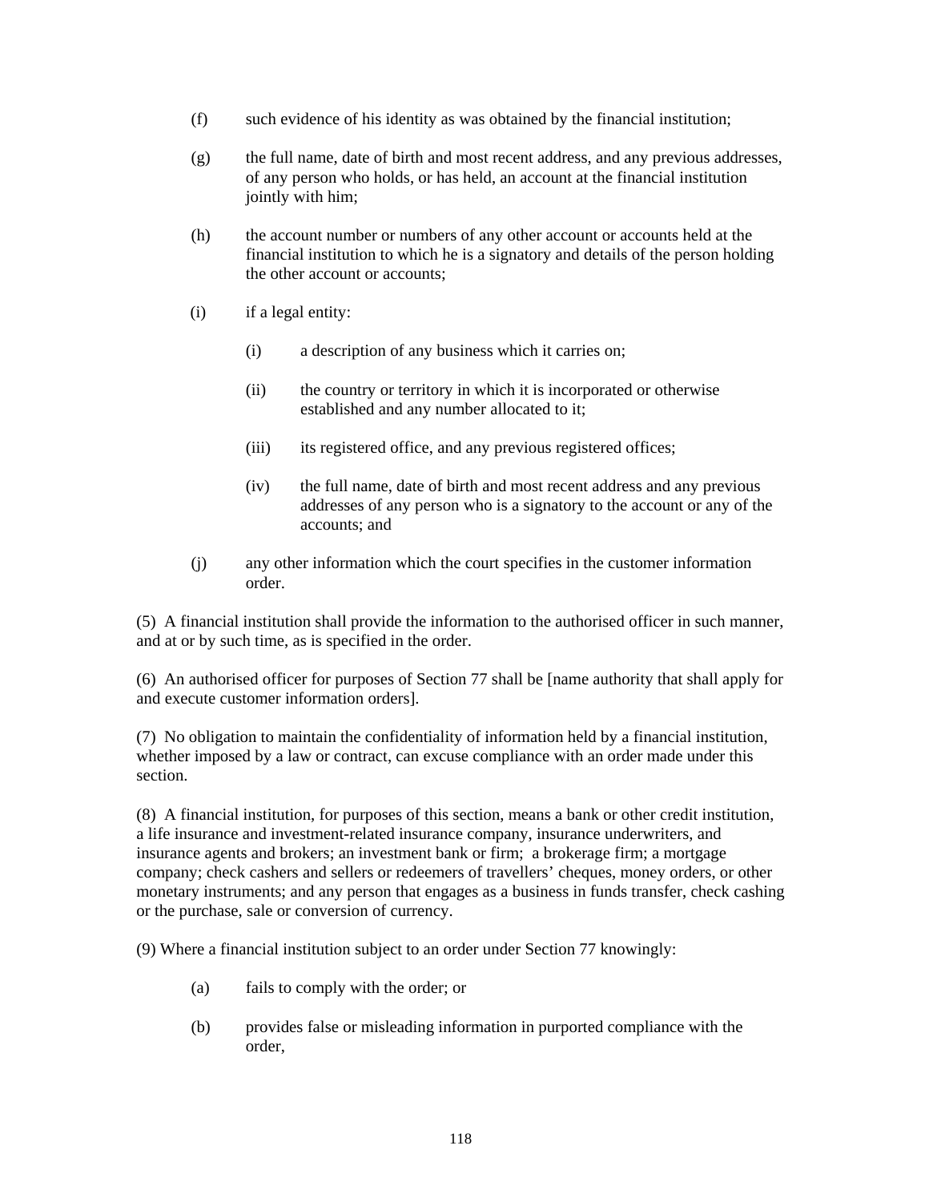(f) such evidence of his identity as was obtained by the financial institution;

(g) the full name, date of birth and most recent address, and any previous addresses, of any person who holds, or has held, an account at the financial institution jointly with him;

(h) the account number or numbers of any other account or accounts held at the financial institution to which he is a signatory and details of the person holding the other account or accounts;

(i) if a legal entity:

   (i) a description of any business which it carries on;

   (ii) the country or territory in which it is incorporated or otherwise established and any number allocated to it;

   (iii) its registered office, and any previous registered offices;

   (iv) the full name, date of birth and most recent address and any previous addresses of any person who is a signatory to the account or any of the accounts; and

(j) any other information which the court specifies in the customer information order.

(5) A financial institution shall provide the information to the authorised officer in such manner, and at or by such time, as is specified in the order.

(6) An authorised officer for purposes of Section 77 shall be [name authority that shall apply for and execute customer information orders].

(7) No obligation to maintain the confidentiality of information held by a financial institution, whether imposed by a law or contract, can excuse compliance with an order made under this section.

(8) A financial institution, for purposes of this section, means a bank or other credit institution, a life insurance and investment-related insurance company, insurance underwriters, and insurance agents and brokers; an investment bank or firm; a brokerage firm; a mortgage company; check cashers and sellers or redeemers of travellers' cheques, money orders, or other monetary instruments; and any person that engages as a business in funds transfer, check cashing or the purchase, sale or conversion of currency.

(9) Where a financial institution subject to an order under Section 77 knowingly:

(a) fails to comply with the order; or

(b) provides false or misleading information in purported compliance with the order,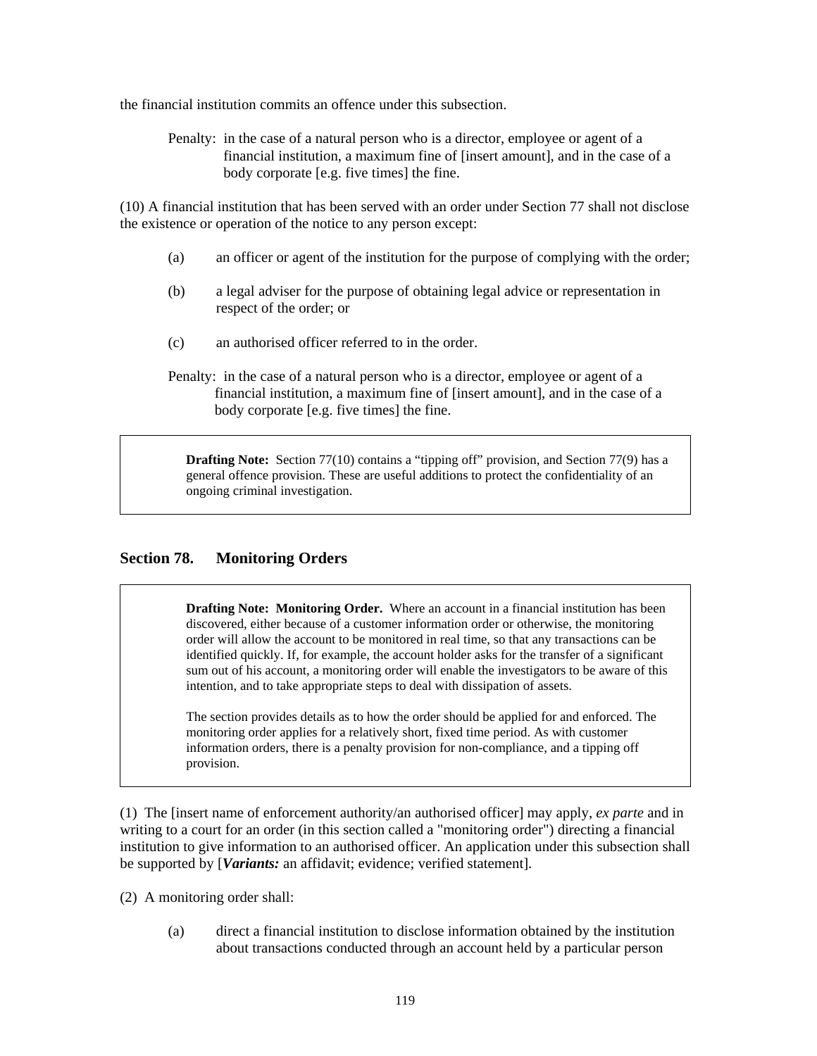the financial institution commits an offence under this subsection.

> Penalty: in the case of a natural person who is a director, employee or agent of a financial institution, a maximum fine of [insert amount], and in the case of a body corporate [e.g. five times] the fine.

(10) A financial institution that has been served with an order under Section 77 shall not disclose the existence or operation of the notice to any person except:

- (a) an officer or agent of the institution for the purpose of complying with the order;
- (b) a legal adviser for the purpose of obtaining legal advice or representation in respect of the order; or
- (c) an authorised officer referred to in the order.

> Penalty: in the case of a natural person who is a director, employee or agent of a financial institution, a maximum fine of [insert amount], and in the case of a body corporate [e.g. five times] the fine.

> **Drafting Note:** Section 77(10) contains a "tipping off" provision, and Section 77(9) has a general offence provision. These are useful additions to protect the confidentiality of an ongoing criminal investigation.

## Section 78. Monitoring Orders

> **Drafting Note: Monitoring Order.** Where an account in a financial institution has been discovered, either because of a customer information order or otherwise, the monitoring order will allow the account to be monitored in real time, so that any transactions can be identified quickly. If, for example, the account holder asks for the transfer of a significant sum out of his account, a monitoring order will enable the investigators to be aware of this intention, and to take appropriate steps to deal with dissipation of assets.
>
> The section provides details as to how the order should be applied for and enforced. The monitoring order applies for a relatively short, fixed time period. As with customer information orders, there is a penalty provision for non-compliance, and a tipping off provision.

(1) The [insert name of enforcement authority/an authorised officer] may apply, *ex parte* and in writing to a court for an order (in this section called a "monitoring order") directing a financial institution to give information to an authorised officer. An application under this subsection shall be supported by [***Variants:*** an affidavit; evidence; verified statement].

(2) A monitoring order shall:

- (a) direct a financial institution to disclose information obtained by the institution about transactions conducted through an account held by a particular person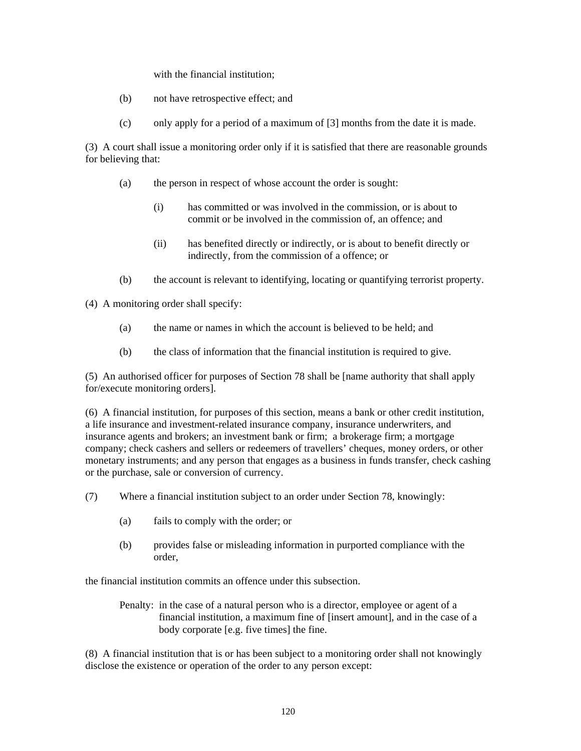with the financial institution;

(b) not have retrospective effect; and

(c) only apply for a period of a maximum of [3] months from the date it is made.

(3) A court shall issue a monitoring order only if it is satisfied that there are reasonable grounds for believing that:

(a) the person in respect of whose account the order is sought:

(i) has committed or was involved in the commission, or is about to commit or be involved in the commission of, an offence; and

(ii) has benefited directly or indirectly, or is about to benefit directly or indirectly, from the commission of a offence; or

(b) the account is relevant to identifying, locating or quantifying terrorist property.

(4) A monitoring order shall specify:

(a) the name or names in which the account is believed to be held; and

(b) the class of information that the financial institution is required to give.

(5) An authorised officer for purposes of Section 78 shall be [name authority that shall apply for/execute monitoring orders].

(6) A financial institution, for purposes of this section, means a bank or other credit institution, a life insurance and investment-related insurance company, insurance underwriters, and insurance agents and brokers; an investment bank or firm; a brokerage firm; a mortgage company; check cashers and sellers or redeemers of travellers' cheques, money orders, or other monetary instruments; and any person that engages as a business in funds transfer, check cashing or the purchase, sale or conversion of currency.

(7) Where a financial institution subject to an order under Section 78, knowingly:

(a) fails to comply with the order; or

(b) provides false or misleading information in purported compliance with the order,

the financial institution commits an offence under this subsection.

Penalty: in the case of a natural person who is a director, employee or agent of a financial institution, a maximum fine of [insert amount], and in the case of a body corporate [e.g. five times] the fine.

(8) A financial institution that is or has been subject to a monitoring order shall not knowingly disclose the existence or operation of the order to any person except: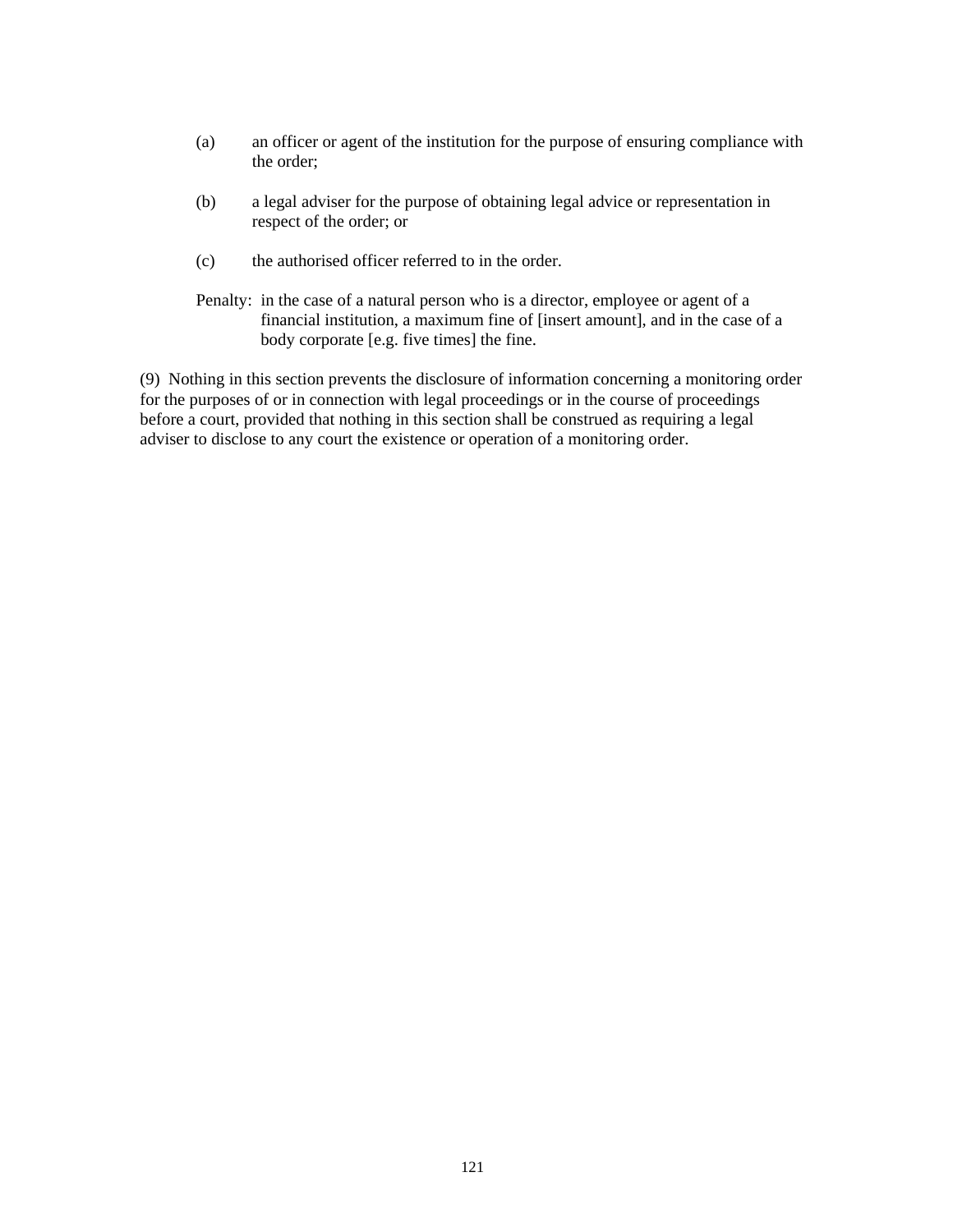(a) an officer or agent of the institution for the purpose of ensuring compliance with the order;

(b) a legal adviser for the purpose of obtaining legal advice or representation in respect of the order; or

(c) the authorised officer referred to in the order.

Penalty: in the case of a natural person who is a director, employee or agent of a financial institution, a maximum fine of [insert amount], and in the case of a body corporate [e.g. five times] the fine.

(9) Nothing in this section prevents the disclosure of information concerning a monitoring order for the purposes of or in connection with legal proceedings or in the course of proceedings before a court, provided that nothing in this section shall be construed as requiring a legal adviser to disclose to any court the existence or operation of a monitoring order.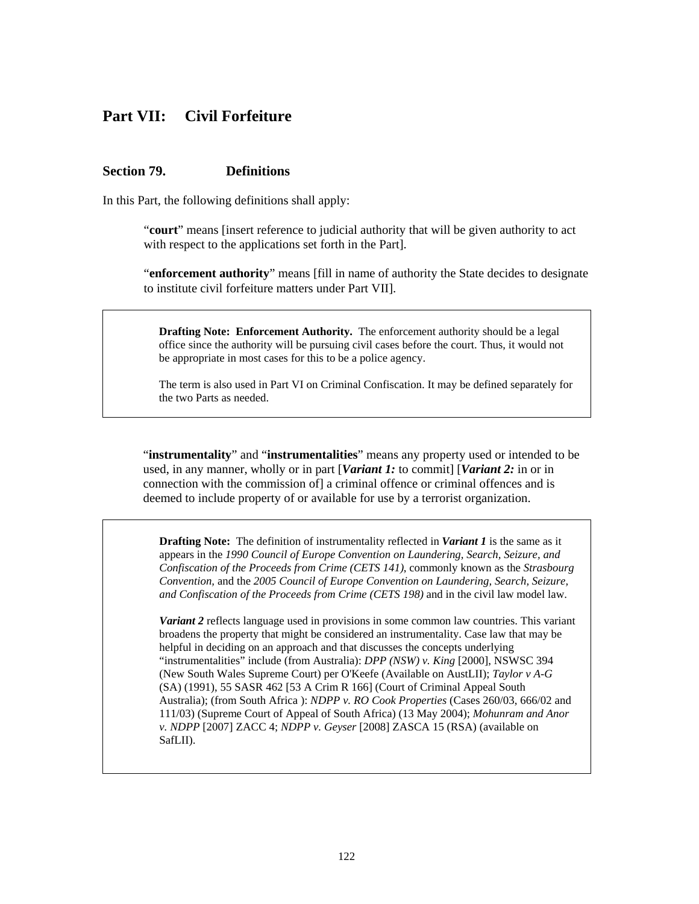## Part VII: Civil Forfeiture

### Section 79. Definitions

In this Part, the following definitions shall apply:

"**court**" means [insert reference to judicial authority that will be given authority to act with respect to the applications set forth in the Part].

"**enforcement authority**" means [fill in name of authority the State decides to designate to institute civil forfeiture matters under Part VII].

> **Drafting Note: Enforcement Authority.** The enforcement authority should be a legal office since the authority will be pursuing civil cases before the court. Thus, it would not be appropriate in most cases for this to be a police agency.
>
> The term is also used in Part VI on Criminal Confiscation. It may be defined separately for the two Parts as needed.

"**instrumentality**" and "**instrumentalities**" means any property used or intended to be used, in any manner, wholly or in part [***Variant 1:*** to commit] [***Variant 2:*** in or in connection with the commission of] a criminal offence or criminal offences and is deemed to include property of or available for use by a terrorist organization.

> **Drafting Note:** The definition of instrumentality reflected in ***Variant 1*** is the same as it appears in the *1990 Council of Europe Convention on Laundering, Search, Seizure, and Confiscation of the Proceeds from Crime (CETS 141)*, commonly known as the *Strasbourg Convention,* and the *2005 Council of Europe Convention on Laundering, Search, Seizure, and Confiscation of the Proceeds from Crime (CETS 198)* and in the civil law model law.
>
> ***Variant 2*** reflects language used in provisions in some common law countries. This variant broadens the property that might be considered an instrumentality. Case law that may be helpful in deciding on an approach and that discusses the concepts underlying "instrumentalities" include (from Australia): *DPP (NSW) v. King* [2000], NSWSC 394 (New South Wales Supreme Court) per O'Keefe (Available on AustLII); *Taylor v A-G* (SA) (1991), 55 SASR 462 [53 A Crim R 166] (Court of Criminal Appeal South Australia); (from South Africa ): *NDPP v. RO Cook Properties* (Cases 260/03, 666/02 and 111/03) (Supreme Court of Appeal of South Africa) (13 May 2004); *Mohunram and Anor v. NDPP* [2007] ZACC 4; *NDPP v. Geyser* [2008] ZASCA 15 (RSA) (available on SafLII).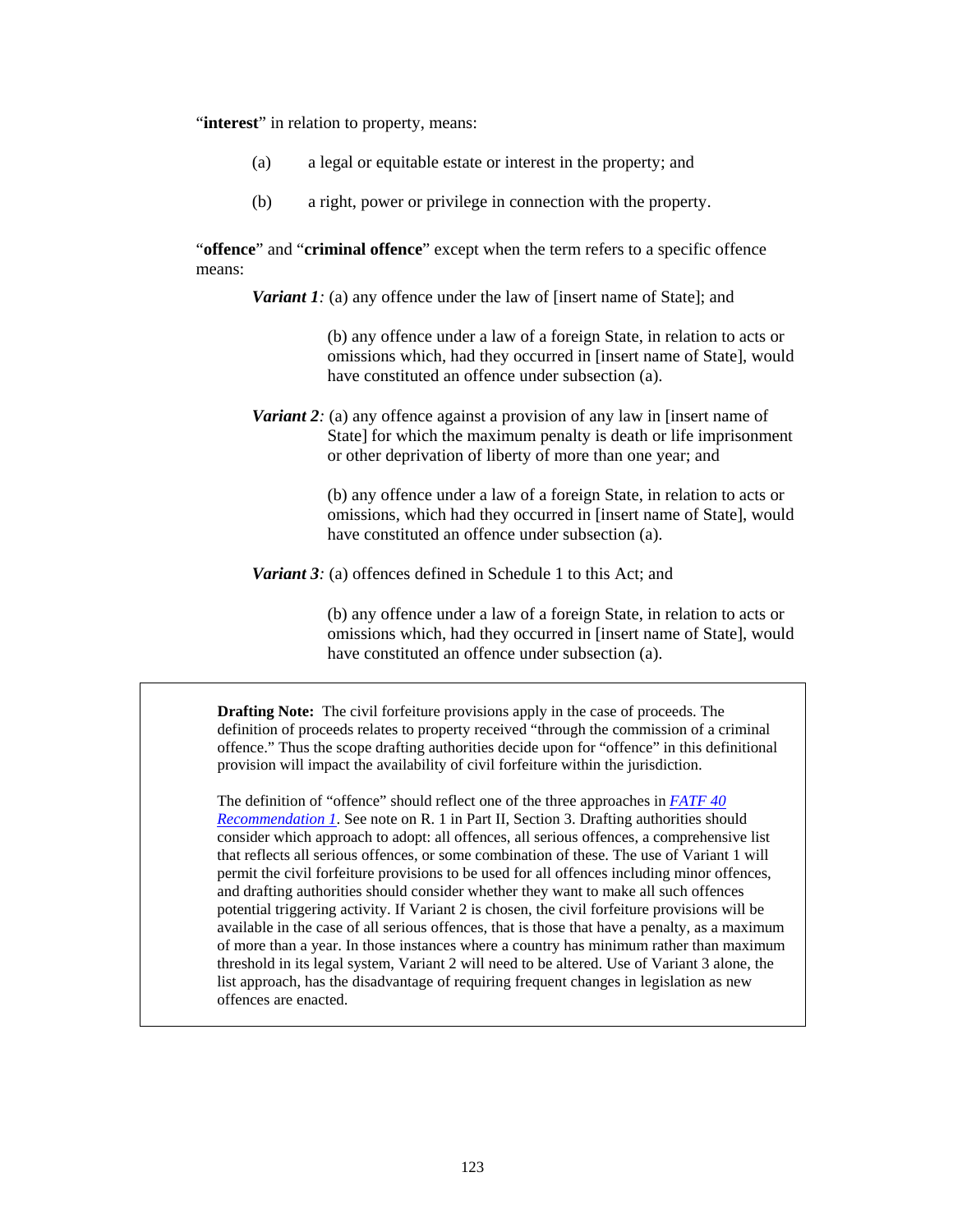"**interest**" in relation to property, means:

(a) a legal or equitable estate or interest in the property; and

(b) a right, power or privilege in connection with the property.

"**offence**" and "**criminal offence**" except when the term refers to a specific offence means:

***Variant 1**:* (a) any offence under the law of [insert name of State]; and

(b) any offence under a law of a foreign State, in relation to acts or omissions which, had they occurred in [insert name of State], would have constituted an offence under subsection (a).

***Variant 2**:* (a) any offence against a provision of any law in [insert name of State] for which the maximum penalty is death or life imprisonment or other deprivation of liberty of more than one year; and

(b) any offence under a law of a foreign State, in relation to acts or omissions, which had they occurred in [insert name of State], would have constituted an offence under subsection (a).

***Variant 3**:* (a) offences defined in Schedule 1 to this Act; and

(b) any offence under a law of a foreign State, in relation to acts or omissions which, had they occurred in [insert name of State], would have constituted an offence under subsection (a).

> **Drafting Note:** The civil forfeiture provisions apply in the case of proceeds. The definition of proceeds relates to property received "through the commission of a criminal offence." Thus the scope drafting authorities decide upon for "offence" in this definitional provision will impact the availability of civil forfeiture within the jurisdiction.
>
> The definition of "offence" should reflect one of the three approaches in *FATF 40 Recommendation 1*. See note on R. 1 in Part II, Section 3. Drafting authorities should consider which approach to adopt: all offences, all serious offences, a comprehensive list that reflects all serious offences, or some combination of these. The use of Variant 1 will permit the civil forfeiture provisions to be used for all offences including minor offences, and drafting authorities should consider whether they want to make all such offences potential triggering activity. If Variant 2 is chosen, the civil forfeiture provisions will be available in the case of all serious offences, that is those that have a penalty, as a maximum of more than a year. In those instances where a country has minimum rather than maximum threshold in its legal system, Variant 2 will need to be altered. Use of Variant 3 alone, the list approach, has the disadvantage of requiring frequent changes in legislation as new offences are enacted.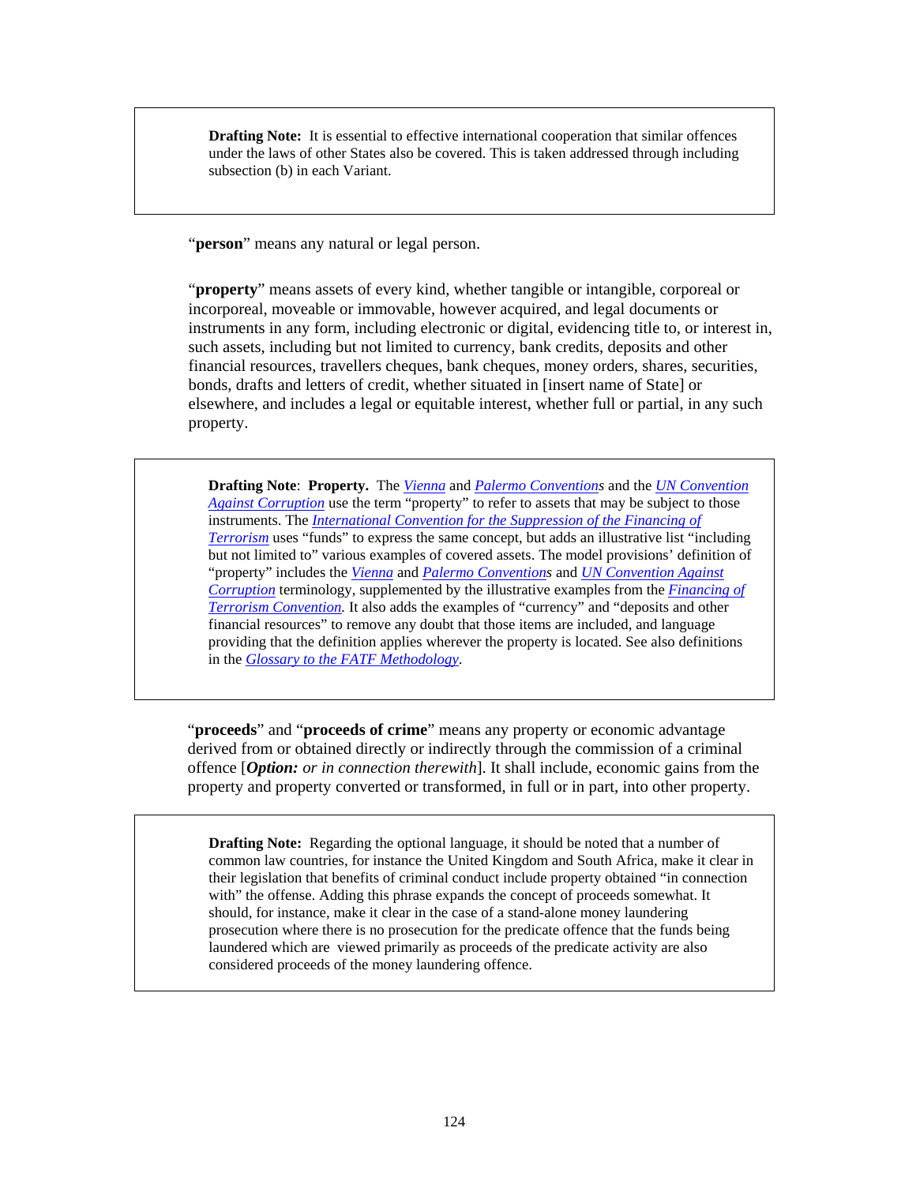> **Drafting Note:** It is essential to effective international cooperation that similar offences under the laws of other States also be covered. This is taken addressed through including subsection (b) in each Variant.

"**person**" means any natural or legal person.

"**property**" means assets of every kind, whether tangible or intangible, corporeal or incorporeal, moveable or immovable, however acquired, and legal documents or instruments in any form, including electronic or digital, evidencing title to, or interest in, such assets, including but not limited to currency, bank credits, deposits and other financial resources, travellers cheques, bank cheques, money orders, shares, securities, bonds, drafts and letters of credit, whether situated in [insert name of State] or elsewhere, and includes a legal or equitable interest, whether full or partial, in any such property.

> **Drafting Note**: **Property.** The *Vienna* and *Palermo Conventions* and the *UN Convention Against Corruption* use the term "property" to refer to assets that may be subject to those instruments. The *International Convention for the Suppression of the Financing of Terrorism* uses "funds" to express the same concept, but adds an illustrative list "including but not limited to" various examples of covered assets. The model provisions' definition of "property" includes the *Vienna* and *Palermo Conventions* and *UN Convention Against Corruption* terminology, supplemented by the illustrative examples from the *Financing of Terrorism Convention.* It also adds the examples of "currency" and "deposits and other financial resources" to remove any doubt that those items are included, and language providing that the definition applies wherever the property is located. See also definitions in the *Glossary to the FATF Methodology*.

"**proceeds**" and "**proceeds of crime**" means any property or economic advantage derived from or obtained directly or indirectly through the commission of a criminal offence [***Option:*** *or in connection therewith*]. It shall include, economic gains from the property and property converted or transformed, in full or in part, into other property.

> **Drafting Note:** Regarding the optional language, it should be noted that a number of common law countries, for instance the United Kingdom and South Africa, make it clear in their legislation that benefits of criminal conduct include property obtained "in connection with" the offense. Adding this phrase expands the concept of proceeds somewhat. It should, for instance, make it clear in the case of a stand-alone money laundering prosecution where there is no prosecution for the predicate offence that the funds being laundered which are viewed primarily as proceeds of the predicate activity are also considered proceeds of the money laundering offence.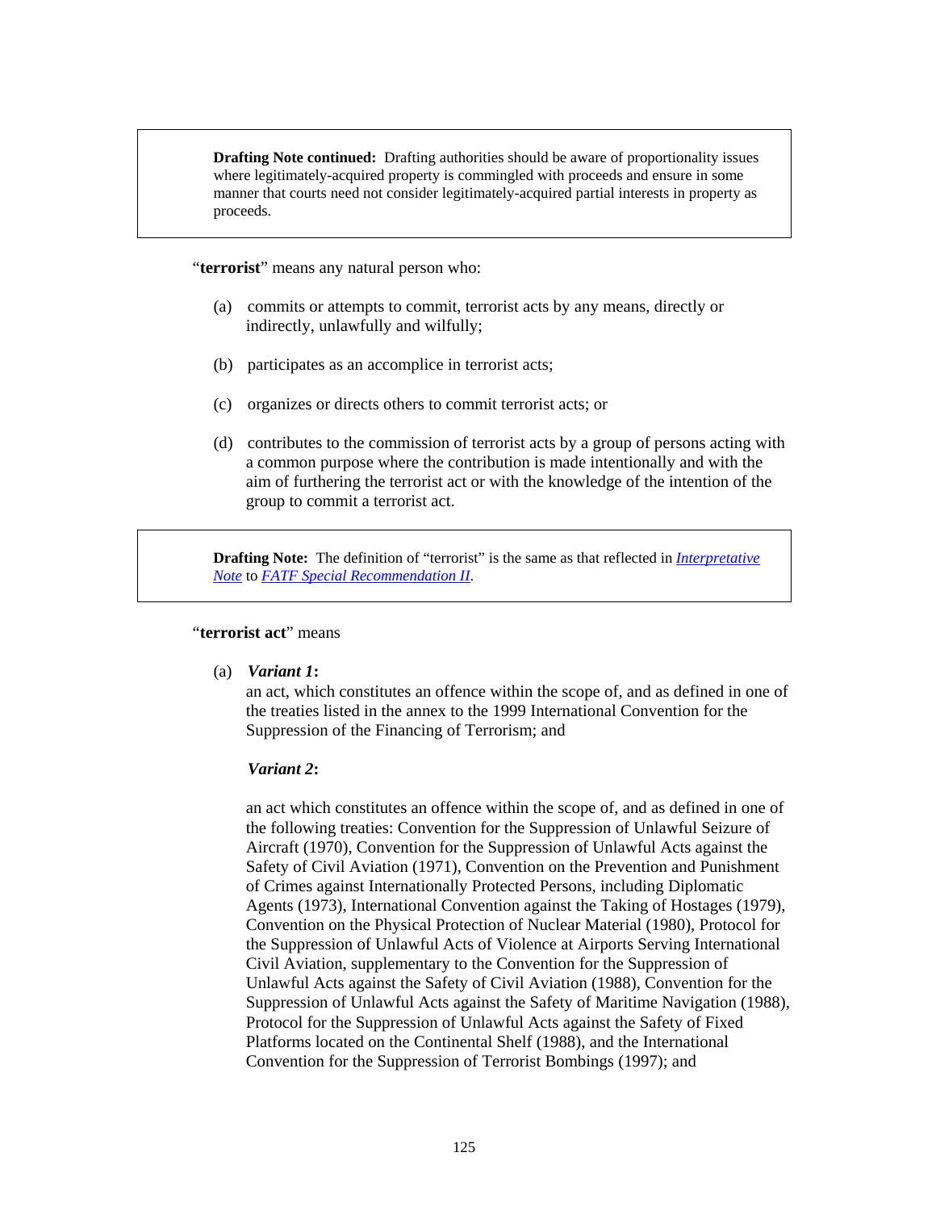> **Drafting Note continued:** Drafting authorities should be aware of proportionality issues where legitimately-acquired property is commingled with proceeds and ensure in some manner that courts need not consider legitimately-acquired partial interests in property as proceeds.

"**terrorist**" means any natural person who:

(a) commits or attempts to commit, terrorist acts by any means, directly or indirectly, unlawfully and wilfully;

(b) participates as an accomplice in terrorist acts;

(c) organizes or directs others to commit terrorist acts; or

(d) contributes to the commission of terrorist acts by a group of persons acting with a common purpose where the contribution is made intentionally and with the aim of furthering the terrorist act or with the knowledge of the intention of the group to commit a terrorist act.

> **Drafting Note:** The definition of "terrorist" is the same as that reflected in *Interpretative Note* to *FATF Special Recommendation II*.

"**terrorist act**" means

(a) ***Variant 1*:**
an act, which constitutes an offence within the scope of, and as defined in one of the treaties listed in the annex to the 1999 International Convention for the Suppression of the Financing of Terrorism; and

***Variant 2*:**

an act which constitutes an offence within the scope of, and as defined in one of the following treaties: Convention for the Suppression of Unlawful Seizure of Aircraft (1970), Convention for the Suppression of Unlawful Acts against the Safety of Civil Aviation (1971), Convention on the Prevention and Punishment of Crimes against Internationally Protected Persons, including Diplomatic Agents (1973), International Convention against the Taking of Hostages (1979), Convention on the Physical Protection of Nuclear Material (1980), Protocol for the Suppression of Unlawful Acts of Violence at Airports Serving International Civil Aviation, supplementary to the Convention for the Suppression of Unlawful Acts against the Safety of Civil Aviation (1988), Convention for the Suppression of Unlawful Acts against the Safety of Maritime Navigation (1988), Protocol for the Suppression of Unlawful Acts against the Safety of Fixed Platforms located on the Continental Shelf (1988), and the International Convention for the Suppression of Terrorist Bombings (1997); and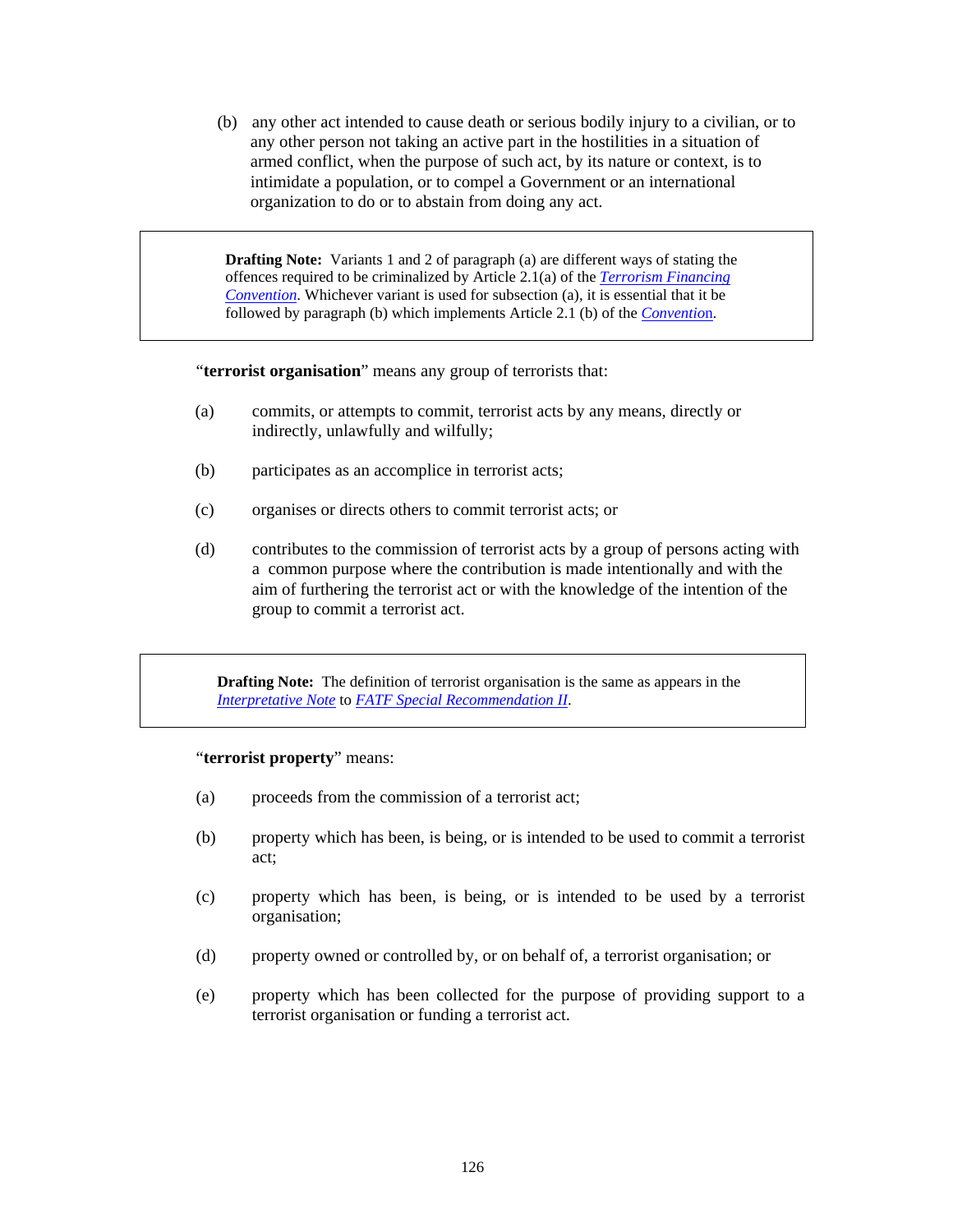(b) any other act intended to cause death or serious bodily injury to a civilian, or to any other person not taking an active part in the hostilities in a situation of armed conflict, when the purpose of such act, by its nature or context, is to intimidate a population, or to compel a Government or an international organization to do or to abstain from doing any act.

> **Drafting Note:** Variants 1 and 2 of paragraph (a) are different ways of stating the offences required to be criminalized by Article 2.1(a) of the *Terrorism Financing Convention*. Whichever variant is used for subsection (a), it is essential that it be followed by paragraph (b) which implements Article 2.1 (b) of the *Convention*.

"**terrorist organisation**" means any group of terrorists that:

(a) commits, or attempts to commit, terrorist acts by any means, directly or indirectly, unlawfully and wilfully;

(b) participates as an accomplice in terrorist acts;

(c) organises or directs others to commit terrorist acts; or

(d) contributes to the commission of terrorist acts by a group of persons acting with a common purpose where the contribution is made intentionally and with the aim of furthering the terrorist act or with the knowledge of the intention of the group to commit a terrorist act.

> **Drafting Note:** The definition of terrorist organisation is the same as appears in the *Interpretative Note* to *FATF Special Recommendation II*.

"**terrorist property**" means:

(a) proceeds from the commission of a terrorist act;

(b) property which has been, is being, or is intended to be used to commit a terrorist act;

(c) property which has been, is being, or is intended to be used by a terrorist organisation;

(d) property owned or controlled by, or on behalf of, a terrorist organisation; or

(e) property which has been collected for the purpose of providing support to a terrorist organisation or funding a terrorist act.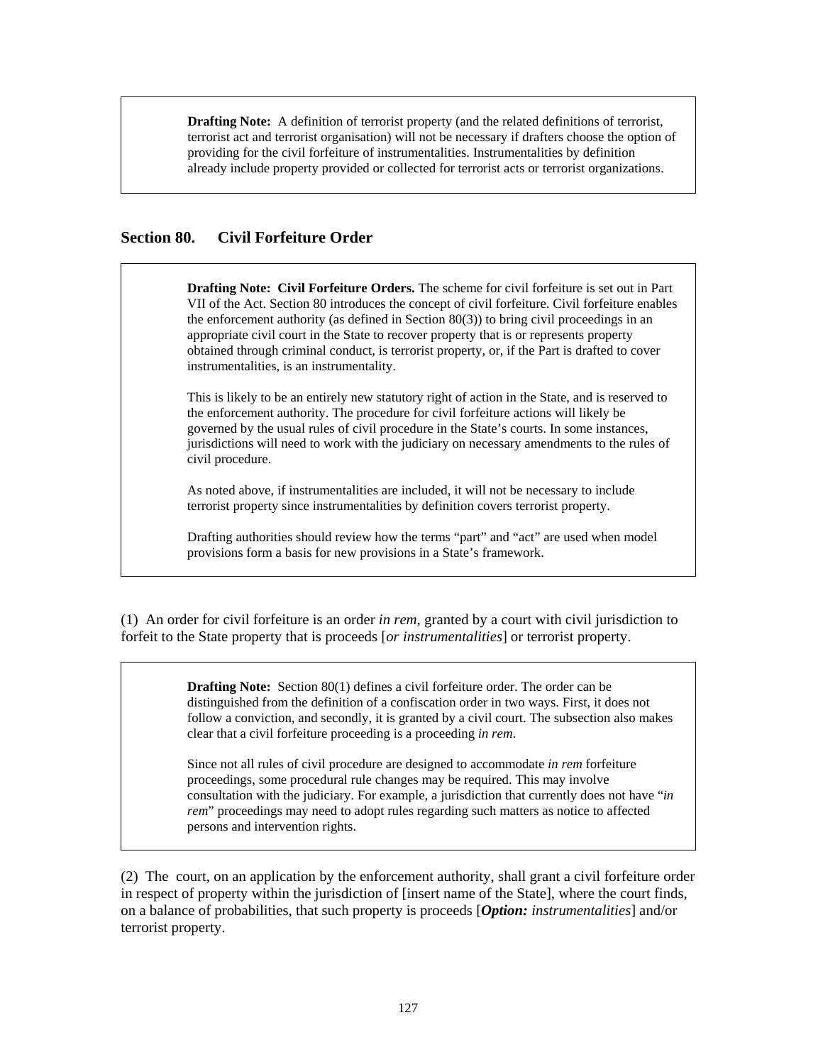> **Drafting Note:** A definition of terrorist property (and the related definitions of terrorist, terrorist act and terrorist organisation) will not be necessary if drafters choose the option of providing for the civil forfeiture of instrumentalities. Instrumentalities by definition already include property provided or collected for terrorist acts or terrorist organizations.

## Section 80. Civil Forfeiture Order

> **Drafting Note: Civil Forfeiture Orders.** The scheme for civil forfeiture is set out in Part VII of the Act. Section 80 introduces the concept of civil forfeiture. Civil forfeiture enables the enforcement authority (as defined in Section 80(3)) to bring civil proceedings in an appropriate civil court in the State to recover property that is or represents property obtained through criminal conduct, is terrorist property, or, if the Part is drafted to cover instrumentalities, is an instrumentality.
>
> This is likely to be an entirely new statutory right of action in the State, and is reserved to the enforcement authority. The procedure for civil forfeiture actions will likely be governed by the usual rules of civil procedure in the State's courts. In some instances, jurisdictions will need to work with the judiciary on necessary amendments to the rules of civil procedure.
>
> As noted above, if instrumentalities are included, it will not be necessary to include terrorist property since instrumentalities by definition covers terrorist property.
>
> Drafting authorities should review how the terms "part" and "act" are used when model provisions form a basis for new provisions in a State's framework.

(1) An order for civil forfeiture is an order *in rem*, granted by a court with civil jurisdiction to forfeit to the State property that is proceeds [*or instrumentalities*] or terrorist property.

> **Drafting Note:** Section 80(1) defines a civil forfeiture order. The order can be distinguished from the definition of a confiscation order in two ways. First, it does not follow a conviction, and secondly, it is granted by a civil court. The subsection also makes clear that a civil forfeiture proceeding is a proceeding *in rem*.
>
> Since not all rules of civil procedure are designed to accommodate *in rem* forfeiture proceedings, some procedural rule changes may be required. This may involve consultation with the judiciary. For example, a jurisdiction that currently does not have "*in rem*" proceedings may need to adopt rules regarding such matters as notice to affected persons and intervention rights.

(2) The court, on an application by the enforcement authority, shall grant a civil forfeiture order in respect of property within the jurisdiction of [insert name of the State], where the court finds, on a balance of probabilities, that such property is proceeds [***Option:*** *instrumentalities*] and/or terrorist property.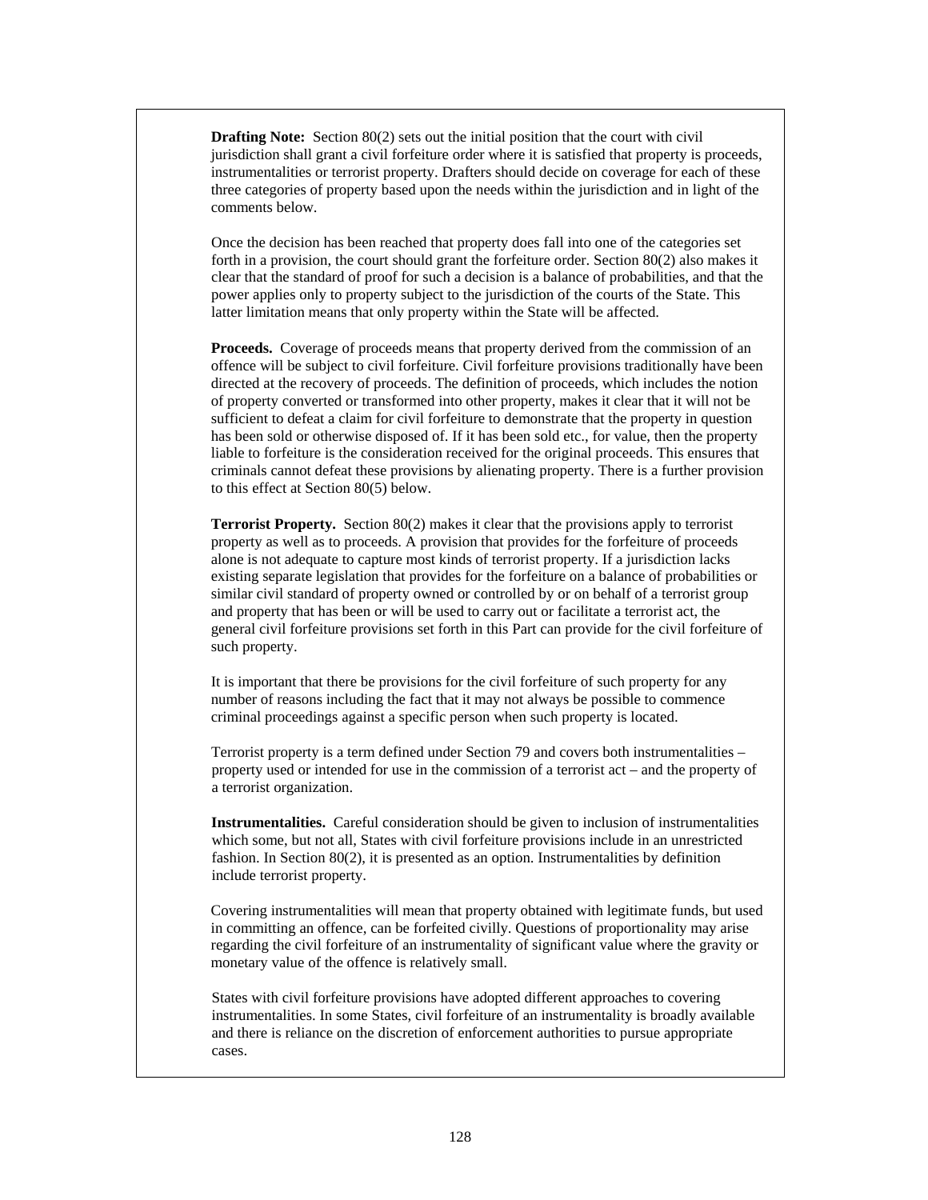**Drafting Note:** Section 80(2) sets out the initial position that the court with civil jurisdiction shall grant a civil forfeiture order where it is satisfied that property is proceeds, instrumentalities or terrorist property. Drafters should decide on coverage for each of these three categories of property based upon the needs within the jurisdiction and in light of the comments below.

Once the decision has been reached that property does fall into one of the categories set forth in a provision, the court should grant the forfeiture order. Section 80(2) also makes it clear that the standard of proof for such a decision is a balance of probabilities, and that the power applies only to property subject to the jurisdiction of the courts of the State. This latter limitation means that only property within the State will be affected.

**Proceeds.** Coverage of proceeds means that property derived from the commission of an offence will be subject to civil forfeiture. Civil forfeiture provisions traditionally have been directed at the recovery of proceeds. The definition of proceeds, which includes the notion of property converted or transformed into other property, makes it clear that it will not be sufficient to defeat a claim for civil forfeiture to demonstrate that the property in question has been sold or otherwise disposed of. If it has been sold etc., for value, then the property liable to forfeiture is the consideration received for the original proceeds. This ensures that criminals cannot defeat these provisions by alienating property. There is a further provision to this effect at Section 80(5) below.

**Terrorist Property.** Section 80(2) makes it clear that the provisions apply to terrorist property as well as to proceeds. A provision that provides for the forfeiture of proceeds alone is not adequate to capture most kinds of terrorist property. If a jurisdiction lacks existing separate legislation that provides for the forfeiture on a balance of probabilities or similar civil standard of property owned or controlled by or on behalf of a terrorist group and property that has been or will be used to carry out or facilitate a terrorist act, the general civil forfeiture provisions set forth in this Part can provide for the civil forfeiture of such property.

It is important that there be provisions for the civil forfeiture of such property for any number of reasons including the fact that it may not always be possible to commence criminal proceedings against a specific person when such property is located.

Terrorist property is a term defined under Section 79 and covers both instrumentalities – property used or intended for use in the commission of a terrorist act – and the property of a terrorist organization.

**Instrumentalities.** Careful consideration should be given to inclusion of instrumentalities which some, but not all, States with civil forfeiture provisions include in an unrestricted fashion. In Section 80(2), it is presented as an option. Instrumentalities by definition include terrorist property.

Covering instrumentalities will mean that property obtained with legitimate funds, but used in committing an offence, can be forfeited civilly. Questions of proportionality may arise regarding the civil forfeiture of an instrumentality of significant value where the gravity or monetary value of the offence is relatively small.

States with civil forfeiture provisions have adopted different approaches to covering instrumentalities. In some States, civil forfeiture of an instrumentality is broadly available and there is reliance on the discretion of enforcement authorities to pursue appropriate cases.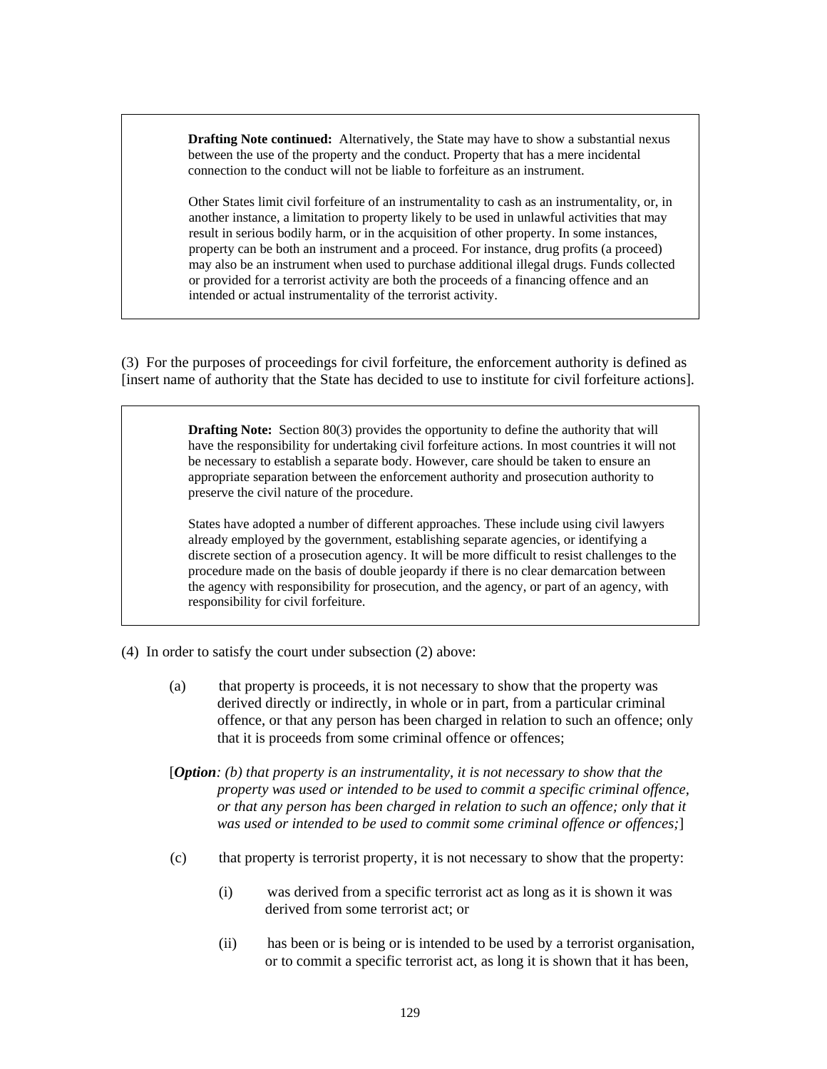> **Drafting Note continued:** Alternatively, the State may have to show a substantial nexus between the use of the property and the conduct. Property that has a mere incidental connection to the conduct will not be liable to forfeiture as an instrument.
>
> Other States limit civil forfeiture of an instrumentality to cash as an instrumentality, or, in another instance, a limitation to property likely to be used in unlawful activities that may result in serious bodily harm, or in the acquisition of other property. In some instances, property can be both an instrument and a proceed. For instance, drug profits (a proceed) may also be an instrument when used to purchase additional illegal drugs. Funds collected or provided for a terrorist activity are both the proceeds of a financing offence and an intended or actual instrumentality of the terrorist activity.

(3) For the purposes of proceedings for civil forfeiture, the enforcement authority is defined as [insert name of authority that the State has decided to use to institute for civil forfeiture actions].

> **Drafting Note:** Section 80(3) provides the opportunity to define the authority that will have the responsibility for undertaking civil forfeiture actions. In most countries it will not be necessary to establish a separate body. However, care should be taken to ensure an appropriate separation between the enforcement authority and prosecution authority to preserve the civil nature of the procedure.
>
> States have adopted a number of different approaches. These include using civil lawyers already employed by the government, establishing separate agencies, or identifying a discrete section of a prosecution agency. It will be more difficult to resist challenges to the procedure made on the basis of double jeopardy if there is no clear demarcation between the agency with responsibility for prosecution, and the agency, or part of an agency, with responsibility for civil forfeiture.

(4) In order to satisfy the court under subsection (2) above:

(a) that property is proceeds, it is not necessary to show that the property was derived directly or indirectly, in whole or in part, from a particular criminal offence, or that any person has been charged in relation to such an offence; only that it is proceeds from some criminal offence or offences;

[***Option**: (b) that property is an instrumentality, it is not necessary to show that the property was used or intended to be used to commit a specific criminal offence, or that any person has been charged in relation to such an offence; only that it was used or intended to be used to commit some criminal offence or offences;*]

(c) that property is terrorist property, it is not necessary to show that the property:

(i) was derived from a specific terrorist act as long as it is shown it was derived from some terrorist act; or

(ii) has been or is being or is intended to be used by a terrorist organisation, or to commit a specific terrorist act, as long it is shown that it has been,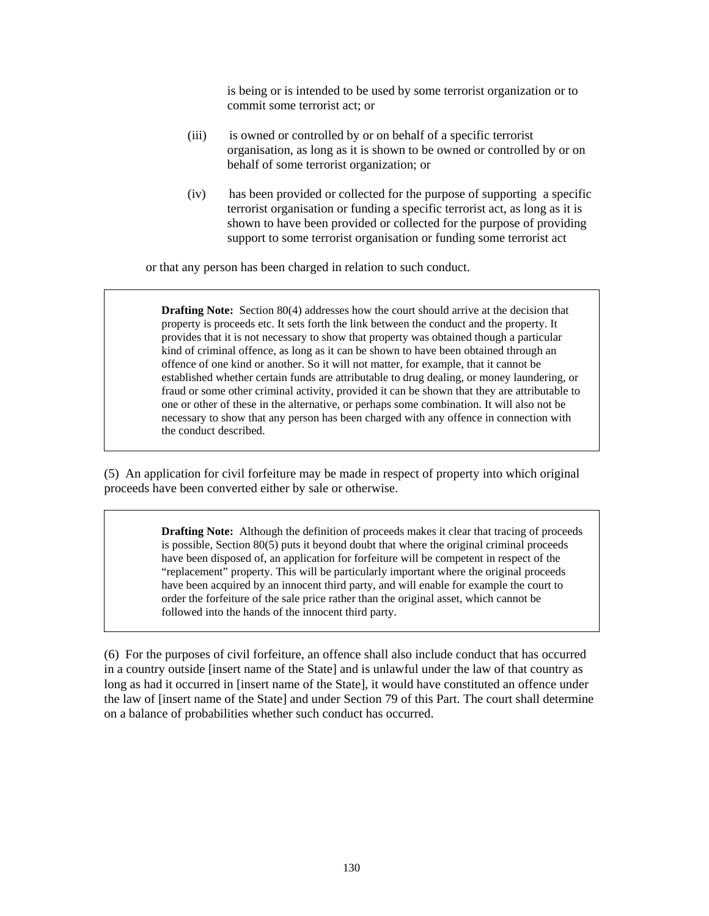is being or is intended to be used by some terrorist organization or to commit some terrorist act; or

(iii) is owned or controlled by or on behalf of a specific terrorist organisation, as long as it is shown to be owned or controlled by or on behalf of some terrorist organization; or

(iv) has been provided or collected for the purpose of supporting a specific terrorist organisation or funding a specific terrorist act, as long as it is shown to have been provided or collected for the purpose of providing support to some terrorist organisation or funding some terrorist act

or that any person has been charged in relation to such conduct.

> **Drafting Note:** Section 80(4) addresses how the court should arrive at the decision that property is proceeds etc. It sets forth the link between the conduct and the property. It provides that it is not necessary to show that property was obtained though a particular kind of criminal offence, as long as it can be shown to have been obtained through an offence of one kind or another. So it will not matter, for example, that it cannot be established whether certain funds are attributable to drug dealing, or money laundering, or fraud or some other criminal activity, provided it can be shown that they are attributable to one or other of these in the alternative, or perhaps some combination. It will also not be necessary to show that any person has been charged with any offence in connection with the conduct described.

(5) An application for civil forfeiture may be made in respect of property into which original proceeds have been converted either by sale or otherwise.

> **Drafting Note:** Although the definition of proceeds makes it clear that tracing of proceeds is possible, Section 80(5) puts it beyond doubt that where the original criminal proceeds have been disposed of, an application for forfeiture will be competent in respect of the "replacement" property. This will be particularly important where the original proceeds have been acquired by an innocent third party, and will enable for example the court to order the forfeiture of the sale price rather than the original asset, which cannot be followed into the hands of the innocent third party.

(6) For the purposes of civil forfeiture, an offence shall also include conduct that has occurred in a country outside [insert name of the State] and is unlawful under the law of that country as long as had it occurred in [insert name of the State], it would have constituted an offence under the law of [insert name of the State] and under Section 79 of this Part. The court shall determine on a balance of probabilities whether such conduct has occurred.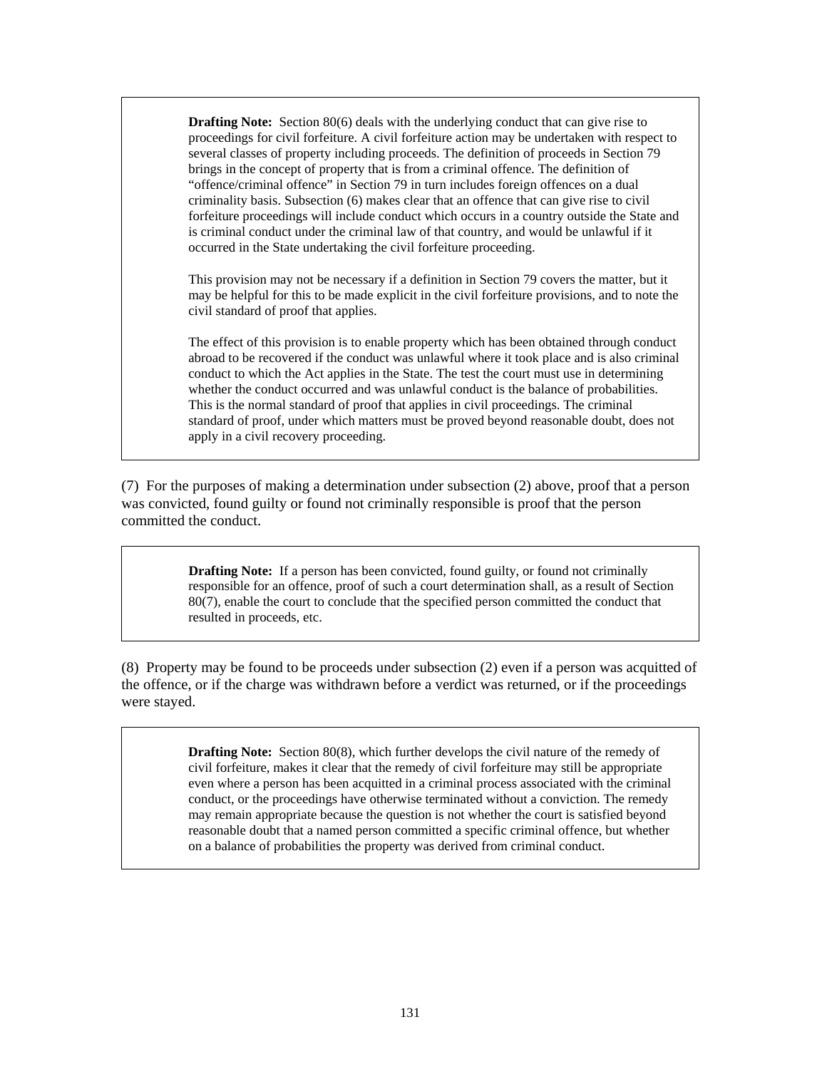> **Drafting Note:** Section 80(6) deals with the underlying conduct that can give rise to proceedings for civil forfeiture. A civil forfeiture action may be undertaken with respect to several classes of property including proceeds. The definition of proceeds in Section 79 brings in the concept of property that is from a criminal offence. The definition of "offence/criminal offence" in Section 79 in turn includes foreign offences on a dual criminality basis. Subsection (6) makes clear that an offence that can give rise to civil forfeiture proceedings will include conduct which occurs in a country outside the State and is criminal conduct under the criminal law of that country, and would be unlawful if it occurred in the State undertaking the civil forfeiture proceeding.
>
> This provision may not be necessary if a definition in Section 79 covers the matter, but it may be helpful for this to be made explicit in the civil forfeiture provisions, and to note the civil standard of proof that applies.
>
> The effect of this provision is to enable property which has been obtained through conduct abroad to be recovered if the conduct was unlawful where it took place and is also criminal conduct to which the Act applies in the State. The test the court must use in determining whether the conduct occurred and was unlawful conduct is the balance of probabilities. This is the normal standard of proof that applies in civil proceedings. The criminal standard of proof, under which matters must be proved beyond reasonable doubt, does not apply in a civil recovery proceeding.

(7) For the purposes of making a determination under subsection (2) above, proof that a person was convicted, found guilty or found not criminally responsible is proof that the person committed the conduct.

> **Drafting Note:** If a person has been convicted, found guilty, or found not criminally responsible for an offence, proof of such a court determination shall, as a result of Section 80(7), enable the court to conclude that the specified person committed the conduct that resulted in proceeds, etc.

(8) Property may be found to be proceeds under subsection (2) even if a person was acquitted of the offence, or if the charge was withdrawn before a verdict was returned, or if the proceedings were stayed.

> **Drafting Note:** Section 80(8), which further develops the civil nature of the remedy of civil forfeiture, makes it clear that the remedy of civil forfeiture may still be appropriate even where a person has been acquitted in a criminal process associated with the criminal conduct, or the proceedings have otherwise terminated without a conviction. The remedy may remain appropriate because the question is not whether the court is satisfied beyond reasonable doubt that a named person committed a specific criminal offence, but whether on a balance of probabilities the property was derived from criminal conduct.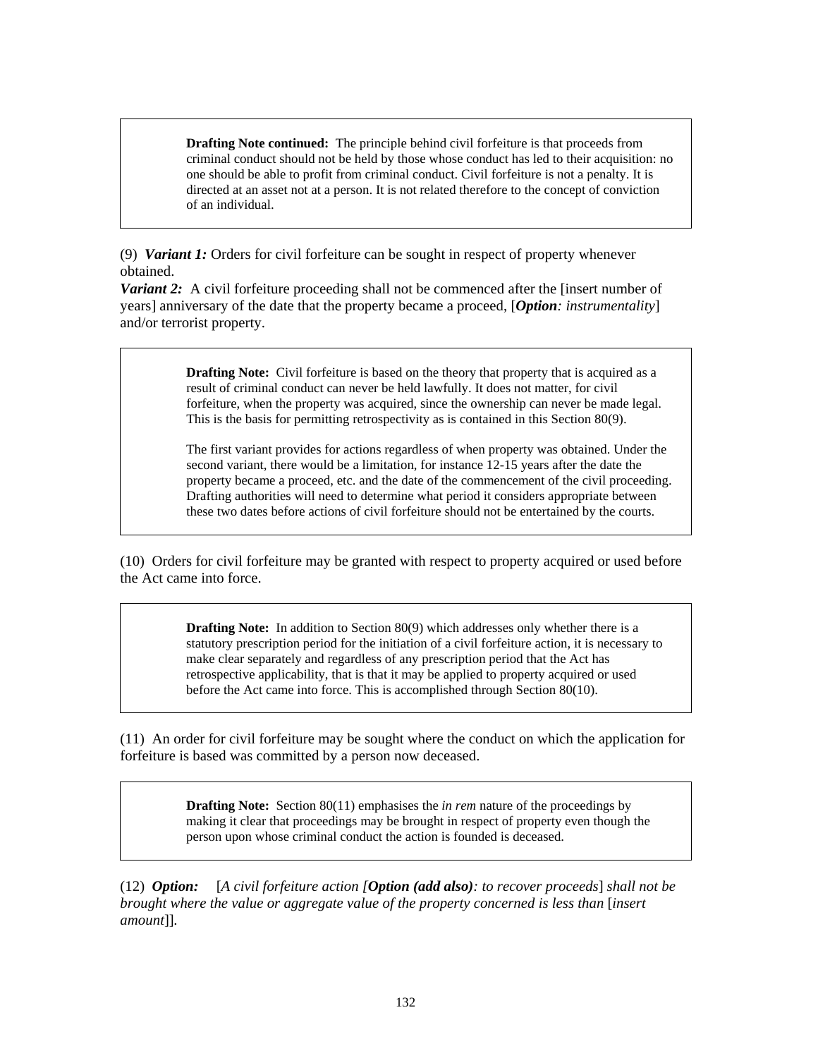> **Drafting Note continued:** The principle behind civil forfeiture is that proceeds from criminal conduct should not be held by those whose conduct has led to their acquisition: no one should be able to profit from criminal conduct. Civil forfeiture is not a penalty. It is directed at an asset not at a person. It is not related therefore to the concept of conviction of an individual.

(9) ***Variant 1:*** Orders for civil forfeiture can be sought in respect of property whenever obtained.

***Variant 2:*** A civil forfeiture proceeding shall not be commenced after the [insert number of years] anniversary of the date that the property became a proceed, [***Option****: instrumentality*] and/or terrorist property.

> **Drafting Note:** Civil forfeiture is based on the theory that property that is acquired as a result of criminal conduct can never be held lawfully. It does not matter, for civil forfeiture, when the property was acquired, since the ownership can never be made legal. This is the basis for permitting retrospectivity as is contained in this Section 80(9).
>
> The first variant provides for actions regardless of when property was obtained. Under the second variant, there would be a limitation, for instance 12-15 years after the date the property became a proceed, etc. and the date of the commencement of the civil proceeding. Drafting authorities will need to determine what period it considers appropriate between these two dates before actions of civil forfeiture should not be entertained by the courts.

(10) Orders for civil forfeiture may be granted with respect to property acquired or used before the Act came into force.

> **Drafting Note:** In addition to Section 80(9) which addresses only whether there is a statutory prescription period for the initiation of a civil forfeiture action, it is necessary to make clear separately and regardless of any prescription period that the Act has retrospective applicability, that is that it may be applied to property acquired or used before the Act came into force. This is accomplished through Section 80(10).

(11) An order for civil forfeiture may be sought where the conduct on which the application for forfeiture is based was committed by a person now deceased.

> **Drafting Note:** Section 80(11) emphasises the *in rem* nature of the proceedings by making it clear that proceedings may be brought in respect of property even though the person upon whose criminal conduct the action is founded is deceased.

(12) ***Option:*** [*A civil forfeiture action [**Option (add also)**: to recover proceeds*] *shall not be brought where the value or aggregate value of the property concerned is less than* [*insert amount*]].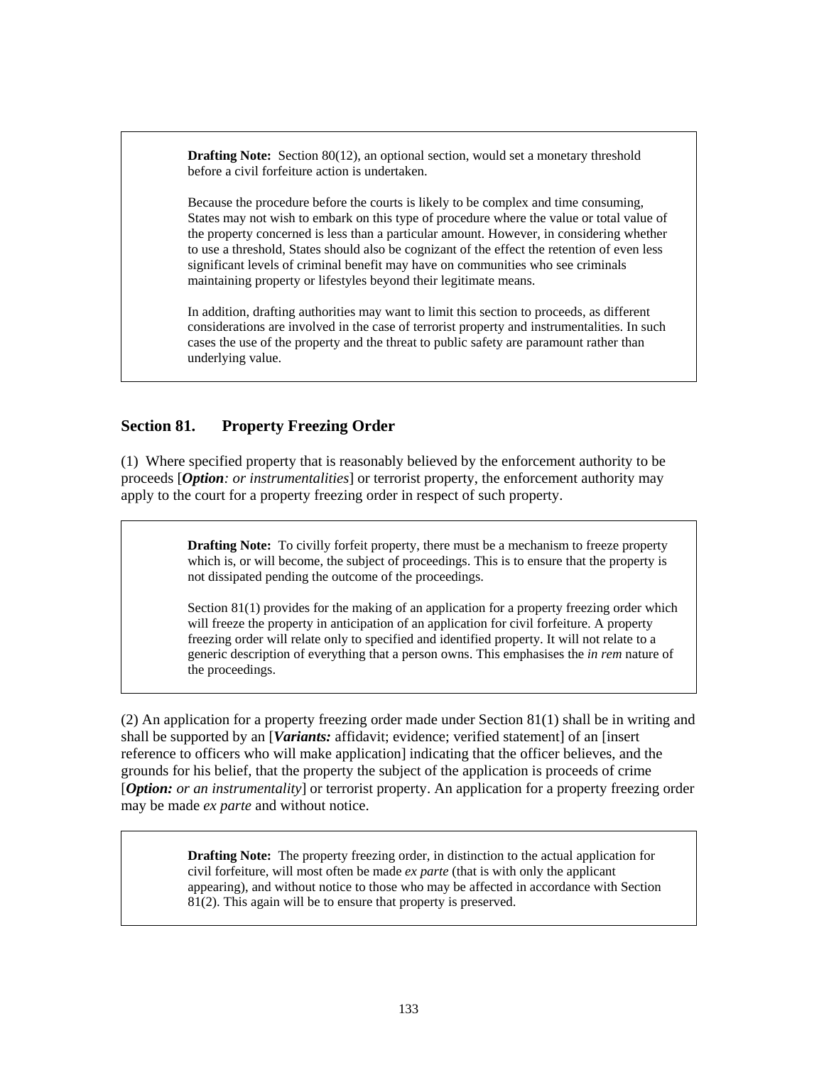> **Drafting Note:** Section 80(12), an optional section, would set a monetary threshold before a civil forfeiture action is undertaken.
>
> Because the procedure before the courts is likely to be complex and time consuming, States may not wish to embark on this type of procedure where the value or total value of the property concerned is less than a particular amount. However, in considering whether to use a threshold, States should also be cognizant of the effect the retention of even less significant levels of criminal benefit may have on communities who see criminals maintaining property or lifestyles beyond their legitimate means.
>
> In addition, drafting authorities may want to limit this section to proceeds, as different considerations are involved in the case of terrorist property and instrumentalities. In such cases the use of the property and the threat to public safety are paramount rather than underlying value.

## Section 81. Property Freezing Order

(1) Where specified property that is reasonably believed by the enforcement authority to be proceeds [***Option****: or instrumentalities*] or terrorist property, the enforcement authority may apply to the court for a property freezing order in respect of such property.

> **Drafting Note:** To civilly forfeit property, there must be a mechanism to freeze property which is, or will become, the subject of proceedings. This is to ensure that the property is not dissipated pending the outcome of the proceedings.
>
> Section 81(1) provides for the making of an application for a property freezing order which will freeze the property in anticipation of an application for civil forfeiture. A property freezing order will relate only to specified and identified property. It will not relate to a generic description of everything that a person owns. This emphasises the *in rem* nature of the proceedings.

(2) An application for a property freezing order made under Section 81(1) shall be in writing and shall be supported by an [***Variants:*** affidavit; evidence; verified statement] of an [insert reference to officers who will make application] indicating that the officer believes, and the grounds for his belief, that the property the subject of the application is proceeds of crime [***Option:*** *or an instrumentality*] or terrorist property. An application for a property freezing order may be made *ex parte* and without notice.

> **Drafting Note:** The property freezing order, in distinction to the actual application for civil forfeiture, will most often be made *ex parte* (that is with only the applicant appearing), and without notice to those who may be affected in accordance with Section 81(2). This again will be to ensure that property is preserved.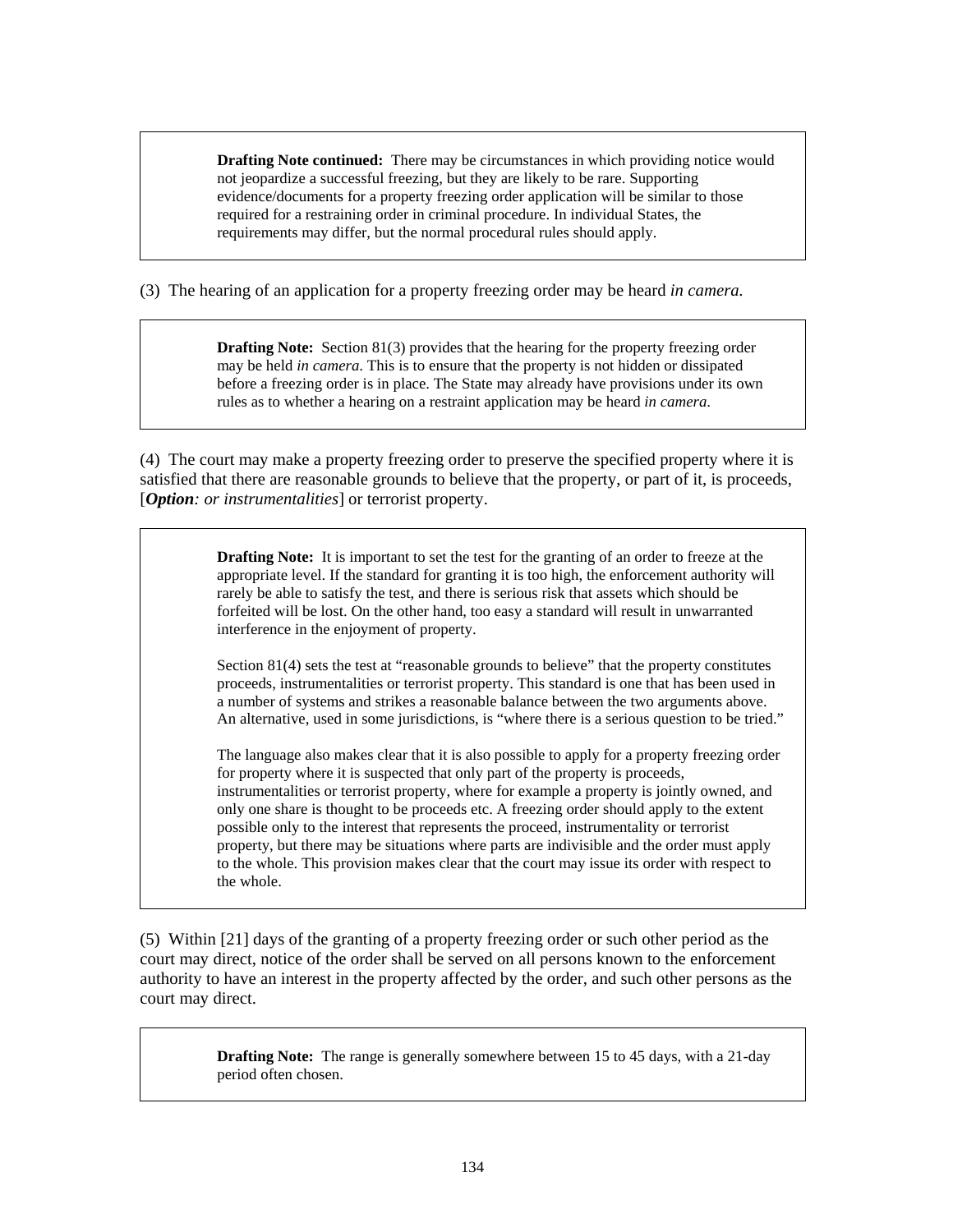> **Drafting Note continued:** There may be circumstances in which providing notice would not jeopardize a successful freezing, but they are likely to be rare. Supporting evidence/documents for a property freezing order application will be similar to those required for a restraining order in criminal procedure. In individual States, the requirements may differ, but the normal procedural rules should apply.

(3) The hearing of an application for a property freezing order may be heard *in camera*.

> **Drafting Note:** Section 81(3) provides that the hearing for the property freezing order may be held *in camera*. This is to ensure that the property is not hidden or dissipated before a freezing order is in place. The State may already have provisions under its own rules as to whether a hearing on a restraint application may be heard *in camera*.

(4) The court may make a property freezing order to preserve the specified property where it is satisfied that there are reasonable grounds to believe that the property, or part of it, is proceeds, [***Option****: or instrumentalities*] or terrorist property.

> **Drafting Note:** It is important to set the test for the granting of an order to freeze at the appropriate level. If the standard for granting it is too high, the enforcement authority will rarely be able to satisfy the test, and there is serious risk that assets which should be forfeited will be lost. On the other hand, too easy a standard will result in unwarranted interference in the enjoyment of property.
>
> Section 81(4) sets the test at "reasonable grounds to believe" that the property constitutes proceeds, instrumentalities or terrorist property. This standard is one that has been used in a number of systems and strikes a reasonable balance between the two arguments above. An alternative, used in some jurisdictions, is "where there is a serious question to be tried."
>
> The language also makes clear that it is also possible to apply for a property freezing order for property where it is suspected that only part of the property is proceeds, instrumentalities or terrorist property, where for example a property is jointly owned, and only one share is thought to be proceeds etc. A freezing order should apply to the extent possible only to the interest that represents the proceed, instrumentality or terrorist property, but there may be situations where parts are indivisible and the order must apply to the whole. This provision makes clear that the court may issue its order with respect to the whole.

(5) Within [21] days of the granting of a property freezing order or such other period as the court may direct, notice of the order shall be served on all persons known to the enforcement authority to have an interest in the property affected by the order, and such other persons as the court may direct.

> **Drafting Note:** The range is generally somewhere between 15 to 45 days, with a 21-day period often chosen.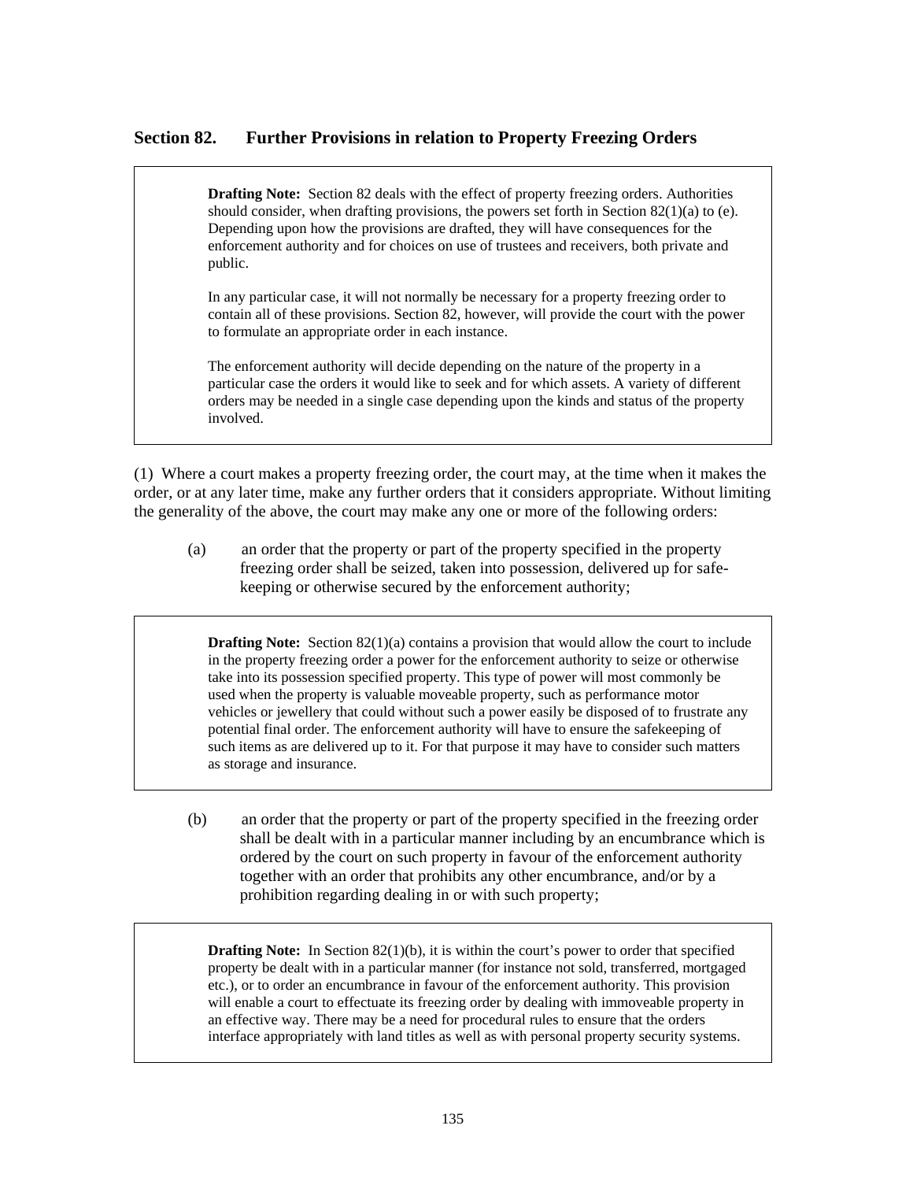### Section 82. Further Provisions in relation to Property Freezing Orders

> **Drafting Note:** Section 82 deals with the effect of property freezing orders. Authorities should consider, when drafting provisions, the powers set forth in Section 82(1)(a) to (e). Depending upon how the provisions are drafted, they will have consequences for the enforcement authority and for choices on use of trustees and receivers, both private and public.
>
> In any particular case, it will not normally be necessary for a property freezing order to contain all of these provisions. Section 82, however, will provide the court with the power to formulate an appropriate order in each instance.
>
> The enforcement authority will decide depending on the nature of the property in a particular case the orders it would like to seek and for which assets. A variety of different orders may be needed in a single case depending upon the kinds and status of the property involved.

(1) Where a court makes a property freezing order, the court may, at the time when it makes the order, or at any later time, make any further orders that it considers appropriate. Without limiting the generality of the above, the court may make any one or more of the following orders:

(a) an order that the property or part of the property specified in the property freezing order shall be seized, taken into possession, delivered up for safe-keeping or otherwise secured by the enforcement authority;

> **Drafting Note:** Section 82(1)(a) contains a provision that would allow the court to include in the property freezing order a power for the enforcement authority to seize or otherwise take into its possession specified property. This type of power will most commonly be used when the property is valuable moveable property, such as performance motor vehicles or jewellery that could without such a power easily be disposed of to frustrate any potential final order. The enforcement authority will have to ensure the safekeeping of such items as are delivered up to it. For that purpose it may have to consider such matters as storage and insurance.

(b) an order that the property or part of the property specified in the freezing order shall be dealt with in a particular manner including by an encumbrance which is ordered by the court on such property in favour of the enforcement authority together with an order that prohibits any other encumbrance, and/or by a prohibition regarding dealing in or with such property;

> **Drafting Note:** In Section 82(1)(b), it is within the court's power to order that specified property be dealt with in a particular manner (for instance not sold, transferred, mortgaged etc.), or to order an encumbrance in favour of the enforcement authority. This provision will enable a court to effectuate its freezing order by dealing with immoveable property in an effective way. There may be a need for procedural rules to ensure that the orders interface appropriately with land titles as well as with personal property security systems.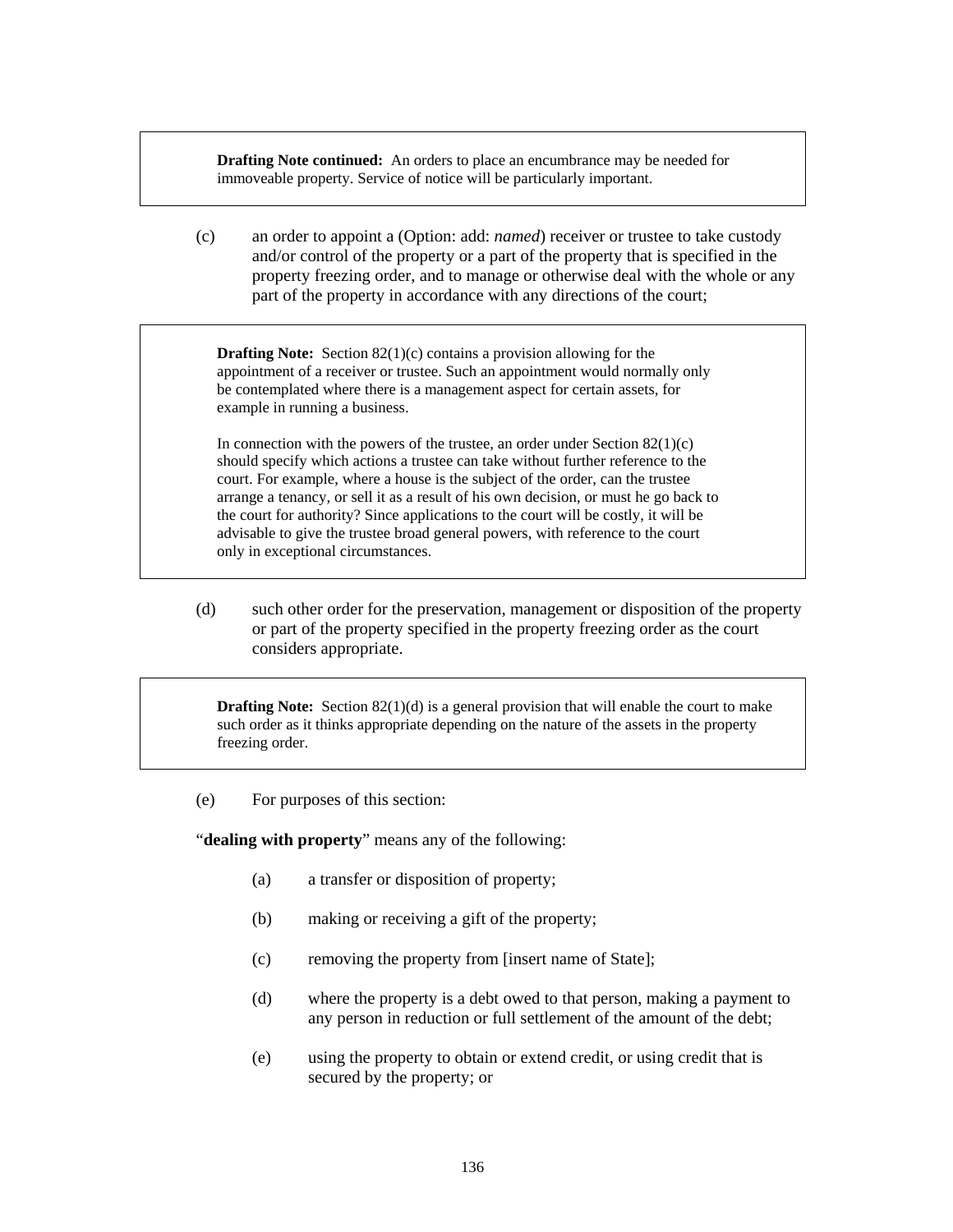> **Drafting Note continued:** An orders to place an encumbrance may be needed for immoveable property. Service of notice will be particularly important.

(c) an order to appoint a (Option: add: *named*) receiver or trustee to take custody and/or control of the property or a part of the property that is specified in the property freezing order, and to manage or otherwise deal with the whole or any part of the property in accordance with any directions of the court;

> **Drafting Note:** Section 82(1)(c) contains a provision allowing for the appointment of a receiver or trustee. Such an appointment would normally only be contemplated where there is a management aspect for certain assets, for example in running a business.
>
> In connection with the powers of the trustee, an order under Section 82(1)(c) should specify which actions a trustee can take without further reference to the court. For example, where a house is the subject of the order, can the trustee arrange a tenancy, or sell it as a result of his own decision, or must he go back to the court for authority? Since applications to the court will be costly, it will be advisable to give the trustee broad general powers, with reference to the court only in exceptional circumstances.

(d) such other order for the preservation, management or disposition of the property or part of the property specified in the property freezing order as the court considers appropriate.

> **Drafting Note:** Section 82(1)(d) is a general provision that will enable the court to make such order as it thinks appropriate depending on the nature of the assets in the property freezing order.

(e) For purposes of this section:

"**dealing with property**" means any of the following:

(a) a transfer or disposition of property;

(b) making or receiving a gift of the property;

(c) removing the property from [insert name of State];

(d) where the property is a debt owed to that person, making a payment to any person in reduction or full settlement of the amount of the debt;

(e) using the property to obtain or extend credit, or using credit that is secured by the property; or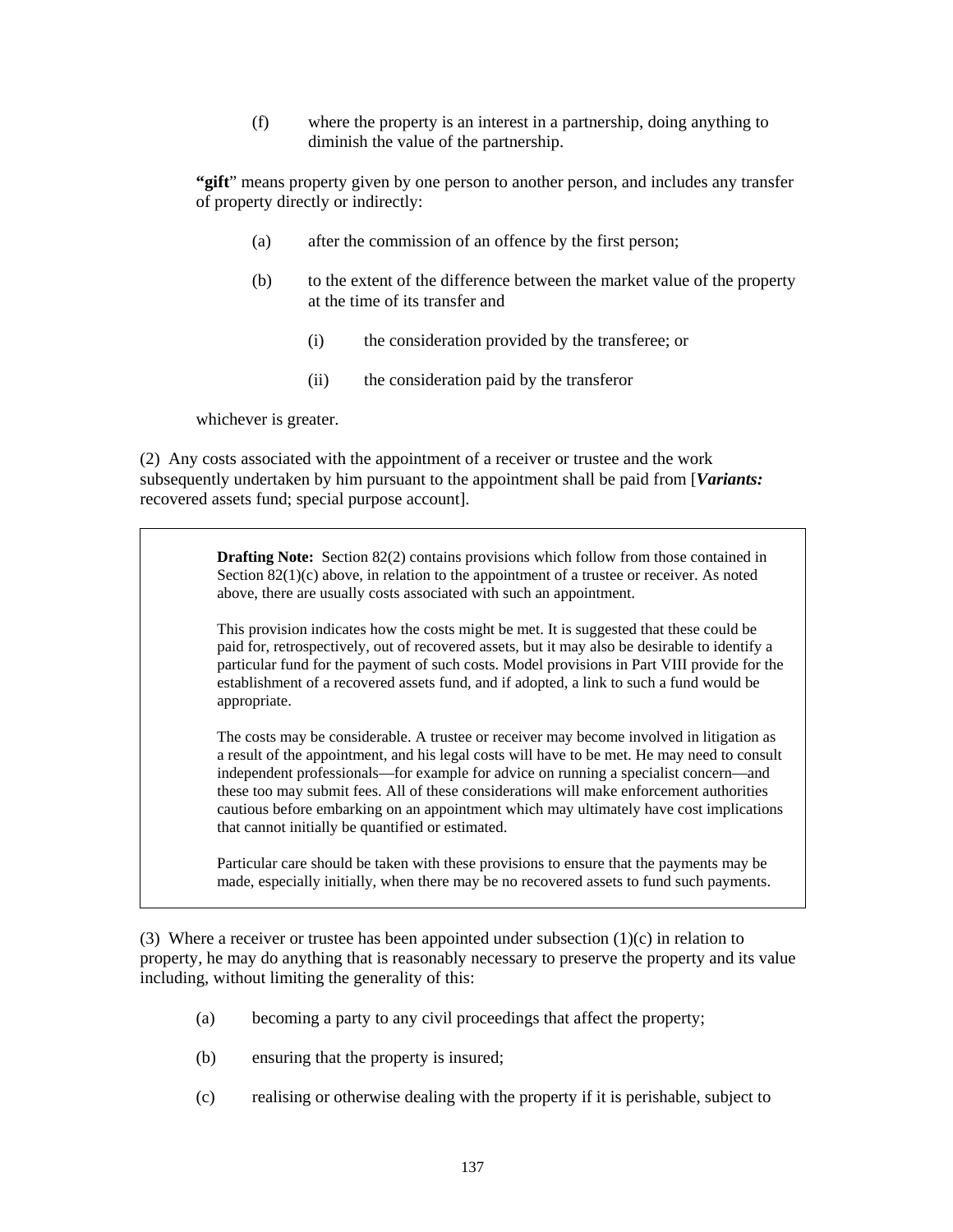(f) where the property is an interest in a partnership, doing anything to diminish the value of the partnership.

**"gift"** means property given by one person to another person, and includes any transfer of property directly or indirectly:

(a) after the commission of an offence by the first person;

(b) to the extent of the difference between the market value of the property at the time of its transfer and

(i) the consideration provided by the transferee; or

(ii) the consideration paid by the transferor

whichever is greater.

(2) Any costs associated with the appointment of a receiver or trustee and the work subsequently undertaken by him pursuant to the appointment shall be paid from [***Variants:*** recovered assets fund; special purpose account].

> **Drafting Note:** Section 82(2) contains provisions which follow from those contained in Section 82(1)(c) above, in relation to the appointment of a trustee or receiver. As noted above, there are usually costs associated with such an appointment.
>
> This provision indicates how the costs might be met. It is suggested that these could be paid for, retrospectively, out of recovered assets, but it may also be desirable to identify a particular fund for the payment of such costs. Model provisions in Part VIII provide for the establishment of a recovered assets fund, and if adopted, a link to such a fund would be appropriate.
>
> The costs may be considerable. A trustee or receiver may become involved in litigation as a result of the appointment, and his legal costs will have to be met. He may need to consult independent professionals—for example for advice on running a specialist concern—and these too may submit fees. All of these considerations will make enforcement authorities cautious before embarking on an appointment which may ultimately have cost implications that cannot initially be quantified or estimated.
>
> Particular care should be taken with these provisions to ensure that the payments may be made, especially initially, when there may be no recovered assets to fund such payments.

(3) Where a receiver or trustee has been appointed under subsection (1)(c) in relation to property, he may do anything that is reasonably necessary to preserve the property and its value including, without limiting the generality of this:

(a) becoming a party to any civil proceedings that affect the property;

(b) ensuring that the property is insured;

(c) realising or otherwise dealing with the property if it is perishable, subject to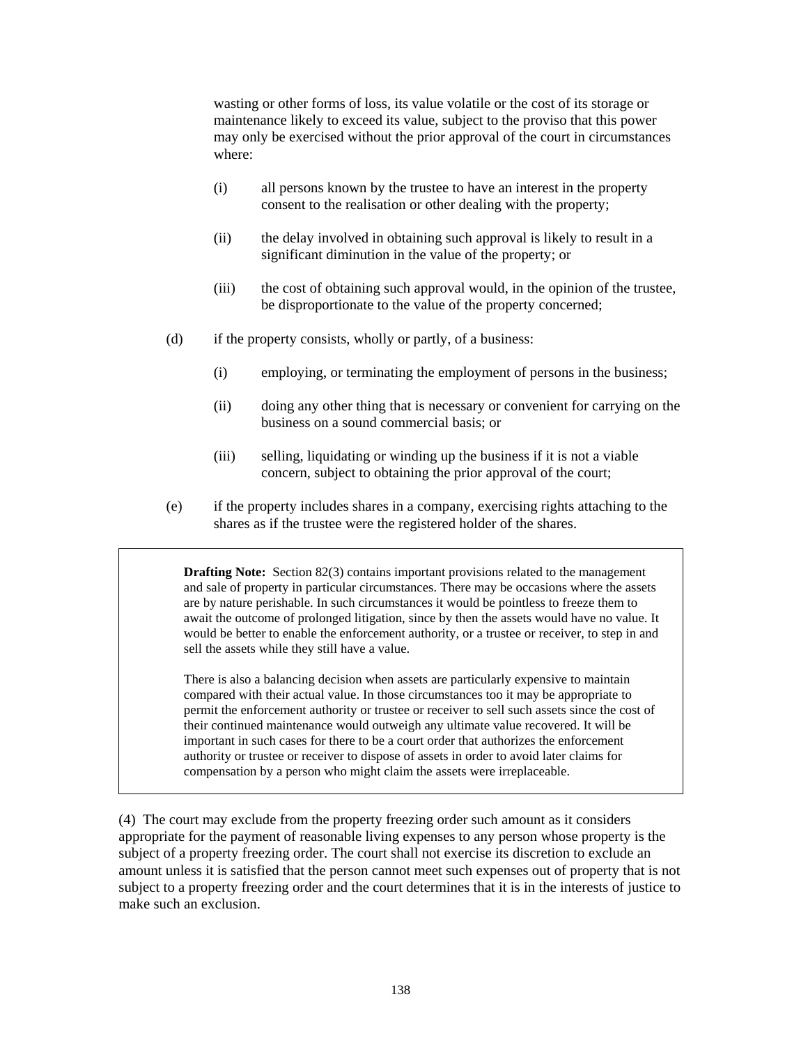wasting or other forms of loss, its value volatile or the cost of its storage or maintenance likely to exceed its value, subject to the proviso that this power may only be exercised without the prior approval of the court in circumstances where:

(i) all persons known by the trustee to have an interest in the property consent to the realisation or other dealing with the property;

(ii) the delay involved in obtaining such approval is likely to result in a significant diminution in the value of the property; or

(iii) the cost of obtaining such approval would, in the opinion of the trustee, be disproportionate to the value of the property concerned;

(d) if the property consists, wholly or partly, of a business:

(i) employing, or terminating the employment of persons in the business;

(ii) doing any other thing that is necessary or convenient for carrying on the business on a sound commercial basis; or

(iii) selling, liquidating or winding up the business if it is not a viable concern, subject to obtaining the prior approval of the court;

(e) if the property includes shares in a company, exercising rights attaching to the shares as if the trustee were the registered holder of the shares.

> **Drafting Note:** Section 82(3) contains important provisions related to the management and sale of property in particular circumstances. There may be occasions where the assets are by nature perishable. In such circumstances it would be pointless to freeze them to await the outcome of prolonged litigation, since by then the assets would have no value. It would be better to enable the enforcement authority, or a trustee or receiver, to step in and sell the assets while they still have a value.
>
> There is also a balancing decision when assets are particularly expensive to maintain compared with their actual value. In those circumstances too it may be appropriate to permit the enforcement authority or trustee or receiver to sell such assets since the cost of their continued maintenance would outweigh any ultimate value recovered. It will be important in such cases for there to be a court order that authorizes the enforcement authority or trustee or receiver to dispose of assets in order to avoid later claims for compensation by a person who might claim the assets were irreplaceable.

(4) The court may exclude from the property freezing order such amount as it considers appropriate for the payment of reasonable living expenses to any person whose property is the subject of a property freezing order. The court shall not exercise its discretion to exclude an amount unless it is satisfied that the person cannot meet such expenses out of property that is not subject to a property freezing order and the court determines that it is in the interests of justice to make such an exclusion.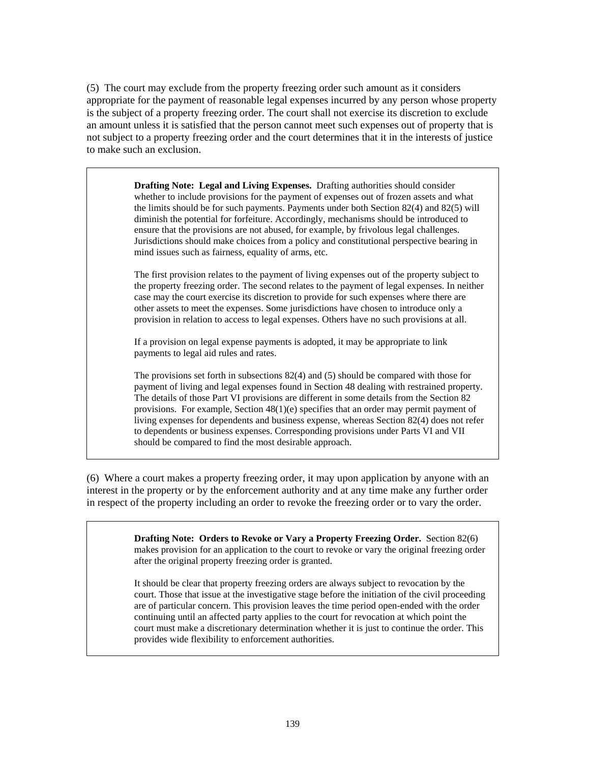(5) The court may exclude from the property freezing order such amount as it considers appropriate for the payment of reasonable legal expenses incurred by any person whose property is the subject of a property freezing order. The court shall not exercise its discretion to exclude an amount unless it is satisfied that the person cannot meet such expenses out of property that is not subject to a property freezing order and the court determines that it in the interests of justice to make such an exclusion.

> **Drafting Note: Legal and Living Expenses.** Drafting authorities should consider whether to include provisions for the payment of expenses out of frozen assets and what the limits should be for such payments. Payments under both Section 82(4) and 82(5) will diminish the potential for forfeiture. Accordingly, mechanisms should be introduced to ensure that the provisions are not abused, for example, by frivolous legal challenges. Jurisdictions should make choices from a policy and constitutional perspective bearing in mind issues such as fairness, equality of arms, etc.
>
> The first provision relates to the payment of living expenses out of the property subject to the property freezing order. The second relates to the payment of legal expenses. In neither case may the court exercise its discretion to provide for such expenses where there are other assets to meet the expenses. Some jurisdictions have chosen to introduce only a provision in relation to access to legal expenses. Others have no such provisions at all.
>
> If a provision on legal expense payments is adopted, it may be appropriate to link payments to legal aid rules and rates.
>
> The provisions set forth in subsections 82(4) and (5) should be compared with those for payment of living and legal expenses found in Section 48 dealing with restrained property. The details of those Part VI provisions are different in some details from the Section 82 provisions. For example, Section 48(1)(e) specifies that an order may permit payment of living expenses for dependents and business expense, whereas Section 82(4) does not refer to dependents or business expenses. Corresponding provisions under Parts VI and VII should be compared to find the most desirable approach.

(6) Where a court makes a property freezing order, it may upon application by anyone with an interest in the property or by the enforcement authority and at any time make any further order in respect of the property including an order to revoke the freezing order or to vary the order.

> **Drafting Note: Orders to Revoke or Vary a Property Freezing Order.** Section 82(6) makes provision for an application to the court to revoke or vary the original freezing order after the original property freezing order is granted.
>
> It should be clear that property freezing orders are always subject to revocation by the court. Those that issue at the investigative stage before the initiation of the civil proceeding are of particular concern. This provision leaves the time period open-ended with the order continuing until an affected party applies to the court for revocation at which point the court must make a discretionary determination whether it is just to continue the order. This provides wide flexibility to enforcement authorities.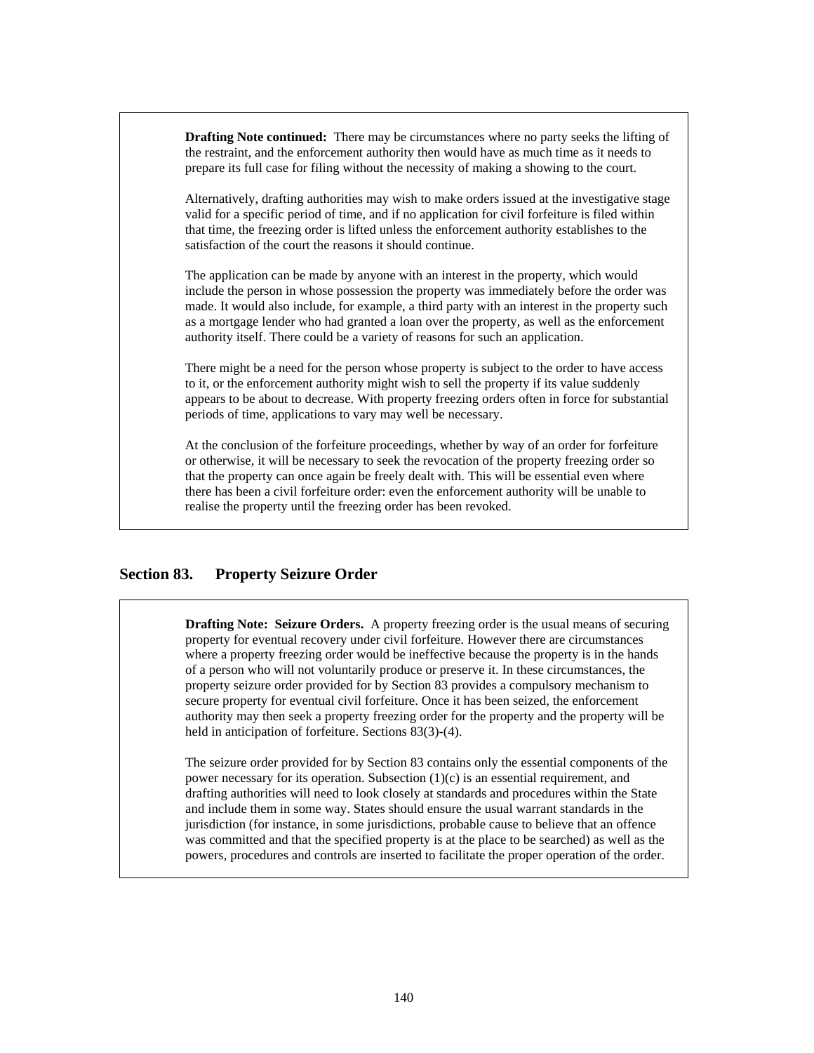**Drafting Note continued:** There may be circumstances where no party seeks the lifting of the restraint, and the enforcement authority then would have as much time as it needs to prepare its full case for filing without the necessity of making a showing to the court.

Alternatively, drafting authorities may wish to make orders issued at the investigative stage valid for a specific period of time, and if no application for civil forfeiture is filed within that time, the freezing order is lifted unless the enforcement authority establishes to the satisfaction of the court the reasons it should continue.

The application can be made by anyone with an interest in the property, which would include the person in whose possession the property was immediately before the order was made. It would also include, for example, a third party with an interest in the property such as a mortgage lender who had granted a loan over the property, as well as the enforcement authority itself. There could be a variety of reasons for such an application.

There might be a need for the person whose property is subject to the order to have access to it, or the enforcement authority might wish to sell the property if its value suddenly appears to be about to decrease. With property freezing orders often in force for substantial periods of time, applications to vary may well be necessary.

At the conclusion of the forfeiture proceedings, whether by way of an order for forfeiture or otherwise, it will be necessary to seek the revocation of the property freezing order so that the property can once again be freely dealt with. This will be essential even where there has been a civil forfeiture order: even the enforcement authority will be unable to realise the property until the freezing order has been revoked.

## Section 83. Property Seizure Order

**Drafting Note: Seizure Orders.** A property freezing order is the usual means of securing property for eventual recovery under civil forfeiture. However there are circumstances where a property freezing order would be ineffective because the property is in the hands of a person who will not voluntarily produce or preserve it. In these circumstances, the property seizure order provided for by Section 83 provides a compulsory mechanism to secure property for eventual civil forfeiture. Once it has been seized, the enforcement authority may then seek a property freezing order for the property and the property will be held in anticipation of forfeiture. Sections 83(3)-(4).

The seizure order provided for by Section 83 contains only the essential components of the power necessary for its operation. Subsection (1)(c) is an essential requirement, and drafting authorities will need to look closely at standards and procedures within the State and include them in some way. States should ensure the usual warrant standards in the jurisdiction (for instance, in some jurisdictions, probable cause to believe that an offence was committed and that the specified property is at the place to be searched) as well as the powers, procedures and controls are inserted to facilitate the proper operation of the order.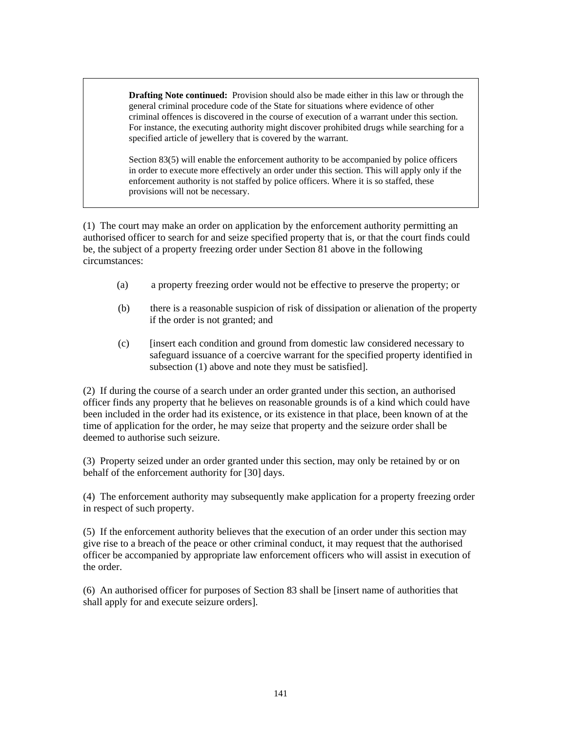> **Drafting Note continued:** Provision should also be made either in this law or through the general criminal procedure code of the State for situations where evidence of other criminal offences is discovered in the course of execution of a warrant under this section. For instance, the executing authority might discover prohibited drugs while searching for a specified article of jewellery that is covered by the warrant.
>
> Section 83(5) will enable the enforcement authority to be accompanied by police officers in order to execute more effectively an order under this section. This will apply only if the enforcement authority is not staffed by police officers. Where it is so staffed, these provisions will not be necessary.

(1) The court may make an order on application by the enforcement authority permitting an authorised officer to search for and seize specified property that is, or that the court finds could be, the subject of a property freezing order under Section 81 above in the following circumstances:

(a) a property freezing order would not be effective to preserve the property; or

(b) there is a reasonable suspicion of risk of dissipation or alienation of the property if the order is not granted; and

(c) [insert each condition and ground from domestic law considered necessary to safeguard issuance of a coercive warrant for the specified property identified in subsection (1) above and note they must be satisfied].

(2) If during the course of a search under an order granted under this section, an authorised officer finds any property that he believes on reasonable grounds is of a kind which could have been included in the order had its existence, or its existence in that place, been known of at the time of application for the order, he may seize that property and the seizure order shall be deemed to authorise such seizure.

(3) Property seized under an order granted under this section, may only be retained by or on behalf of the enforcement authority for [30] days.

(4) The enforcement authority may subsequently make application for a property freezing order in respect of such property.

(5) If the enforcement authority believes that the execution of an order under this section may give rise to a breach of the peace or other criminal conduct, it may request that the authorised officer be accompanied by appropriate law enforcement officers who will assist in execution of the order.

(6) An authorised officer for purposes of Section 83 shall be [insert name of authorities that shall apply for and execute seizure orders].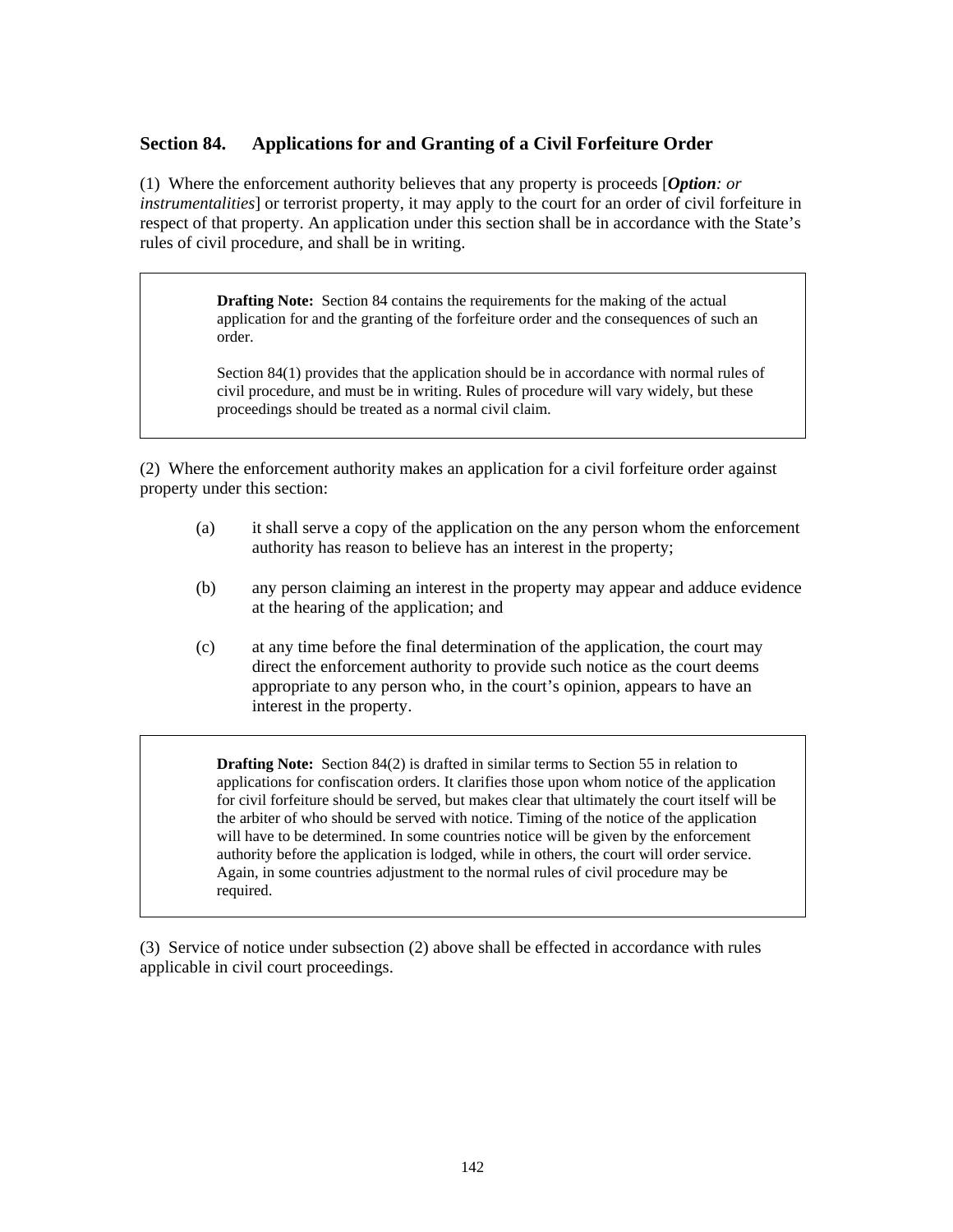## Section 84. Applications for and Granting of a Civil Forfeiture Order

(1) Where the enforcement authority believes that any property is proceeds [***Option****: or instrumentalities*] or terrorist property, it may apply to the court for an order of civil forfeiture in respect of that property. An application under this section shall be in accordance with the State's rules of civil procedure, and shall be in writing.

> **Drafting Note:** Section 84 contains the requirements for the making of the actual application for and the granting of the forfeiture order and the consequences of such an order.
>
> Section 84(1) provides that the application should be in accordance with normal rules of civil procedure, and must be in writing. Rules of procedure will vary widely, but these proceedings should be treated as a normal civil claim.

(2) Where the enforcement authority makes an application for a civil forfeiture order against property under this section:

- (a) it shall serve a copy of the application on the any person whom the enforcement authority has reason to believe has an interest in the property;
- (b) any person claiming an interest in the property may appear and adduce evidence at the hearing of the application; and
- (c) at any time before the final determination of the application, the court may direct the enforcement authority to provide such notice as the court deems appropriate to any person who, in the court's opinion, appears to have an interest in the property.

> **Drafting Note:** Section 84(2) is drafted in similar terms to Section 55 in relation to applications for confiscation orders. It clarifies those upon whom notice of the application for civil forfeiture should be served, but makes clear that ultimately the court itself will be the arbiter of who should be served with notice. Timing of the notice of the application will have to be determined. In some countries notice will be given by the enforcement authority before the application is lodged, while in others, the court will order service. Again, in some countries adjustment to the normal rules of civil procedure may be required.

(3) Service of notice under subsection (2) above shall be effected in accordance with rules applicable in civil court proceedings.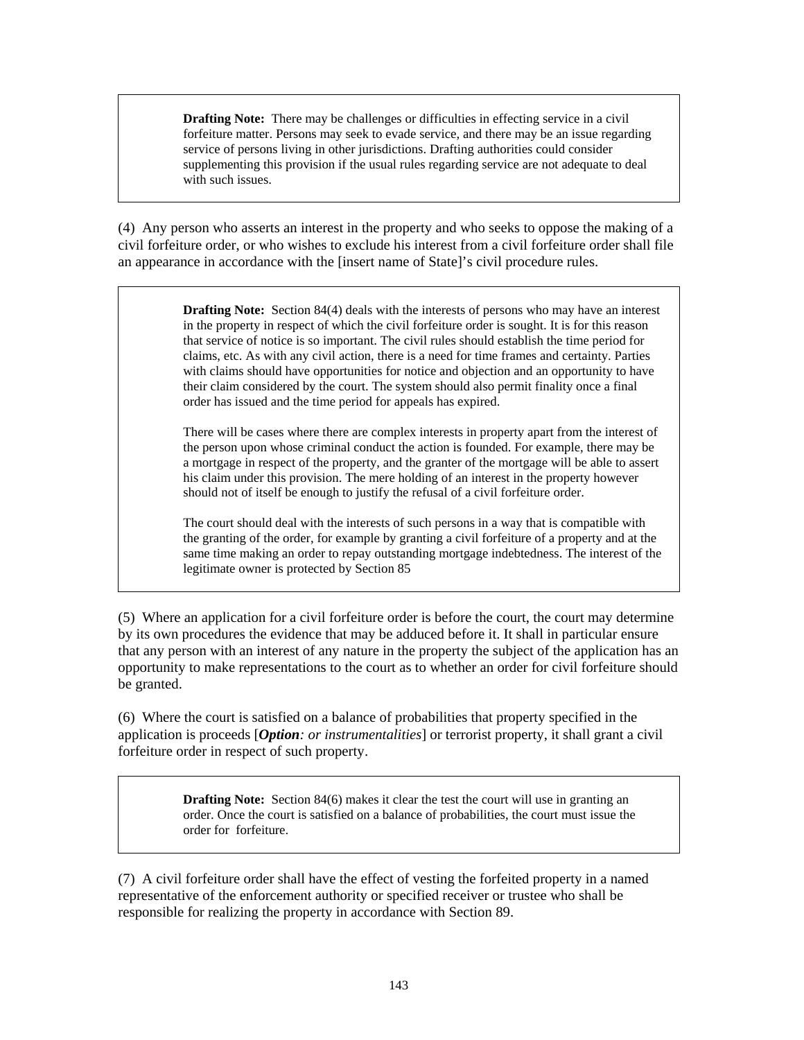> **Drafting Note:** There may be challenges or difficulties in effecting service in a civil forfeiture matter. Persons may seek to evade service, and there may be an issue regarding service of persons living in other jurisdictions. Drafting authorities could consider supplementing this provision if the usual rules regarding service are not adequate to deal with such issues.

(4) Any person who asserts an interest in the property and who seeks to oppose the making of a civil forfeiture order, or who wishes to exclude his interest from a civil forfeiture order shall file an appearance in accordance with the [insert name of State]'s civil procedure rules.

> **Drafting Note:** Section 84(4) deals with the interests of persons who may have an interest in the property in respect of which the civil forfeiture order is sought. It is for this reason that service of notice is so important. The civil rules should establish the time period for claims, etc. As with any civil action, there is a need for time frames and certainty. Parties with claims should have opportunities for notice and objection and an opportunity to have their claim considered by the court. The system should also permit finality once a final order has issued and the time period for appeals has expired.
>
> There will be cases where there are complex interests in property apart from the interest of the person upon whose criminal conduct the action is founded. For example, there may be a mortgage in respect of the property, and the granter of the mortgage will be able to assert his claim under this provision. The mere holding of an interest in the property however should not of itself be enough to justify the refusal of a civil forfeiture order.
>
> The court should deal with the interests of such persons in a way that is compatible with the granting of the order, for example by granting a civil forfeiture of a property and at the same time making an order to repay outstanding mortgage indebtedness. The interest of the legitimate owner is protected by Section 85

(5) Where an application for a civil forfeiture order is before the court, the court may determine by its own procedures the evidence that may be adduced before it. It shall in particular ensure that any person with an interest of any nature in the property the subject of the application has an opportunity to make representations to the court as to whether an order for civil forfeiture should be granted.

(6) Where the court is satisfied on a balance of probabilities that property specified in the application is proceeds [***Option****: or instrumentalities*] or terrorist property, it shall grant a civil forfeiture order in respect of such property.

> **Drafting Note:** Section 84(6) makes it clear the test the court will use in granting an order. Once the court is satisfied on a balance of probabilities, the court must issue the order for forfeiture.

(7) A civil forfeiture order shall have the effect of vesting the forfeited property in a named representative of the enforcement authority or specified receiver or trustee who shall be responsible for realizing the property in accordance with Section 89.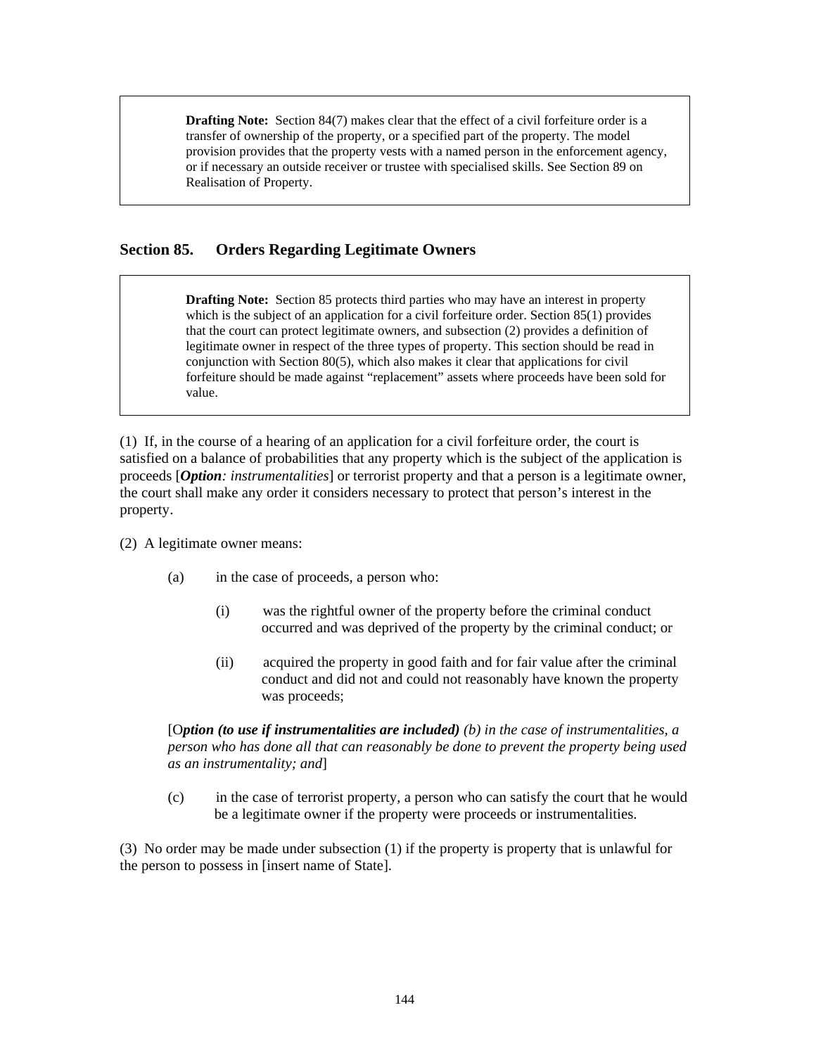> **Drafting Note:** Section 84(7) makes clear that the effect of a civil forfeiture order is a transfer of ownership of the property, or a specified part of the property. The model provision provides that the property vests with a named person in the enforcement agency, or if necessary an outside receiver or trustee with specialised skills. See Section 89 on Realisation of Property.

## Section 85. Orders Regarding Legitimate Owners

> **Drafting Note:** Section 85 protects third parties who may have an interest in property which is the subject of an application for a civil forfeiture order. Section 85(1) provides that the court can protect legitimate owners, and subsection (2) provides a definition of legitimate owner in respect of the three types of property. This section should be read in conjunction with Section 80(5), which also makes it clear that applications for civil forfeiture should be made against "replacement" assets where proceeds have been sold for value.

(1) If, in the course of a hearing of an application for a civil forfeiture order, the court is satisfied on a balance of probabilities that any property which is the subject of the application is proceeds [***Option****: instrumentalities*] or terrorist property and that a person is a legitimate owner, the court shall make any order it considers necessary to protect that person's interest in the property.

(2) A legitimate owner means:

(a) in the case of proceeds, a person who:

(i) was the rightful owner of the property before the criminal conduct occurred and was deprived of the property by the criminal conduct; or

(ii) acquired the property in good faith and for fair value after the criminal conduct and did not and could not reasonably have known the property was proceeds;

[O***ption (to use if instrumentalities are included)*** *(b) in the case of instrumentalities, a person who has done all that can reasonably be done to prevent the property being used as an instrumentality; and*]

(c) in the case of terrorist property, a person who can satisfy the court that he would be a legitimate owner if the property were proceeds or instrumentalities.

(3) No order may be made under subsection (1) if the property is property that is unlawful for the person to possess in [insert name of State].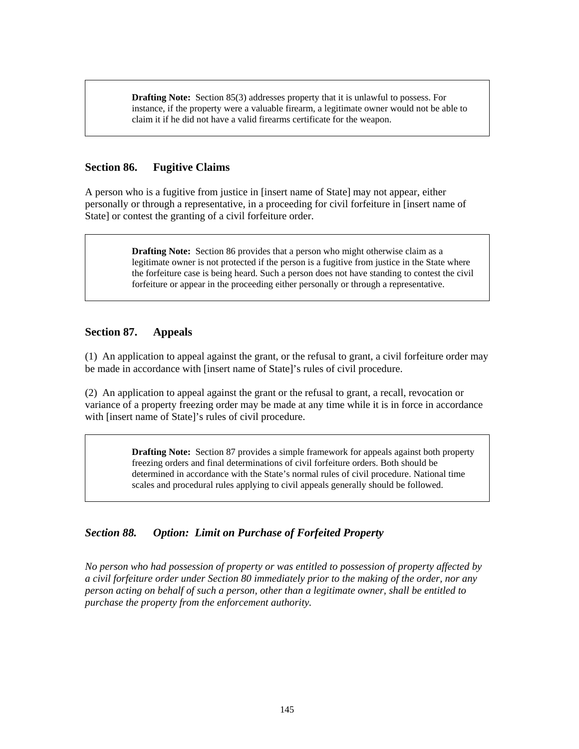> **Drafting Note:** Section 85(3) addresses property that it is unlawful to possess. For instance, if the property were a valuable firearm, a legitimate owner would not be able to claim it if he did not have a valid firearms certificate for the weapon.

### Section 86. Fugitive Claims

A person who is a fugitive from justice in [insert name of State] may not appear, either personally or through a representative, in a proceeding for civil forfeiture in [insert name of State] or contest the granting of a civil forfeiture order.

> **Drafting Note:** Section 86 provides that a person who might otherwise claim as a legitimate owner is not protected if the person is a fugitive from justice in the State where the forfeiture case is being heard. Such a person does not have standing to contest the civil forfeiture or appear in the proceeding either personally or through a representative.

### Section 87. Appeals

(1) An application to appeal against the grant, or the refusal to grant, a civil forfeiture order may be made in accordance with [insert name of State]'s rules of civil procedure.

(2) An application to appeal against the grant or the refusal to grant, a recall, revocation or variance of a property freezing order may be made at any time while it is in force in accordance with [insert name of State]'s rules of civil procedure.

> **Drafting Note:** Section 87 provides a simple framework for appeals against both property freezing orders and final determinations of civil forfeiture orders. Both should be determined in accordance with the State's normal rules of civil procedure. National time scales and procedural rules applying to civil appeals generally should be followed.

### *Section 88. Option: Limit on Purchase of Forfeited Property*

*No person who had possession of property or was entitled to possession of property affected by a civil forfeiture order under Section 80 immediately prior to the making of the order, nor any person acting on behalf of such a person, other than a legitimate owner, shall be entitled to purchase the property from the enforcement authority.*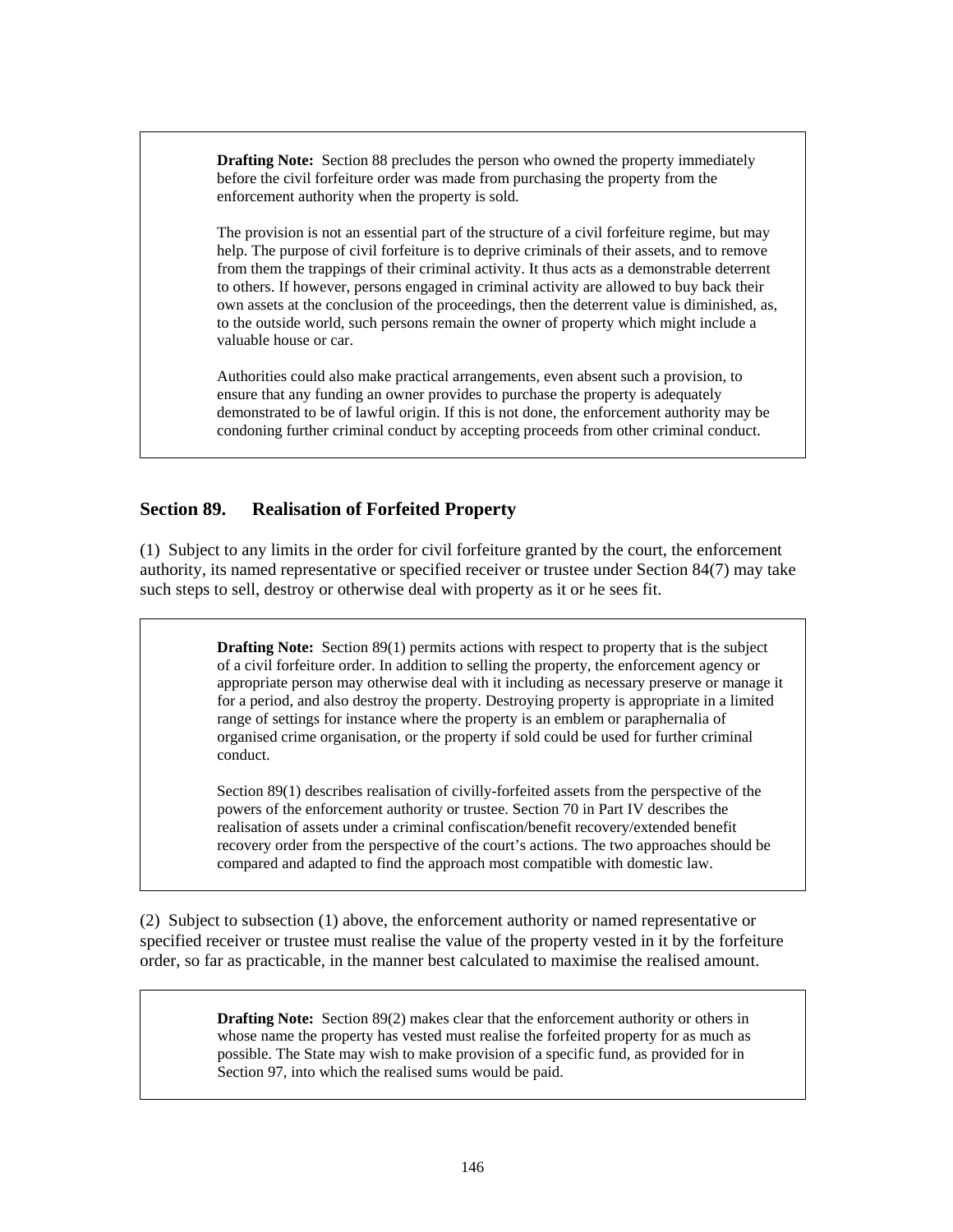> **Drafting Note:** Section 88 precludes the person who owned the property immediately before the civil forfeiture order was made from purchasing the property from the enforcement authority when the property is sold.
>
> The provision is not an essential part of the structure of a civil forfeiture regime, but may help. The purpose of civil forfeiture is to deprive criminals of their assets, and to remove from them the trappings of their criminal activity. It thus acts as a demonstrable deterrent to others. If however, persons engaged in criminal activity are allowed to buy back their own assets at the conclusion of the proceedings, then the deterrent value is diminished, as, to the outside world, such persons remain the owner of property which might include a valuable house or car.
>
> Authorities could also make practical arrangements, even absent such a provision, to ensure that any funding an owner provides to purchase the property is adequately demonstrated to be of lawful origin. If this is not done, the enforcement authority may be condoning further criminal conduct by accepting proceeds from other criminal conduct.

## Section 89. Realisation of Forfeited Property

(1) Subject to any limits in the order for civil forfeiture granted by the court, the enforcement authority, its named representative or specified receiver or trustee under Section 84(7) may take such steps to sell, destroy or otherwise deal with property as it or he sees fit.

> **Drafting Note:** Section 89(1) permits actions with respect to property that is the subject of a civil forfeiture order. In addition to selling the property, the enforcement agency or appropriate person may otherwise deal with it including as necessary preserve or manage it for a period, and also destroy the property. Destroying property is appropriate in a limited range of settings for instance where the property is an emblem or paraphernalia of organised crime organisation, or the property if sold could be used for further criminal conduct.
>
> Section 89(1) describes realisation of civilly-forfeited assets from the perspective of the powers of the enforcement authority or trustee. Section 70 in Part IV describes the realisation of assets under a criminal confiscation/benefit recovery/extended benefit recovery order from the perspective of the court's actions. The two approaches should be compared and adapted to find the approach most compatible with domestic law.

(2) Subject to subsection (1) above, the enforcement authority or named representative or specified receiver or trustee must realise the value of the property vested in it by the forfeiture order, so far as practicable, in the manner best calculated to maximise the realised amount.

> **Drafting Note:** Section 89(2) makes clear that the enforcement authority or others in whose name the property has vested must realise the forfeited property for as much as possible. The State may wish to make provision of a specific fund, as provided for in Section 97, into which the realised sums would be paid.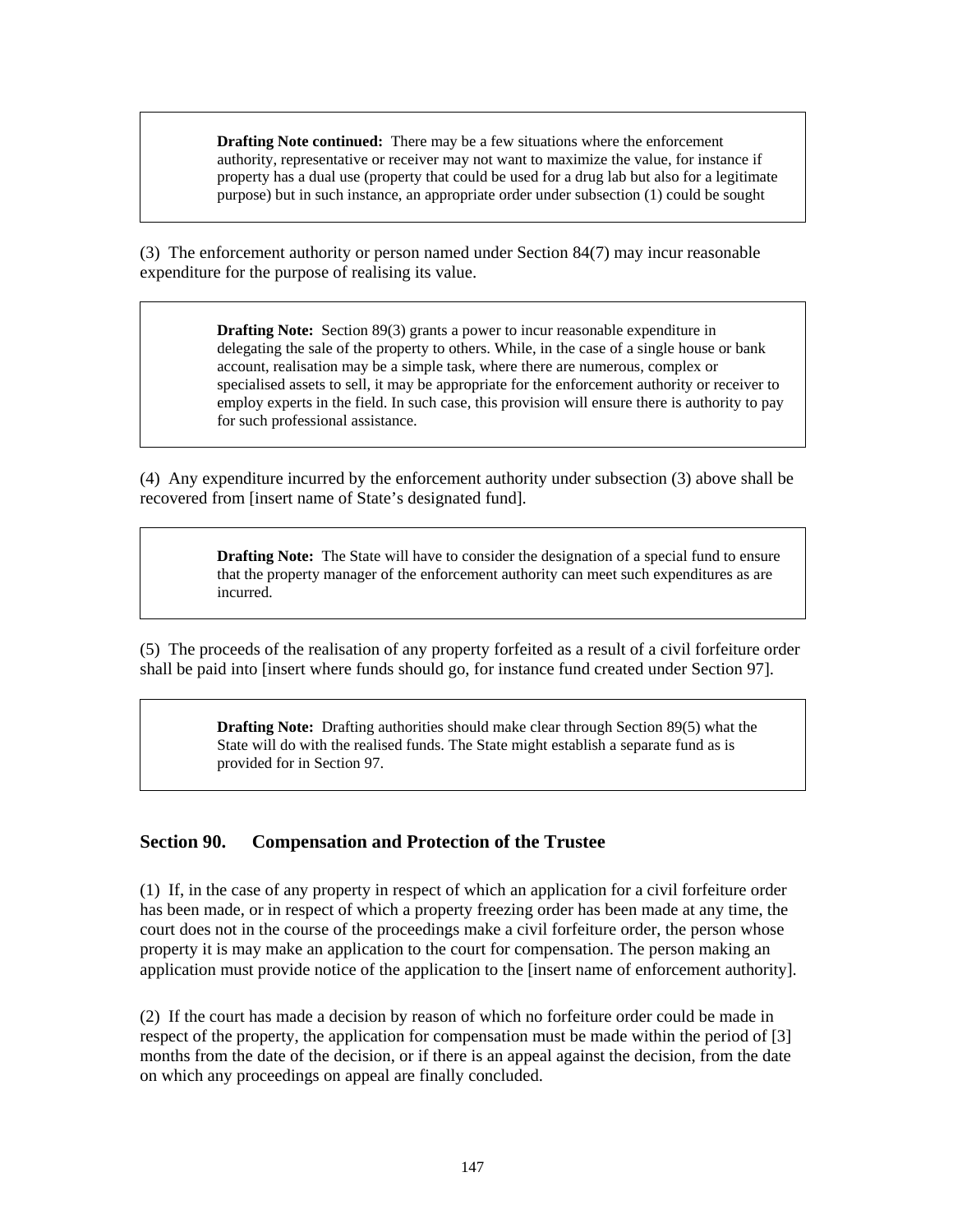> **Drafting Note continued:** There may be a few situations where the enforcement authority, representative or receiver may not want to maximize the value, for instance if property has a dual use (property that could be used for a drug lab but also for a legitimate purpose) but in such instance, an appropriate order under subsection (1) could be sought

(3) The enforcement authority or person named under Section 84(7) may incur reasonable expenditure for the purpose of realising its value.

> **Drafting Note:** Section 89(3) grants a power to incur reasonable expenditure in delegating the sale of the property to others. While, in the case of a single house or bank account, realisation may be a simple task, where there are numerous, complex or specialised assets to sell, it may be appropriate for the enforcement authority or receiver to employ experts in the field. In such case, this provision will ensure there is authority to pay for such professional assistance.

(4) Any expenditure incurred by the enforcement authority under subsection (3) above shall be recovered from [insert name of State's designated fund].

> **Drafting Note:** The State will have to consider the designation of a special fund to ensure that the property manager of the enforcement authority can meet such expenditures as are incurred.

(5) The proceeds of the realisation of any property forfeited as a result of a civil forfeiture order shall be paid into [insert where funds should go, for instance fund created under Section 97].

> **Drafting Note:** Drafting authorities should make clear through Section 89(5) what the State will do with the realised funds. The State might establish a separate fund as is provided for in Section 97.

## Section 90. Compensation and Protection of the Trustee

(1) If, in the case of any property in respect of which an application for a civil forfeiture order has been made, or in respect of which a property freezing order has been made at any time, the court does not in the course of the proceedings make a civil forfeiture order, the person whose property it is may make an application to the court for compensation. The person making an application must provide notice of the application to the [insert name of enforcement authority].

(2) If the court has made a decision by reason of which no forfeiture order could be made in respect of the property, the application for compensation must be made within the period of [3] months from the date of the decision, or if there is an appeal against the decision, from the date on which any proceedings on appeal are finally concluded.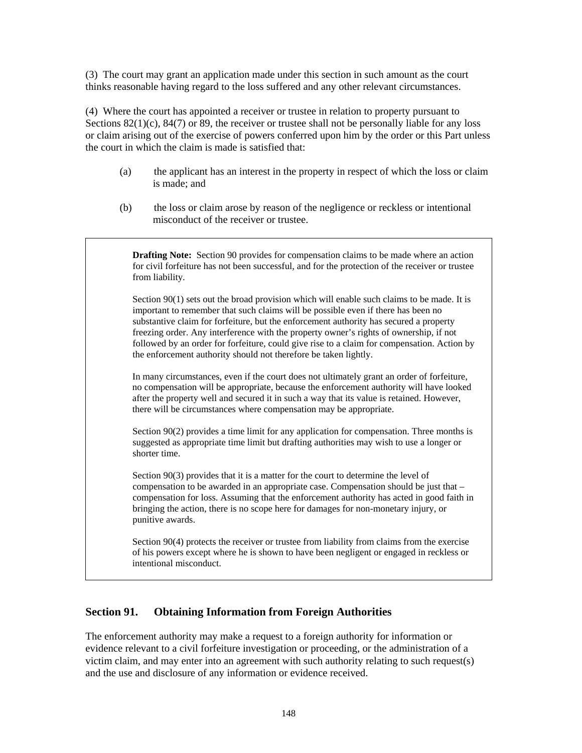(3) The court may grant an application made under this section in such amount as the court thinks reasonable having regard to the loss suffered and any other relevant circumstances.

(4) Where the court has appointed a receiver or trustee in relation to property pursuant to Sections 82(1)(c), 84(7) or 89, the receiver or trustee shall not be personally liable for any loss or claim arising out of the exercise of powers conferred upon him by the order or this Part unless the court in which the claim is made is satisfied that:

> (a) the applicant has an interest in the property in respect of which the loss or claim is made; and
>
> (b) the loss or claim arose by reason of the negligence or reckless or intentional misconduct of the receiver or trustee.

> **Drafting Note:** Section 90 provides for compensation claims to be made where an action for civil forfeiture has not been successful, and for the protection of the receiver or trustee from liability.
>
> Section 90(1) sets out the broad provision which will enable such claims to be made. It is important to remember that such claims will be possible even if there has been no substantive claim for forfeiture, but the enforcement authority has secured a property freezing order. Any interference with the property owner's rights of ownership, if not followed by an order for forfeiture, could give rise to a claim for compensation. Action by the enforcement authority should not therefore be taken lightly.
>
> In many circumstances, even if the court does not ultimately grant an order of forfeiture, no compensation will be appropriate, because the enforcement authority will have looked after the property well and secured it in such a way that its value is retained. However, there will be circumstances where compensation may be appropriate.
>
> Section 90(2) provides a time limit for any application for compensation. Three months is suggested as appropriate time limit but drafting authorities may wish to use a longer or shorter time.
>
> Section 90(3) provides that it is a matter for the court to determine the level of compensation to be awarded in an appropriate case. Compensation should be just that – compensation for loss. Assuming that the enforcement authority has acted in good faith in bringing the action, there is no scope here for damages for non-monetary injury, or punitive awards.
>
> Section 90(4) protects the receiver or trustee from liability from claims from the exercise of his powers except where he is shown to have been negligent or engaged in reckless or intentional misconduct.

## Section 91. Obtaining Information from Foreign Authorities

The enforcement authority may make a request to a foreign authority for information or evidence relevant to a civil forfeiture investigation or proceeding, or the administration of a victim claim, and may enter into an agreement with such authority relating to such request(s) and the use and disclosure of any information or evidence received.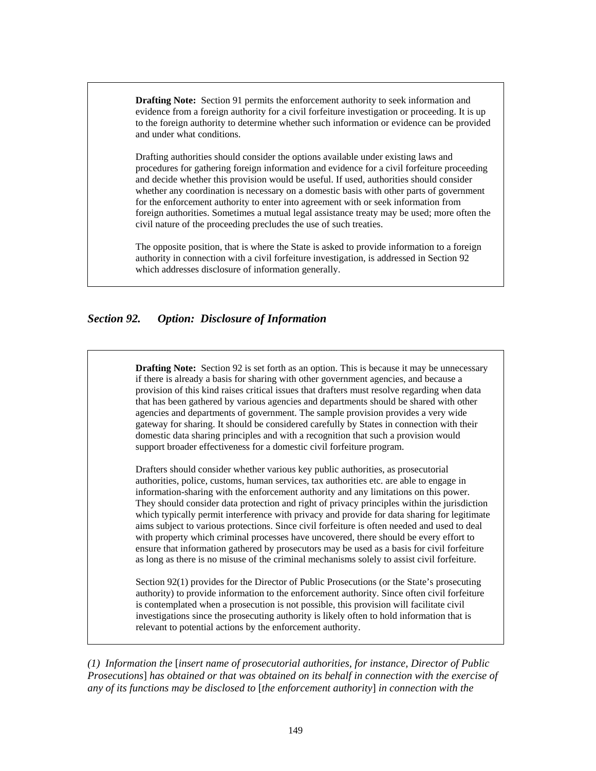> **Drafting Note:** Section 91 permits the enforcement authority to seek information and evidence from a foreign authority for a civil forfeiture investigation or proceeding. It is up to the foreign authority to determine whether such information or evidence can be provided and under what conditions.
>
> Drafting authorities should consider the options available under existing laws and procedures for gathering foreign information and evidence for a civil forfeiture proceeding and decide whether this provision would be useful. If used, authorities should consider whether any coordination is necessary on a domestic basis with other parts of government for the enforcement authority to enter into agreement with or seek information from foreign authorities. Sometimes a mutual legal assistance treaty may be used; more often the civil nature of the proceeding precludes the use of such treaties.
>
> The opposite position, that is where the State is asked to provide information to a foreign authority in connection with a civil forfeiture investigation, is addressed in Section 92 which addresses disclosure of information generally.

### *Section 92. Option: Disclosure of Information*

> **Drafting Note:** Section 92 is set forth as an option. This is because it may be unnecessary if there is already a basis for sharing with other government agencies, and because a provision of this kind raises critical issues that drafters must resolve regarding when data that has been gathered by various agencies and departments should be shared with other agencies and departments of government. The sample provision provides a very wide gateway for sharing. It should be considered carefully by States in connection with their domestic data sharing principles and with a recognition that such a provision would support broader effectiveness for a domestic civil forfeiture program.
>
> Drafters should consider whether various key public authorities, as prosecutorial authorities, police, customs, human services, tax authorities etc. are able to engage in information-sharing with the enforcement authority and any limitations on this power. They should consider data protection and right of privacy principles within the jurisdiction which typically permit interference with privacy and provide for data sharing for legitimate aims subject to various protections. Since civil forfeiture is often needed and used to deal with property which criminal processes have uncovered, there should be every effort to ensure that information gathered by prosecutors may be used as a basis for civil forfeiture as long as there is no misuse of the criminal mechanisms solely to assist civil forfeiture.
>
> Section 92(1) provides for the Director of Public Prosecutions (or the State's prosecuting authority) to provide information to the enforcement authority. Since often civil forfeiture is contemplated when a prosecution is not possible, this provision will facilitate civil investigations since the prosecuting authority is likely often to hold information that is relevant to potential actions by the enforcement authority.

*(1) Information the* [*insert name of prosecutorial authorities, for instance, Director of Public Prosecutions*] *has obtained or that was obtained on its behalf in connection with the exercise of any of its functions may be disclosed to* [*the enforcement authority*] *in connection with the*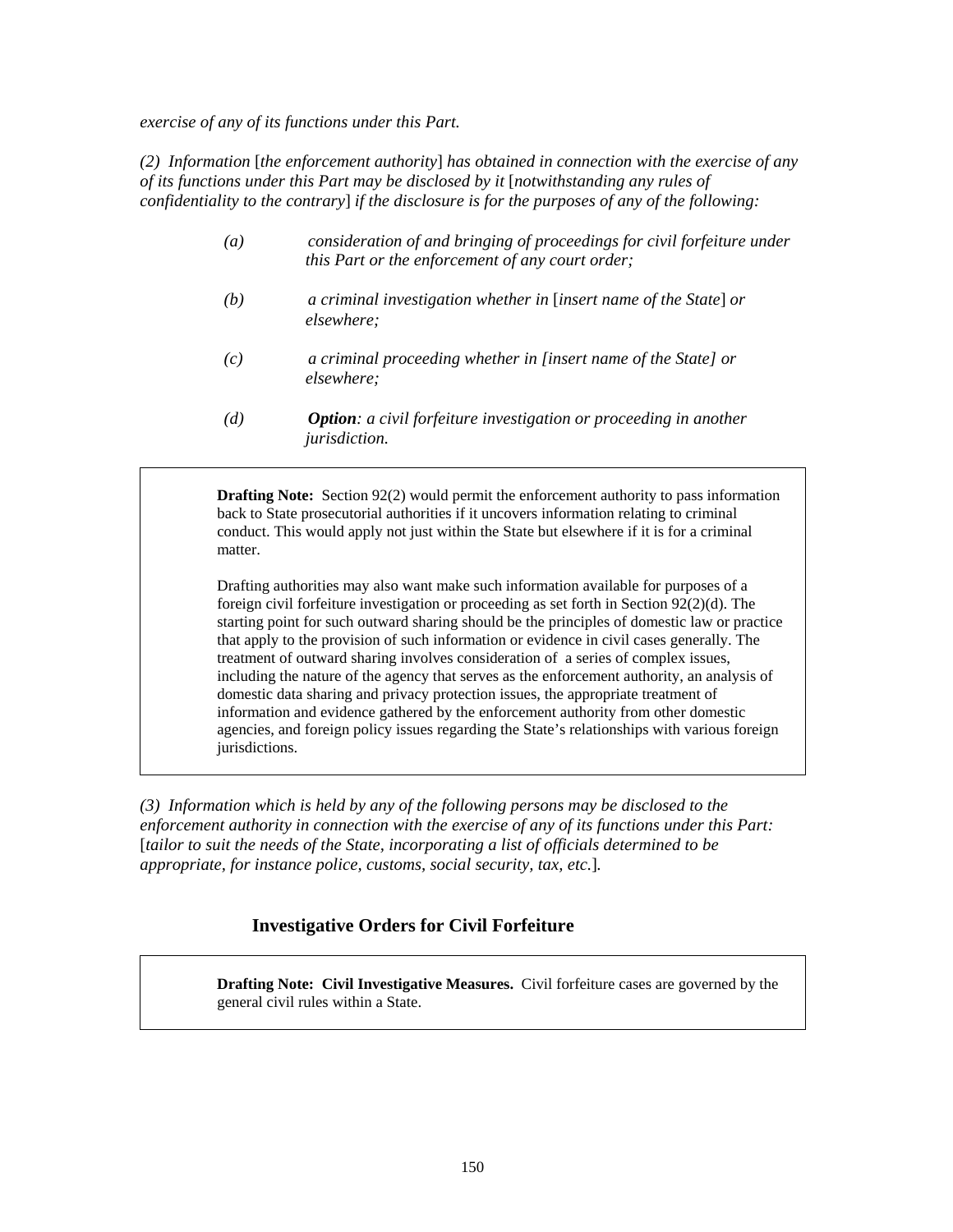*exercise of any of its functions under this Part.*

*(2) Information* [*the enforcement authority*] *has obtained in connection with the exercise of any of its functions under this Part may be disclosed by it* [*notwithstanding any rules of confidentiality to the contrary*] *if the disclosure is for the purposes of any of the following:*

*(a) consideration of and bringing of proceedings for civil forfeiture under this Part or the enforcement of any court order;*

*(b) a criminal investigation whether in* [*insert name of the State*] *or elsewhere;*

*(c) a criminal proceeding whether in [insert name of the State] or elsewhere;*

*(d)* ***Option****: a civil forfeiture investigation or proceeding in another jurisdiction.*

> **Drafting Note:** Section 92(2) would permit the enforcement authority to pass information back to State prosecutorial authorities if it uncovers information relating to criminal conduct. This would apply not just within the State but elsewhere if it is for a criminal matter.
>
> Drafting authorities may also want make such information available for purposes of a foreign civil forfeiture investigation or proceeding as set forth in Section 92(2)(d). The starting point for such outward sharing should be the principles of domestic law or practice that apply to the provision of such information or evidence in civil cases generally. The treatment of outward sharing involves consideration of a series of complex issues, including the nature of the agency that serves as the enforcement authority, an analysis of domestic data sharing and privacy protection issues, the appropriate treatment of information and evidence gathered by the enforcement authority from other domestic agencies, and foreign policy issues regarding the State's relationships with various foreign jurisdictions.

*(3) Information which is held by any of the following persons may be disclosed to the enforcement authority in connection with the exercise of any of its functions under this Part:* [*tailor to suit the needs of the State, incorporating a list of officials determined to be appropriate, for instance police, customs, social security, tax, etc.*]*.*

## Investigative Orders for Civil Forfeiture

> **Drafting Note: Civil Investigative Measures.** Civil forfeiture cases are governed by the general civil rules within a State.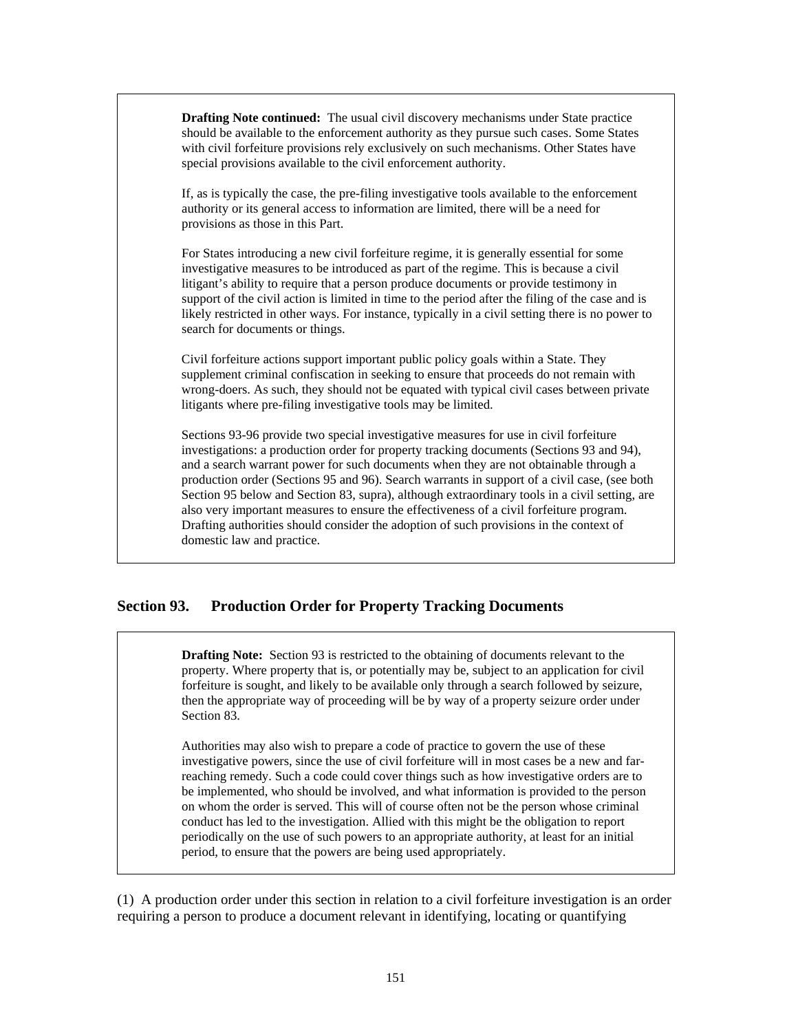> **Drafting Note continued:** The usual civil discovery mechanisms under State practice should be available to the enforcement authority as they pursue such cases. Some States with civil forfeiture provisions rely exclusively on such mechanisms. Other States have special provisions available to the civil enforcement authority.
>
> If, as is typically the case, the pre-filing investigative tools available to the enforcement authority or its general access to information are limited, there will be a need for provisions as those in this Part.
>
> For States introducing a new civil forfeiture regime, it is generally essential for some investigative measures to be introduced as part of the regime. This is because a civil litigant's ability to require that a person produce documents or provide testimony in support of the civil action is limited in time to the period after the filing of the case and is likely restricted in other ways. For instance, typically in a civil setting there is no power to search for documents or things.
>
> Civil forfeiture actions support important public policy goals within a State. They supplement criminal confiscation in seeking to ensure that proceeds do not remain with wrong-doers. As such, they should not be equated with typical civil cases between private litigants where pre-filing investigative tools may be limited.
>
> Sections 93-96 provide two special investigative measures for use in civil forfeiture investigations: a production order for property tracking documents (Sections 93 and 94), and a search warrant power for such documents when they are not obtainable through a production order (Sections 95 and 96). Search warrants in support of a civil case, (see both Section 95 below and Section 83, supra), although extraordinary tools in a civil setting, are also very important measures to ensure the effectiveness of a civil forfeiture program. Drafting authorities should consider the adoption of such provisions in the context of domestic law and practice.

## Section 93. Production Order for Property Tracking Documents

> **Drafting Note:** Section 93 is restricted to the obtaining of documents relevant to the property. Where property that is, or potentially may be, subject to an application for civil forfeiture is sought, and likely to be available only through a search followed by seizure, then the appropriate way of proceeding will be by way of a property seizure order under Section 83.
>
> Authorities may also wish to prepare a code of practice to govern the use of these investigative powers, since the use of civil forfeiture will in most cases be a new and far-reaching remedy. Such a code could cover things such as how investigative orders are to be implemented, who should be involved, and what information is provided to the person on whom the order is served. This will of course often not be the person whose criminal conduct has led to the investigation. Allied with this might be the obligation to report periodically on the use of such powers to an appropriate authority, at least for an initial period, to ensure that the powers are being used appropriately.

(1) A production order under this section in relation to a civil forfeiture investigation is an order requiring a person to produce a document relevant in identifying, locating or quantifying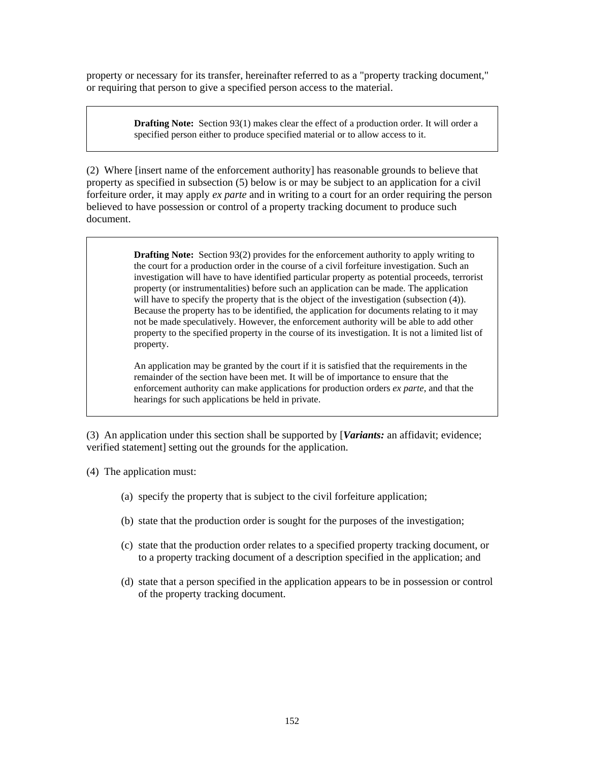property or necessary for its transfer, hereinafter referred to as a "property tracking document," or requiring that person to give a specified person access to the material.

> **Drafting Note:** Section 93(1) makes clear the effect of a production order. It will order a specified person either to produce specified material or to allow access to it.

(2) Where [insert name of the enforcement authority] has reasonable grounds to believe that property as specified in subsection (5) below is or may be subject to an application for a civil forfeiture order, it may apply *ex parte* and in writing to a court for an order requiring the person believed to have possession or control of a property tracking document to produce such document.

> **Drafting Note:** Section 93(2) provides for the enforcement authority to apply writing to the court for a production order in the course of a civil forfeiture investigation. Such an investigation will have to have identified particular property as potential proceeds, terrorist property (or instrumentalities) before such an application can be made. The application will have to specify the property that is the object of the investigation (subsection (4)). Because the property has to be identified, the application for documents relating to it may not be made speculatively. However, the enforcement authority will be able to add other property to the specified property in the course of its investigation. It is not a limited list of property.
>
> An application may be granted by the court if it is satisfied that the requirements in the remainder of the section have been met. It will be of importance to ensure that the enforcement authority can make applications for production orders *ex parte*, and that the hearings for such applications be held in private.

(3) An application under this section shall be supported by [***Variants:*** an affidavit; evidence; verified statement] setting out the grounds for the application.

(4) The application must:

(a) specify the property that is subject to the civil forfeiture application;

(b) state that the production order is sought for the purposes of the investigation;

(c) state that the production order relates to a specified property tracking document, or to a property tracking document of a description specified in the application; and

(d) state that a person specified in the application appears to be in possession or control of the property tracking document.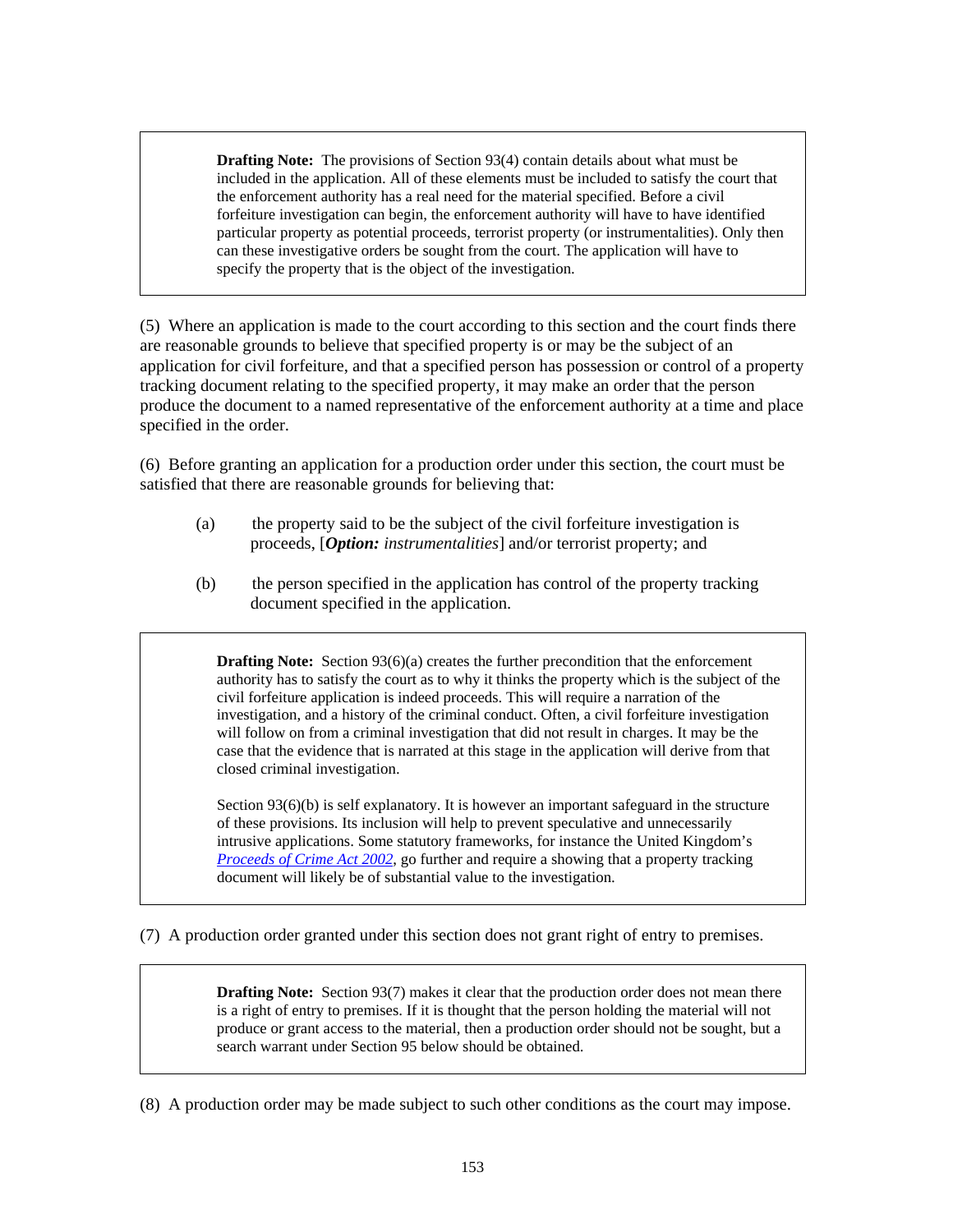> **Drafting Note:** The provisions of Section 93(4) contain details about what must be included in the application. All of these elements must be included to satisfy the court that the enforcement authority has a real need for the material specified. Before a civil forfeiture investigation can begin, the enforcement authority will have to have identified particular property as potential proceeds, terrorist property (or instrumentalities). Only then can these investigative orders be sought from the court. The application will have to specify the property that is the object of the investigation.

(5) Where an application is made to the court according to this section and the court finds there are reasonable grounds to believe that specified property is or may be the subject of an application for civil forfeiture, and that a specified person has possession or control of a property tracking document relating to the specified property, it may make an order that the person produce the document to a named representative of the enforcement authority at a time and place specified in the order.

(6) Before granting an application for a production order under this section, the court must be satisfied that there are reasonable grounds for believing that:

(a) the property said to be the subject of the civil forfeiture investigation is proceeds, [***Option:*** *instrumentalities*] and/or terrorist property; and

(b) the person specified in the application has control of the property tracking document specified in the application.

> **Drafting Note:** Section 93(6)(a) creates the further precondition that the enforcement authority has to satisfy the court as to why it thinks the property which is the subject of the civil forfeiture application is indeed proceeds. This will require a narration of the investigation, and a history of the criminal conduct. Often, a civil forfeiture investigation will follow on from a criminal investigation that did not result in charges. It may be the case that the evidence that is narrated at this stage in the application will derive from that closed criminal investigation.
>
> Section 93(6)(b) is self explanatory. It is however an important safeguard in the structure of these provisions. Its inclusion will help to prevent speculative and unnecessarily intrusive applications. Some statutory frameworks, for instance the United Kingdom's *Proceeds of Crime Act 2002*, go further and require a showing that a property tracking document will likely be of substantial value to the investigation.

(7) A production order granted under this section does not grant right of entry to premises.

> **Drafting Note:** Section 93(7) makes it clear that the production order does not mean there is a right of entry to premises. If it is thought that the person holding the material will not produce or grant access to the material, then a production order should not be sought, but a search warrant under Section 95 below should be obtained.

(8) A production order may be made subject to such other conditions as the court may impose.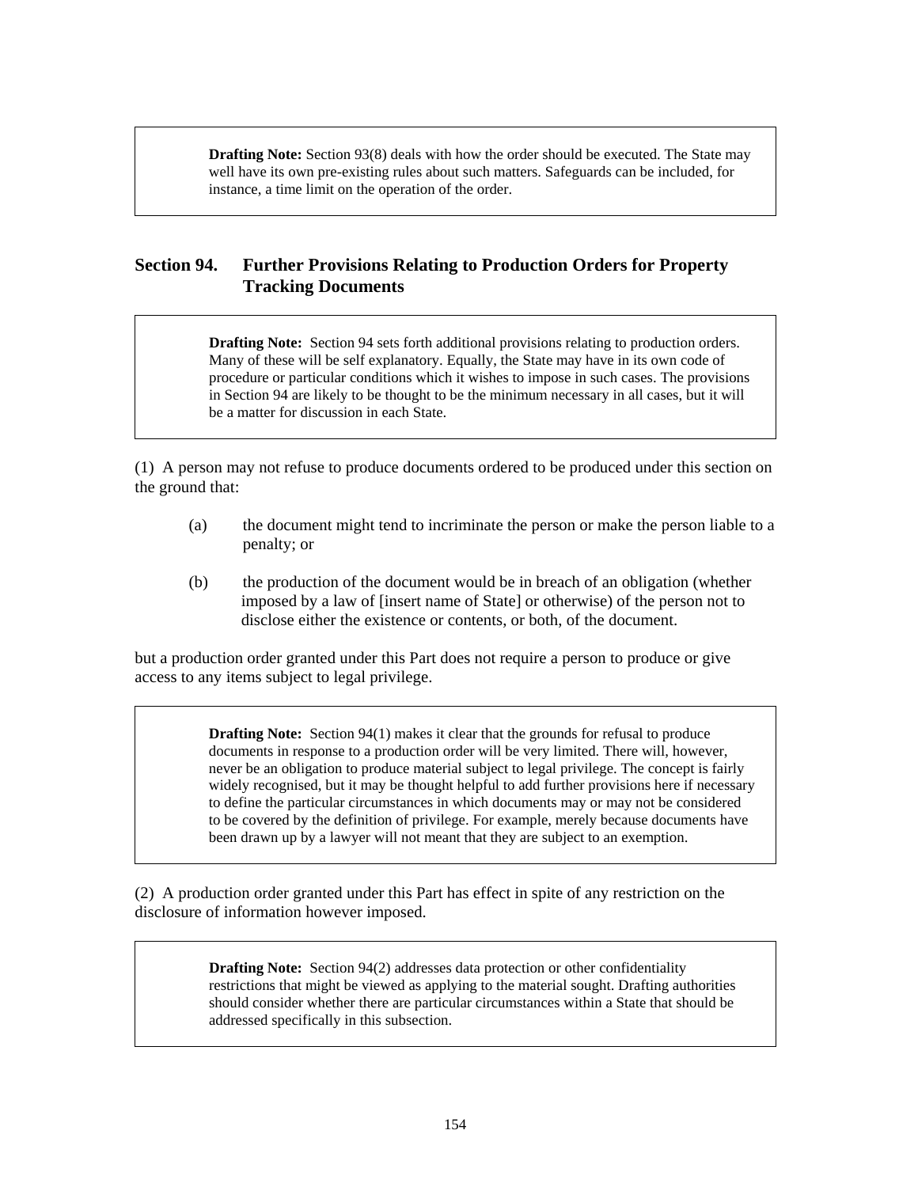> **Drafting Note:** Section 93(8) deals with how the order should be executed. The State may well have its own pre-existing rules about such matters. Safeguards can be included, for instance, a time limit on the operation of the order.

## Section 94. Further Provisions Relating to Production Orders for Property Tracking Documents

> **Drafting Note:** Section 94 sets forth additional provisions relating to production orders. Many of these will be self explanatory. Equally, the State may have in its own code of procedure or particular conditions which it wishes to impose in such cases. The provisions in Section 94 are likely to be thought to be the minimum necessary in all cases, but it will be a matter for discussion in each State.

(1) A person may not refuse to produce documents ordered to be produced under this section on the ground that:

(a) the document might tend to incriminate the person or make the person liable to a penalty; or

(b) the production of the document would be in breach of an obligation (whether imposed by a law of [insert name of State] or otherwise) of the person not to disclose either the existence or contents, or both, of the document.

but a production order granted under this Part does not require a person to produce or give access to any items subject to legal privilege.

> **Drafting Note:** Section 94(1) makes it clear that the grounds for refusal to produce documents in response to a production order will be very limited. There will, however, never be an obligation to produce material subject to legal privilege. The concept is fairly widely recognised, but it may be thought helpful to add further provisions here if necessary to define the particular circumstances in which documents may or may not be considered to be covered by the definition of privilege. For example, merely because documents have been drawn up by a lawyer will not meant that they are subject to an exemption.

(2) A production order granted under this Part has effect in spite of any restriction on the disclosure of information however imposed.

> **Drafting Note:** Section 94(2) addresses data protection or other confidentiality restrictions that might be viewed as applying to the material sought. Drafting authorities should consider whether there are particular circumstances within a State that should be addressed specifically in this subsection.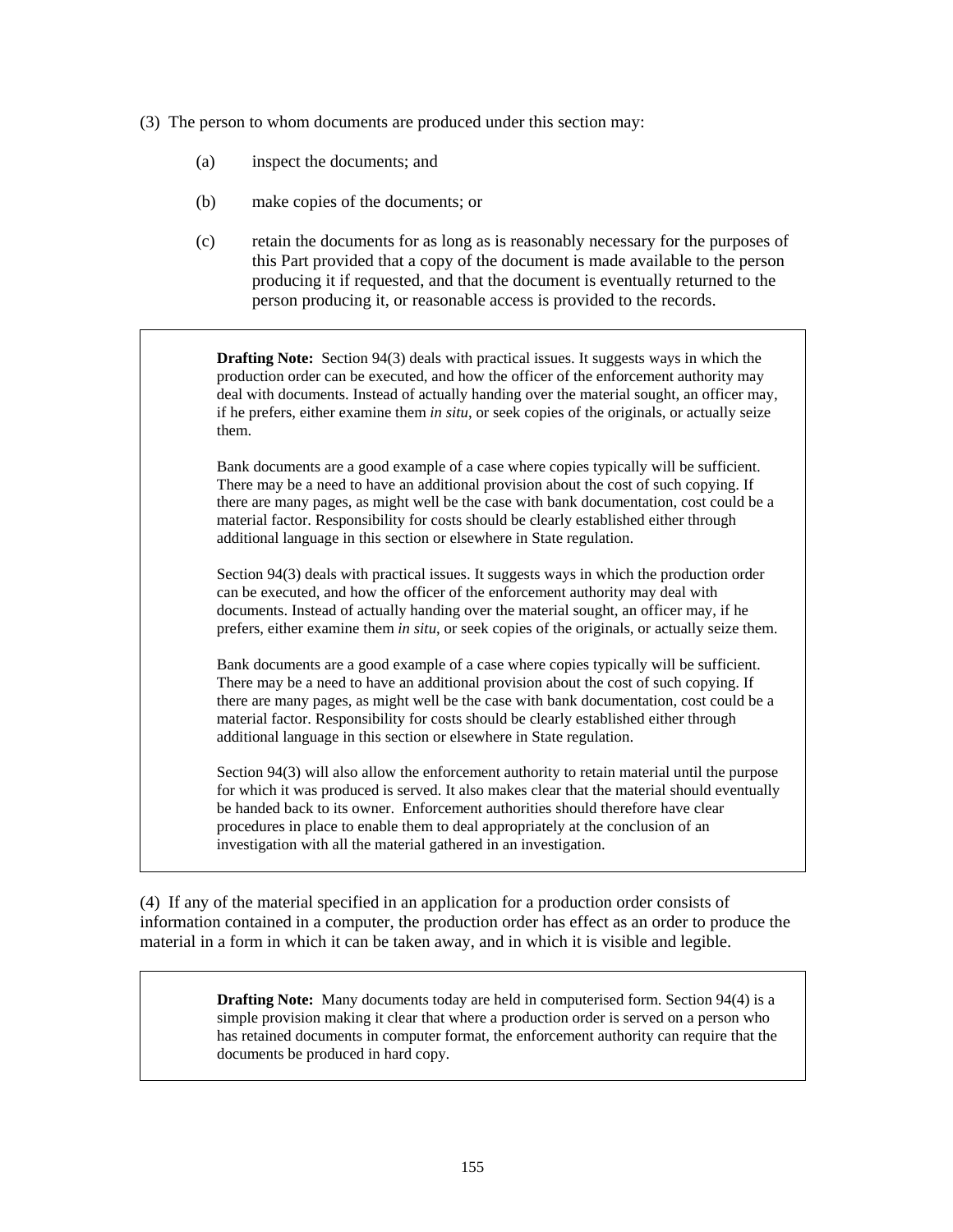(3) The person to whom documents are produced under this section may:

(a) inspect the documents; and

(b) make copies of the documents; or

(c) retain the documents for as long as is reasonably necessary for the purposes of this Part provided that a copy of the document is made available to the person producing it if requested, and that the document is eventually returned to the person producing it, or reasonable access is provided to the records.

> **Drafting Note:** Section 94(3) deals with practical issues. It suggests ways in which the production order can be executed, and how the officer of the enforcement authority may deal with documents. Instead of actually handing over the material sought, an officer may, if he prefers, either examine them *in situ*, or seek copies of the originals, or actually seize them.
>
> Bank documents are a good example of a case where copies typically will be sufficient. There may be a need to have an additional provision about the cost of such copying. If there are many pages, as might well be the case with bank documentation, cost could be a material factor. Responsibility for costs should be clearly established either through additional language in this section or elsewhere in State regulation.
>
> Section 94(3) deals with practical issues. It suggests ways in which the production order can be executed, and how the officer of the enforcement authority may deal with documents. Instead of actually handing over the material sought, an officer may, if he prefers, either examine them *in situ*, or seek copies of the originals, or actually seize them.
>
> Bank documents are a good example of a case where copies typically will be sufficient. There may be a need to have an additional provision about the cost of such copying. If there are many pages, as might well be the case with bank documentation, cost could be a material factor. Responsibility for costs should be clearly established either through additional language in this section or elsewhere in State regulation.
>
> Section 94(3) will also allow the enforcement authority to retain material until the purpose for which it was produced is served. It also makes clear that the material should eventually be handed back to its owner. Enforcement authorities should therefore have clear procedures in place to enable them to deal appropriately at the conclusion of an investigation with all the material gathered in an investigation.

(4) If any of the material specified in an application for a production order consists of information contained in a computer, the production order has effect as an order to produce the material in a form in which it can be taken away, and in which it is visible and legible.

> **Drafting Note:** Many documents today are held in computerised form. Section 94(4) is a simple provision making it clear that where a production order is served on a person who has retained documents in computer format, the enforcement authority can require that the documents be produced in hard copy.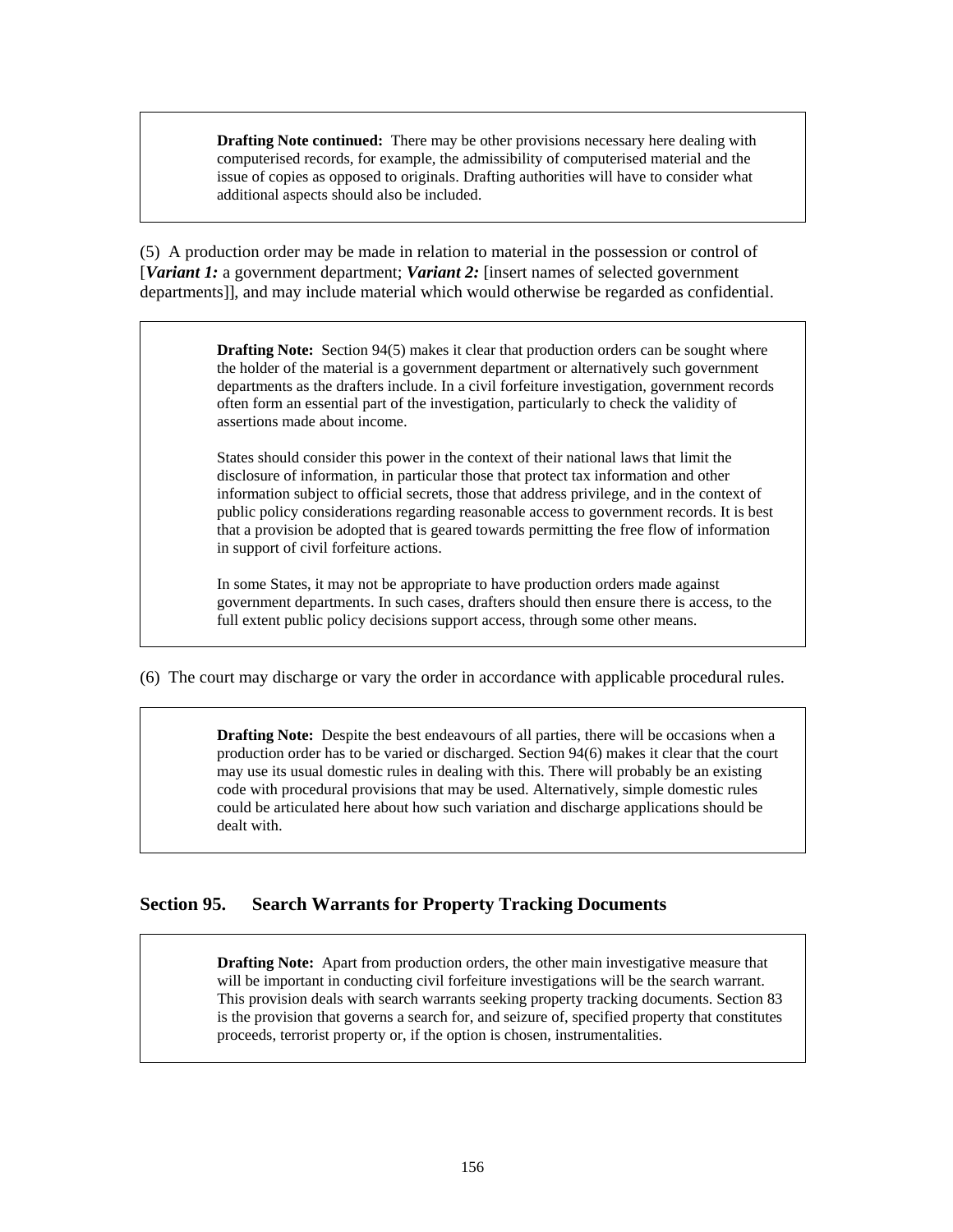> **Drafting Note continued:** There may be other provisions necessary here dealing with computerised records, for example, the admissibility of computerised material and the issue of copies as opposed to originals. Drafting authorities will have to consider what additional aspects should also be included.

(5) A production order may be made in relation to material in the possession or control of [***Variant 1:*** a government department; ***Variant 2:*** [insert names of selected government departments]], and may include material which would otherwise be regarded as confidential.

> **Drafting Note:** Section 94(5) makes it clear that production orders can be sought where the holder of the material is a government department or alternatively such government departments as the drafters include. In a civil forfeiture investigation, government records often form an essential part of the investigation, particularly to check the validity of assertions made about income.
>
> States should consider this power in the context of their national laws that limit the disclosure of information, in particular those that protect tax information and other information subject to official secrets, those that address privilege, and in the context of public policy considerations regarding reasonable access to government records. It is best that a provision be adopted that is geared towards permitting the free flow of information in support of civil forfeiture actions.
>
> In some States, it may not be appropriate to have production orders made against government departments. In such cases, drafters should then ensure there is access, to the full extent public policy decisions support access, through some other means.

(6) The court may discharge or vary the order in accordance with applicable procedural rules.

> **Drafting Note:** Despite the best endeavours of all parties, there will be occasions when a production order has to be varied or discharged. Section 94(6) makes it clear that the court may use its usual domestic rules in dealing with this. There will probably be an existing code with procedural provisions that may be used. Alternatively, simple domestic rules could be articulated here about how such variation and discharge applications should be dealt with.

## Section 95. Search Warrants for Property Tracking Documents

> **Drafting Note:** Apart from production orders, the other main investigative measure that will be important in conducting civil forfeiture investigations will be the search warrant. This provision deals with search warrants seeking property tracking documents. Section 83 is the provision that governs a search for, and seizure of, specified property that constitutes proceeds, terrorist property or, if the option is chosen, instrumentalities.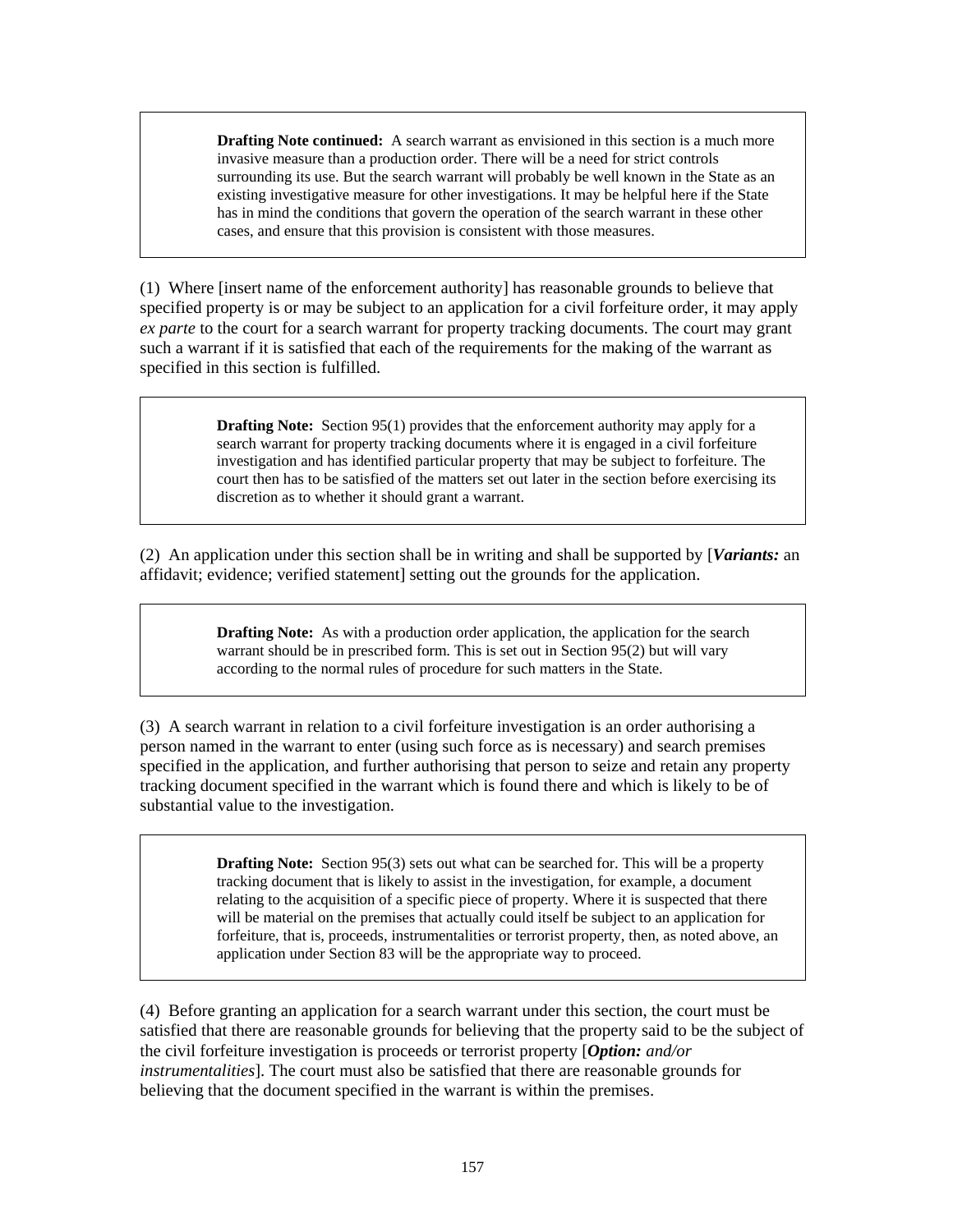> **Drafting Note continued:** A search warrant as envisioned in this section is a much more invasive measure than a production order. There will be a need for strict controls surrounding its use. But the search warrant will probably be well known in the State as an existing investigative measure for other investigations. It may be helpful here if the State has in mind the conditions that govern the operation of the search warrant in these other cases, and ensure that this provision is consistent with those measures.

(1) Where [insert name of the enforcement authority] has reasonable grounds to believe that specified property is or may be subject to an application for a civil forfeiture order, it may apply *ex parte* to the court for a search warrant for property tracking documents. The court may grant such a warrant if it is satisfied that each of the requirements for the making of the warrant as specified in this section is fulfilled.

> **Drafting Note:** Section 95(1) provides that the enforcement authority may apply for a search warrant for property tracking documents where it is engaged in a civil forfeiture investigation and has identified particular property that may be subject to forfeiture. The court then has to be satisfied of the matters set out later in the section before exercising its discretion as to whether it should grant a warrant.

(2) An application under this section shall be in writing and shall be supported by [***Variants:*** an affidavit; evidence; verified statement] setting out the grounds for the application.

> **Drafting Note:** As with a production order application, the application for the search warrant should be in prescribed form. This is set out in Section 95(2) but will vary according to the normal rules of procedure for such matters in the State.

(3) A search warrant in relation to a civil forfeiture investigation is an order authorising a person named in the warrant to enter (using such force as is necessary) and search premises specified in the application, and further authorising that person to seize and retain any property tracking document specified in the warrant which is found there and which is likely to be of substantial value to the investigation.

> **Drafting Note:** Section 95(3) sets out what can be searched for. This will be a property tracking document that is likely to assist in the investigation, for example, a document relating to the acquisition of a specific piece of property. Where it is suspected that there will be material on the premises that actually could itself be subject to an application for forfeiture, that is, proceeds, instrumentalities or terrorist property, then, as noted above, an application under Section 83 will be the appropriate way to proceed.

(4) Before granting an application for a search warrant under this section, the court must be satisfied that there are reasonable grounds for believing that the property said to be the subject of the civil forfeiture investigation is proceeds or terrorist property [***Option:*** *and/or instrumentalities*]. The court must also be satisfied that there are reasonable grounds for believing that the document specified in the warrant is within the premises.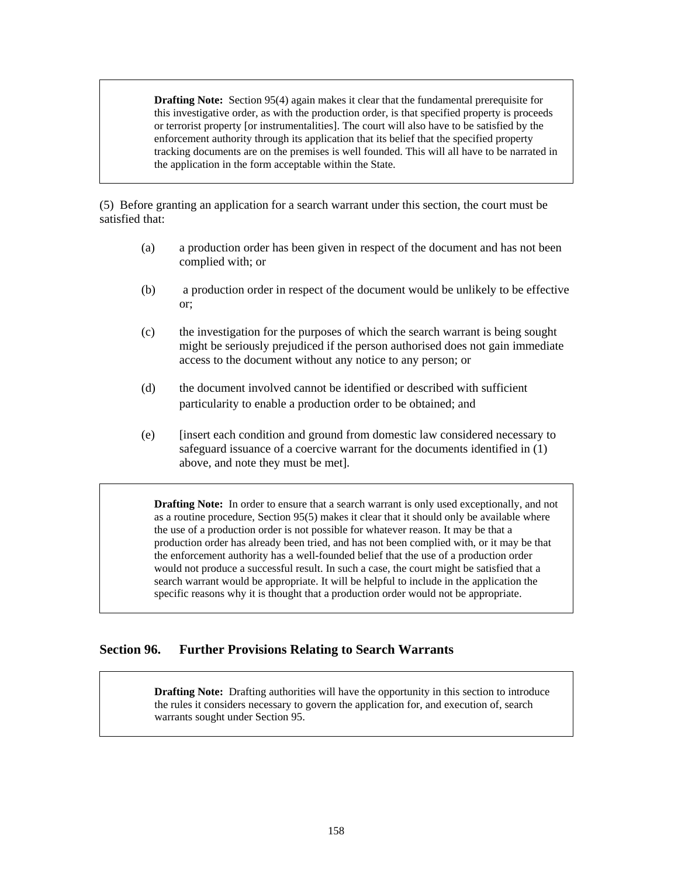> **Drafting Note:** Section 95(4) again makes it clear that the fundamental prerequisite for this investigative order, as with the production order, is that specified property is proceeds or terrorist property [or instrumentalities]. The court will also have to be satisfied by the enforcement authority through its application that its belief that the specified property tracking documents are on the premises is well founded. This will all have to be narrated in the application in the form acceptable within the State.

(5) Before granting an application for a search warrant under this section, the court must be satisfied that:

(a) a production order has been given in respect of the document and has not been complied with; or

(b) a production order in respect of the document would be unlikely to be effective or;

(c) the investigation for the purposes of which the search warrant is being sought might be seriously prejudiced if the person authorised does not gain immediate access to the document without any notice to any person; or

(d) the document involved cannot be identified or described with sufficient particularity to enable a production order to be obtained; and

(e) [insert each condition and ground from domestic law considered necessary to safeguard issuance of a coercive warrant for the documents identified in (1) above, and note they must be met].

> **Drafting Note:** In order to ensure that a search warrant is only used exceptionally, and not as a routine procedure, Section 95(5) makes it clear that it should only be available where the use of a production order is not possible for whatever reason. It may be that a production order has already been tried, and has not been complied with, or it may be that the enforcement authority has a well-founded belief that the use of a production order would not produce a successful result. In such a case, the court might be satisfied that a search warrant would be appropriate. It will be helpful to include in the application the specific reasons why it is thought that a production order would not be appropriate.

## Section 96. Further Provisions Relating to Search Warrants

> **Drafting Note:** Drafting authorities will have the opportunity in this section to introduce the rules it considers necessary to govern the application for, and execution of, search warrants sought under Section 95.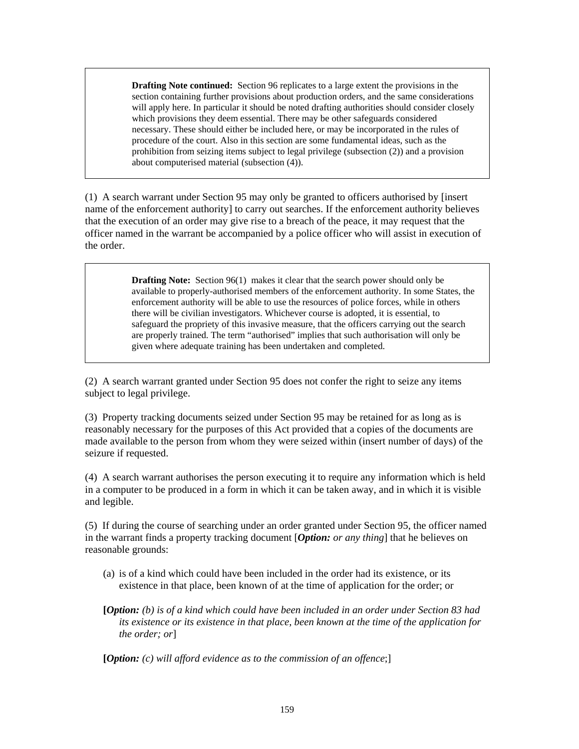> **Drafting Note continued:** Section 96 replicates to a large extent the provisions in the section containing further provisions about production orders, and the same considerations will apply here. In particular it should be noted drafting authorities should consider closely which provisions they deem essential. There may be other safeguards considered necessary. These should either be included here, or may be incorporated in the rules of procedure of the court. Also in this section are some fundamental ideas, such as the prohibition from seizing items subject to legal privilege (subsection (2)) and a provision about computerised material (subsection (4)).

(1) A search warrant under Section 95 may only be granted to officers authorised by [insert name of the enforcement authority] to carry out searches. If the enforcement authority believes that the execution of an order may give rise to a breach of the peace, it may request that the officer named in the warrant be accompanied by a police officer who will assist in execution of the order.

> **Drafting Note:** Section 96(1) makes it clear that the search power should only be available to properly-authorised members of the enforcement authority. In some States, the enforcement authority will be able to use the resources of police forces, while in others there will be civilian investigators. Whichever course is adopted, it is essential, to safeguard the propriety of this invasive measure, that the officers carrying out the search are properly trained. The term "authorised" implies that such authorisation will only be given where adequate training has been undertaken and completed.

(2) A search warrant granted under Section 95 does not confer the right to seize any items subject to legal privilege.

(3) Property tracking documents seized under Section 95 may be retained for as long as is reasonably necessary for the purposes of this Act provided that a copies of the documents are made available to the person from whom they were seized within (insert number of days) of the seizure if requested.

(4) A search warrant authorises the person executing it to require any information which is held in a computer to be produced in a form in which it can be taken away, and in which it is visible and legible.

(5) If during the course of searching under an order granted under Section 95, the officer named in the warrant finds a property tracking document [***Option:*** *or any thing*] that he believes on reasonable grounds:

(a) is of a kind which could have been included in the order had its existence, or its existence in that place, been known of at the time of application for the order; or

**[*Option:*** *(b) is of a kind which could have been included in an order under Section 83 had its existence or its existence in that place, been known at the time of the application for the order; or*]

**[*Option:*** *(c) will afford evidence as to the commission of an offence*;]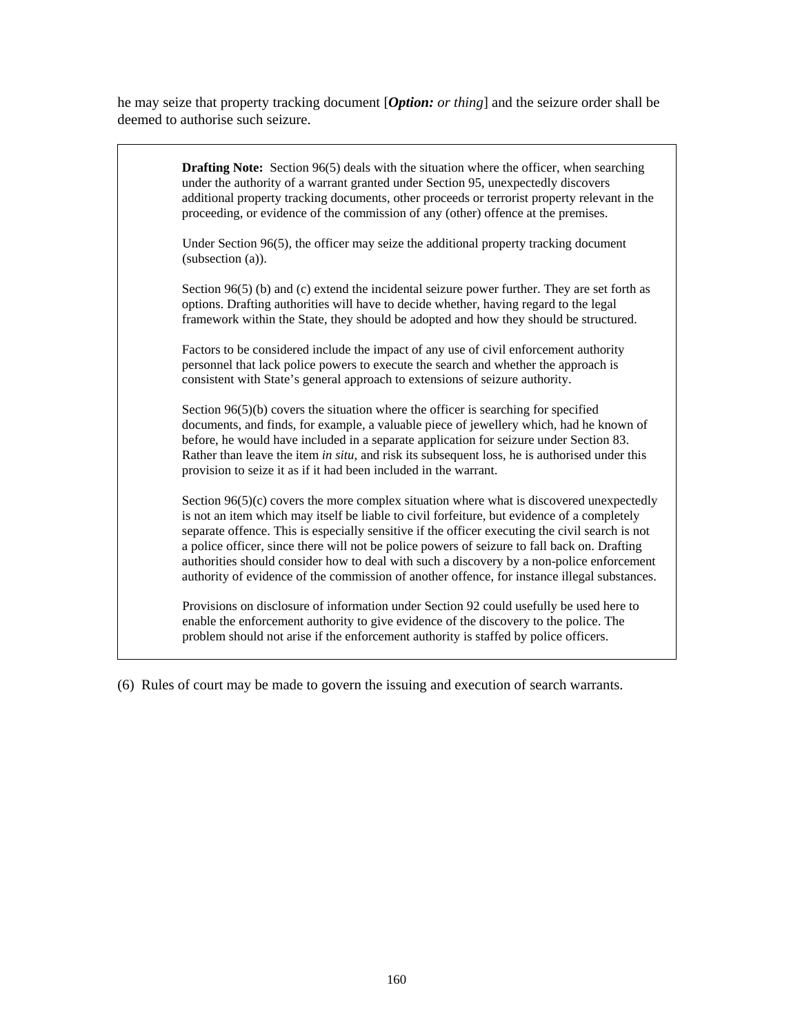he may seize that property tracking document [***Option:*** *or thing*] and the seizure order shall be deemed to authorise such seizure.

> **Drafting Note:** Section 96(5) deals with the situation where the officer, when searching under the authority of a warrant granted under Section 95, unexpectedly discovers additional property tracking documents, other proceeds or terrorist property relevant in the proceeding, or evidence of the commission of any (other) offence at the premises.
>
> Under Section 96(5), the officer may seize the additional property tracking document (subsection (a)).
>
> Section 96(5) (b) and (c) extend the incidental seizure power further. They are set forth as options. Drafting authorities will have to decide whether, having regard to the legal framework within the State, they should be adopted and how they should be structured.
>
> Factors to be considered include the impact of any use of civil enforcement authority personnel that lack police powers to execute the search and whether the approach is consistent with State's general approach to extensions of seizure authority.
>
> Section 96(5)(b) covers the situation where the officer is searching for specified documents, and finds, for example, a valuable piece of jewellery which, had he known of before, he would have included in a separate application for seizure under Section 83. Rather than leave the item *in situ*, and risk its subsequent loss, he is authorised under this provision to seize it as if it had been included in the warrant.
>
> Section 96(5)(c) covers the more complex situation where what is discovered unexpectedly is not an item which may itself be liable to civil forfeiture, but evidence of a completely separate offence. This is especially sensitive if the officer executing the civil search is not a police officer, since there will not be police powers of seizure to fall back on. Drafting authorities should consider how to deal with such a discovery by a non-police enforcement authority of evidence of the commission of another offence, for instance illegal substances.
>
> Provisions on disclosure of information under Section 92 could usefully be used here to enable the enforcement authority to give evidence of the discovery to the police. The problem should not arise if the enforcement authority is staffed by police officers.

(6) Rules of court may be made to govern the issuing and execution of search warrants.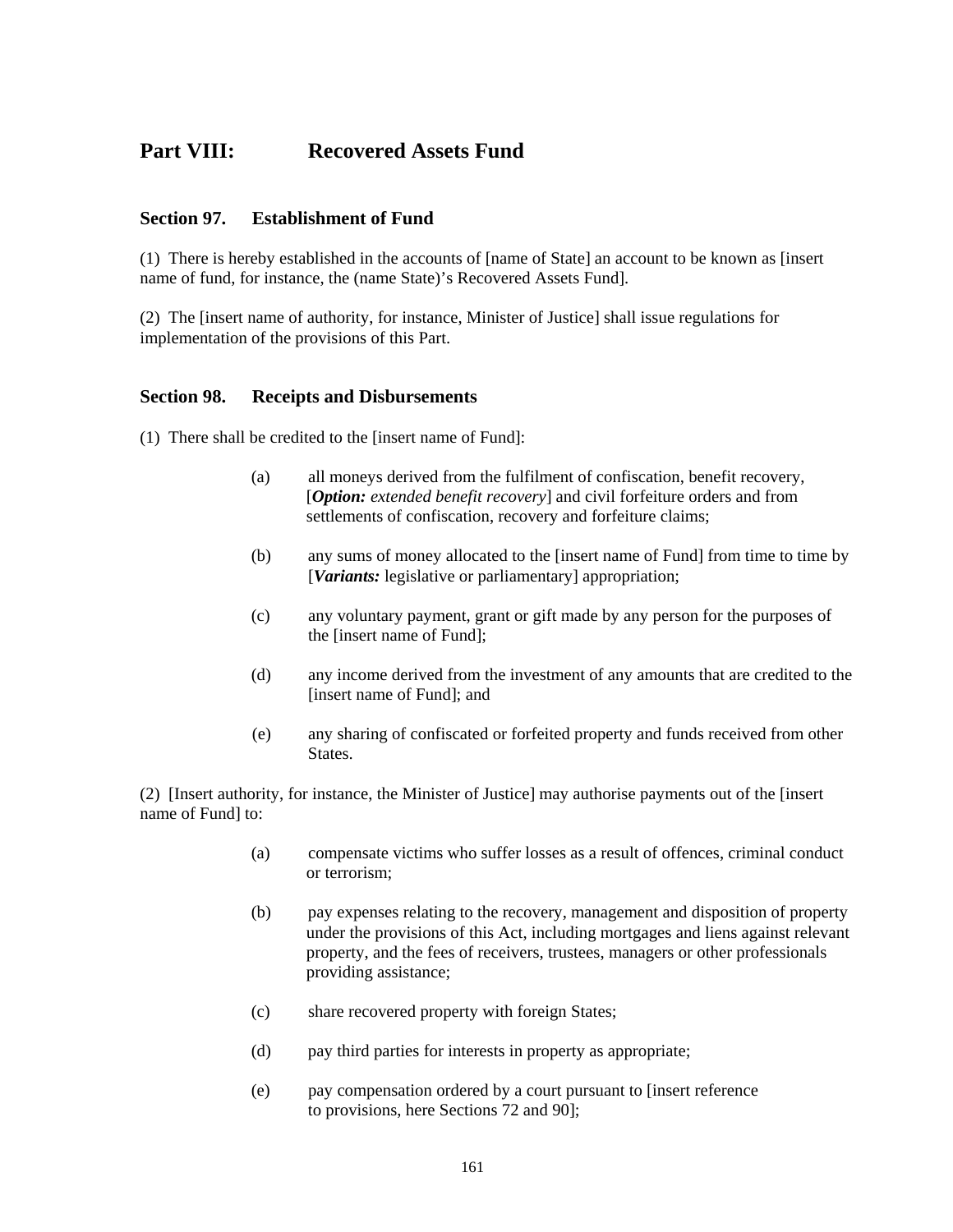## Part VIII: Recovered Assets Fund

### Section 97. Establishment of Fund

(1) There is hereby established in the accounts of [name of State] an account to be known as [insert name of fund, for instance, the (name State)'s Recovered Assets Fund].

(2) The [insert name of authority, for instance, Minister of Justice] shall issue regulations for implementation of the provisions of this Part.

### Section 98. Receipts and Disbursements

(1) There shall be credited to the [insert name of Fund]:

(a) all moneys derived from the fulfilment of confiscation, benefit recovery, [***Option:*** *extended benefit recovery*] and civil forfeiture orders and from settlements of confiscation, recovery and forfeiture claims;

(b) any sums of money allocated to the [insert name of Fund] from time to time by [***Variants:*** legislative or parliamentary] appropriation;

(c) any voluntary payment, grant or gift made by any person for the purposes of the [insert name of Fund];

(d) any income derived from the investment of any amounts that are credited to the [insert name of Fund]; and

(e) any sharing of confiscated or forfeited property and funds received from other States.

(2) [Insert authority, for instance, the Minister of Justice] may authorise payments out of the [insert name of Fund] to:

(a) compensate victims who suffer losses as a result of offences, criminal conduct or terrorism;

(b) pay expenses relating to the recovery, management and disposition of property under the provisions of this Act, including mortgages and liens against relevant property, and the fees of receivers, trustees, managers or other professionals providing assistance;

(c) share recovered property with foreign States;

(d) pay third parties for interests in property as appropriate;

(e) pay compensation ordered by a court pursuant to [insert reference to provisions, here Sections 72 and 90];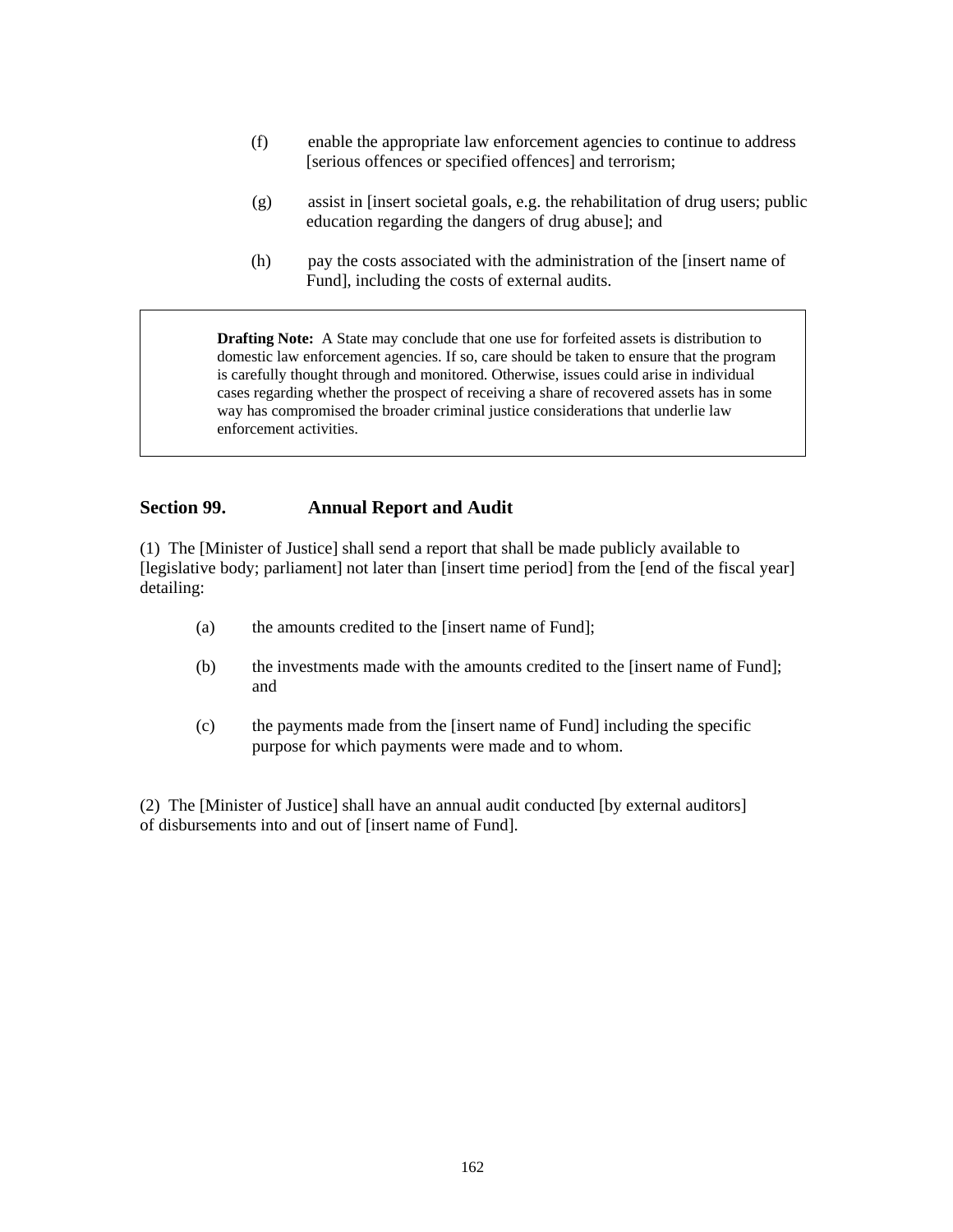(f) enable the appropriate law enforcement agencies to continue to address [serious offences or specified offences] and terrorism;

(g) assist in [insert societal goals, e.g. the rehabilitation of drug users; public education regarding the dangers of drug abuse]; and

(h) pay the costs associated with the administration of the [insert name of Fund], including the costs of external audits.

> **Drafting Note:** A State may conclude that one use for forfeited assets is distribution to domestic law enforcement agencies. If so, care should be taken to ensure that the program is carefully thought through and monitored. Otherwise, issues could arise in individual cases regarding whether the prospect of receiving a share of recovered assets has in some way has compromised the broader criminal justice considerations that underlie law enforcement activities.

## Section 99. Annual Report and Audit

(1) The [Minister of Justice] shall send a report that shall be made publicly available to [legislative body; parliament] not later than [insert time period] from the [end of the fiscal year] detailing:

(a) the amounts credited to the [insert name of Fund];

(b) the investments made with the amounts credited to the [insert name of Fund]; and

(c) the payments made from the [insert name of Fund] including the specific purpose for which payments were made and to whom.

(2) The [Minister of Justice] shall have an annual audit conducted [by external auditors] of disbursements into and out of [insert name of Fund].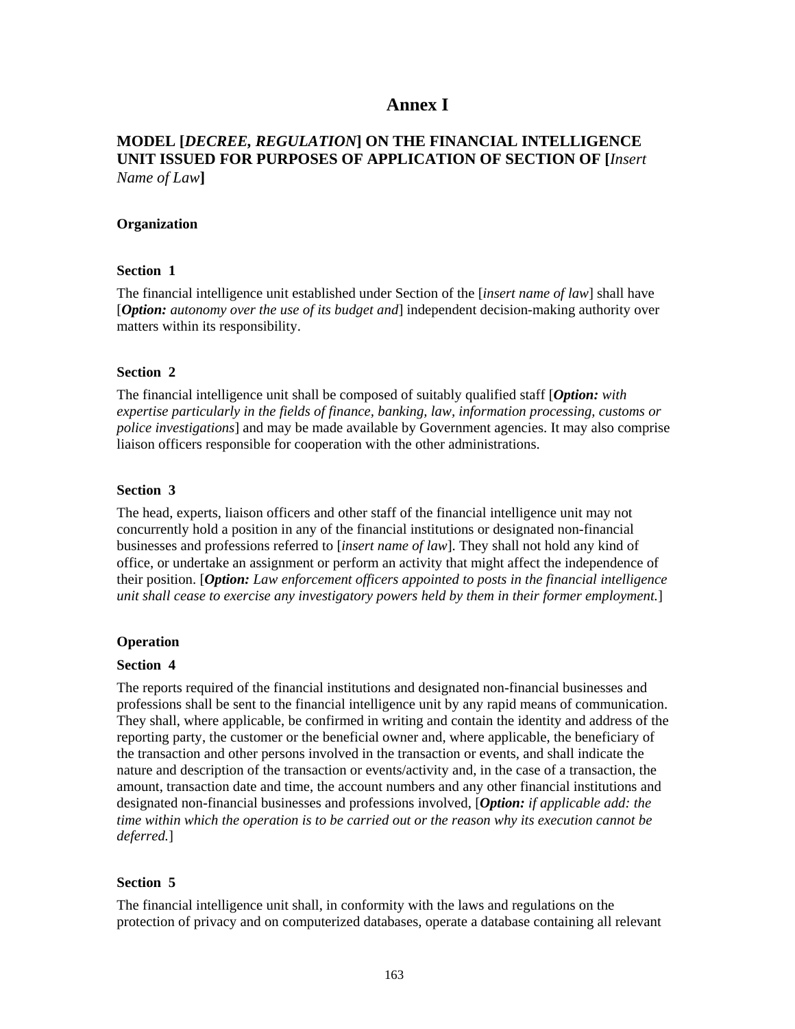# Annex I

## MODEL [*DECREE, REGULATION*] ON THE FINANCIAL INTELLIGENCE UNIT ISSUED FOR PURPOSES OF APPLICATION OF SECTION OF [*Insert Name of Law*]

### Organization

#### Section 1

The financial intelligence unit established under Section of the [*insert name of law*] shall have [***Option:*** *autonomy over the use of its budget and*] independent decision-making authority over matters within its responsibility.

#### Section 2

The financial intelligence unit shall be composed of suitably qualified staff [***Option:*** *with expertise particularly in the fields of finance, banking, law, information processing, customs or police investigations*] and may be made available by Government agencies. It may also comprise liaison officers responsible for cooperation with the other administrations.

#### Section 3

The head, experts, liaison officers and other staff of the financial intelligence unit may not concurrently hold a position in any of the financial institutions or designated non-financial businesses and professions referred to [*insert name of law*]. They shall not hold any kind of office, or undertake an assignment or perform an activity that might affect the independence of their position. [***Option:*** *Law enforcement officers appointed to posts in the financial intelligence unit shall cease to exercise any investigatory powers held by them in their former employment.*]

### Operation

#### Section 4

The reports required of the financial institutions and designated non-financial businesses and professions shall be sent to the financial intelligence unit by any rapid means of communication. They shall, where applicable, be confirmed in writing and contain the identity and address of the reporting party, the customer or the beneficial owner and, where applicable, the beneficiary of the transaction and other persons involved in the transaction or events, and shall indicate the nature and description of the transaction or events/activity and, in the case of a transaction, the amount, transaction date and time, the account numbers and any other financial institutions and designated non-financial businesses and professions involved, [***Option:*** *if applicable add: the time within which the operation is to be carried out or the reason why its execution cannot be deferred.*]

#### Section 5

The financial intelligence unit shall, in conformity with the laws and regulations on the protection of privacy and on computerized databases, operate a database containing all relevant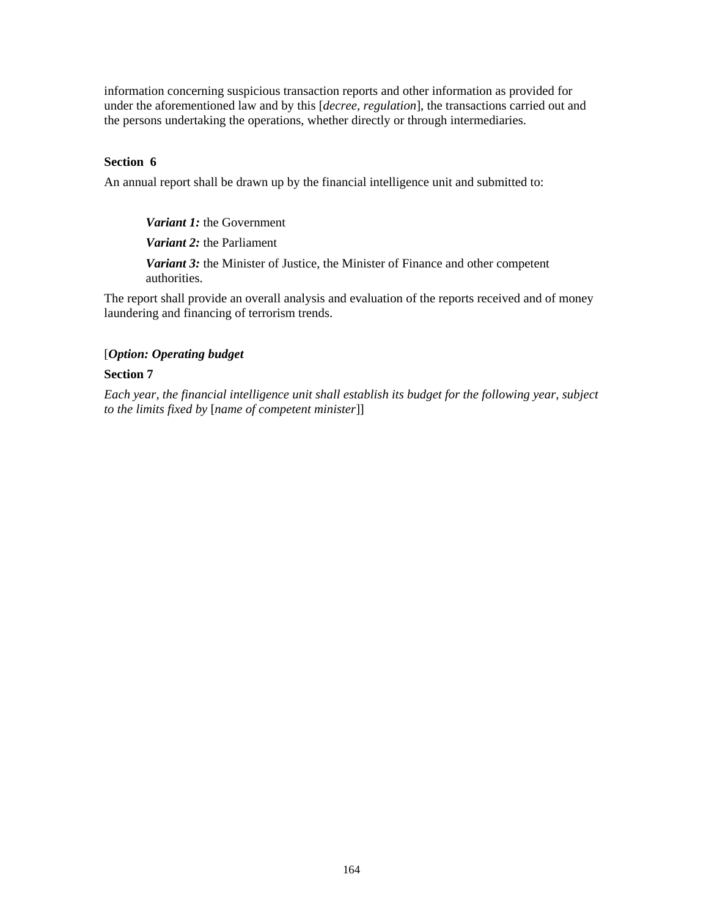information concerning suspicious transaction reports and other information as provided for under the aforementioned law and by this [*decree, regulation*], the transactions carried out and the persons undertaking the operations, whether directly or through intermediaries.

**Section 6**

An annual report shall be drawn up by the financial intelligence unit and submitted to:

> ***Variant 1:*** the Government
>
> ***Variant 2:*** the Parliament
>
> ***Variant 3:*** the Minister of Justice, the Minister of Finance and other competent authorities.

The report shall provide an overall analysis and evaluation of the reports received and of money laundering and financing of terrorism trends.

[***Option: Operating budget***

**Section 7**

*Each year, the financial intelligence unit shall establish its budget for the following year, subject to the limits fixed by* [*name of competent minister*]]